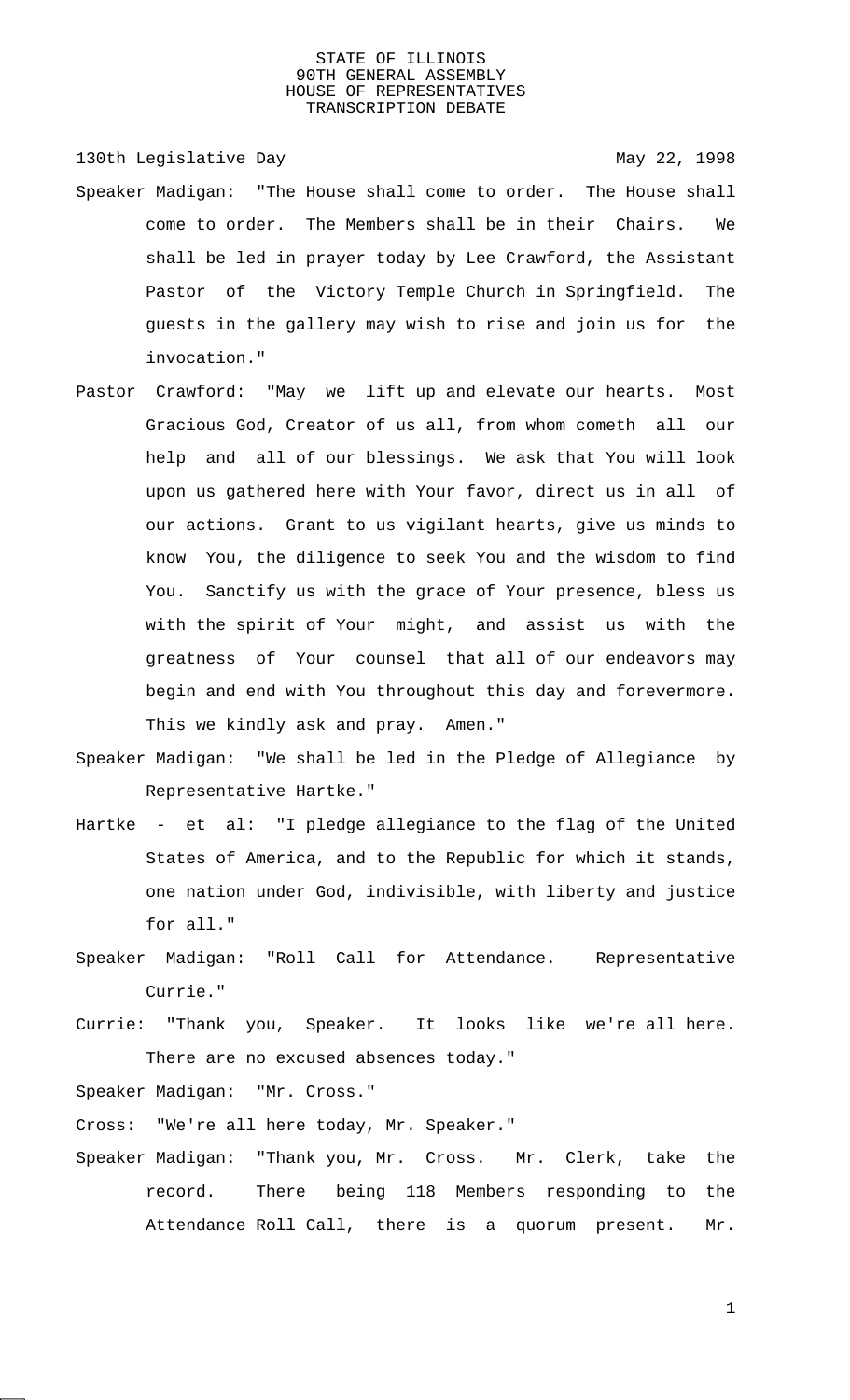STATE OF ILLINOIS
90TH GENERAL ASSEMBLY
HOUSE OF REPRESENTATIVES
TRANSCRIPTION DEBATE

130th Legislative Day May 22, 1998

Speaker Madigan: "The House shall come to order. The House shall come to order. The Members shall be in their Chairs. We shall be led in prayer today by Lee Crawford, the Assistant Pastor of the Victory Temple Church in Springfield. The guests in the gallery may wish to rise and join us for the invocation."

Pastor Crawford: "May we lift up and elevate our hearts. Most Gracious God, Creator of us all, from whom cometh all our help and all of our blessings. We ask that You will look upon us gathered here with Your favor, direct us in all of our actions. Grant to us vigilant hearts, give us minds to know You, the diligence to seek You and the wisdom to find You. Sanctify us with the grace of Your presence, bless us with the spirit of Your might, and assist us with the greatness of Your counsel that all of our endeavors may begin and end with You throughout this day and forevermore. This we kindly ask and pray. Amen."

Speaker Madigan: "We shall be led in the Pledge of Allegiance by Representative Hartke."

Hartke - et al: "I pledge allegiance to the flag of the United States of America, and to the Republic for which it stands, one nation under God, indivisible, with liberty and justice for all."

Speaker Madigan: "Roll Call for Attendance. Representative Currie."

Currie: "Thank you, Speaker. It looks like we're all here. There are no excused absences today."

Speaker Madigan: "Mr. Cross."

Cross: "We're all here today, Mr. Speaker."

Speaker Madigan: "Thank you, Mr. Cross. Mr. Clerk, take the record. There being 118 Members responding to the Attendance Roll Call, there is a quorum present. Mr.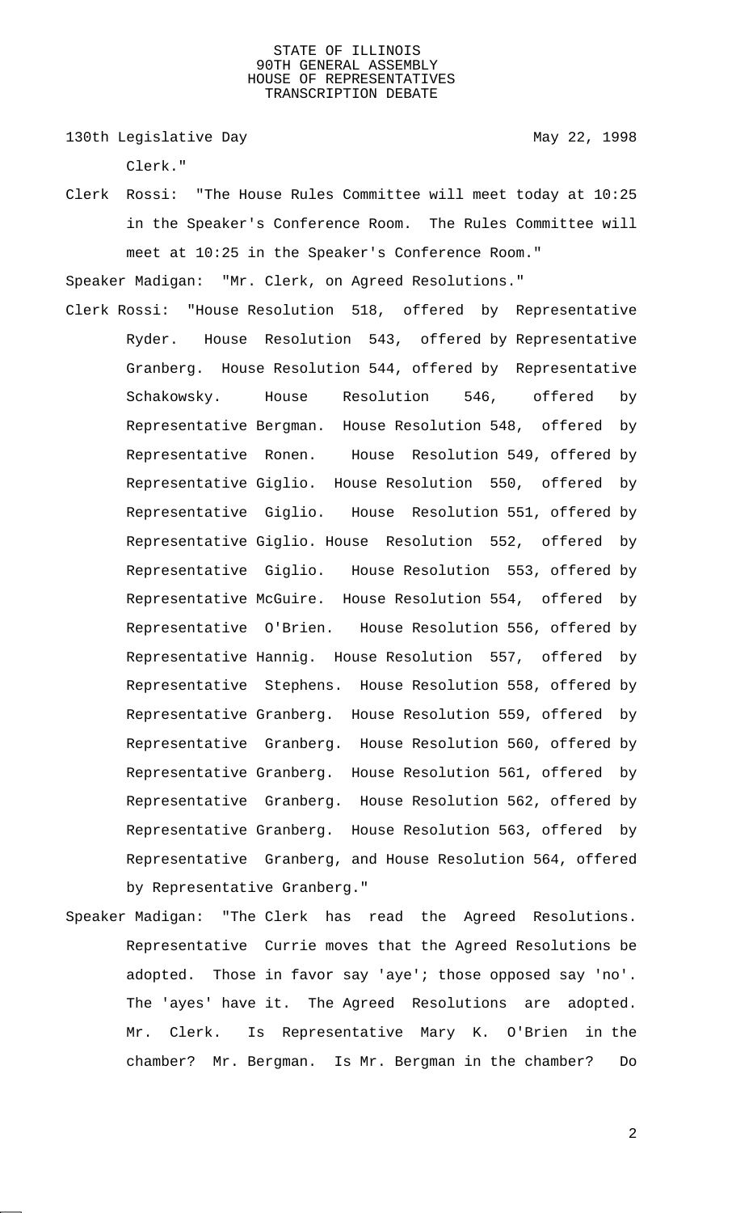Clerk."

Clerk Rossi: "The House Rules Committee will meet today at 10:25 in the Speaker's Conference Room. The Rules Committee will meet at 10:25 in the Speaker's Conference Room."

Speaker Madigan: "Mr. Clerk, on Agreed Resolutions."

Clerk Rossi: "House Resolution 518, offered by Representative Ryder. House Resolution 543, offered by Representative Granberg. House Resolution 544, offered by Representative Schakowsky. House Resolution 546, offered by Representative Bergman. House Resolution 548, offered by Representative Ronen. House Resolution 549, offered by Representative Giglio. House Resolution 550, offered by Representative Giglio. House Resolution 551, offered by Representative Giglio. House Resolution 552, offered by Representative Giglio. House Resolution 553, offered by Representative McGuire. House Resolution 554, offered by Representative O'Brien. House Resolution 556, offered by Representative Hannig. House Resolution 557, offered by Representative Stephens. House Resolution 558, offered by Representative Granberg. House Resolution 559, offered by Representative Granberg. House Resolution 560, offered by Representative Granberg. House Resolution 561, offered by Representative Granberg. House Resolution 562, offered by Representative Granberg. House Resolution 563, offered by Representative Granberg, and House Resolution 564, offered by Representative Granberg."

Speaker Madigan: "The Clerk has read the Agreed Resolutions. Representative Currie moves that the Agreed Resolutions be adopted. Those in favor say 'aye'; those opposed say 'no'. The 'ayes' have it. The Agreed Resolutions are adopted. Mr. Clerk. Is Representative Mary K. O'Brien in the chamber? Mr. Bergman. Is Mr. Bergman in the chamber? Do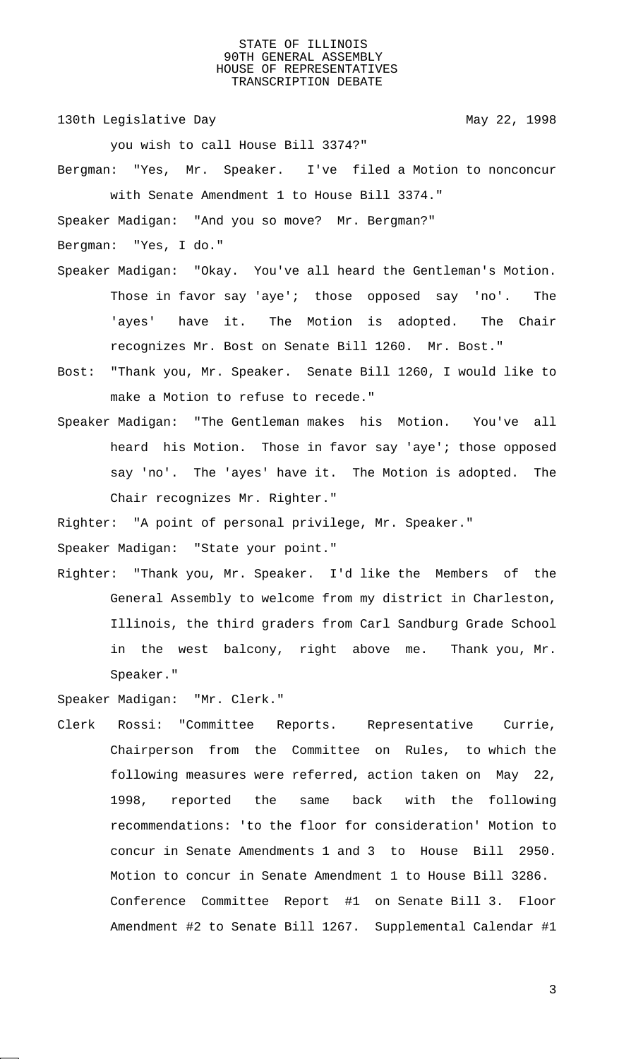you wish to call House Bill 3374?"

Bergman: "Yes, Mr. Speaker. I've filed a Motion to nonconcur with Senate Amendment 1 to House Bill 3374."

Speaker Madigan: "And you so move? Mr. Bergman?"

Bergman: "Yes, I do."

Speaker Madigan: "Okay. You've all heard the Gentleman's Motion. Those in favor say 'aye'; those opposed say 'no'. The 'ayes' have it. The Motion is adopted. The Chair recognizes Mr. Bost on Senate Bill 1260. Mr. Bost."

Bost: "Thank you, Mr. Speaker. Senate Bill 1260, I would like to make a Motion to refuse to recede."

Speaker Madigan: "The Gentleman makes his Motion. You've all heard his Motion. Those in favor say 'aye'; those opposed say 'no'. The 'ayes' have it. The Motion is adopted. The Chair recognizes Mr. Righter."

Righter: "A point of personal privilege, Mr. Speaker."

Speaker Madigan: "State your point."

Righter: "Thank you, Mr. Speaker. I'd like the Members of the General Assembly to welcome from my district in Charleston, Illinois, the third graders from Carl Sandburg Grade School in the west balcony, right above me. Thank you, Mr. Speaker."

Speaker Madigan: "Mr. Clerk."

Clerk Rossi: "Committee Reports. Representative Currie, Chairperson from the Committee on Rules, to which the following measures were referred, action taken on May 22, 1998, reported the same back with the following recommendations: 'to the floor for consideration' Motion to concur in Senate Amendments 1 and 3 to House Bill 2950. Motion to concur in Senate Amendment 1 to House Bill 3286. Conference Committee Report #1 on Senate Bill 3. Floor Amendment #2 to Senate Bill 1267. Supplemental Calendar #1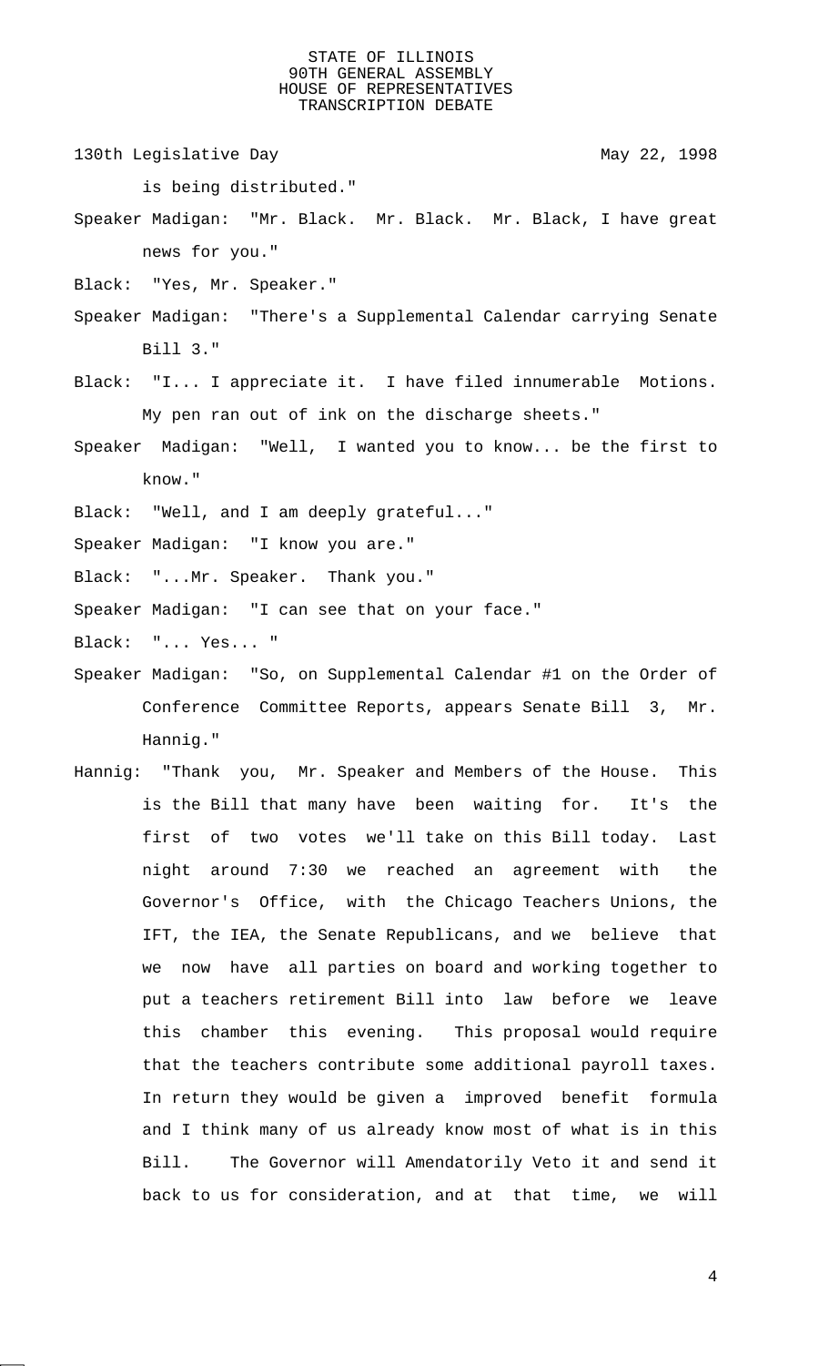is being distributed."

Speaker Madigan: "Mr. Black. Mr. Black. Mr. Black, I have great news for you."

Black: "Yes, Mr. Speaker."

Speaker Madigan: "There's a Supplemental Calendar carrying Senate Bill 3."

Black: "I... I appreciate it. I have filed innumerable Motions. My pen ran out of ink on the discharge sheets."

Speaker Madigan: "Well, I wanted you to know... be the first to know."

Black: "Well, and I am deeply grateful..."

Speaker Madigan: "I know you are."

Black: "...Mr. Speaker. Thank you."

Speaker Madigan: "I can see that on your face."

Black: "... Yes... "

Speaker Madigan: "So, on Supplemental Calendar #1 on the Order of Conference Committee Reports, appears Senate Bill 3, Mr. Hannig."

Hannig: "Thank you, Mr. Speaker and Members of the House. This is the Bill that many have been waiting for. It's the first of two votes we'll take on this Bill today. Last night around 7:30 we reached an agreement with the Governor's Office, with the Chicago Teachers Unions, the IFT, the IEA, the Senate Republicans, and we believe that we now have all parties on board and working together to put a teachers retirement Bill into law before we leave this chamber this evening. This proposal would require that the teachers contribute some additional payroll taxes. In return they would be given a improved benefit formula and I think many of us already know most of what is in this Bill. The Governor will Amendatorily Veto it and send it back to us for consideration, and at that time, we will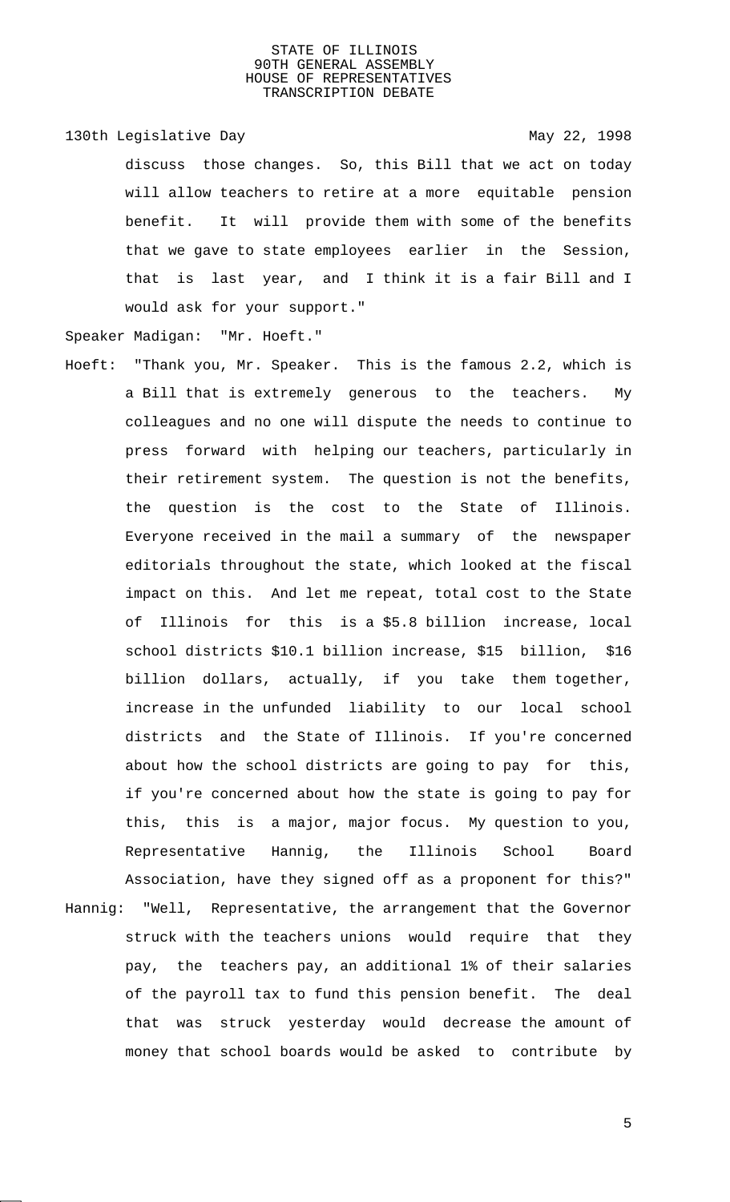discuss those changes. So, this Bill that we act on today will allow teachers to retire at a more equitable pension benefit. It will provide them with some of the benefits that we gave to state employees earlier in the Session, that is last year, and I think it is a fair Bill and I would ask for your support."

Speaker Madigan: "Mr. Hoeft."

Hoeft: "Thank you, Mr. Speaker. This is the famous 2.2, which is a Bill that is extremely generous to the teachers. My colleagues and no one will dispute the needs to continue to press forward with helping our teachers, particularly in their retirement system. The question is not the benefits, the question is the cost to the State of Illinois. Everyone received in the mail a summary of the newspaper editorials throughout the state, which looked at the fiscal impact on this. And let me repeat, total cost to the State of Illinois for this is a $5.8 billion increase, local school districts $10.1 billion increase, $15 billion, $16 billion dollars, actually, if you take them together, increase in the unfunded liability to our local school districts and the State of Illinois. If you're concerned about how the school districts are going to pay for this, if you're concerned about how the state is going to pay for this, this is a major, major focus. My question to you, Representative Hannig, the Illinois School Board Association, have they signed off as a proponent for this?"

Hannig: "Well, Representative, the arrangement that the Governor struck with the teachers unions would require that they pay, the teachers pay, an additional 1% of their salaries of the payroll tax to fund this pension benefit. The deal that was struck yesterday would decrease the amount of money that school boards would be asked to contribute by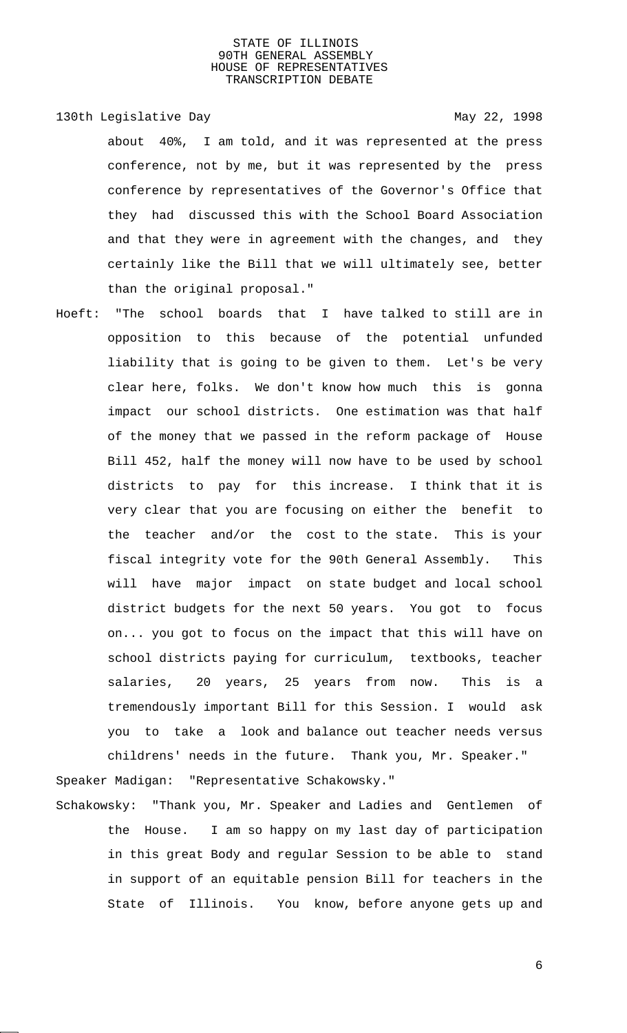about 40%, I am told, and it was represented at the press conference, not by me, but it was represented by the press conference by representatives of the Governor's Office that they had discussed this with the School Board Association and that they were in agreement with the changes, and they certainly like the Bill that we will ultimately see, better than the original proposal."

Hoeft: "The school boards that I have talked to still are in opposition to this because of the potential unfunded liability that is going to be given to them. Let's be very clear here, folks. We don't know how much this is gonna impact our school districts. One estimation was that half of the money that we passed in the reform package of House Bill 452, half the money will now have to be used by school districts to pay for this increase. I think that it is very clear that you are focusing on either the benefit to the teacher and/or the cost to the state. This is your fiscal integrity vote for the 90th General Assembly. This will have major impact on state budget and local school district budgets for the next 50 years. You got to focus on... you got to focus on the impact that this will have on school districts paying for curriculum, textbooks, teacher salaries, 20 years, 25 years from now. This is a tremendously important Bill for this Session. I would ask you to take a look and balance out teacher needs versus childrens' needs in the future. Thank you, Mr. Speaker."

Speaker Madigan: "Representative Schakowsky."

Schakowsky: "Thank you, Mr. Speaker and Ladies and Gentlemen of the House. I am so happy on my last day of participation in this great Body and regular Session to be able to stand in support of an equitable pension Bill for teachers in the State of Illinois. You know, before anyone gets up and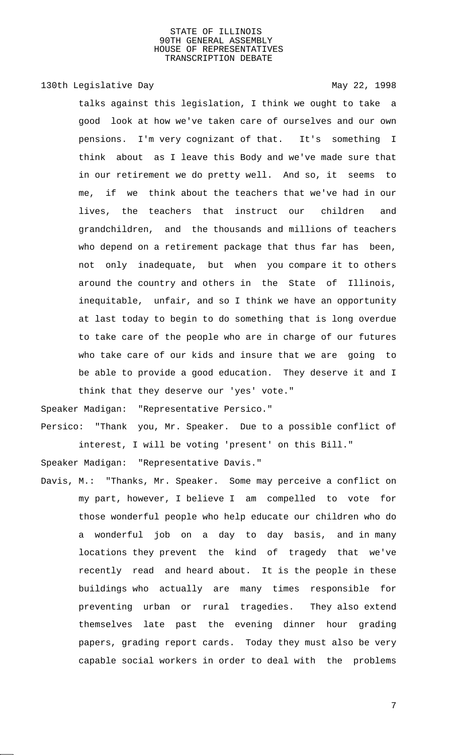talks against this legislation, I think we ought to take a good look at how we've taken care of ourselves and our own pensions. I'm very cognizant of that. It's something I think about as I leave this Body and we've made sure that in our retirement we do pretty well. And so, it seems to me, if we think about the teachers that we've had in our lives, the teachers that instruct our children and grandchildren, and the thousands and millions of teachers who depend on a retirement package that thus far has been, not only inadequate, but when you compare it to others around the country and others in the State of Illinois, inequitable, unfair, and so I think we have an opportunity at last today to begin to do something that is long overdue to take care of the people who are in charge of our futures who take care of our kids and insure that we are going to be able to provide a good education. They deserve it and I think that they deserve our 'yes' vote."

Speaker Madigan: "Representative Persico."

Persico: "Thank you, Mr. Speaker. Due to a possible conflict of interest, I will be voting 'present' on this Bill."

Speaker Madigan: "Representative Davis."

Davis, M.: "Thanks, Mr. Speaker. Some may perceive a conflict on my part, however, I believe I am compelled to vote for those wonderful people who help educate our children who do a wonderful job on a day to day basis, and in many locations they prevent the kind of tragedy that we've recently read and heard about. It is the people in these buildings who actually are many times responsible for preventing urban or rural tragedies. They also extend themselves late past the evening dinner hour grading papers, grading report cards. Today they must also be very capable social workers in order to deal with the problems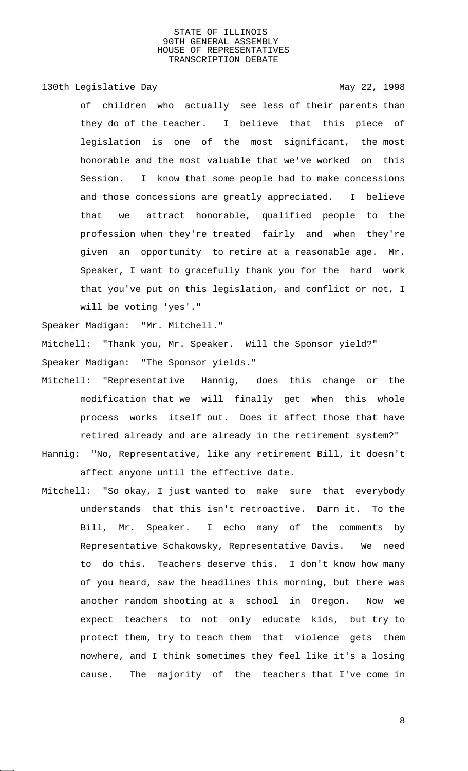of children who actually see less of their parents than they do of the teacher. I believe that this piece of legislation is one of the most significant, the most honorable and the most valuable that we've worked on this Session. I know that some people had to make concessions and those concessions are greatly appreciated. I believe that we attract honorable, qualified people to the profession when they're treated fairly and when they're given an opportunity to retire at a reasonable age. Mr. Speaker, I want to gracefully thank you for the hard work that you've put on this legislation, and conflict or not, I will be voting 'yes'."

Speaker Madigan: "Mr. Mitchell."

Mitchell: "Thank you, Mr. Speaker. Will the Sponsor yield?"

Speaker Madigan: "The Sponsor yields."

Mitchell: "Representative Hannig, does this change or the modification that we will finally get when this whole process works itself out. Does it affect those that have retired already and are already in the retirement system?"

Hannig: "No, Representative, like any retirement Bill, it doesn't affect anyone until the effective date.

Mitchell: "So okay, I just wanted to make sure that everybody understands that this isn't retroactive. Darn it. To the Bill, Mr. Speaker. I echo many of the comments by Representative Schakowsky, Representative Davis. We need to do this. Teachers deserve this. I don't know how many of you heard, saw the headlines this morning, but there was another random shooting at a school in Oregon. Now we expect teachers to not only educate kids, but try to protect them, try to teach them that violence gets them nowhere, and I think sometimes they feel like it's a losing cause. The majority of the teachers that I've come in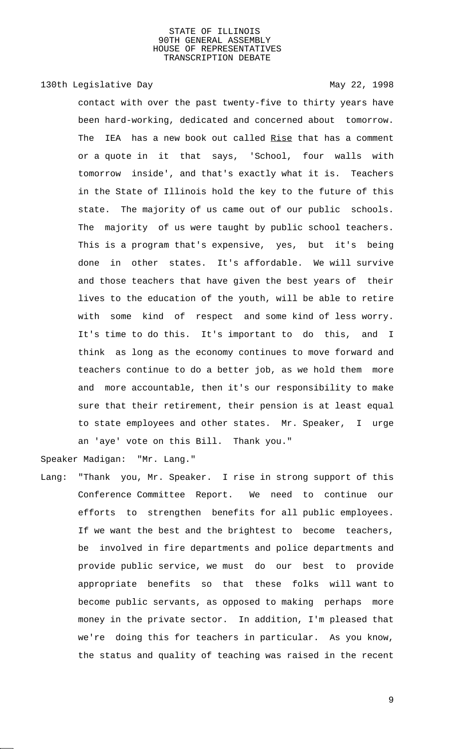contact with over the past twenty-five to thirty years have been hard-working, dedicated and concerned about tomorrow. The IEA has a new book out called Rise that has a comment or a quote in it that says, 'School, four walls with tomorrow inside', and that's exactly what it is. Teachers in the State of Illinois hold the key to the future of this state. The majority of us came out of our public schools. The majority of us were taught by public school teachers. This is a program that's expensive, yes, but it's being done in other states. It's affordable. We will survive and those teachers that have given the best years of their lives to the education of the youth, will be able to retire with some kind of respect and some kind of less worry. It's time to do this. It's important to do this, and I think as long as the economy continues to move forward and teachers continue to do a better job, as we hold them more and more accountable, then it's our responsibility to make sure that their retirement, their pension is at least equal to state employees and other states. Mr. Speaker, I urge an 'aye' vote on this Bill. Thank you."

Speaker Madigan: "Mr. Lang."

Lang: "Thank you, Mr. Speaker. I rise in strong support of this Conference Committee Report. We need to continue our efforts to strengthen benefits for all public employees. If we want the best and the brightest to become teachers, be involved in fire departments and police departments and provide public service, we must do our best to provide appropriate benefits so that these folks will want to become public servants, as opposed to making perhaps more money in the private sector. In addition, I'm pleased that we're doing this for teachers in particular. As you know, the status and quality of teaching was raised in the recent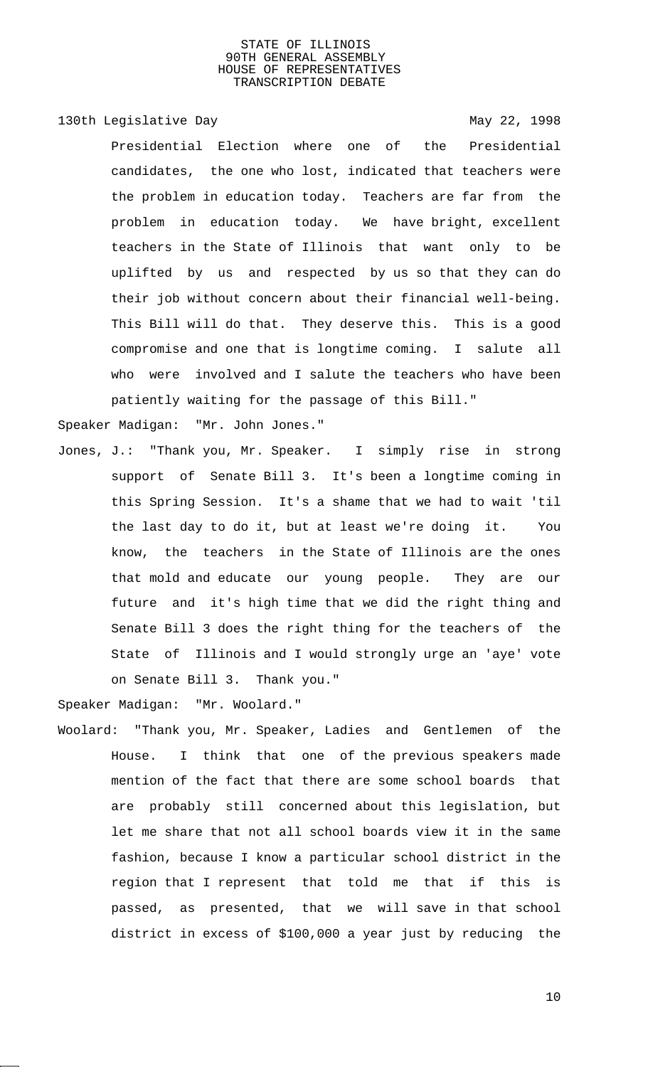Presidential Election where one of the Presidential candidates, the one who lost, indicated that teachers were the problem in education today. Teachers are far from the problem in education today. We have bright, excellent teachers in the State of Illinois that want only to be uplifted by us and respected by us so that they can do their job without concern about their financial well-being. This Bill will do that. They deserve this. This is a good compromise and one that is longtime coming. I salute all who were involved and I salute the teachers who have been patiently waiting for the passage of this Bill."

Speaker Madigan: "Mr. John Jones."

Jones, J.: "Thank you, Mr. Speaker. I simply rise in strong support of Senate Bill 3. It's been a longtime coming in this Spring Session. It's a shame that we had to wait 'til the last day to do it, but at least we're doing it. You know, the teachers in the State of Illinois are the ones that mold and educate our young people. They are our future and it's high time that we did the right thing and Senate Bill 3 does the right thing for the teachers of the State of Illinois and I would strongly urge an 'aye' vote on Senate Bill 3. Thank you."

Speaker Madigan: "Mr. Woolard."

Woolard: "Thank you, Mr. Speaker, Ladies and Gentlemen of the House. I think that one of the previous speakers made mention of the fact that there are some school boards that are probably still concerned about this legislation, but let me share that not all school boards view it in the same fashion, because I know a particular school district in the region that I represent that told me that if this is passed, as presented, that we will save in that school district in excess of $100,000 a year just by reducing the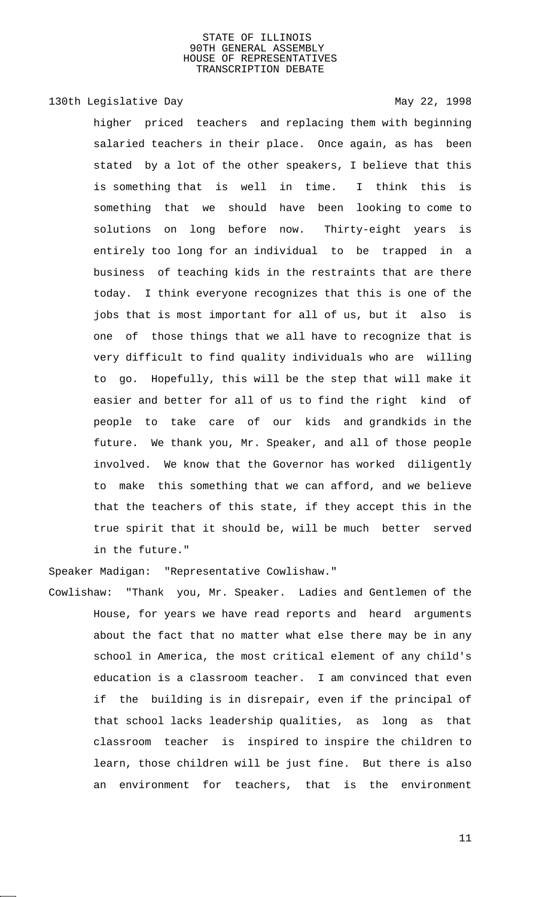higher priced teachers and replacing them with beginning salaried teachers in their place. Once again, as has been stated by a lot of the other speakers, I believe that this is something that is well in time. I think this is something that we should have been looking to come to solutions on long before now. Thirty-eight years is entirely too long for an individual to be trapped in a business of teaching kids in the restraints that are there today. I think everyone recognizes that this is one of the jobs that is most important for all of us, but it also is one of those things that we all have to recognize that is very difficult to find quality individuals who are willing to go. Hopefully, this will be the step that will make it easier and better for all of us to find the right kind of people to take care of our kids and grandkids in the future. We thank you, Mr. Speaker, and all of those people involved. We know that the Governor has worked diligently to make this something that we can afford, and we believe that the teachers of this state, if they accept this in the true spirit that it should be, will be much better served in the future."

Speaker Madigan: "Representative Cowlishaw."

Cowlishaw: "Thank you, Mr. Speaker. Ladies and Gentlemen of the House, for years we have read reports and heard arguments about the fact that no matter what else there may be in any school in America, the most critical element of any child's education is a classroom teacher. I am convinced that even if the building is in disrepair, even if the principal of that school lacks leadership qualities, as long as that classroom teacher is inspired to inspire the children to learn, those children will be just fine. But there is also an environment for teachers, that is the environment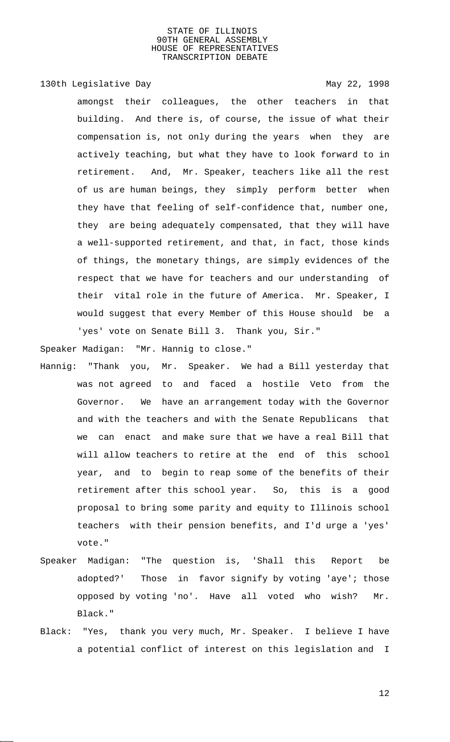amongst their colleagues, the other teachers in that building. And there is, of course, the issue of what their compensation is, not only during the years when they are actively teaching, but what they have to look forward to in retirement. And, Mr. Speaker, teachers like all the rest of us are human beings, they simply perform better when they have that feeling of self-confidence that, number one, they are being adequately compensated, that they will have a well-supported retirement, and that, in fact, those kinds of things, the monetary things, are simply evidences of the respect that we have for teachers and our understanding of their vital role in the future of America. Mr. Speaker, I would suggest that every Member of this House should be a 'yes' vote on Senate Bill 3. Thank you, Sir."

Speaker Madigan: "Mr. Hannig to close."

Hannig: "Thank you, Mr. Speaker. We had a Bill yesterday that was not agreed to and faced a hostile Veto from the Governor. We have an arrangement today with the Governor and with the teachers and with the Senate Republicans that we can enact and make sure that we have a real Bill that will allow teachers to retire at the end of this school year, and to begin to reap some of the benefits of their retirement after this school year. So, this is a good proposal to bring some parity and equity to Illinois school teachers with their pension benefits, and I'd urge a 'yes' vote."

Speaker Madigan: "The question is, 'Shall this Report be adopted?' Those in favor signify by voting 'aye'; those opposed by voting 'no'. Have all voted who wish? Mr. Black."

Black: "Yes, thank you very much, Mr. Speaker. I believe I have a potential conflict of interest on this legislation and I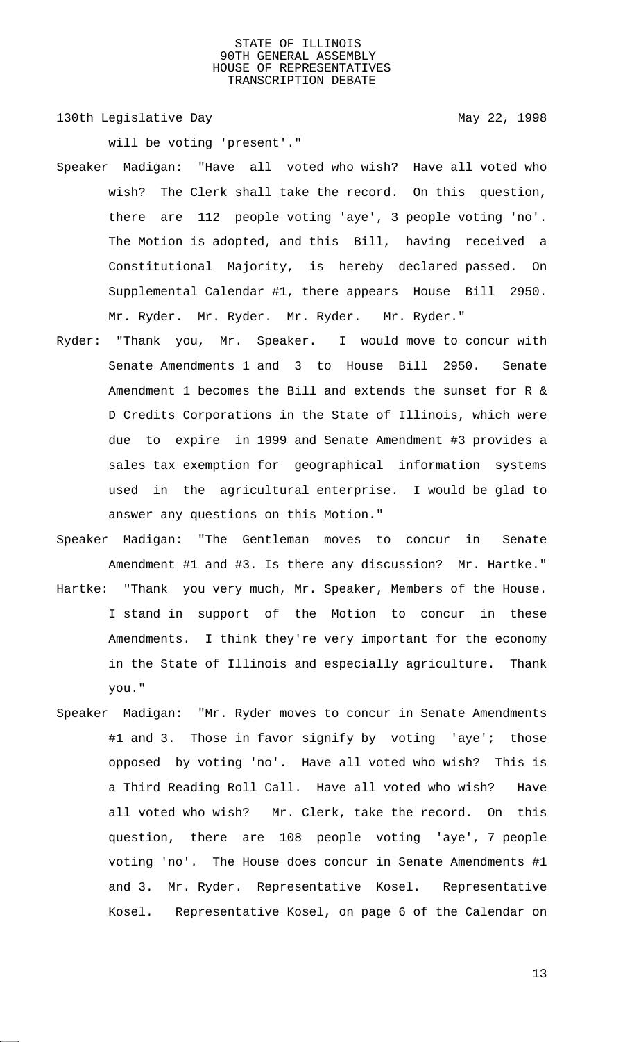will be voting 'present'."

Speaker Madigan: "Have all voted who wish? Have all voted who wish? The Clerk shall take the record. On this question, there are 112 people voting 'aye', 3 people voting 'no'. The Motion is adopted, and this Bill, having received a Constitutional Majority, is hereby declared passed. On Supplemental Calendar #1, there appears House Bill 2950. Mr. Ryder. Mr. Ryder. Mr. Ryder. Mr. Ryder."

Ryder: "Thank you, Mr. Speaker. I would move to concur with Senate Amendments 1 and 3 to House Bill 2950. Senate Amendment 1 becomes the Bill and extends the sunset for R & D Credits Corporations in the State of Illinois, which were due to expire in 1999 and Senate Amendment #3 provides a sales tax exemption for geographical information systems used in the agricultural enterprise. I would be glad to answer any questions on this Motion."

Speaker Madigan: "The Gentleman moves to concur in Senate Amendment #1 and #3. Is there any discussion? Mr. Hartke."

Hartke: "Thank you very much, Mr. Speaker, Members of the House. I stand in support of the Motion to concur in these Amendments. I think they're very important for the economy in the State of Illinois and especially agriculture. Thank you."

Speaker Madigan: "Mr. Ryder moves to concur in Senate Amendments #1 and 3. Those in favor signify by voting 'aye'; those opposed by voting 'no'. Have all voted who wish? This is a Third Reading Roll Call. Have all voted who wish? Have all voted who wish? Mr. Clerk, take the record. On this question, there are 108 people voting 'aye', 7 people voting 'no'. The House does concur in Senate Amendments #1 and 3. Mr. Ryder. Representative Kosel. Representative Kosel. Representative Kosel, on page 6 of the Calendar on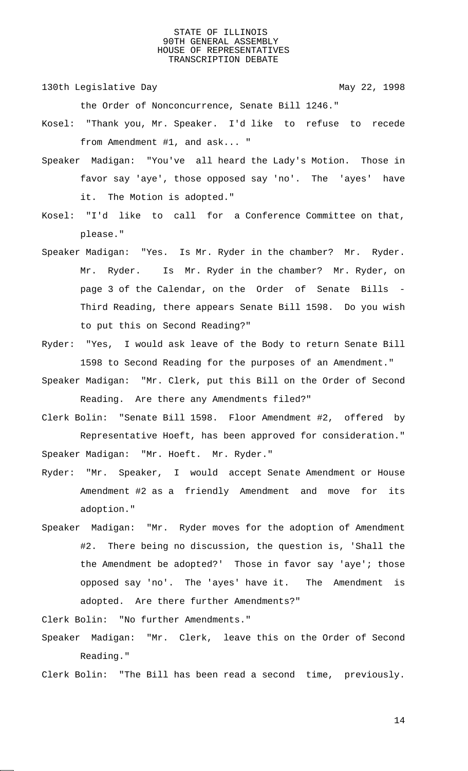the Order of Nonconcurrence, Senate Bill 1246."

Kosel: "Thank you, Mr. Speaker. I'd like to refuse to recede from Amendment #1, and ask... "

Speaker Madigan: "You've all heard the Lady's Motion. Those in favor say 'aye', those opposed say 'no'. The 'ayes' have it. The Motion is adopted."

Kosel: "I'd like to call for a Conference Committee on that, please."

Speaker Madigan: "Yes. Is Mr. Ryder in the chamber? Mr. Ryder. Mr. Ryder. Is Mr. Ryder in the chamber? Mr. Ryder, on page 3 of the Calendar, on the Order of Senate Bills - Third Reading, there appears Senate Bill 1598. Do you wish to put this on Second Reading?"

Ryder: "Yes, I would ask leave of the Body to return Senate Bill 1598 to Second Reading for the purposes of an Amendment."

Speaker Madigan: "Mr. Clerk, put this Bill on the Order of Second Reading. Are there any Amendments filed?"

Clerk Bolin: "Senate Bill 1598. Floor Amendment #2, offered by Representative Hoeft, has been approved for consideration."

Speaker Madigan: "Mr. Hoeft. Mr. Ryder."

Ryder: "Mr. Speaker, I would accept Senate Amendment or House Amendment #2 as a friendly Amendment and move for its adoption."

Speaker Madigan: "Mr. Ryder moves for the adoption of Amendment #2. There being no discussion, the question is, 'Shall the the Amendment be adopted?' Those in favor say 'aye'; those opposed say 'no'. The 'ayes' have it. The Amendment is adopted. Are there further Amendments?"

Clerk Bolin: "No further Amendments."

Speaker Madigan: "Mr. Clerk, leave this on the Order of Second Reading."

Clerk Bolin: "The Bill has been read a second time, previously.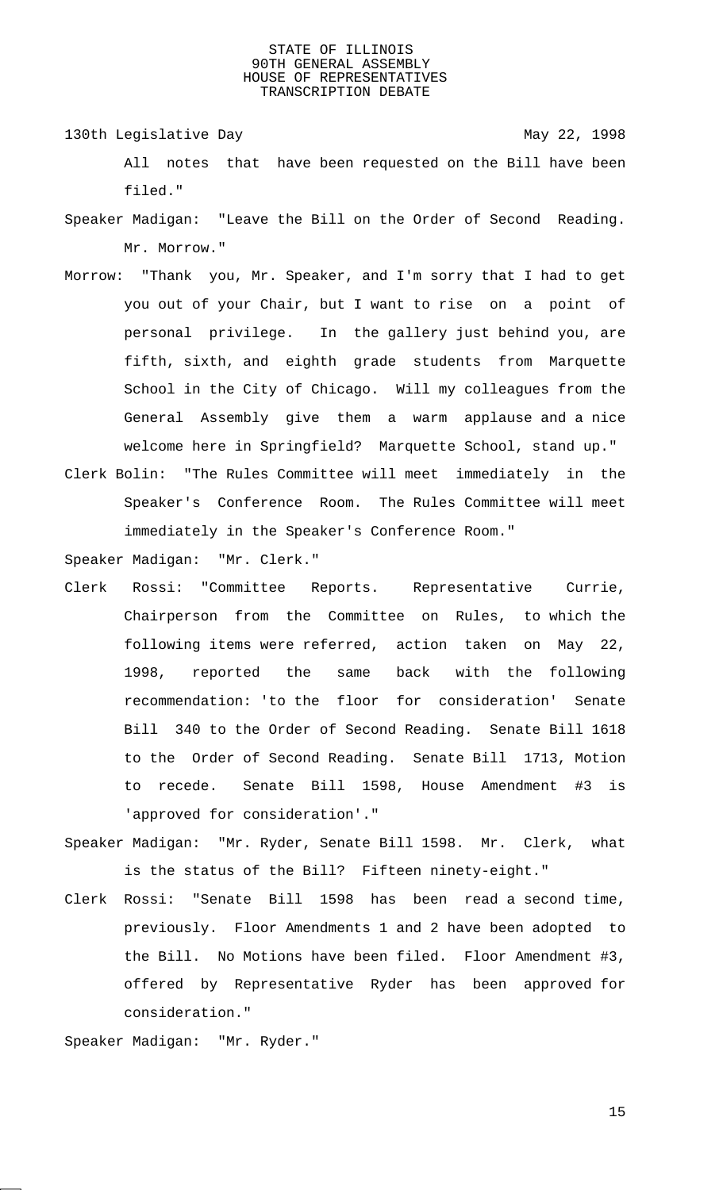All notes that have been requested on the Bill have been filed."

Speaker Madigan: "Leave the Bill on the Order of Second Reading. Mr. Morrow."

Morrow: "Thank you, Mr. Speaker, and I'm sorry that I had to get you out of your Chair, but I want to rise on a point of personal privilege. In the gallery just behind you, are fifth, sixth, and eighth grade students from Marquette School in the City of Chicago. Will my colleagues from the General Assembly give them a warm applause and a nice welcome here in Springfield? Marquette School, stand up."

Clerk Bolin: "The Rules Committee will meet immediately in the Speaker's Conference Room. The Rules Committee will meet immediately in the Speaker's Conference Room."

Speaker Madigan: "Mr. Clerk."

Clerk Rossi: "Committee Reports. Representative Currie, Chairperson from the Committee on Rules, to which the following items were referred, action taken on May 22, 1998, reported the same back with the following recommendation: 'to the floor for consideration' Senate Bill 340 to the Order of Second Reading. Senate Bill 1618 to the Order of Second Reading. Senate Bill 1713, Motion to recede. Senate Bill 1598, House Amendment #3 is 'approved for consideration'."

Speaker Madigan: "Mr. Ryder, Senate Bill 1598. Mr. Clerk, what is the status of the Bill? Fifteen ninety-eight."

Clerk Rossi: "Senate Bill 1598 has been read a second time, previously. Floor Amendments 1 and 2 have been adopted to the Bill. No Motions have been filed. Floor Amendment #3, offered by Representative Ryder has been approved for consideration."

Speaker Madigan: "Mr. Ryder."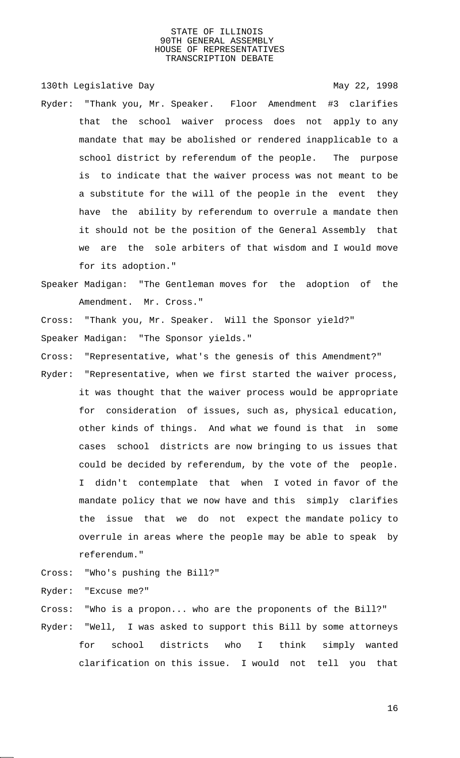Ryder: "Thank you, Mr. Speaker. Floor Amendment #3 clarifies that the school waiver process does not apply to any mandate that may be abolished or rendered inapplicable to a school district by referendum of the people. The purpose is to indicate that the waiver process was not meant to be a substitute for the will of the people in the event they have the ability by referendum to overrule a mandate then it should not be the position of the General Assembly that we are the sole arbiters of that wisdom and I would move for its adoption."

Speaker Madigan: "The Gentleman moves for the adoption of the Amendment. Mr. Cross."

Cross: "Thank you, Mr. Speaker. Will the Sponsor yield?"

Speaker Madigan: "The Sponsor yields."

Cross: "Representative, what's the genesis of this Amendment?"

Ryder: "Representative, when we first started the waiver process, it was thought that the waiver process would be appropriate for consideration of issues, such as, physical education, other kinds of things. And what we found is that in some cases school districts are now bringing to us issues that could be decided by referendum, by the vote of the people. I didn't contemplate that when I voted in favor of the mandate policy that we now have and this simply clarifies the issue that we do not expect the mandate policy to overrule in areas where the people may be able to speak by referendum."

Cross: "Who's pushing the Bill?"

Ryder: "Excuse me?"

Cross: "Who is a propon... who are the proponents of the Bill?"

Ryder: "Well, I was asked to support this Bill by some attorneys for school districts who I think simply wanted clarification on this issue. I would not tell you that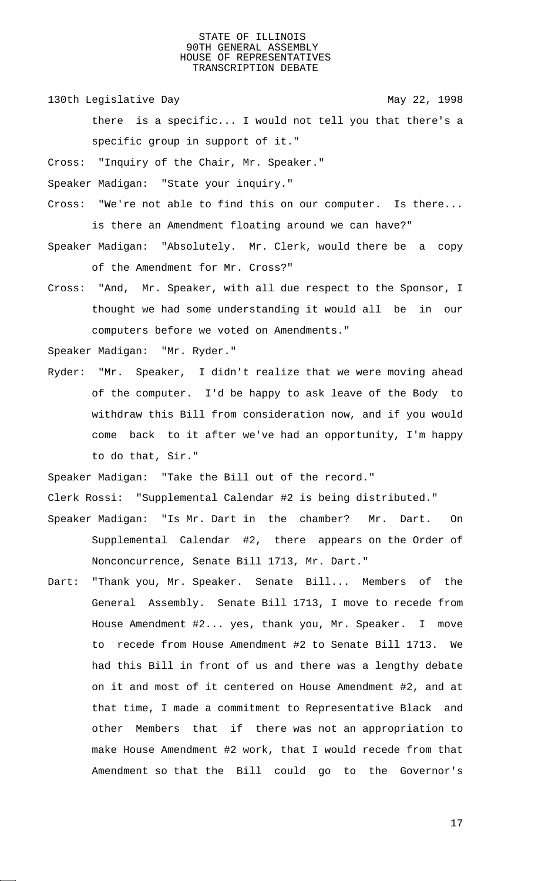there is a specific... I would not tell you that there's a specific group in support of it."

Cross: "Inquiry of the Chair, Mr. Speaker."

Speaker Madigan: "State your inquiry."

Cross: "We're not able to find this on our computer. Is there... is there an Amendment floating around we can have?"

Speaker Madigan: "Absolutely. Mr. Clerk, would there be a copy of the Amendment for Mr. Cross?"

Cross: "And, Mr. Speaker, with all due respect to the Sponsor, I thought we had some understanding it would all be in our computers before we voted on Amendments."

Speaker Madigan: "Mr. Ryder."

Ryder: "Mr. Speaker, I didn't realize that we were moving ahead of the computer. I'd be happy to ask leave of the Body to withdraw this Bill from consideration now, and if you would come back to it after we've had an opportunity, I'm happy to do that, Sir."

Speaker Madigan: "Take the Bill out of the record."

Clerk Rossi: "Supplemental Calendar #2 is being distributed."

Speaker Madigan: "Is Mr. Dart in the chamber? Mr. Dart. On Supplemental Calendar #2, there appears on the Order of Nonconcurrence, Senate Bill 1713, Mr. Dart."

Dart: "Thank you, Mr. Speaker. Senate Bill... Members of the General Assembly. Senate Bill 1713, I move to recede from House Amendment #2... yes, thank you, Mr. Speaker. I move to recede from House Amendment #2 to Senate Bill 1713. We had this Bill in front of us and there was a lengthy debate on it and most of it centered on House Amendment #2, and at that time, I made a commitment to Representative Black and other Members that if there was not an appropriation to make House Amendment #2 work, that I would recede from that Amendment so that the Bill could go to the Governor's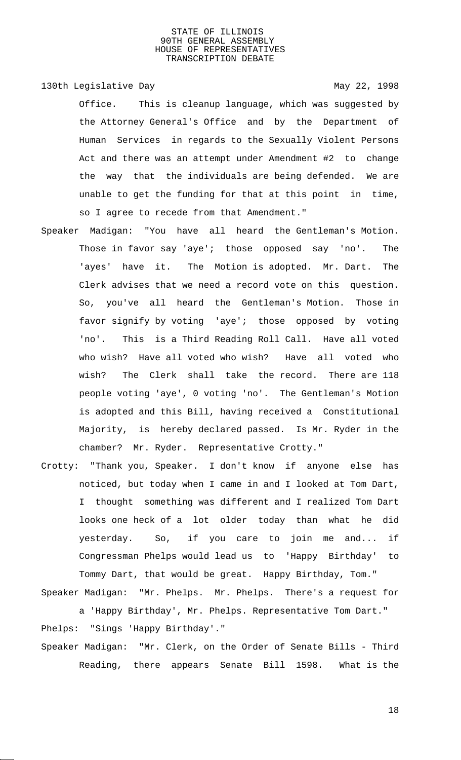Office. This is cleanup language, which was suggested by the Attorney General's Office and by the Department of Human Services in regards to the Sexually Violent Persons Act and there was an attempt under Amendment #2 to change the way that the individuals are being defended. We are unable to get the funding for that at this point in time, so I agree to recede from that Amendment."

Speaker Madigan: "You have all heard the Gentleman's Motion. Those in favor say 'aye'; those opposed say 'no'. The 'ayes' have it. The Motion is adopted. Mr. Dart. The Clerk advises that we need a record vote on this question. So, you've all heard the Gentleman's Motion. Those in favor signify by voting 'aye'; those opposed by voting 'no'. This is a Third Reading Roll Call. Have all voted who wish? Have all voted who wish? Have all voted who wish? The Clerk shall take the record. There are 118 people voting 'aye', 0 voting 'no'. The Gentleman's Motion is adopted and this Bill, having received a Constitutional Majority, is hereby declared passed. Is Mr. Ryder in the chamber? Mr. Ryder. Representative Crotty."

Crotty: "Thank you, Speaker. I don't know if anyone else has noticed, but today when I came in and I looked at Tom Dart, I thought something was different and I realized Tom Dart looks one heck of a lot older today than what he did yesterday. So, if you care to join me and... if Congressman Phelps would lead us to 'Happy Birthday' to Tommy Dart, that would be great. Happy Birthday, Tom."

Speaker Madigan: "Mr. Phelps. Mr. Phelps. There's a request for a 'Happy Birthday', Mr. Phelps. Representative Tom Dart."

Phelps: "Sings 'Happy Birthday'."

Speaker Madigan: "Mr. Clerk, on the Order of Senate Bills - Third Reading, there appears Senate Bill 1598. What is the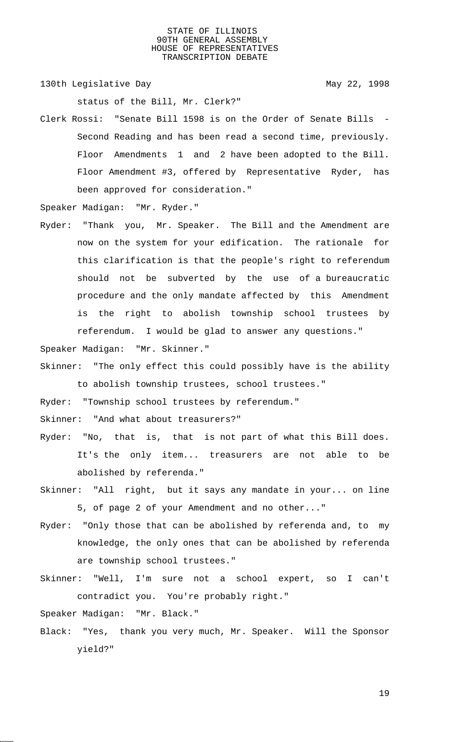status of the Bill, Mr. Clerk?"

Clerk Rossi: "Senate Bill 1598 is on the Order of Senate Bills - Second Reading and has been read a second time, previously. Floor Amendments 1 and 2 have been adopted to the Bill. Floor Amendment #3, offered by Representative Ryder, has been approved for consideration."

Speaker Madigan: "Mr. Ryder."

Ryder: "Thank you, Mr. Speaker. The Bill and the Amendment are now on the system for your edification. The rationale for this clarification is that the people's right to referendum should not be subverted by the use of a bureaucratic procedure and the only mandate affected by this Amendment is the right to abolish township school trustees by referendum. I would be glad to answer any questions."

Speaker Madigan: "Mr. Skinner."

Skinner: "The only effect this could possibly have is the ability to abolish township trustees, school trustees."

Ryder: "Township school trustees by referendum."

Skinner: "And what about treasurers?"

Ryder: "No, that is, that is not part of what this Bill does. It's the only item... treasurers are not able to be abolished by referenda."

Skinner: "All right, but it says any mandate in your... on line 5, of page 2 of your Amendment and no other..."

Ryder: "Only those that can be abolished by referenda and, to my knowledge, the only ones that can be abolished by referenda are township school trustees."

Skinner: "Well, I'm sure not a school expert, so I can't contradict you. You're probably right."

Speaker Madigan: "Mr. Black."

Black: "Yes, thank you very much, Mr. Speaker. Will the Sponsor yield?"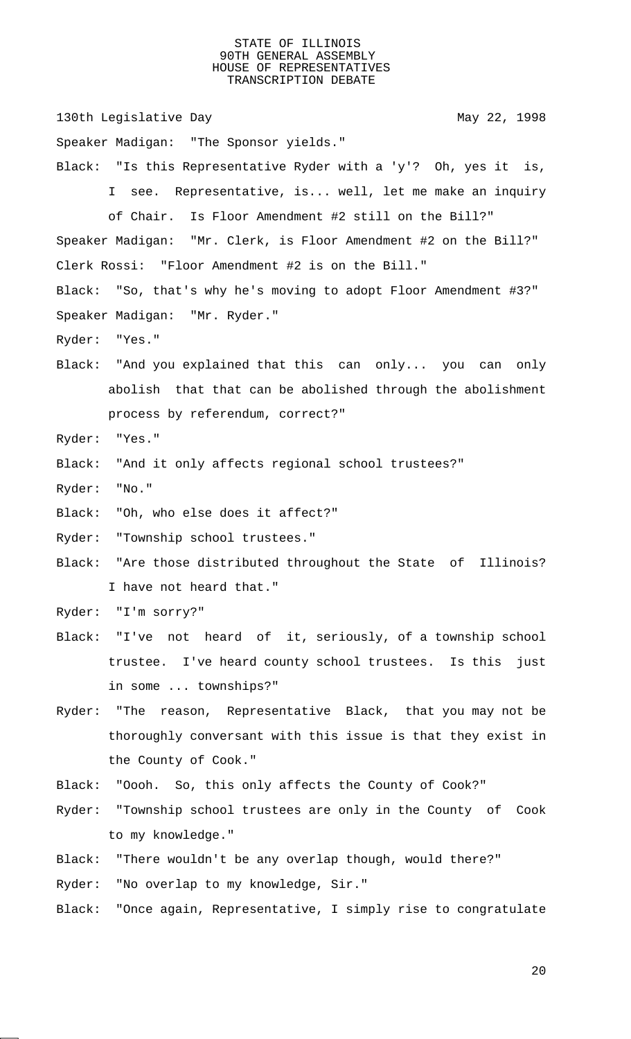Speaker Madigan: "The Sponsor yields."

Black: "Is this Representative Ryder with a 'y'? Oh, yes it is, I see. Representative, is... well, let me make an inquiry of Chair. Is Floor Amendment #2 still on the Bill?"

Speaker Madigan: "Mr. Clerk, is Floor Amendment #2 on the Bill?"

Clerk Rossi: "Floor Amendment #2 is on the Bill."

Black: "So, that's why he's moving to adopt Floor Amendment #3?"

Speaker Madigan: "Mr. Ryder."

Ryder: "Yes."

Black: "And you explained that this can only... you can only abolish that that can be abolished through the abolishment process by referendum, correct?"

Ryder: "Yes."

Black: "And it only affects regional school trustees?"

Ryder: "No."

Black: "Oh, who else does it affect?"

Ryder: "Township school trustees."

Black: "Are those distributed throughout the State of Illinois? I have not heard that."

Ryder: "I'm sorry?"

Black: "I've not heard of it, seriously, of a township school trustee. I've heard county school trustees. Is this just in some ... townships?"

Ryder: "The reason, Representative Black, that you may not be thoroughly conversant with this issue is that they exist in the County of Cook."

Black: "Oooh. So, this only affects the County of Cook?"

Ryder: "Township school trustees are only in the County of Cook to my knowledge."

Black: "There wouldn't be any overlap though, would there?"

Ryder: "No overlap to my knowledge, Sir."

Black: "Once again, Representative, I simply rise to congratulate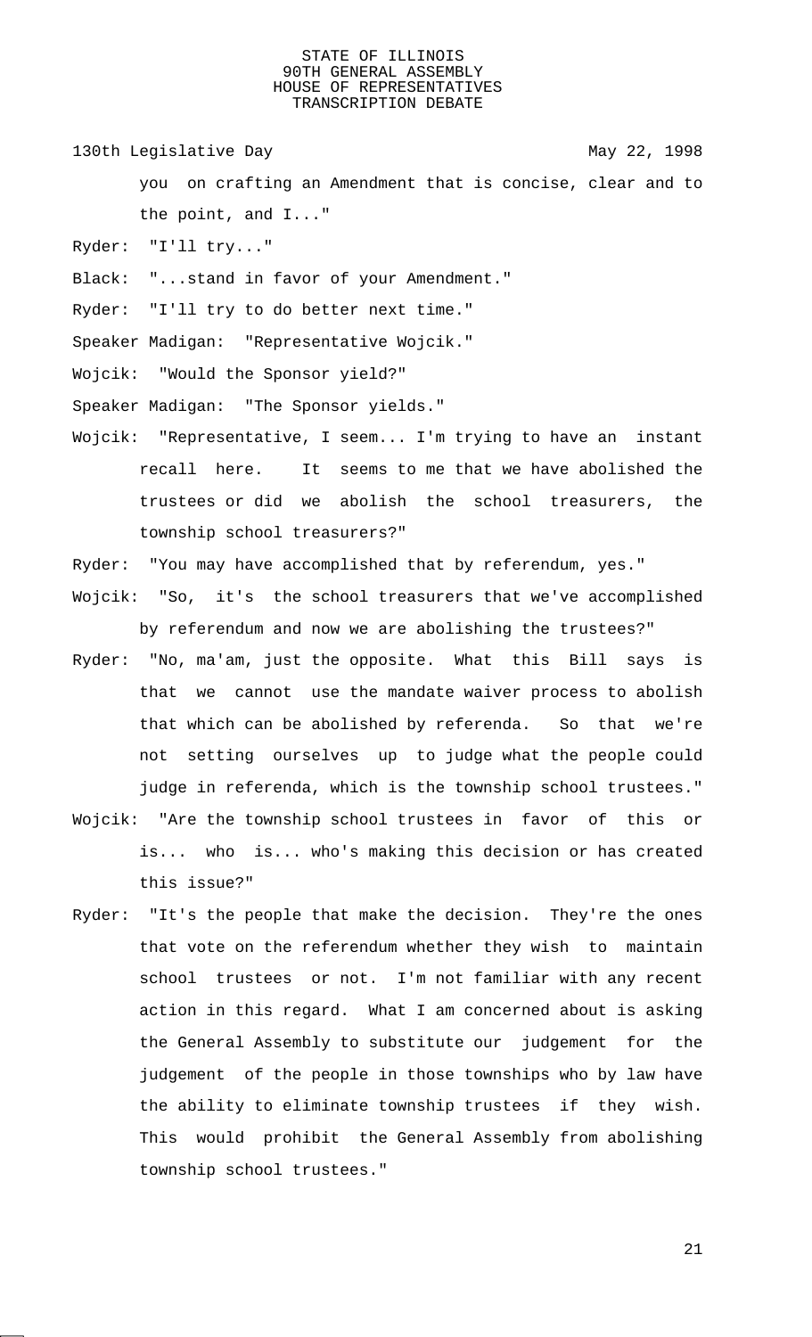you on crafting an Amendment that is concise, clear and to the point, and I..."

Ryder: "I'll try..."

Black: "...stand in favor of your Amendment."

Ryder: "I'll try to do better next time."

Speaker Madigan: "Representative Wojcik."

Wojcik: "Would the Sponsor yield?"

Speaker Madigan: "The Sponsor yields."

Wojcik: "Representative, I seem... I'm trying to have an instant recall here. It seems to me that we have abolished the trustees or did we abolish the school treasurers, the township school treasurers?"

Ryder: "You may have accomplished that by referendum, yes."

Wojcik: "So, it's the school treasurers that we've accomplished by referendum and now we are abolishing the trustees?"

Ryder: "No, ma'am, just the opposite. What this Bill says is that we cannot use the mandate waiver process to abolish that which can be abolished by referenda. So that we're not setting ourselves up to judge what the people could judge in referenda, which is the township school trustees."

Wojcik: "Are the township school trustees in favor of this or is... who is... who's making this decision or has created this issue?"

Ryder: "It's the people that make the decision. They're the ones that vote on the referendum whether they wish to maintain school trustees or not. I'm not familiar with any recent action in this regard. What I am concerned about is asking the General Assembly to substitute our judgement for the judgement of the people in those townships who by law have the ability to eliminate township trustees if they wish. This would prohibit the General Assembly from abolishing township school trustees."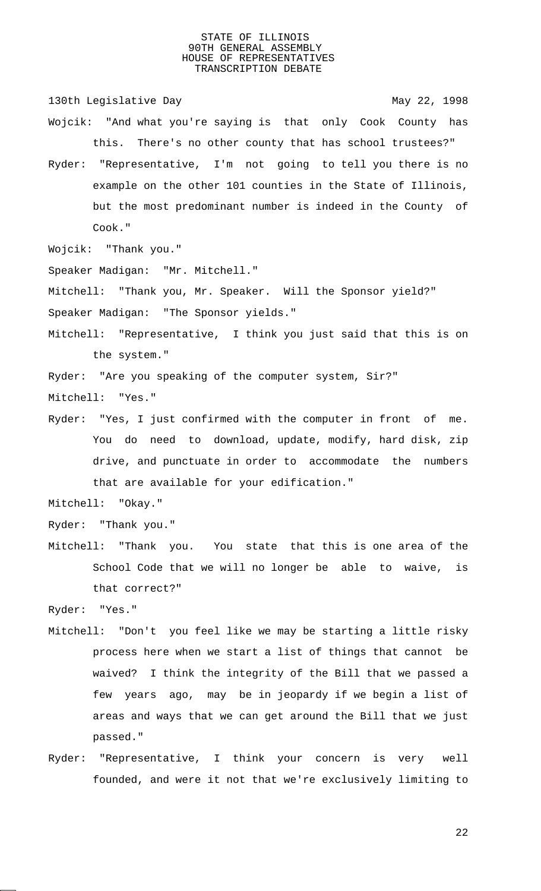Wojcik: "And what you're saying is that only Cook County has this. There's no other county that has school trustees?"

Ryder: "Representative, I'm not going to tell you there is no example on the other 101 counties in the State of Illinois, but the most predominant number is indeed in the County of Cook."

Wojcik: "Thank you."

Speaker Madigan: "Mr. Mitchell."

Mitchell: "Thank you, Mr. Speaker. Will the Sponsor yield?"

Speaker Madigan: "The Sponsor yields."

Mitchell: "Representative, I think you just said that this is on the system."

Ryder: "Are you speaking of the computer system, Sir?"

Mitchell: "Yes."

Ryder: "Yes, I just confirmed with the computer in front of me. You do need to download, update, modify, hard disk, zip drive, and punctuate in order to accommodate the numbers that are available for your edification."

Mitchell: "Okay."

Ryder: "Thank you."

Mitchell: "Thank you. You state that this is one area of the School Code that we will no longer be able to waive, is that correct?"

Ryder: "Yes."

Mitchell: "Don't you feel like we may be starting a little risky process here when we start a list of things that cannot be waived? I think the integrity of the Bill that we passed a few years ago, may be in jeopardy if we begin a list of areas and ways that we can get around the Bill that we just passed."

Ryder: "Representative, I think your concern is very well founded, and were it not that we're exclusively limiting to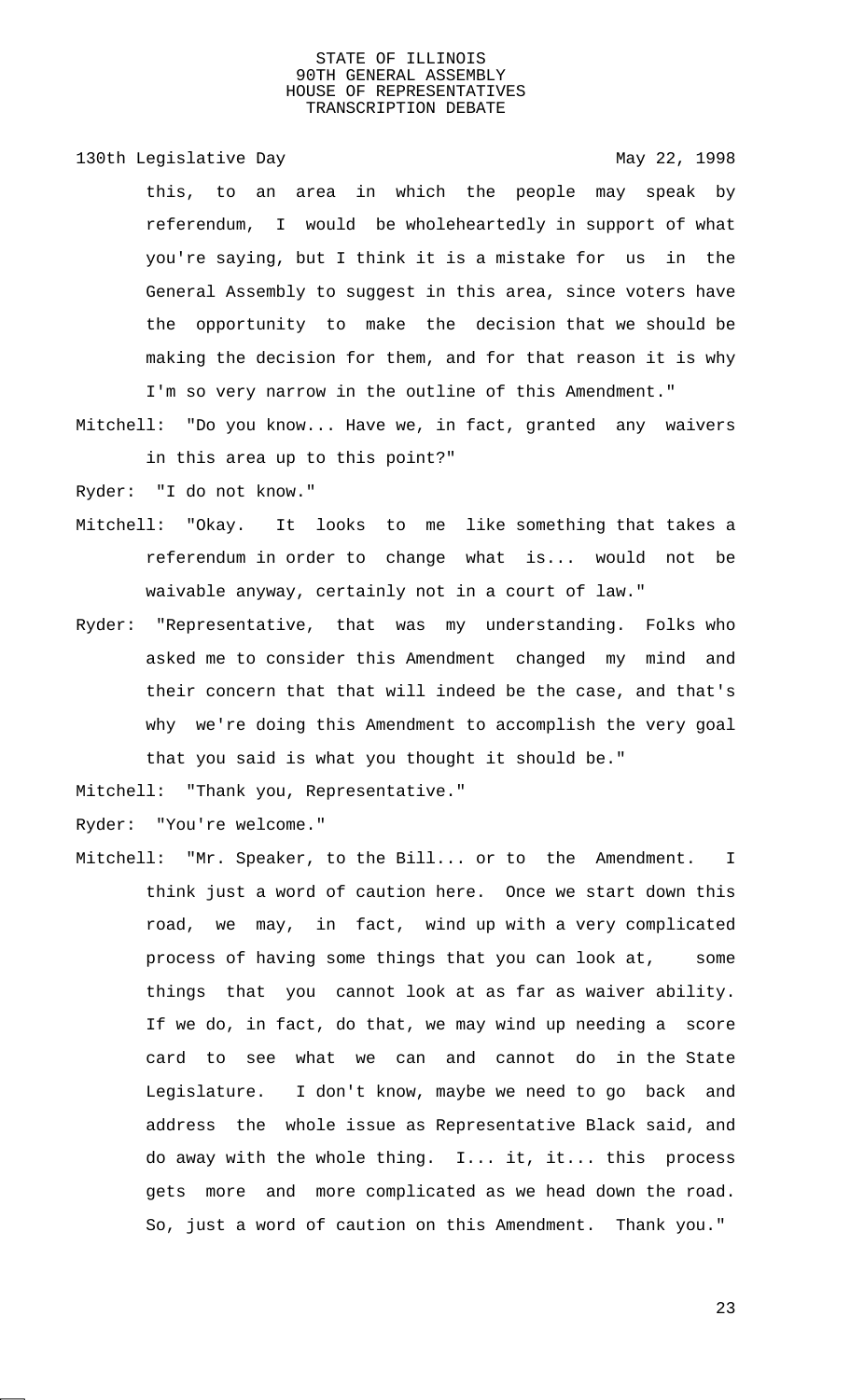this, to an area in which the people may speak by referendum, I would be wholeheartedly in support of what you're saying, but I think it is a mistake for us in the General Assembly to suggest in this area, since voters have the opportunity to make the decision that we should be making the decision for them, and for that reason it is why I'm so very narrow in the outline of this Amendment."

Mitchell: "Do you know... Have we, in fact, granted any waivers in this area up to this point?"

Ryder: "I do not know."

Mitchell: "Okay. It looks to me like something that takes a referendum in order to change what is... would not be waivable anyway, certainly not in a court of law."

Ryder: "Representative, that was my understanding. Folks who asked me to consider this Amendment changed my mind and their concern that that will indeed be the case, and that's why we're doing this Amendment to accomplish the very goal that you said is what you thought it should be."

Mitchell: "Thank you, Representative."

Ryder: "You're welcome."

Mitchell: "Mr. Speaker, to the Bill... or to the Amendment. I think just a word of caution here. Once we start down this road, we may, in fact, wind up with a very complicated process of having some things that you can look at, some things that you cannot look at as far as waiver ability. If we do, in fact, do that, we may wind up needing a score card to see what we can and cannot do in the State Legislature. I don't know, maybe we need to go back and address the whole issue as Representative Black said, and do away with the whole thing. I... it, it... this process gets more and more complicated as we head down the road. So, just a word of caution on this Amendment. Thank you."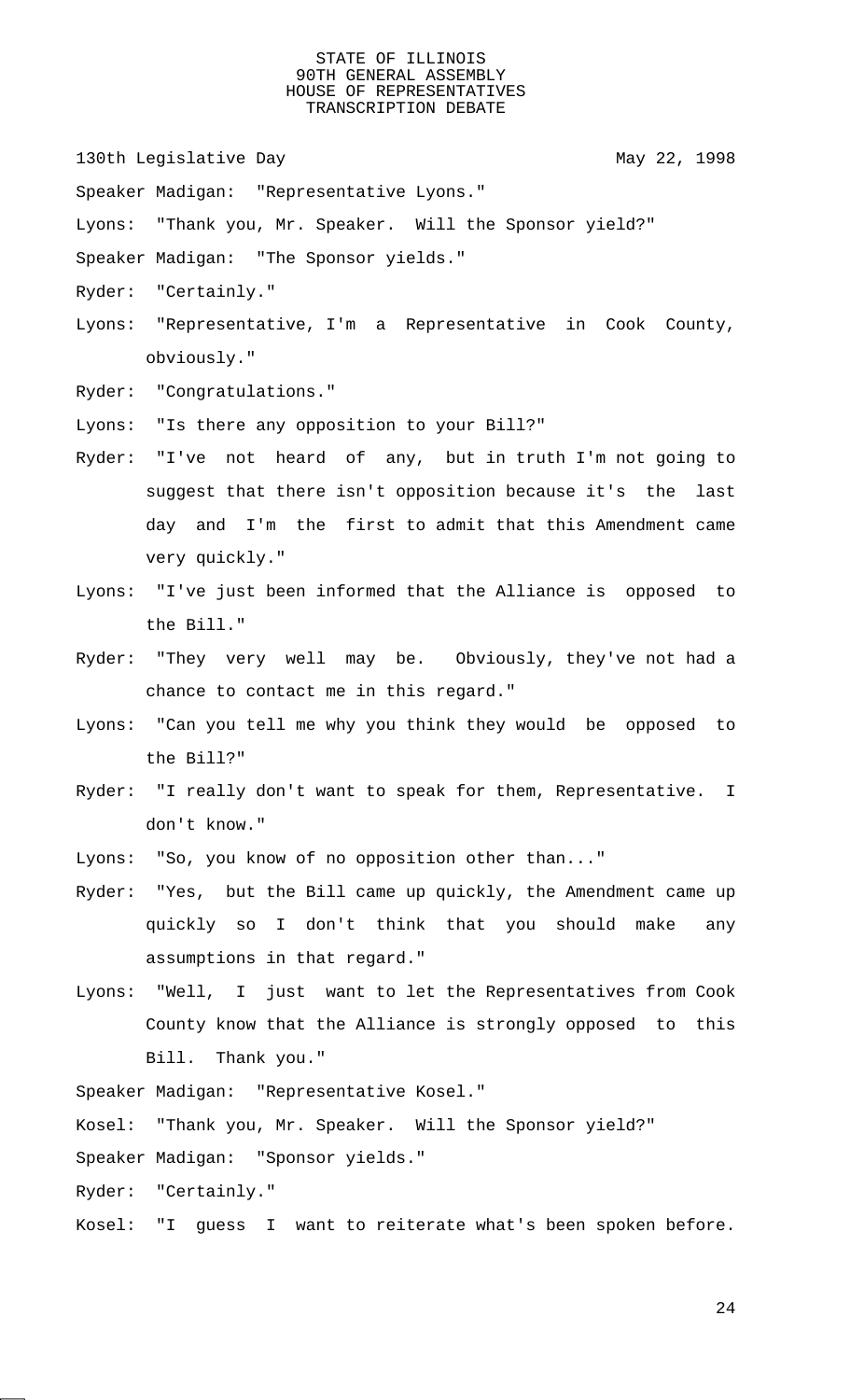130th Legislative Day May 22, 1998

Speaker Madigan: "Representative Lyons."

Lyons: "Thank you, Mr. Speaker. Will the Sponsor yield?"

Speaker Madigan: "The Sponsor yields."

Ryder: "Certainly."

Lyons: "Representative, I'm a Representative in Cook County, obviously."

Ryder: "Congratulations."

Lyons: "Is there any opposition to your Bill?"

Ryder: "I've not heard of any, but in truth I'm not going to suggest that there isn't opposition because it's the last day and I'm the first to admit that this Amendment came very quickly."

Lyons: "I've just been informed that the Alliance is opposed to the Bill."

Ryder: "They very well may be. Obviously, they've not had a chance to contact me in this regard."

Lyons: "Can you tell me why you think they would be opposed to the Bill?"

Ryder: "I really don't want to speak for them, Representative. I don't know."

Lyons: "So, you know of no opposition other than..."

Ryder: "Yes, but the Bill came up quickly, the Amendment came up quickly so I don't think that you should make any assumptions in that regard."

Lyons: "Well, I just want to let the Representatives from Cook County know that the Alliance is strongly opposed to this Bill. Thank you."

Speaker Madigan: "Representative Kosel."

Kosel: "Thank you, Mr. Speaker. Will the Sponsor yield?"

Speaker Madigan: "Sponsor yields."

Ryder: "Certainly."

Kosel: "I guess I want to reiterate what's been spoken before.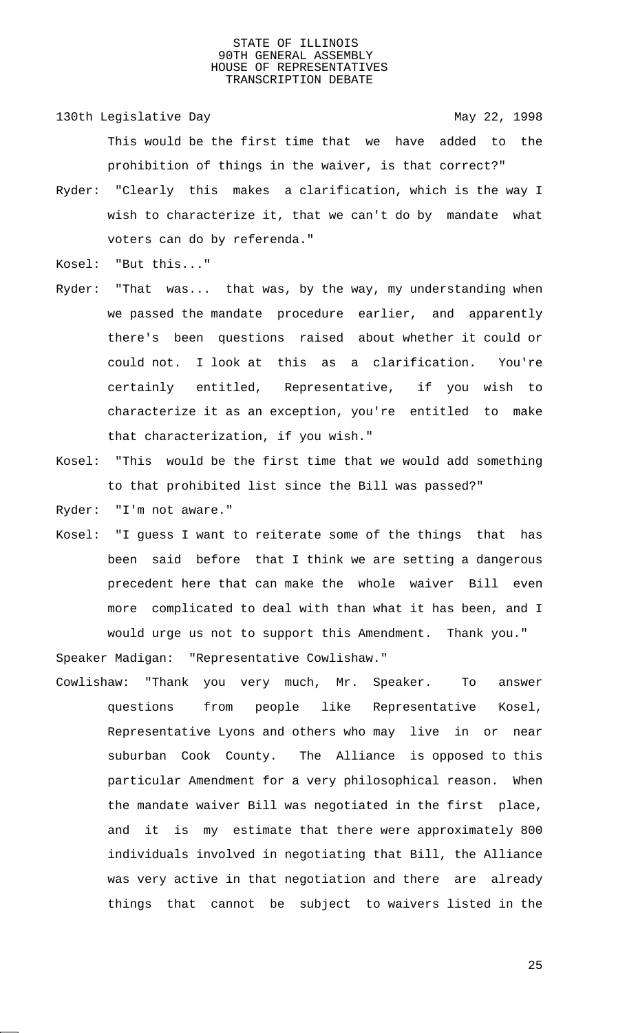This would be the first time that we have added to the prohibition of things in the waiver, is that correct?"

Ryder: "Clearly this makes a clarification, which is the way I wish to characterize it, that we can't do by mandate what voters can do by referenda."

Kosel: "But this..."

Ryder: "That was... that was, by the way, my understanding when we passed the mandate procedure earlier, and apparently there's been questions raised about whether it could or could not. I look at this as a clarification. You're certainly entitled, Representative, if you wish to characterize it as an exception, you're entitled to make that characterization, if you wish."

Kosel: "This would be the first time that we would add something to that prohibited list since the Bill was passed?"

Ryder: "I'm not aware."

Kosel: "I guess I want to reiterate some of the things that has been said before that I think we are setting a dangerous precedent here that can make the whole waiver Bill even more complicated to deal with than what it has been, and I would urge us not to support this Amendment. Thank you."

Speaker Madigan: "Representative Cowlishaw."

Cowlishaw: "Thank you very much, Mr. Speaker. To answer questions from people like Representative Kosel, Representative Lyons and others who may live in or near suburban Cook County. The Alliance is opposed to this particular Amendment for a very philosophical reason. When the mandate waiver Bill was negotiated in the first place, and it is my estimate that there were approximately 800 individuals involved in negotiating that Bill, the Alliance was very active in that negotiation and there are already things that cannot be subject to waivers listed in the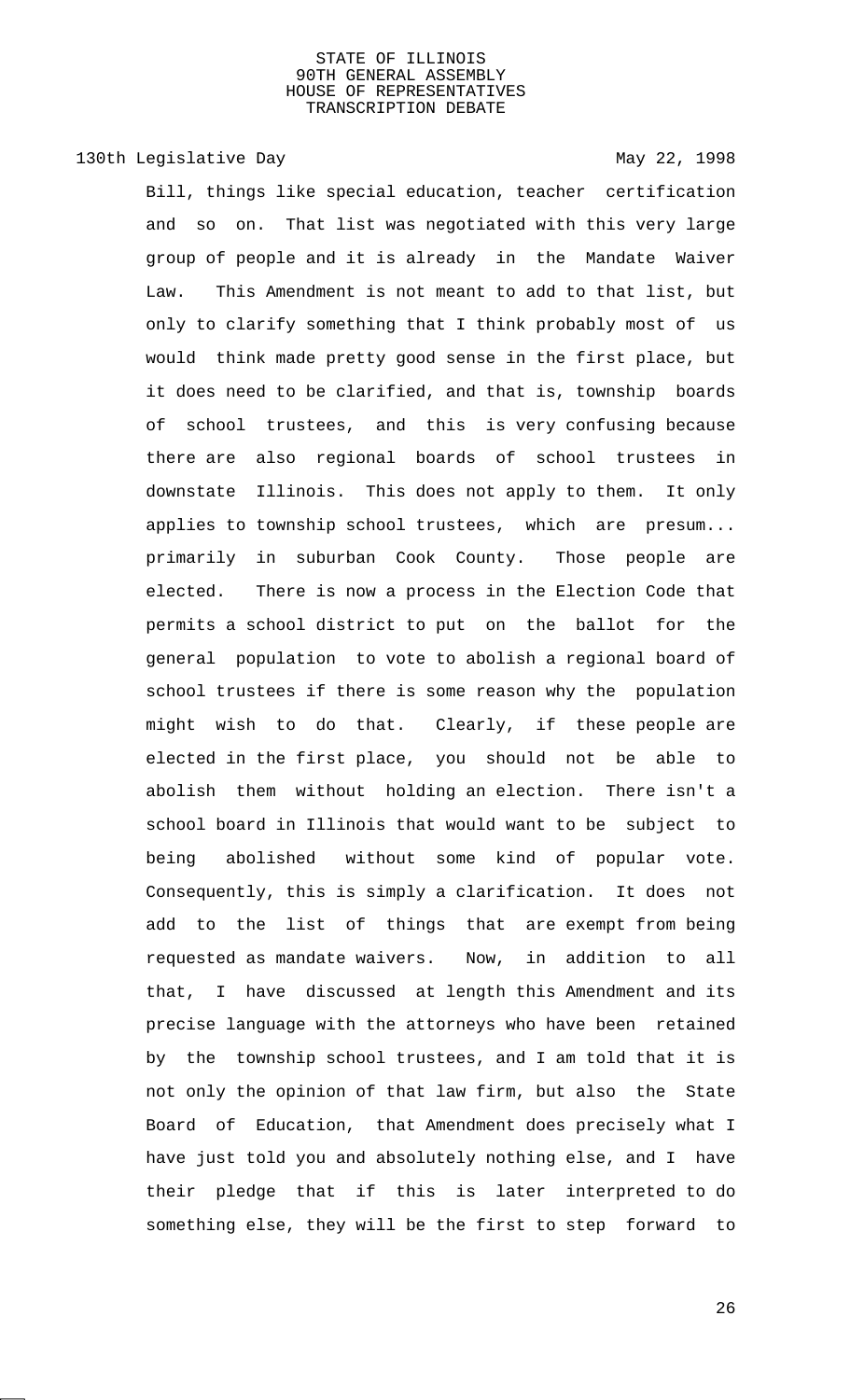Bill, things like special education, teacher certification and so on. That list was negotiated with this very large group of people and it is already in the Mandate Waiver Law. This Amendment is not meant to add to that list, but only to clarify something that I think probably most of us would think made pretty good sense in the first place, but it does need to be clarified, and that is, township boards of school trustees, and this is very confusing because there are also regional boards of school trustees in downstate Illinois. This does not apply to them. It only applies to township school trustees, which are presum... primarily in suburban Cook County. Those people are elected. There is now a process in the Election Code that permits a school district to put on the ballot for the general population to vote to abolish a regional board of school trustees if there is some reason why the population might wish to do that. Clearly, if these people are elected in the first place, you should not be able to abolish them without holding an election. There isn't a school board in Illinois that would want to be subject to being abolished without some kind of popular vote. Consequently, this is simply a clarification. It does not add to the list of things that are exempt from being requested as mandate waivers. Now, in addition to all that, I have discussed at length this Amendment and its precise language with the attorneys who have been retained by the township school trustees, and I am told that it is not only the opinion of that law firm, but also the State Board of Education, that Amendment does precisely what I have just told you and absolutely nothing else, and I have their pledge that if this is later interpreted to do something else, they will be the first to step forward to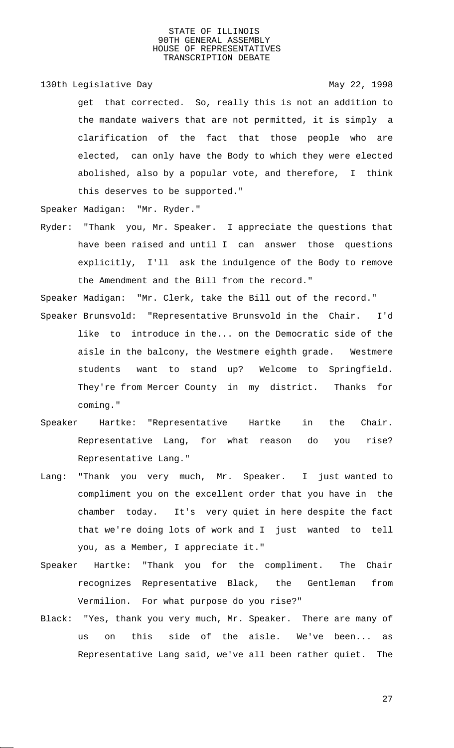get that corrected. So, really this is not an addition to the mandate waivers that are not permitted, it is simply a clarification of the fact that those people who are elected, can only have the Body to which they were elected abolished, also by a popular vote, and therefore, I think this deserves to be supported."

Speaker Madigan: "Mr. Ryder."

Ryder: "Thank you, Mr. Speaker. I appreciate the questions that have been raised and until I can answer those questions explicitly, I'll ask the indulgence of the Body to remove the Amendment and the Bill from the record."

Speaker Madigan: "Mr. Clerk, take the Bill out of the record."

Speaker Brunsvold: "Representative Brunsvold in the Chair. I'd like to introduce in the... on the Democratic side of the aisle in the balcony, the Westmere eighth grade. Westmere students want to stand up? Welcome to Springfield. They're from Mercer County in my district. Thanks for coming."

Speaker Hartke: "Representative Hartke in the Chair. Representative Lang, for what reason do you rise? Representative Lang."

Lang: "Thank you very much, Mr. Speaker. I just wanted to compliment you on the excellent order that you have in the chamber today. It's very quiet in here despite the fact that we're doing lots of work and I just wanted to tell you, as a Member, I appreciate it."

Speaker Hartke: "Thank you for the compliment. The Chair recognizes Representative Black, the Gentleman from Vermilion. For what purpose do you rise?"

Black: "Yes, thank you very much, Mr. Speaker. There are many of us on this side of the aisle. We've been... as Representative Lang said, we've all been rather quiet. The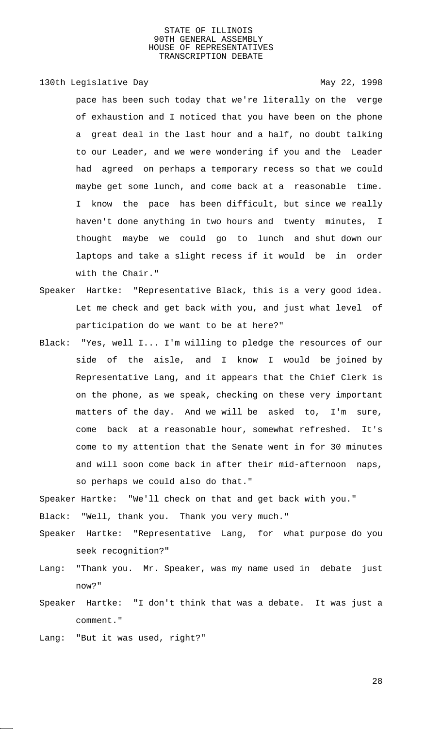pace has been such today that we're literally on the verge of exhaustion and I noticed that you have been on the phone a great deal in the last hour and a half, no doubt talking to our Leader, and we were wondering if you and the Leader had agreed on perhaps a temporary recess so that we could maybe get some lunch, and come back at a reasonable time. I know the pace has been difficult, but since we really haven't done anything in two hours and twenty minutes, I thought maybe we could go to lunch and shut down our laptops and take a slight recess if it would be in order with the Chair."

Speaker Hartke: "Representative Black, this is a very good idea. Let me check and get back with you, and just what level of participation do we want to be at here?"

Black: "Yes, well I... I'm willing to pledge the resources of our side of the aisle, and I know I would be joined by Representative Lang, and it appears that the Chief Clerk is on the phone, as we speak, checking on these very important matters of the day. And we will be asked to, I'm sure, come back at a reasonable hour, somewhat refreshed. It's come to my attention that the Senate went in for 30 minutes and will soon come back in after their mid-afternoon naps, so perhaps we could also do that."

Speaker Hartke: "We'll check on that and get back with you."

Black: "Well, thank you. Thank you very much."

Speaker Hartke: "Representative Lang, for what purpose do you seek recognition?"

Lang: "Thank you. Mr. Speaker, was my name used in debate just now?"

Speaker Hartke: "I don't think that was a debate. It was just a comment."

Lang: "But it was used, right?"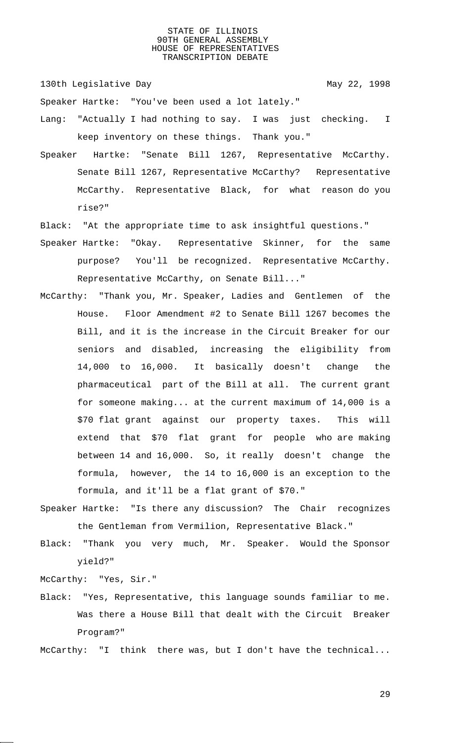Speaker Hartke: "You've been used a lot lately."

Lang: "Actually I had nothing to say. I was just checking. I keep inventory on these things. Thank you."

Speaker Hartke: "Senate Bill 1267, Representative McCarthy. Senate Bill 1267, Representative McCarthy? Representative McCarthy. Representative Black, for what reason do you rise?"

Black: "At the appropriate time to ask insightful questions."

Speaker Hartke: "Okay. Representative Skinner, for the same purpose? You'll be recognized. Representative McCarthy. Representative McCarthy, on Senate Bill..."

McCarthy: "Thank you, Mr. Speaker, Ladies and Gentlemen of the House. Floor Amendment #2 to Senate Bill 1267 becomes the Bill, and it is the increase in the Circuit Breaker for our seniors and disabled, increasing the eligibility from 14,000 to 16,000. It basically doesn't change the pharmaceutical part of the Bill at all. The current grant for someone making... at the current maximum of 14,000 is a $70 flat grant against our property taxes. This will extend that $70 flat grant for people who are making between 14 and 16,000. So, it really doesn't change the formula, however, the 14 to 16,000 is an exception to the formula, and it'll be a flat grant of $70."

Speaker Hartke: "Is there any discussion? The Chair recognizes the Gentleman from Vermilion, Representative Black."

Black: "Thank you very much, Mr. Speaker. Would the Sponsor yield?"

McCarthy: "Yes, Sir."

Black: "Yes, Representative, this language sounds familiar to me. Was there a House Bill that dealt with the Circuit Breaker Program?"

McCarthy: "I think there was, but I don't have the technical...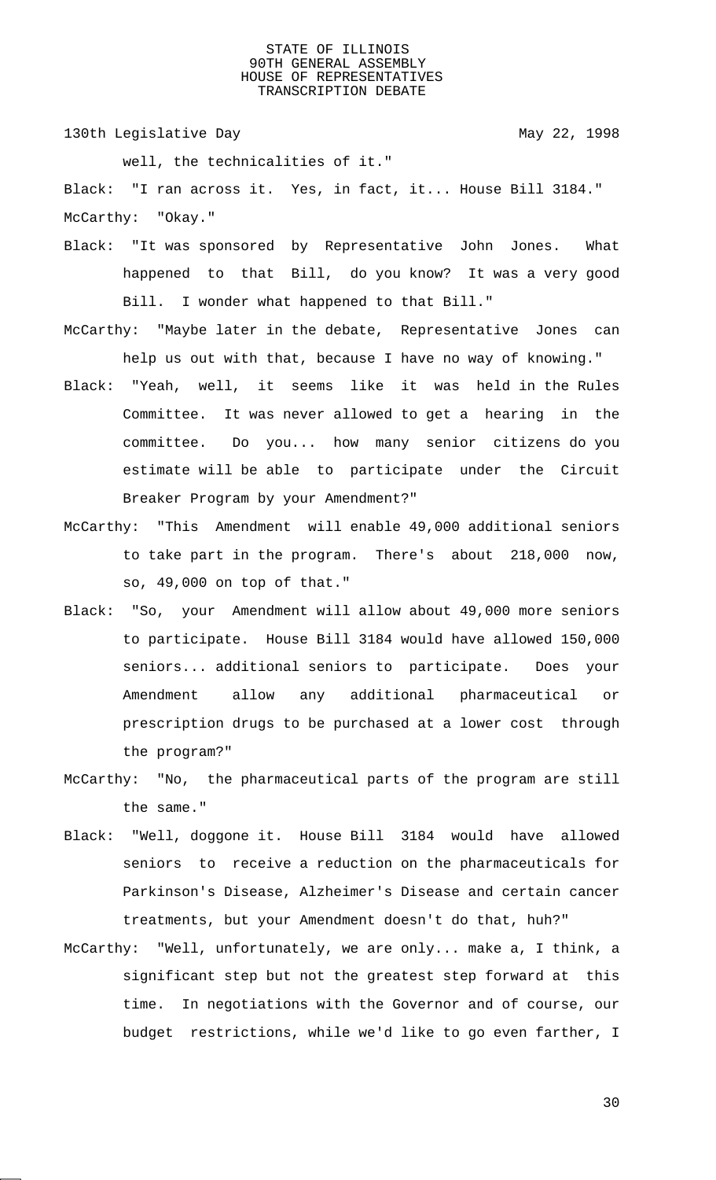well, the technicalities of it."

Black: "I ran across it. Yes, in fact, it... House Bill 3184."

McCarthy: "Okay."

Black: "It was sponsored by Representative John Jones. What happened to that Bill, do you know? It was a very good Bill. I wonder what happened to that Bill."

McCarthy: "Maybe later in the debate, Representative Jones can help us out with that, because I have no way of knowing."

Black: "Yeah, well, it seems like it was held in the Rules Committee. It was never allowed to get a hearing in the committee. Do you... how many senior citizens do you estimate will be able to participate under the Circuit Breaker Program by your Amendment?"

McCarthy: "This Amendment will enable 49,000 additional seniors to take part in the program. There's about 218,000 now, so, 49,000 on top of that."

Black: "So, your Amendment will allow about 49,000 more seniors to participate. House Bill 3184 would have allowed 150,000 seniors... additional seniors to participate. Does your Amendment allow any additional pharmaceutical or prescription drugs to be purchased at a lower cost through the program?"

McCarthy: "No, the pharmaceutical parts of the program are still the same."

Black: "Well, doggone it. House Bill 3184 would have allowed seniors to receive a reduction on the pharmaceuticals for Parkinson's Disease, Alzheimer's Disease and certain cancer treatments, but your Amendment doesn't do that, huh?"

McCarthy: "Well, unfortunately, we are only... make a, I think, a significant step but not the greatest step forward at this time. In negotiations with the Governor and of course, our budget restrictions, while we'd like to go even farther, I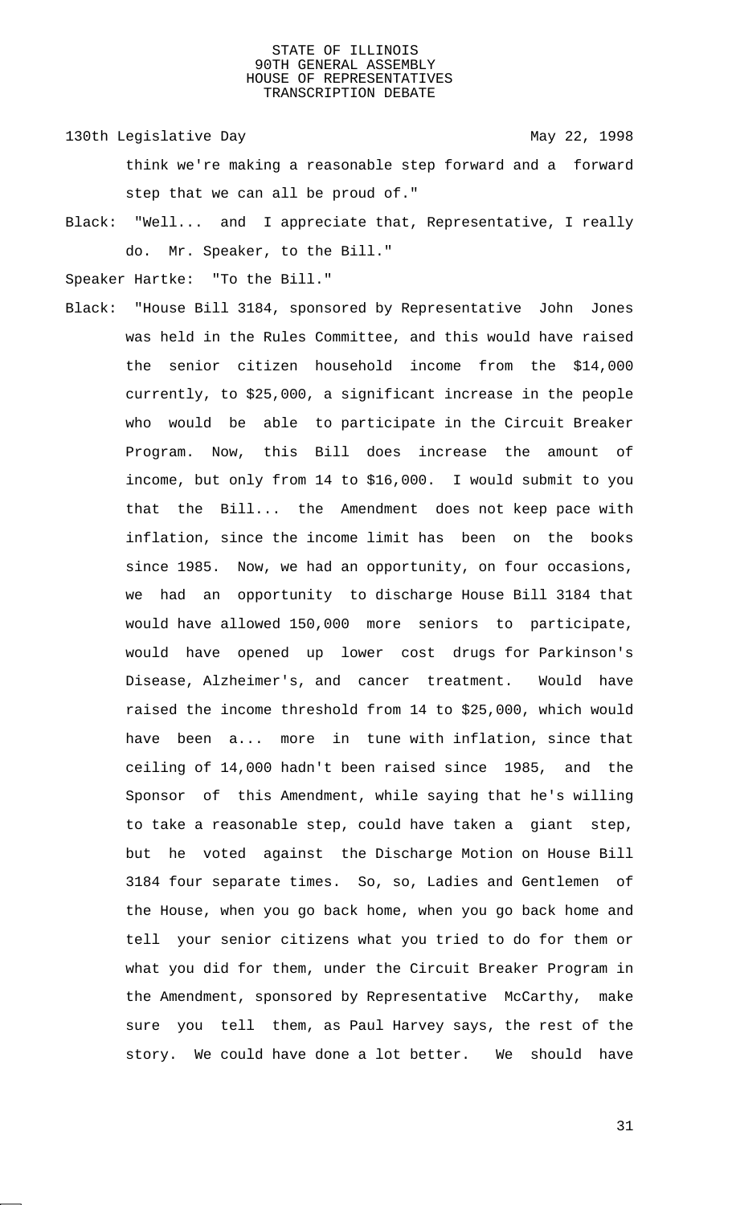think we're making a reasonable step forward and a forward step that we can all be proud of."

Black: "Well... and I appreciate that, Representative, I really do. Mr. Speaker, to the Bill."

Speaker Hartke: "To the Bill."

Black: "House Bill 3184, sponsored by Representative John Jones was held in the Rules Committee, and this would have raised the senior citizen household income from the $14,000 currently, to $25,000, a significant increase in the people who would be able to participate in the Circuit Breaker Program. Now, this Bill does increase the amount of income, but only from 14 to $16,000. I would submit to you that the Bill... the Amendment does not keep pace with inflation, since the income limit has been on the books since 1985. Now, we had an opportunity, on four occasions, we had an opportunity to discharge House Bill 3184 that would have allowed 150,000 more seniors to participate, would have opened up lower cost drugs for Parkinson's Disease, Alzheimer's, and cancer treatment. Would have raised the income threshold from 14 to $25,000, which would have been a... more in tune with inflation, since that ceiling of 14,000 hadn't been raised since 1985, and the Sponsor of this Amendment, while saying that he's willing to take a reasonable step, could have taken a giant step, but he voted against the Discharge Motion on House Bill 3184 four separate times. So, so, Ladies and Gentlemen of the House, when you go back home, when you go back home and tell your senior citizens what you tried to do for them or what you did for them, under the Circuit Breaker Program in the Amendment, sponsored by Representative McCarthy, make sure you tell them, as Paul Harvey says, the rest of the story. We could have done a lot better. We should have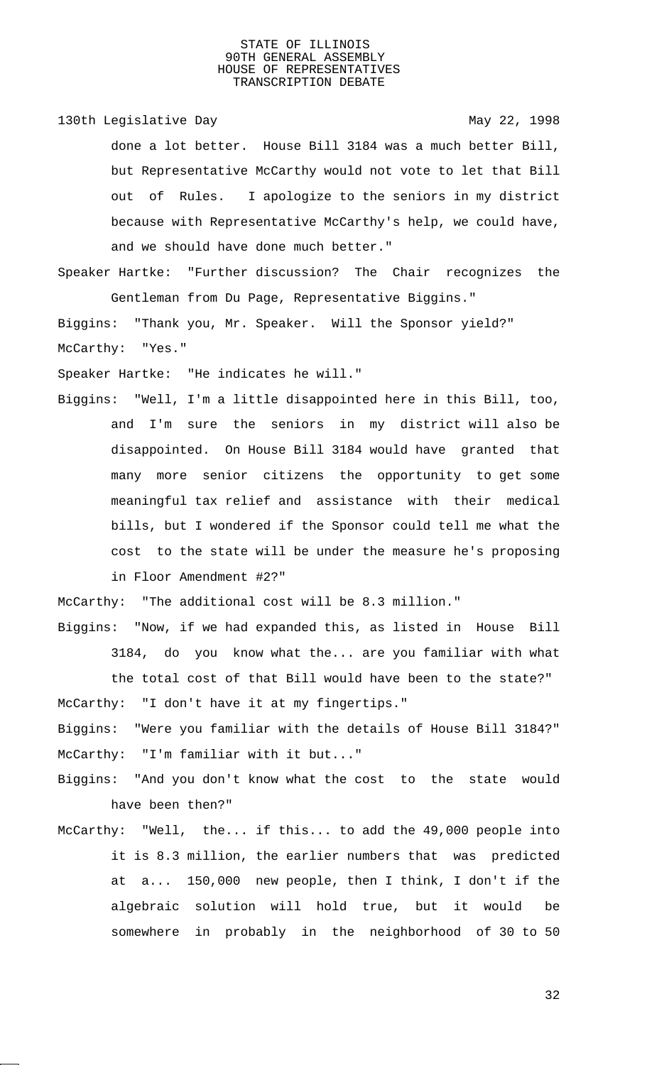done a lot better. House Bill 3184 was a much better Bill, but Representative McCarthy would not vote to let that Bill out of Rules. I apologize to the seniors in my district because with Representative McCarthy's help, we could have, and we should have done much better."

Speaker Hartke: "Further discussion? The Chair recognizes the Gentleman from Du Page, Representative Biggins."

Biggins: "Thank you, Mr. Speaker. Will the Sponsor yield?"

McCarthy: "Yes."

Speaker Hartke: "He indicates he will."

Biggins: "Well, I'm a little disappointed here in this Bill, too, and I'm sure the seniors in my district will also be disappointed. On House Bill 3184 would have granted that many more senior citizens the opportunity to get some meaningful tax relief and assistance with their medical bills, but I wondered if the Sponsor could tell me what the cost to the state will be under the measure he's proposing in Floor Amendment #2?"

McCarthy: "The additional cost will be 8.3 million."

Biggins: "Now, if we had expanded this, as listed in House Bill 3184, do you know what the... are you familiar with what the total cost of that Bill would have been to the state?"

McCarthy: "I don't have it at my fingertips."

Biggins: "Were you familiar with the details of House Bill 3184?"

McCarthy: "I'm familiar with it but..."

Biggins: "And you don't know what the cost to the state would have been then?"

McCarthy: "Well, the... if this... to add the 49,000 people into it is 8.3 million, the earlier numbers that was predicted at a... 150,000 new people, then I think, I don't if the algebraic solution will hold true, but it would be somewhere in probably in the neighborhood of 30 to 50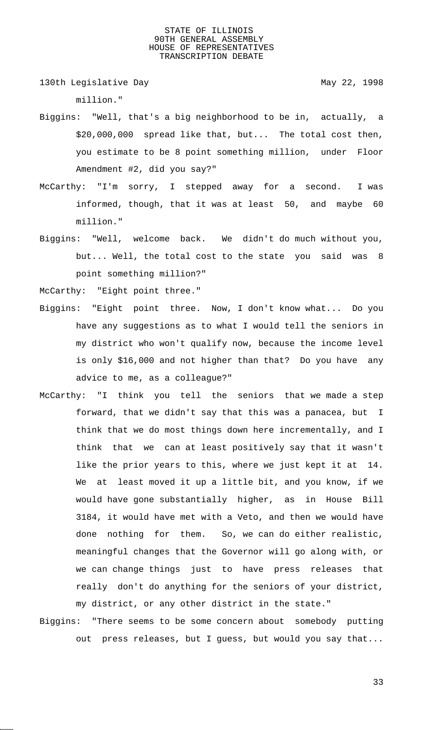million."

Biggins: "Well, that's a big neighborhood to be in, actually, a $20,000,000 spread like that, but... The total cost then, you estimate to be 8 point something million, under Floor Amendment #2, did you say?"

McCarthy: "I'm sorry, I stepped away for a second. I was informed, though, that it was at least 50, and maybe 60 million."

Biggins: "Well, welcome back. We didn't do much without you, but... Well, the total cost to the state you said was 8 point something million?"

McCarthy: "Eight point three."

Biggins: "Eight point three. Now, I don't know what... Do you have any suggestions as to what I would tell the seniors in my district who won't qualify now, because the income level is only $16,000 and not higher than that? Do you have any advice to me, as a colleague?"

McCarthy: "I think you tell the seniors that we made a step forward, that we didn't say that this was a panacea, but I think that we do most things down here incrementally, and I think that we can at least positively say that it wasn't like the prior years to this, where we just kept it at 14. We at least moved it up a little bit, and you know, if we would have gone substantially higher, as in House Bill 3184, it would have met with a Veto, and then we would have done nothing for them. So, we can do either realistic, meaningful changes that the Governor will go along with, or we can change things just to have press releases that really don't do anything for the seniors of your district, my district, or any other district in the state."

Biggins: "There seems to be some concern about somebody putting out press releases, but I guess, but would you say that...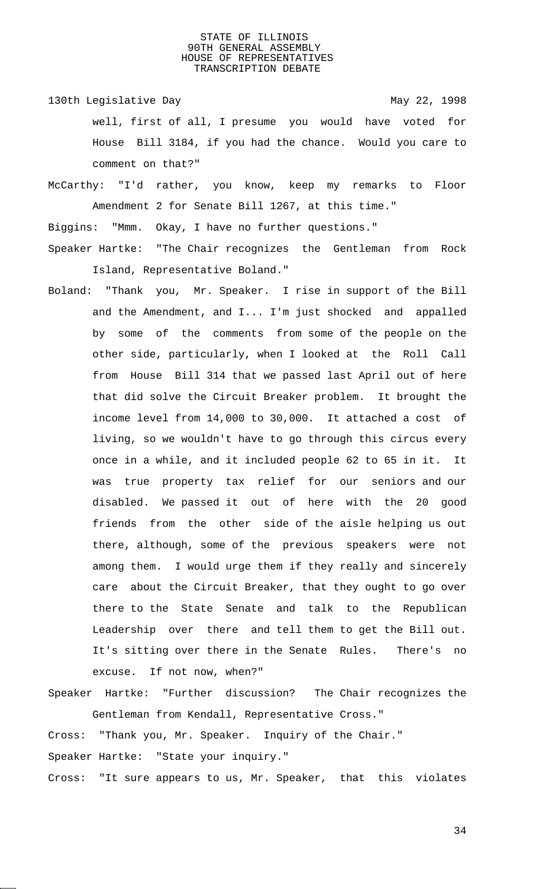well, first of all, I presume you would have voted for House Bill 3184, if you had the chance. Would you care to comment on that?"

McCarthy: "I'd rather, you know, keep my remarks to Floor Amendment 2 for Senate Bill 1267, at this time."

Biggins: "Mmm. Okay, I have no further questions."

Speaker Hartke: "The Chair recognizes the Gentleman from Rock Island, Representative Boland."

Boland: "Thank you, Mr. Speaker. I rise in support of the Bill and the Amendment, and I... I'm just shocked and appalled by some of the comments from some of the people on the other side, particularly, when I looked at the Roll Call from House Bill 314 that we passed last April out of here that did solve the Circuit Breaker problem. It brought the income level from 14,000 to 30,000. It attached a cost of living, so we wouldn't have to go through this circus every once in a while, and it included people 62 to 65 in it. It was true property tax relief for our seniors and our disabled. We passed it out of here with the 20 good friends from the other side of the aisle helping us out there, although, some of the previous speakers were not among them. I would urge them if they really and sincerely care about the Circuit Breaker, that they ought to go over there to the State Senate and talk to the Republican Leadership over there and tell them to get the Bill out. It's sitting over there in the Senate Rules. There's no excuse. If not now, when?"

Speaker Hartke: "Further discussion? The Chair recognizes the Gentleman from Kendall, Representative Cross."

Cross: "Thank you, Mr. Speaker. Inquiry of the Chair."

Speaker Hartke: "State your inquiry."

Cross: "It sure appears to us, Mr. Speaker, that this violates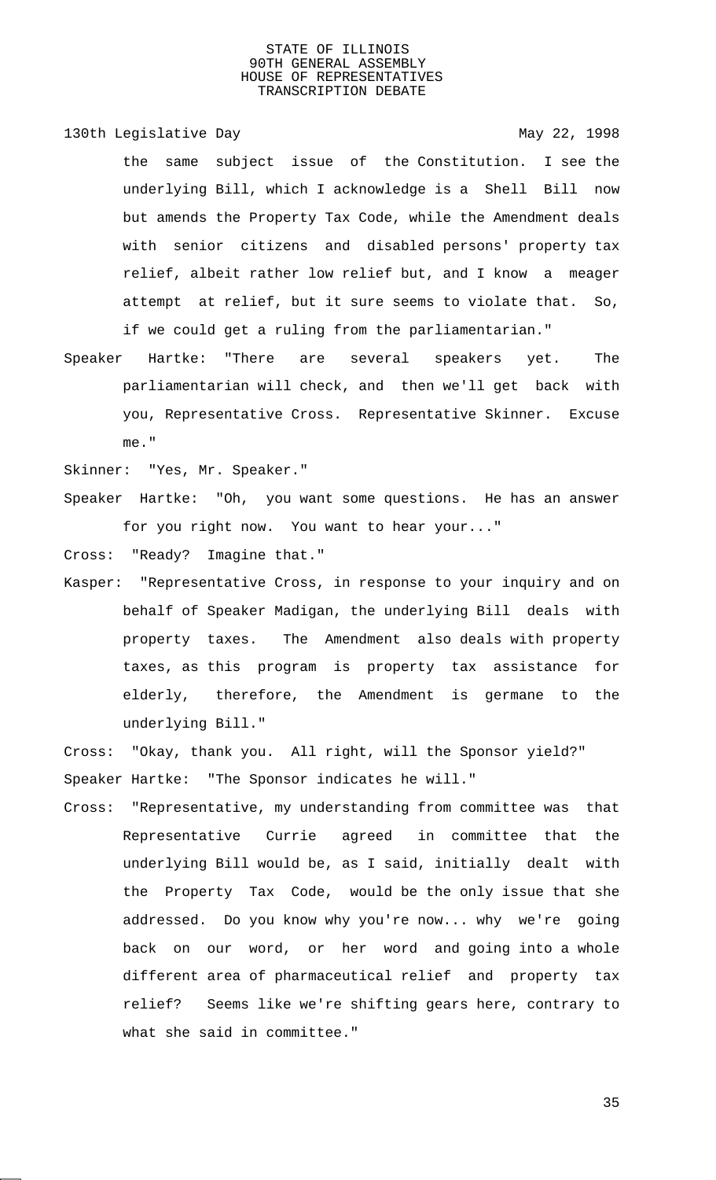the same subject issue of the Constitution. I see the underlying Bill, which I acknowledge is a Shell Bill now but amends the Property Tax Code, while the Amendment deals with senior citizens and disabled persons' property tax relief, albeit rather low relief but, and I know a meager attempt at relief, but it sure seems to violate that. So, if we could get a ruling from the parliamentarian."

Speaker Hartke: "There are several speakers yet. The parliamentarian will check, and then we'll get back with you, Representative Cross. Representative Skinner. Excuse me."

Skinner: "Yes, Mr. Speaker."

Speaker Hartke: "Oh, you want some questions. He has an answer for you right now. You want to hear your..."

Cross: "Ready? Imagine that."

Kasper: "Representative Cross, in response to your inquiry and on behalf of Speaker Madigan, the underlying Bill deals with property taxes. The Amendment also deals with property taxes, as this program is property tax assistance for elderly, therefore, the Amendment is germane to the underlying Bill."

Cross: "Okay, thank you. All right, will the Sponsor yield?"

Speaker Hartke: "The Sponsor indicates he will."

Cross: "Representative, my understanding from committee was that Representative Currie agreed in committee that the underlying Bill would be, as I said, initially dealt with the Property Tax Code, would be the only issue that she addressed. Do you know why you're now... why we're going back on our word, or her word and going into a whole different area of pharmaceutical relief and property tax relief? Seems like we're shifting gears here, contrary to what she said in committee."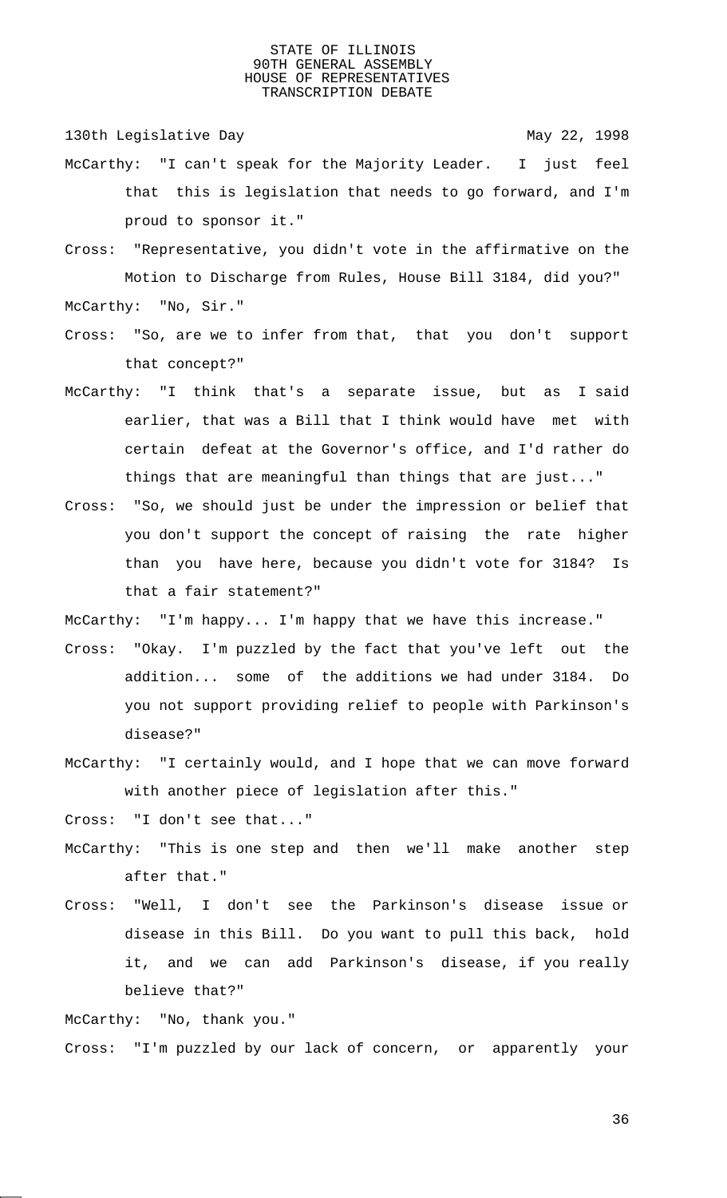McCarthy: "I can't speak for the Majority Leader. I just feel that this is legislation that needs to go forward, and I'm proud to sponsor it."

Cross: "Representative, you didn't vote in the affirmative on the Motion to Discharge from Rules, House Bill 3184, did you?"

McCarthy: "No, Sir."

Cross: "So, are we to infer from that, that you don't support that concept?"

McCarthy: "I think that's a separate issue, but as I said earlier, that was a Bill that I think would have met with certain defeat at the Governor's office, and I'd rather do things that are meaningful than things that are just..."

Cross: "So, we should just be under the impression or belief that you don't support the concept of raising the rate higher than you have here, because you didn't vote for 3184? Is that a fair statement?"

McCarthy: "I'm happy... I'm happy that we have this increase."

Cross: "Okay. I'm puzzled by the fact that you've left out the addition... some of the additions we had under 3184. Do you not support providing relief to people with Parkinson's disease?"

McCarthy: "I certainly would, and I hope that we can move forward with another piece of legislation after this."

Cross: "I don't see that..."

McCarthy: "This is one step and then we'll make another step after that."

Cross: "Well, I don't see the Parkinson's disease issue or disease in this Bill. Do you want to pull this back, hold it, and we can add Parkinson's disease, if you really believe that?"

McCarthy: "No, thank you."

Cross: "I'm puzzled by our lack of concern, or apparently your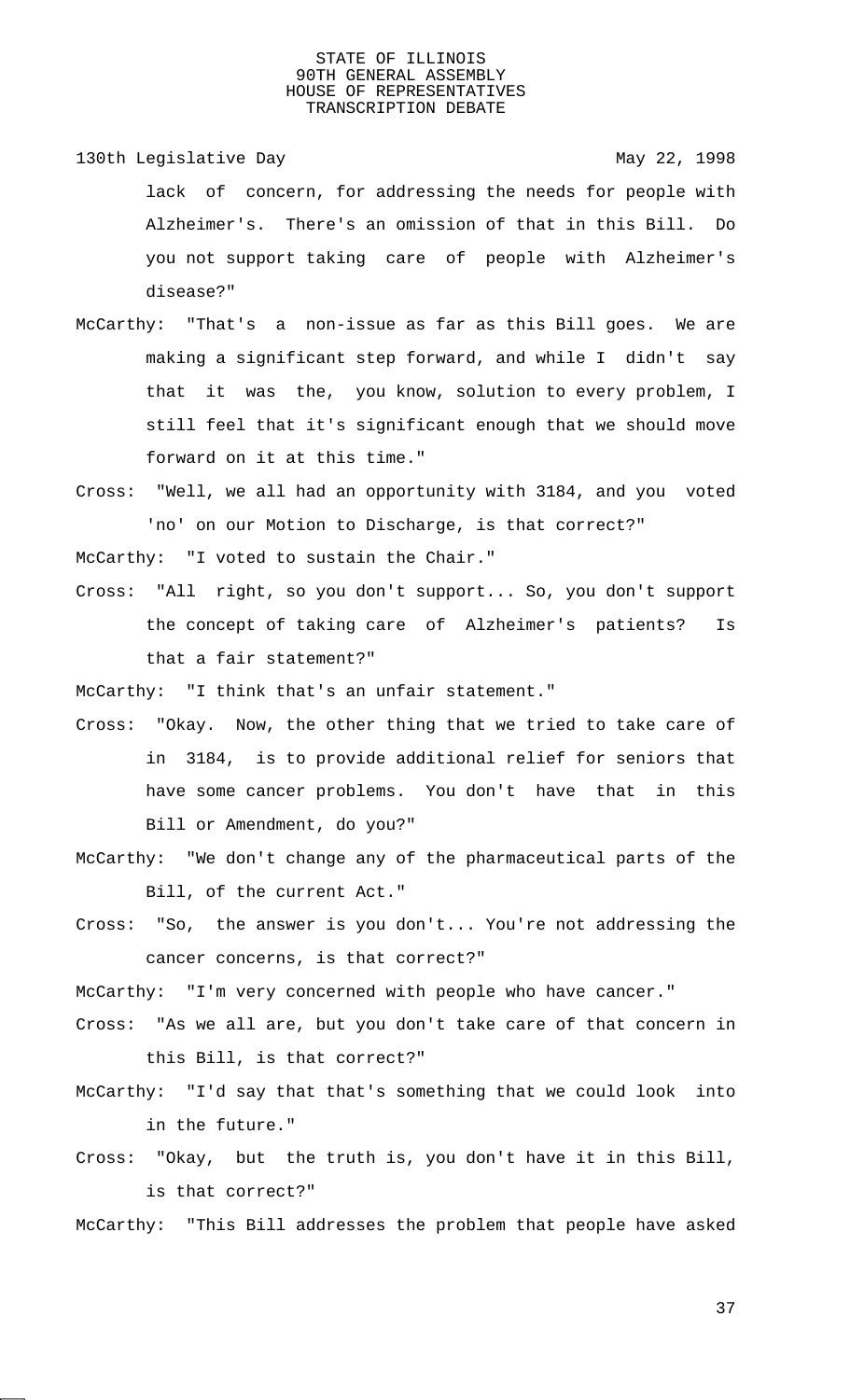lack of concern, for addressing the needs for people with Alzheimer's. There's an omission of that in this Bill. Do you not support taking care of people with Alzheimer's disease?"

McCarthy: "That's a non-issue as far as this Bill goes. We are making a significant step forward, and while I didn't say that it was the, you know, solution to every problem, I still feel that it's significant enough that we should move forward on it at this time."

Cross: "Well, we all had an opportunity with 3184, and you voted 'no' on our Motion to Discharge, is that correct?"

McCarthy: "I voted to sustain the Chair."

Cross: "All right, so you don't support... So, you don't support the concept of taking care of Alzheimer's patients? Is that a fair statement?"

McCarthy: "I think that's an unfair statement."

Cross: "Okay. Now, the other thing that we tried to take care of in 3184, is to provide additional relief for seniors that have some cancer problems. You don't have that in this Bill or Amendment, do you?"

McCarthy: "We don't change any of the pharmaceutical parts of the Bill, of the current Act."

Cross: "So, the answer is you don't... You're not addressing the cancer concerns, is that correct?"

McCarthy: "I'm very concerned with people who have cancer."

Cross: "As we all are, but you don't take care of that concern in this Bill, is that correct?"

McCarthy: "I'd say that that's something that we could look into in the future."

Cross: "Okay, but the truth is, you don't have it in this Bill, is that correct?"

McCarthy: "This Bill addresses the problem that people have asked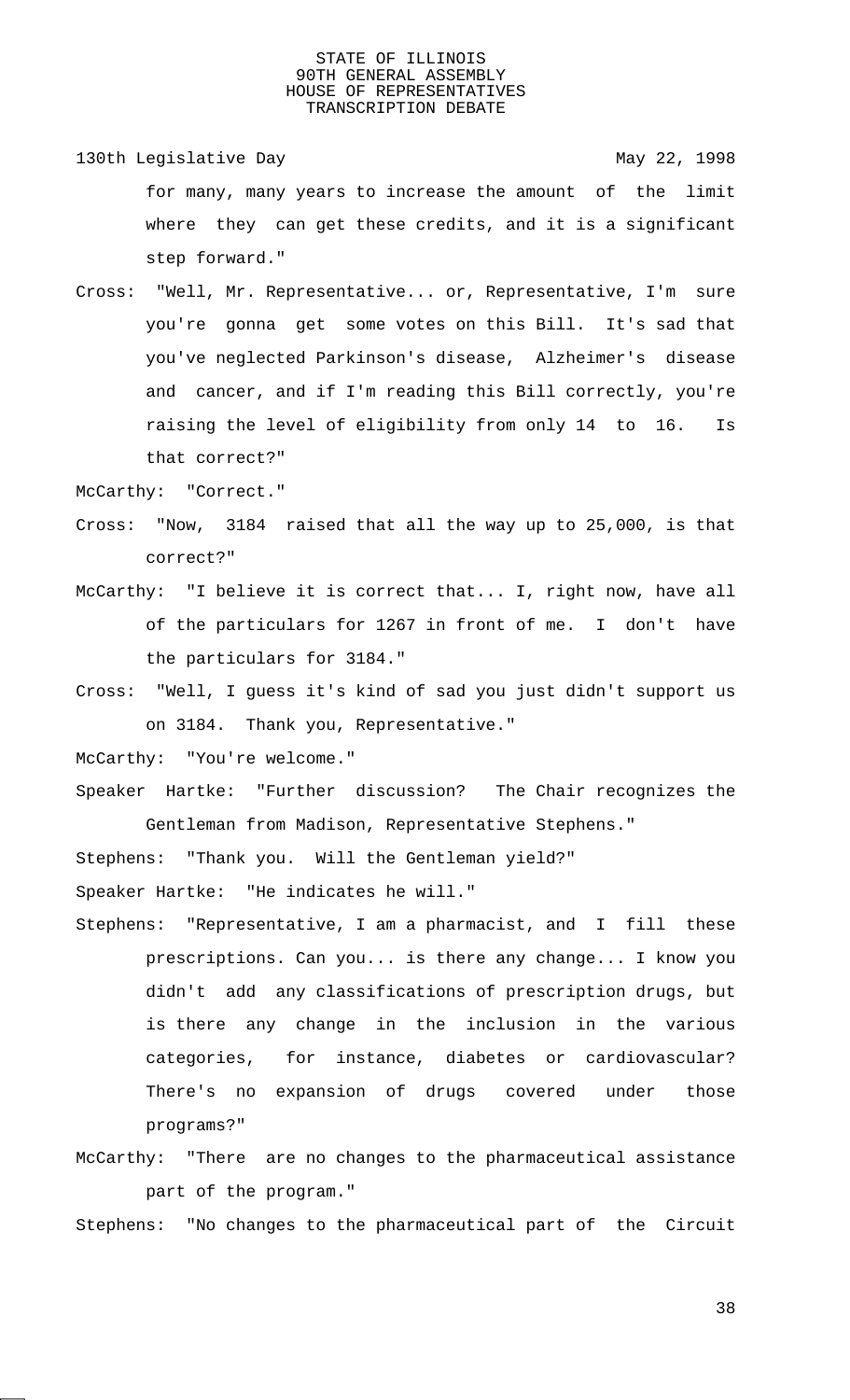for many, many years to increase the amount of the limit where they can get these credits, and it is a significant step forward."

Cross: "Well, Mr. Representative... or, Representative, I'm sure you're gonna get some votes on this Bill. It's sad that you've neglected Parkinson's disease, Alzheimer's disease and cancer, and if I'm reading this Bill correctly, you're raising the level of eligibility from only 14 to 16. Is that correct?"

McCarthy: "Correct."

Cross: "Now, 3184 raised that all the way up to 25,000, is that correct?"

McCarthy: "I believe it is correct that... I, right now, have all of the particulars for 1267 in front of me. I don't have the particulars for 3184."

Cross: "Well, I guess it's kind of sad you just didn't support us on 3184. Thank you, Representative."

McCarthy: "You're welcome."

Speaker Hartke: "Further discussion? The Chair recognizes the Gentleman from Madison, Representative Stephens."

Stephens: "Thank you. Will the Gentleman yield?"

Speaker Hartke: "He indicates he will."

Stephens: "Representative, I am a pharmacist, and I fill these prescriptions. Can you... is there any change... I know you didn't add any classifications of prescription drugs, but is there any change in the inclusion in the various categories, for instance, diabetes or cardiovascular? There's no expansion of drugs covered under those programs?"

McCarthy: "There are no changes to the pharmaceutical assistance part of the program."

Stephens: "No changes to the pharmaceutical part of the Circuit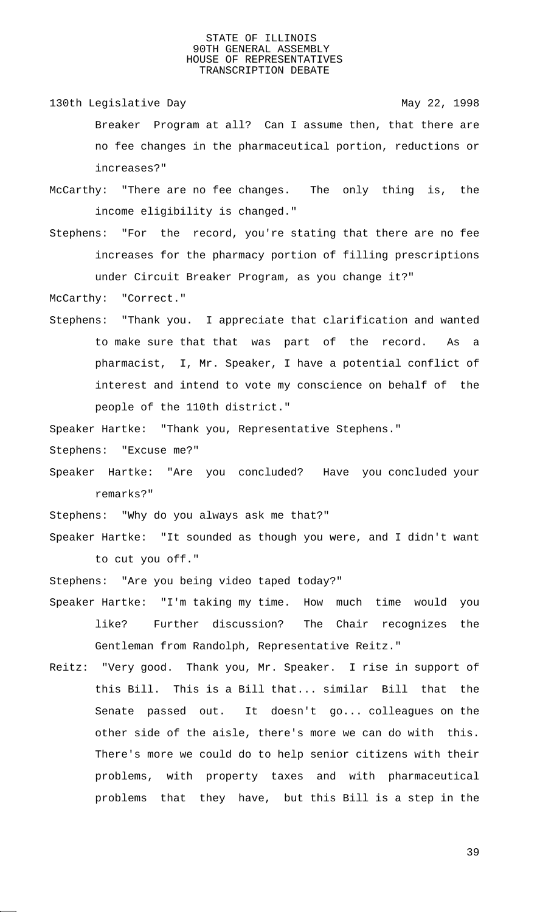Breaker Program at all? Can I assume then, that there are no fee changes in the pharmaceutical portion, reductions or increases?"

McCarthy: "There are no fee changes. The only thing is, the income eligibility is changed."

Stephens: "For the record, you're stating that there are no fee increases for the pharmacy portion of filling prescriptions under Circuit Breaker Program, as you change it?"

McCarthy: "Correct."

Stephens: "Thank you. I appreciate that clarification and wanted to make sure that that was part of the record. As a pharmacist, I, Mr. Speaker, I have a potential conflict of interest and intend to vote my conscience on behalf of the people of the 110th district."

Speaker Hartke: "Thank you, Representative Stephens."

Stephens: "Excuse me?"

Speaker Hartke: "Are you concluded? Have you concluded your remarks?"

Stephens: "Why do you always ask me that?"

Speaker Hartke: "It sounded as though you were, and I didn't want to cut you off."

Stephens: "Are you being video taped today?"

Speaker Hartke: "I'm taking my time. How much time would you like? Further discussion? The Chair recognizes the Gentleman from Randolph, Representative Reitz."

Reitz: "Very good. Thank you, Mr. Speaker. I rise in support of this Bill. This is a Bill that... similar Bill that the Senate passed out. It doesn't go... colleagues on the other side of the aisle, there's more we can do with this. There's more we could do to help senior citizens with their problems, with property taxes and with pharmaceutical problems that they have, but this Bill is a step in the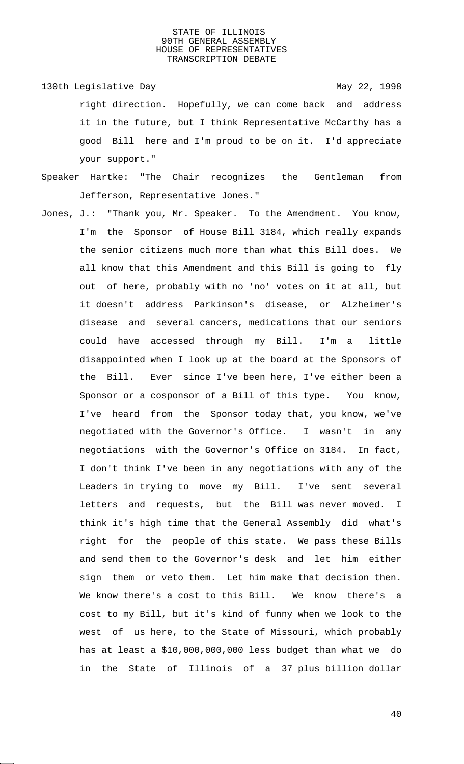right direction. Hopefully, we can come back and address it in the future, but I think Representative McCarthy has a good Bill here and I'm proud to be on it. I'd appreciate your support."

Speaker Hartke: "The Chair recognizes the Gentleman from Jefferson, Representative Jones."

Jones, J.: "Thank you, Mr. Speaker. To the Amendment. You know, I'm the Sponsor of House Bill 3184, which really expands the senior citizens much more than what this Bill does. We all know that this Amendment and this Bill is going to fly out of here, probably with no 'no' votes on it at all, but it doesn't address Parkinson's disease, or Alzheimer's disease and several cancers, medications that our seniors could have accessed through my Bill. I'm a little disappointed when I look up at the board at the Sponsors of the Bill. Ever since I've been here, I've either been a Sponsor or a cosponsor of a Bill of this type. You know, I've heard from the Sponsor today that, you know, we've negotiated with the Governor's Office. I wasn't in any negotiations with the Governor's Office on 3184. In fact, I don't think I've been in any negotiations with any of the Leaders in trying to move my Bill. I've sent several letters and requests, but the Bill was never moved. I think it's high time that the General Assembly did what's right for the people of this state. We pass these Bills and send them to the Governor's desk and let him either sign them or veto them. Let him make that decision then. We know there's a cost to this Bill. We know there's a cost to my Bill, but it's kind of funny when we look to the west of us here, to the State of Missouri, which probably has at least a $10,000,000,000 less budget than what we do in the State of Illinois of a 37 plus billion dollar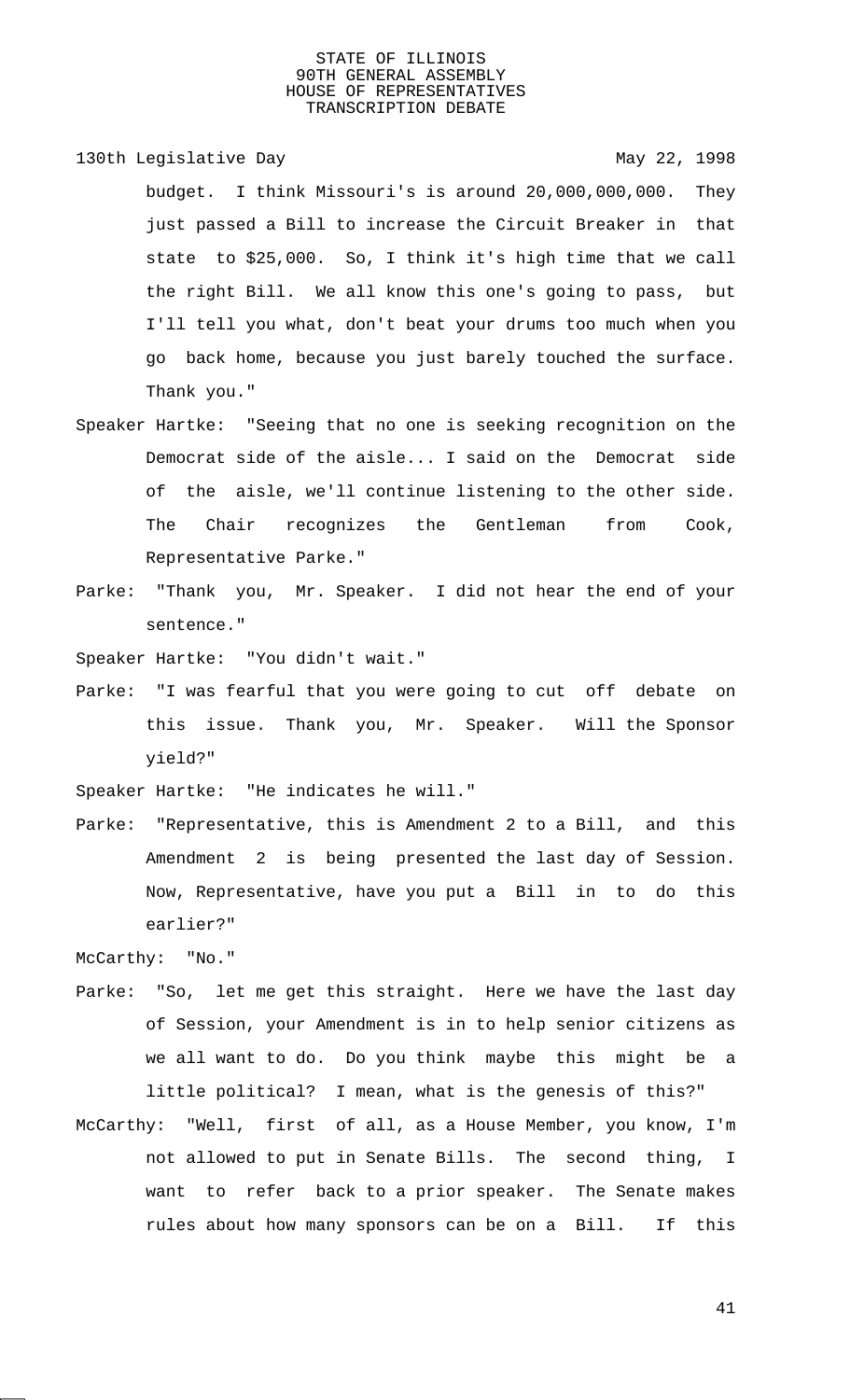budget. I think Missouri's is around 20,000,000,000. They just passed a Bill to increase the Circuit Breaker in that state to $25,000. So, I think it's high time that we call the right Bill. We all know this one's going to pass, but I'll tell you what, don't beat your drums too much when you go back home, because you just barely touched the surface. Thank you."

Speaker Hartke: "Seeing that no one is seeking recognition on the Democrat side of the aisle... I said on the Democrat side of the aisle, we'll continue listening to the other side. The Chair recognizes the Gentleman from Cook, Representative Parke."

Parke: "Thank you, Mr. Speaker. I did not hear the end of your sentence."

Speaker Hartke: "You didn't wait."

Parke: "I was fearful that you were going to cut off debate on this issue. Thank you, Mr. Speaker. Will the Sponsor yield?"

Speaker Hartke: "He indicates he will."

Parke: "Representative, this is Amendment 2 to a Bill, and this Amendment 2 is being presented the last day of Session. Now, Representative, have you put a Bill in to do this earlier?"

McCarthy: "No."

Parke: "So, let me get this straight. Here we have the last day of Session, your Amendment is in to help senior citizens as we all want to do. Do you think maybe this might be a little political? I mean, what is the genesis of this?"

McCarthy: "Well, first of all, as a House Member, you know, I'm not allowed to put in Senate Bills. The second thing, I want to refer back to a prior speaker. The Senate makes rules about how many sponsors can be on a Bill. If this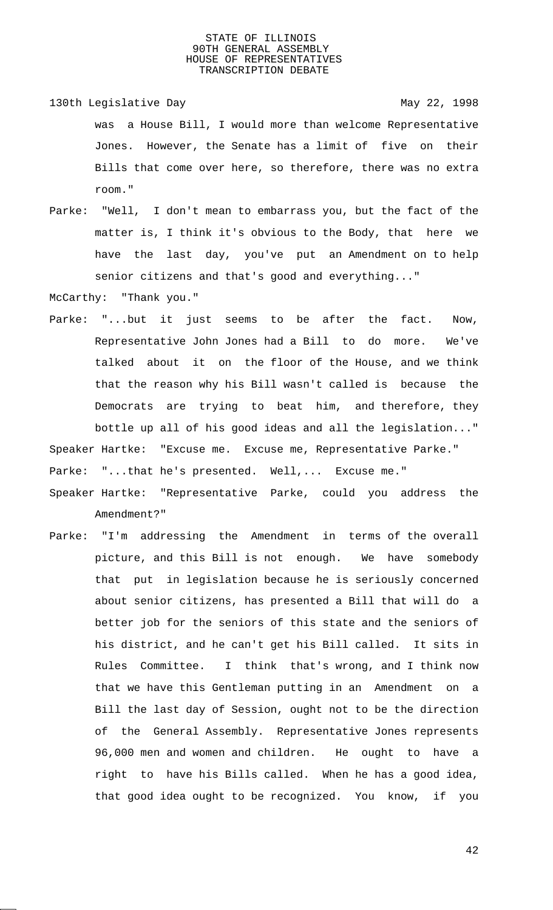was a House Bill, I would more than welcome Representative Jones. However, the Senate has a limit of five on their Bills that come over here, so therefore, there was no extra room."

Parke: "Well, I don't mean to embarrass you, but the fact of the matter is, I think it's obvious to the Body, that here we have the last day, you've put an Amendment on to help senior citizens and that's good and everything..."

McCarthy: "Thank you."

Parke: "...but it just seems to be after the fact. Now, Representative John Jones had a Bill to do more. We've talked about it on the floor of the House, and we think that the reason why his Bill wasn't called is because the Democrats are trying to beat him, and therefore, they bottle up all of his good ideas and all the legislation..."

Speaker Hartke: "Excuse me. Excuse me, Representative Parke."

Parke: "...that he's presented. Well,... Excuse me."

Speaker Hartke: "Representative Parke, could you address the Amendment?"

Parke: "I'm addressing the Amendment in terms of the overall picture, and this Bill is not enough. We have somebody that put in legislation because he is seriously concerned about senior citizens, has presented a Bill that will do a better job for the seniors of this state and the seniors of his district, and he can't get his Bill called. It sits in Rules Committee. I think that's wrong, and I think now that we have this Gentleman putting in an Amendment on a Bill the last day of Session, ought not to be the direction of the General Assembly. Representative Jones represents 96,000 men and women and children. He ought to have a right to have his Bills called. When he has a good idea, that good idea ought to be recognized. You know, if you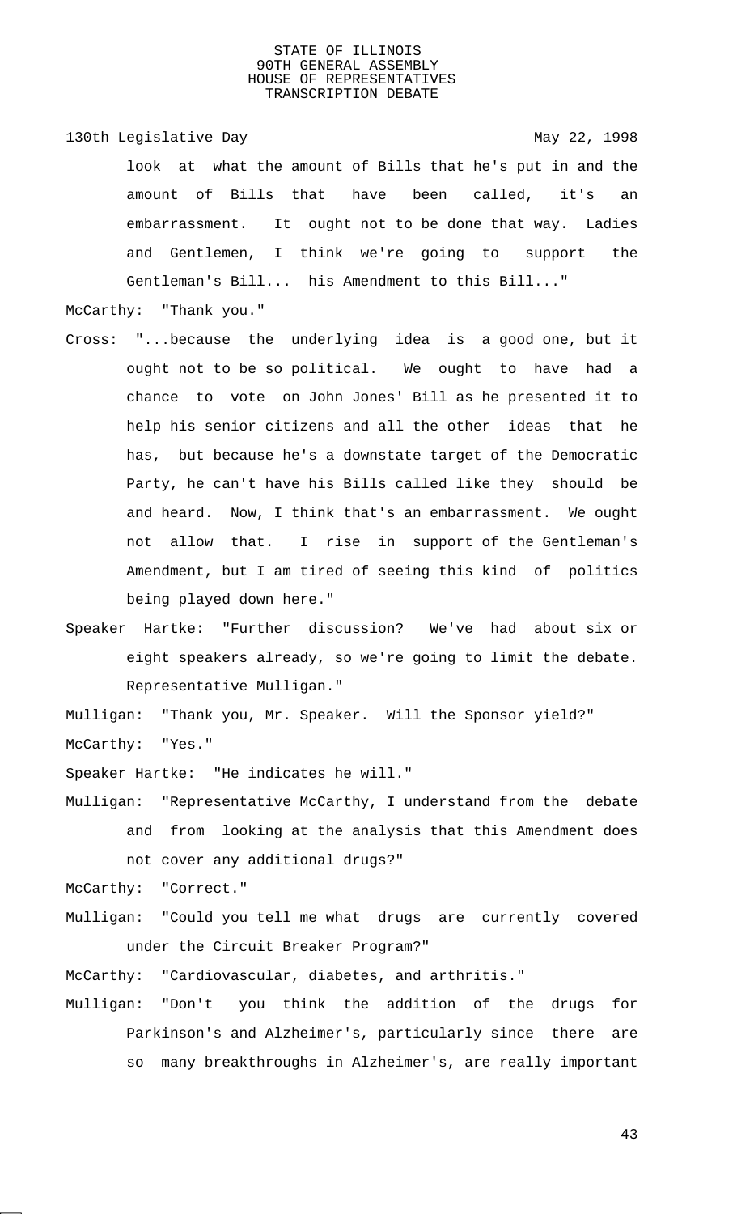look at what the amount of Bills that he's put in and the amount of Bills that have been called, it's an embarrassment. It ought not to be done that way. Ladies and Gentlemen, I think we're going to support the Gentleman's Bill... his Amendment to this Bill..."

McCarthy: "Thank you."

Cross: "...because the underlying idea is a good one, but it ought not to be so political. We ought to have had a chance to vote on John Jones' Bill as he presented it to help his senior citizens and all the other ideas that he has, but because he's a downstate target of the Democratic Party, he can't have his Bills called like they should be and heard. Now, I think that's an embarrassment. We ought not allow that. I rise in support of the Gentleman's Amendment, but I am tired of seeing this kind of politics being played down here."

Speaker Hartke: "Further discussion? We've had about six or eight speakers already, so we're going to limit the debate. Representative Mulligan."

Mulligan: "Thank you, Mr. Speaker. Will the Sponsor yield?"

McCarthy: "Yes."

Speaker Hartke: "He indicates he will."

Mulligan: "Representative McCarthy, I understand from the debate and from looking at the analysis that this Amendment does not cover any additional drugs?"

McCarthy: "Correct."

Mulligan: "Could you tell me what drugs are currently covered under the Circuit Breaker Program?"

McCarthy: "Cardiovascular, diabetes, and arthritis."

Mulligan: "Don't you think the addition of the drugs for Parkinson's and Alzheimer's, particularly since there are so many breakthroughs in Alzheimer's, are really important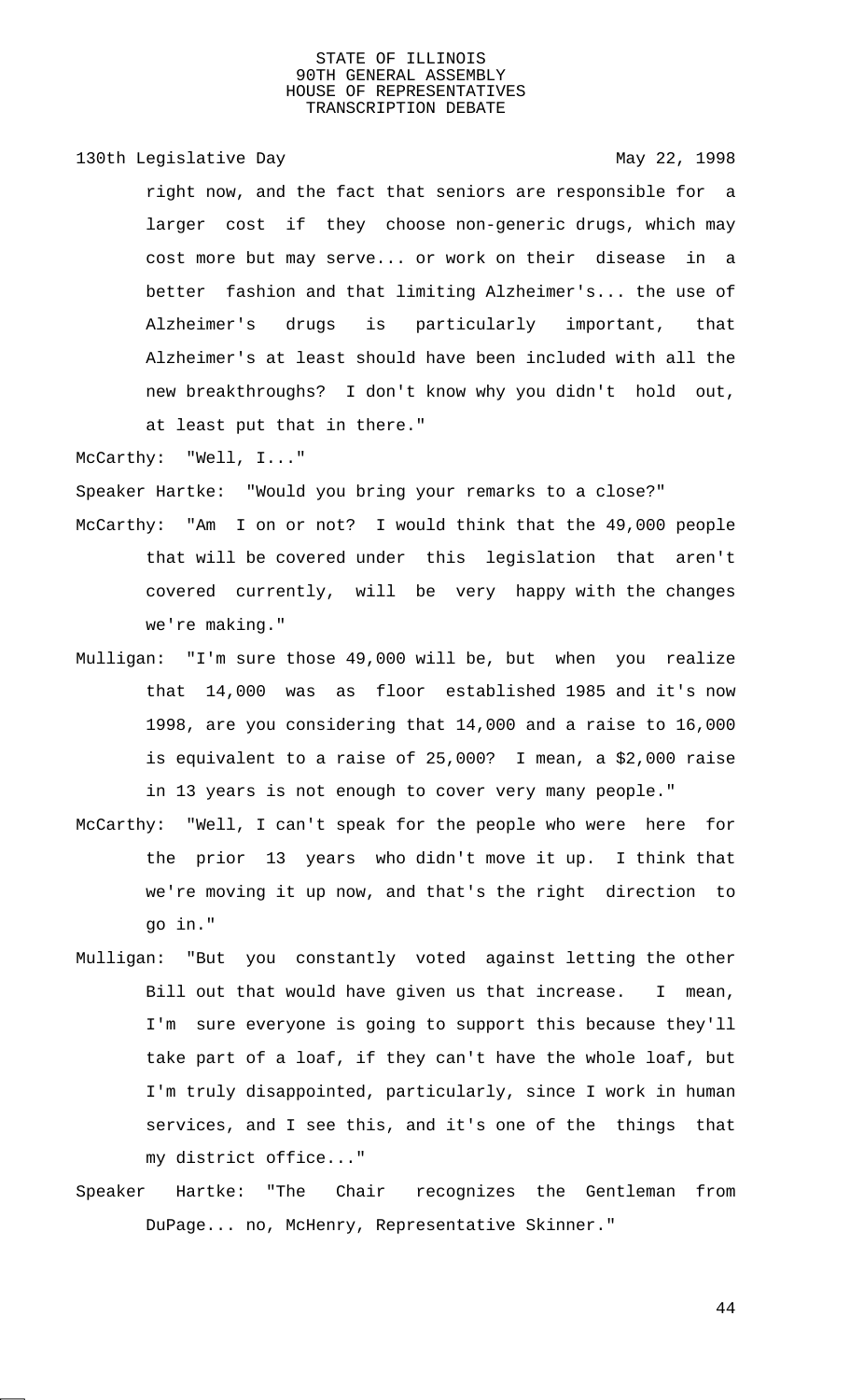right now, and the fact that seniors are responsible for a larger cost if they choose non-generic drugs, which may cost more but may serve... or work on their disease in a better fashion and that limiting Alzheimer's... the use of Alzheimer's drugs is particularly important, that Alzheimer's at least should have been included with all the new breakthroughs? I don't know why you didn't hold out, at least put that in there."

McCarthy: "Well, I..."

Speaker Hartke: "Would you bring your remarks to a close?"

McCarthy: "Am I on or not? I would think that the 49,000 people that will be covered under this legislation that aren't covered currently, will be very happy with the changes we're making."

Mulligan: "I'm sure those 49,000 will be, but when you realize that 14,000 was as floor established 1985 and it's now 1998, are you considering that 14,000 and a raise to 16,000 is equivalent to a raise of 25,000? I mean, a $2,000 raise in 13 years is not enough to cover very many people."

McCarthy: "Well, I can't speak for the people who were here for the prior 13 years who didn't move it up. I think that we're moving it up now, and that's the right direction to go in."

Mulligan: "But you constantly voted against letting the other Bill out that would have given us that increase. I mean, I'm sure everyone is going to support this because they'll take part of a loaf, if they can't have the whole loaf, but I'm truly disappointed, particularly, since I work in human services, and I see this, and it's one of the things that my district office..."

Speaker Hartke: "The Chair recognizes the Gentleman from DuPage... no, McHenry, Representative Skinner."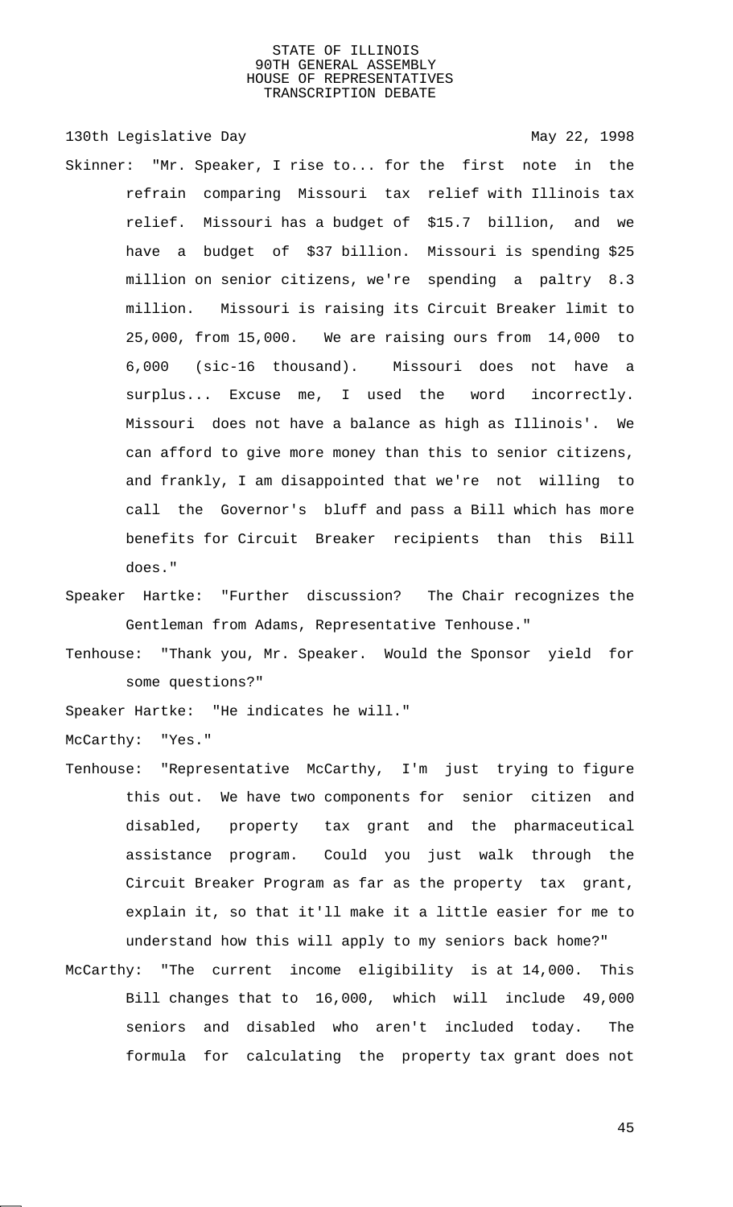Skinner: "Mr. Speaker, I rise to... for the first note in the refrain comparing Missouri tax relief with Illinois tax relief. Missouri has a budget of $15.7 billion, and we have a budget of $37 billion. Missouri is spending $25 million on senior citizens, we're spending a paltry 8.3 million. Missouri is raising its Circuit Breaker limit to 25,000, from 15,000. We are raising ours from 14,000 to 6,000 (sic-16 thousand). Missouri does not have a surplus... Excuse me, I used the word incorrectly. Missouri does not have a balance as high as Illinois'. We can afford to give more money than this to senior citizens, and frankly, I am disappointed that we're not willing to call the Governor's bluff and pass a Bill which has more benefits for Circuit Breaker recipients than this Bill does."

Speaker Hartke: "Further discussion? The Chair recognizes the Gentleman from Adams, Representative Tenhouse."

Tenhouse: "Thank you, Mr. Speaker. Would the Sponsor yield for some questions?"

Speaker Hartke: "He indicates he will."

McCarthy: "Yes."

Tenhouse: "Representative McCarthy, I'm just trying to figure this out. We have two components for senior citizen and disabled, property tax grant and the pharmaceutical assistance program. Could you just walk through the Circuit Breaker Program as far as the property tax grant, explain it, so that it'll make it a little easier for me to understand how this will apply to my seniors back home?"

McCarthy: "The current income eligibility is at 14,000. This Bill changes that to 16,000, which will include 49,000 seniors and disabled who aren't included today. The formula for calculating the property tax grant does not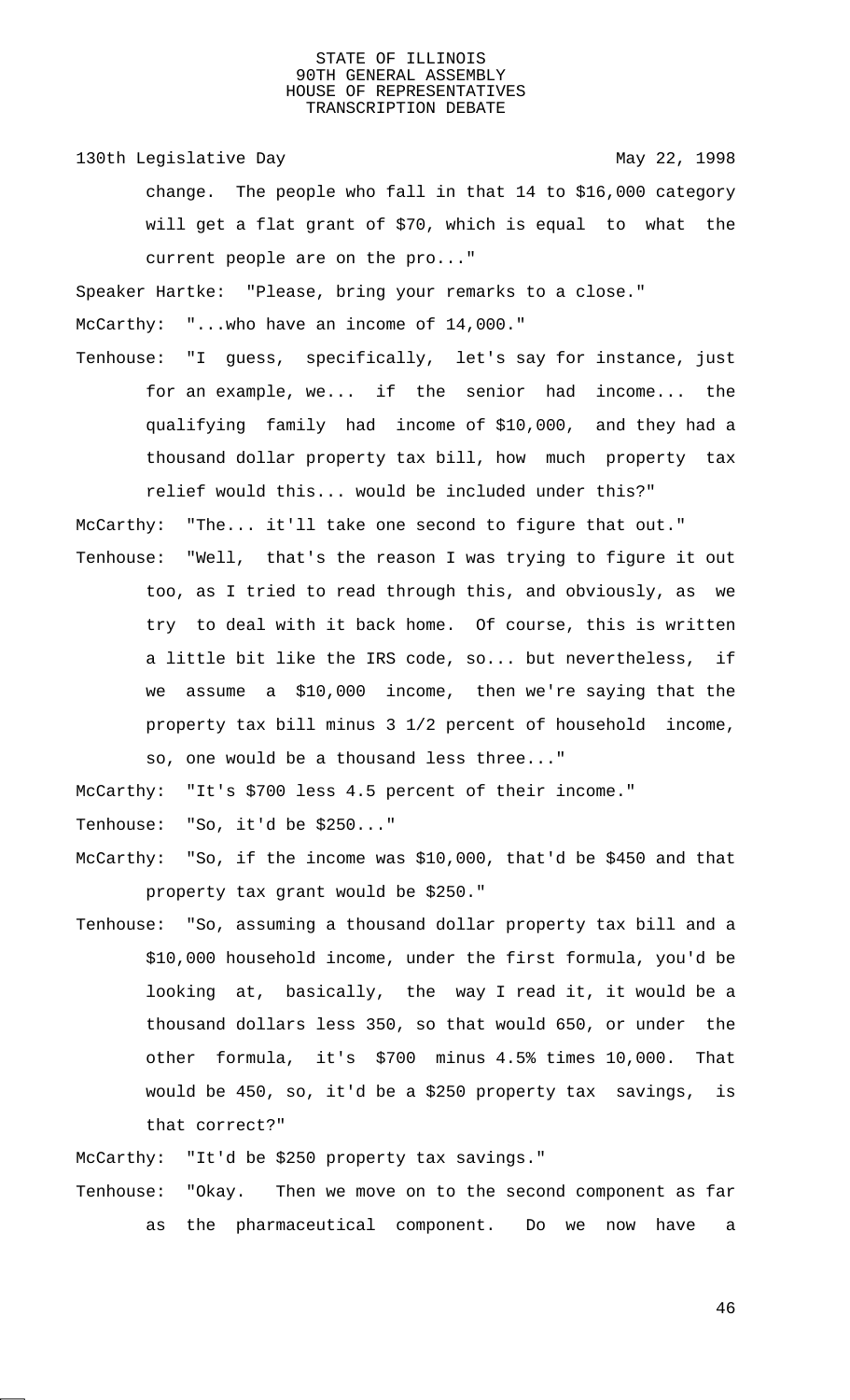change. The people who fall in that 14 to $16,000 category will get a flat grant of $70, which is equal to what the current people are on the pro..."

Speaker Hartke: "Please, bring your remarks to a close."

McCarthy: "...who have an income of 14,000."

Tenhouse: "I guess, specifically, let's say for instance, just for an example, we... if the senior had income... the qualifying family had income of $10,000, and they had a thousand dollar property tax bill, how much property tax relief would this... would be included under this?"

McCarthy: "The... it'll take one second to figure that out."

Tenhouse: "Well, that's the reason I was trying to figure it out too, as I tried to read through this, and obviously, as we try to deal with it back home. Of course, this is written a little bit like the IRS code, so... but nevertheless, if we assume a $10,000 income, then we're saying that the property tax bill minus 3 1/2 percent of household income, so, one would be a thousand less three..."

McCarthy: "It's $700 less 4.5 percent of their income."

Tenhouse: "So, it'd be $250..."

McCarthy: "So, if the income was $10,000, that'd be $450 and that property tax grant would be $250."

Tenhouse: "So, assuming a thousand dollar property tax bill and a $10,000 household income, under the first formula, you'd be looking at, basically, the way I read it, it would be a thousand dollars less 350, so that would 650, or under the other formula, it's $700 minus 4.5% times 10,000. That would be 450, so, it'd be a $250 property tax savings, is that correct?"

McCarthy: "It'd be $250 property tax savings."

Tenhouse: "Okay. Then we move on to the second component as far as the pharmaceutical component. Do we now have a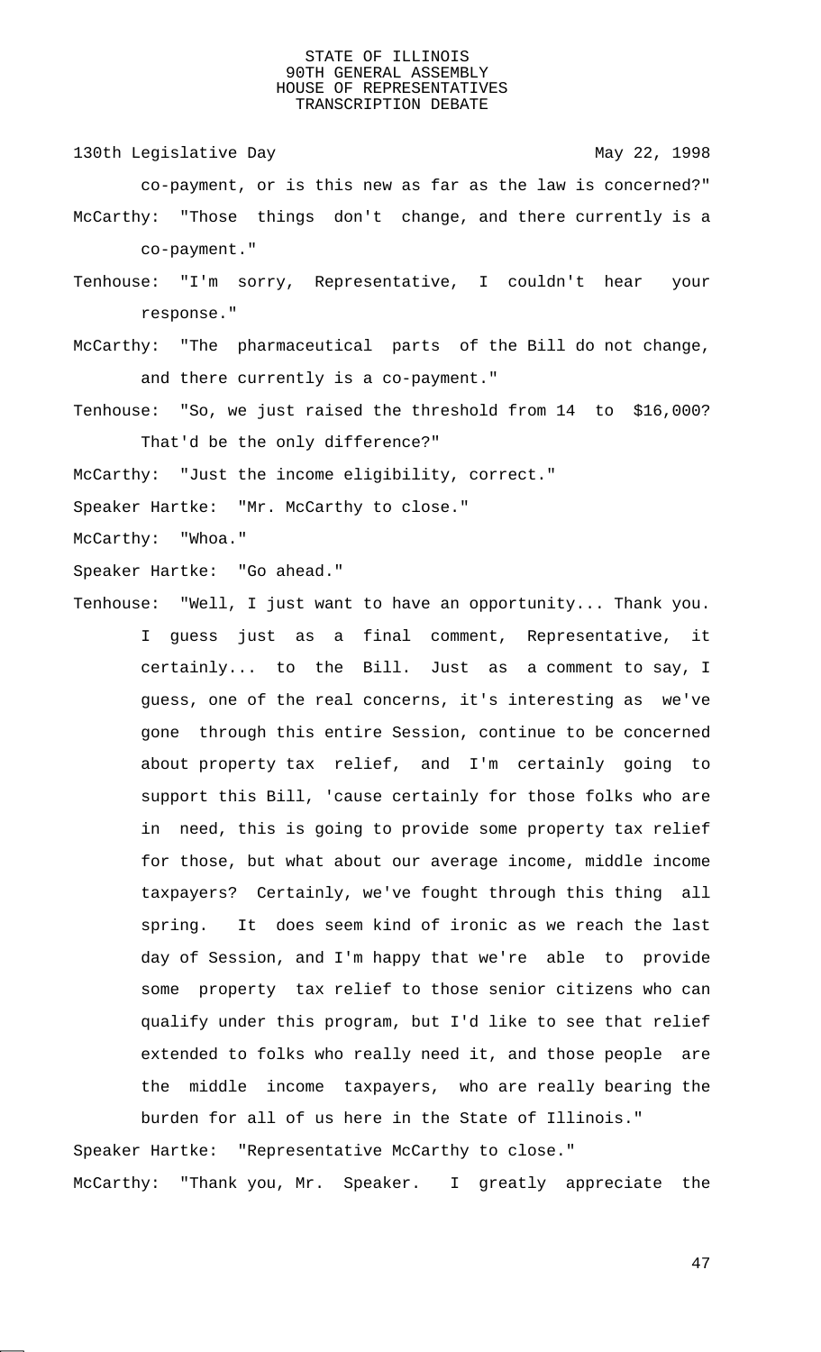co-payment, or is this new as far as the law is concerned?"

McCarthy: "Those things don't change, and there currently is a co-payment."

Tenhouse: "I'm sorry, Representative, I couldn't hear your response."

McCarthy: "The pharmaceutical parts of the Bill do not change, and there currently is a co-payment."

Tenhouse: "So, we just raised the threshold from 14 to $16,000? That'd be the only difference?"

McCarthy: "Just the income eligibility, correct."

Speaker Hartke: "Mr. McCarthy to close."

McCarthy: "Whoa."

Speaker Hartke: "Go ahead."

Tenhouse: "Well, I just want to have an opportunity... Thank you. I guess just as a final comment, Representative, it certainly... to the Bill. Just as a comment to say, I guess, one of the real concerns, it's interesting as we've gone through this entire Session, continue to be concerned about property tax relief, and I'm certainly going to support this Bill, 'cause certainly for those folks who are in need, this is going to provide some property tax relief for those, but what about our average income, middle income taxpayers? Certainly, we've fought through this thing all spring. It does seem kind of ironic as we reach the last day of Session, and I'm happy that we're able to provide some property tax relief to those senior citizens who can qualify under this program, but I'd like to see that relief extended to folks who really need it, and those people are the middle income taxpayers, who are really bearing the burden for all of us here in the State of Illinois."

Speaker Hartke: "Representative McCarthy to close."

McCarthy: "Thank you, Mr. Speaker. I greatly appreciate the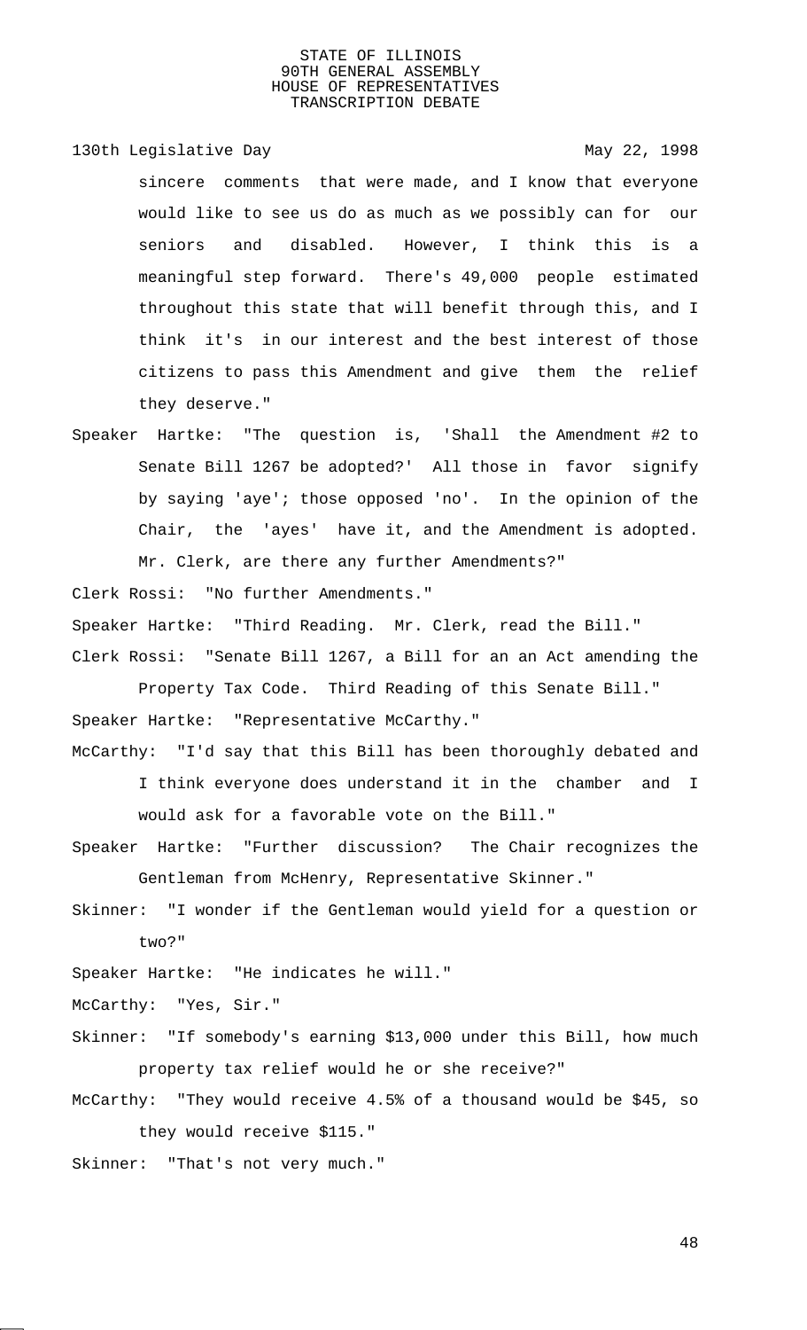sincere comments that were made, and I know that everyone would like to see us do as much as we possibly can for our seniors and disabled. However, I think this is a meaningful step forward. There's 49,000 people estimated throughout this state that will benefit through this, and I think it's in our interest and the best interest of those citizens to pass this Amendment and give them the relief they deserve."

Speaker Hartke: "The question is, 'Shall the Amendment #2 to Senate Bill 1267 be adopted?' All those in favor signify by saying 'aye'; those opposed 'no'. In the opinion of the Chair, the 'ayes' have it, and the Amendment is adopted. Mr. Clerk, are there any further Amendments?"

Clerk Rossi: "No further Amendments."

Speaker Hartke: "Third Reading. Mr. Clerk, read the Bill."

Clerk Rossi: "Senate Bill 1267, a Bill for an an Act amending the Property Tax Code. Third Reading of this Senate Bill."

Speaker Hartke: "Representative McCarthy."

McCarthy: "I'd say that this Bill has been thoroughly debated and I think everyone does understand it in the chamber and I would ask for a favorable vote on the Bill."

Speaker Hartke: "Further discussion? The Chair recognizes the Gentleman from McHenry, Representative Skinner."

Skinner: "I wonder if the Gentleman would yield for a question or two?"

Speaker Hartke: "He indicates he will."

McCarthy: "Yes, Sir."

Skinner: "If somebody's earning $13,000 under this Bill, how much property tax relief would he or she receive?"

McCarthy: "They would receive 4.5% of a thousand would be $45, so they would receive $115."

Skinner: "That's not very much."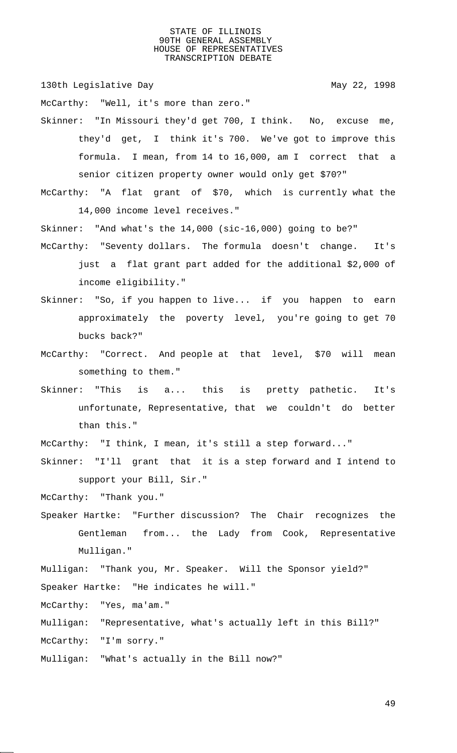McCarthy: "Well, it's more than zero."

Skinner: "In Missouri they'd get 700, I think. No, excuse me, they'd get, I think it's 700. We've got to improve this formula. I mean, from 14 to 16,000, am I correct that a senior citizen property owner would only get $70?"

McCarthy: "A flat grant of $70, which is currently what the 14,000 income level receives."

Skinner: "And what's the 14,000 (sic-16,000) going to be?"

McCarthy: "Seventy dollars. The formula doesn't change. It's just a flat grant part added for the additional $2,000 of income eligibility."

Skinner: "So, if you happen to live... if you happen to earn approximately the poverty level, you're going to get 70 bucks back?"

McCarthy: "Correct. And people at that level, $70 will mean something to them."

Skinner: "This is a... this is pretty pathetic. It's unfortunate, Representative, that we couldn't do better than this."

McCarthy: "I think, I mean, it's still a step forward..."

Skinner: "I'll grant that it is a step forward and I intend to support your Bill, Sir."

McCarthy: "Thank you."

Speaker Hartke: "Further discussion? The Chair recognizes the Gentleman from... the Lady from Cook, Representative Mulligan."

Mulligan: "Thank you, Mr. Speaker. Will the Sponsor yield?"

Speaker Hartke: "He indicates he will."

McCarthy: "Yes, ma'am."

Mulligan: "Representative, what's actually left in this Bill?"

McCarthy: "I'm sorry."

Mulligan: "What's actually in the Bill now?"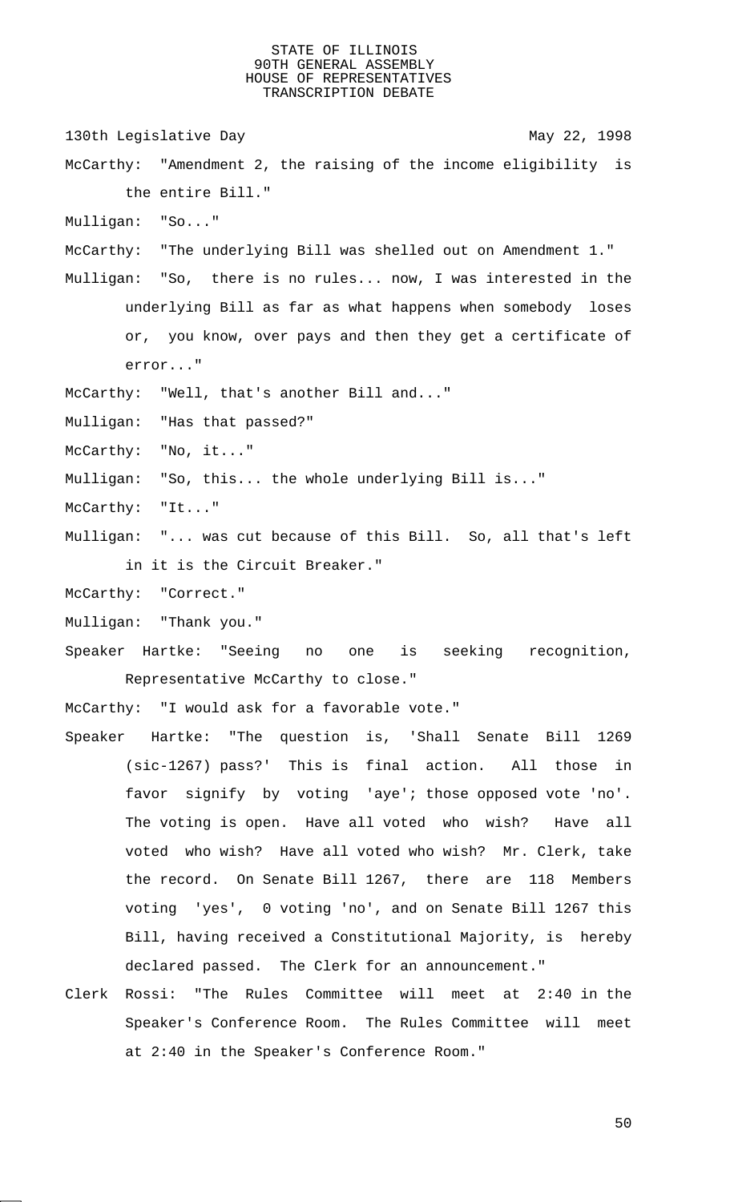McCarthy: "Amendment 2, the raising of the income eligibility is the entire Bill."

Mulligan: "So..."

McCarthy: "The underlying Bill was shelled out on Amendment 1."

Mulligan: "So, there is no rules... now, I was interested in the underlying Bill as far as what happens when somebody loses or, you know, over pays and then they get a certificate of error..."

McCarthy: "Well, that's another Bill and..."

Mulligan: "Has that passed?"

McCarthy: "No, it..."

Mulligan: "So, this... the whole underlying Bill is..."

McCarthy: "It..."

Mulligan: "... was cut because of this Bill. So, all that's left in it is the Circuit Breaker."

McCarthy: "Correct."

Mulligan: "Thank you."

Speaker Hartke: "Seeing no one is seeking recognition, Representative McCarthy to close."

McCarthy: "I would ask for a favorable vote."

Speaker Hartke: "The question is, 'Shall Senate Bill 1269 (sic-1267) pass?' This is final action. All those in favor signify by voting 'aye'; those opposed vote 'no'. The voting is open. Have all voted who wish? Have all voted who wish? Have all voted who wish? Mr. Clerk, take the record. On Senate Bill 1267, there are 118 Members voting 'yes', 0 voting 'no', and on Senate Bill 1267 this Bill, having received a Constitutional Majority, is hereby declared passed. The Clerk for an announcement."

Clerk Rossi: "The Rules Committee will meet at 2:40 in the Speaker's Conference Room. The Rules Committee will meet at 2:40 in the Speaker's Conference Room."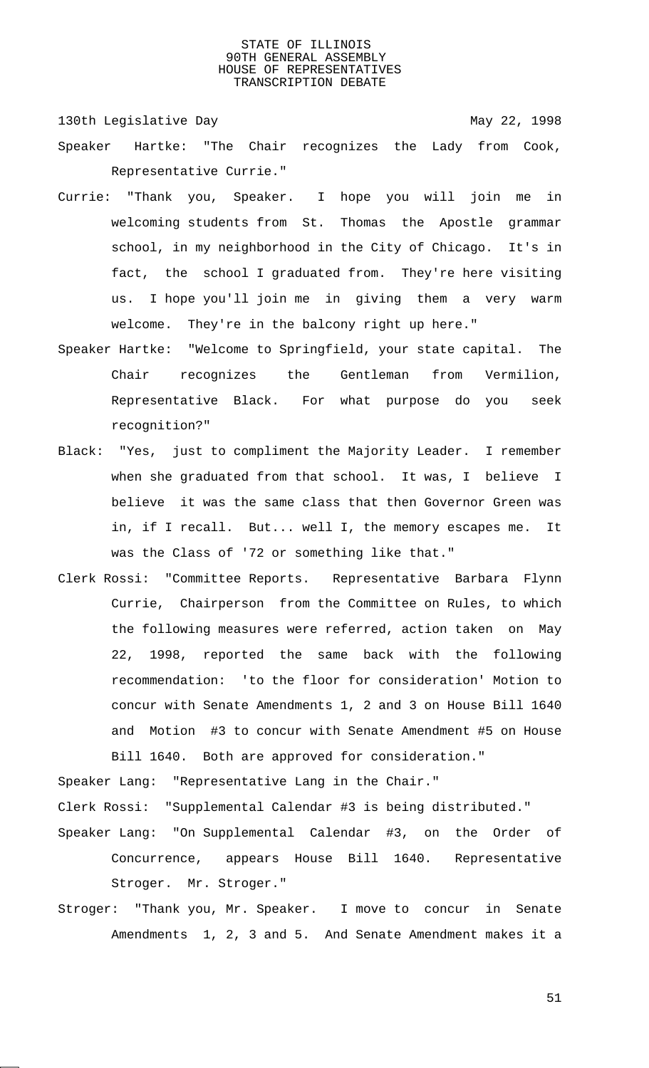Speaker Hartke: "The Chair recognizes the Lady from Cook, Representative Currie."

Currie: "Thank you, Speaker. I hope you will join me in welcoming students from St. Thomas the Apostle grammar school, in my neighborhood in the City of Chicago. It's in fact, the school I graduated from. They're here visiting us. I hope you'll join me in giving them a very warm welcome. They're in the balcony right up here."

Speaker Hartke: "Welcome to Springfield, your state capital. The Chair recognizes the Gentleman from Vermilion, Representative Black. For what purpose do you seek recognition?"

Black: "Yes, just to compliment the Majority Leader. I remember when she graduated from that school. It was, I believe I believe it was the same class that then Governor Green was in, if I recall. But... well I, the memory escapes me. It was the Class of '72 or something like that."

Clerk Rossi: "Committee Reports. Representative Barbara Flynn Currie, Chairperson from the Committee on Rules, to which the following measures were referred, action taken on May 22, 1998, reported the same back with the following recommendation: 'to the floor for consideration' Motion to concur with Senate Amendments 1, 2 and 3 on House Bill 1640 and Motion #3 to concur with Senate Amendment #5 on House Bill 1640. Both are approved for consideration."

Speaker Lang: "Representative Lang in the Chair."

Clerk Rossi: "Supplemental Calendar #3 is being distributed."

Speaker Lang: "On Supplemental Calendar #3, on the Order of Concurrence, appears House Bill 1640. Representative Stroger. Mr. Stroger."

Stroger: "Thank you, Mr. Speaker. I move to concur in Senate Amendments 1, 2, 3 and 5. And Senate Amendment makes it a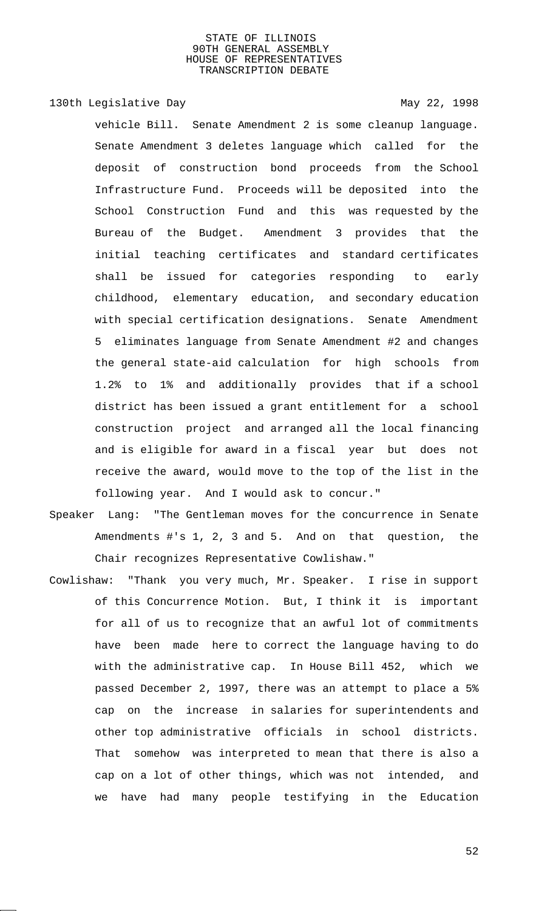vehicle Bill. Senate Amendment 2 is some cleanup language. Senate Amendment 3 deletes language which called for the deposit of construction bond proceeds from the School Infrastructure Fund. Proceeds will be deposited into the School Construction Fund and this was requested by the Bureau of the Budget. Amendment 3 provides that the initial teaching certificates and standard certificates shall be issued for categories responding to early childhood, elementary education, and secondary education with special certification designations. Senate Amendment 5 eliminates language from Senate Amendment #2 and changes the general state-aid calculation for high schools from 1.2% to 1% and additionally provides that if a school district has been issued a grant entitlement for a school construction project and arranged all the local financing and is eligible for award in a fiscal year but does not receive the award, would move to the top of the list in the following year. And I would ask to concur."

Speaker Lang: "The Gentleman moves for the concurrence in Senate Amendments #'s 1, 2, 3 and 5. And on that question, the Chair recognizes Representative Cowlishaw."

Cowlishaw: "Thank you very much, Mr. Speaker. I rise in support of this Concurrence Motion. But, I think it is important for all of us to recognize that an awful lot of commitments have been made here to correct the language having to do with the administrative cap. In House Bill 452, which we passed December 2, 1997, there was an attempt to place a 5% cap on the increase in salaries for superintendents and other top administrative officials in school districts. That somehow was interpreted to mean that there is also a cap on a lot of other things, which was not intended, and we have had many people testifying in the Education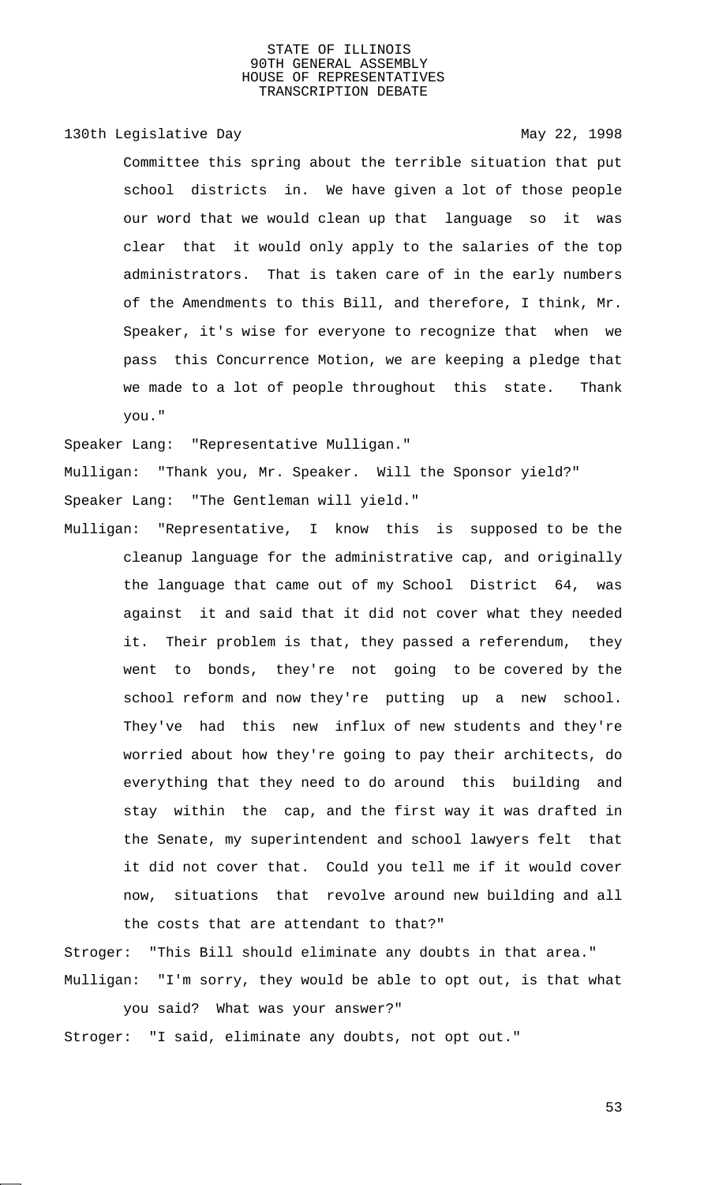Committee this spring about the terrible situation that put school districts in. We have given a lot of those people our word that we would clean up that language so it was clear that it would only apply to the salaries of the top administrators. That is taken care of in the early numbers of the Amendments to this Bill, and therefore, I think, Mr. Speaker, it's wise for everyone to recognize that when we pass this Concurrence Motion, we are keeping a pledge that we made to a lot of people throughout this state. Thank you."

Speaker Lang: "Representative Mulligan."

Mulligan: "Thank you, Mr. Speaker. Will the Sponsor yield?"

Speaker Lang: "The Gentleman will yield."

Mulligan: "Representative, I know this is supposed to be the cleanup language for the administrative cap, and originally the language that came out of my School District 64, was against it and said that it did not cover what they needed it. Their problem is that, they passed a referendum, they went to bonds, they're not going to be covered by the school reform and now they're putting up a new school. They've had this new influx of new students and they're worried about how they're going to pay their architects, do everything that they need to do around this building and stay within the cap, and the first way it was drafted in the Senate, my superintendent and school lawyers felt that it did not cover that. Could you tell me if it would cover now, situations that revolve around new building and all the costs that are attendant to that?"

Stroger: "This Bill should eliminate any doubts in that area."

Mulligan: "I'm sorry, they would be able to opt out, is that what you said? What was your answer?"

Stroger: "I said, eliminate any doubts, not opt out."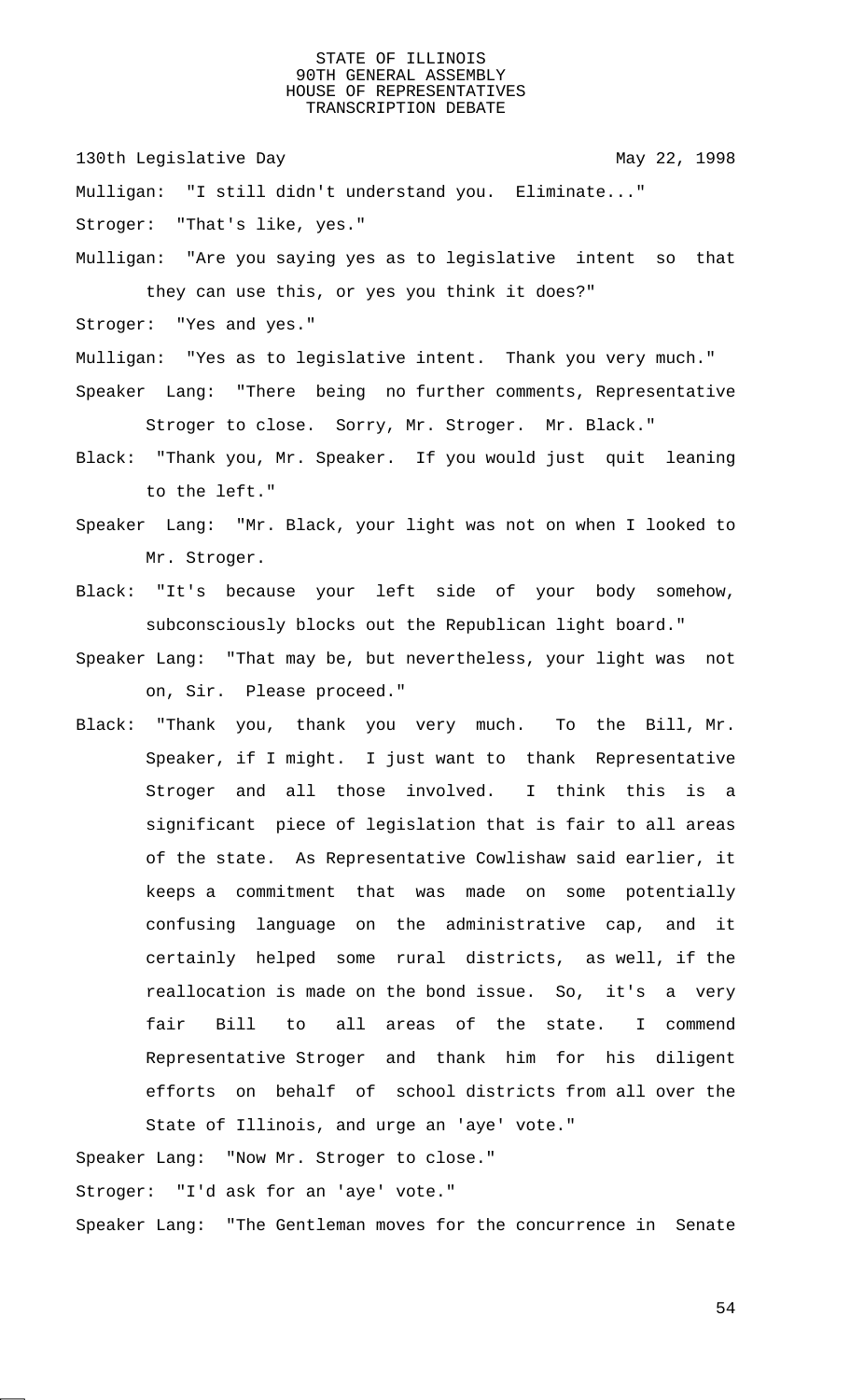Mulligan: "I still didn't understand you. Eliminate..."

Stroger: "That's like, yes."

Mulligan: "Are you saying yes as to legislative intent so that they can use this, or yes you think it does?"

Stroger: "Yes and yes."

Mulligan: "Yes as to legislative intent. Thank you very much."

Speaker Lang: "There being no further comments, Representative Stroger to close. Sorry, Mr. Stroger. Mr. Black."

Black: "Thank you, Mr. Speaker. If you would just quit leaning to the left."

Speaker Lang: "Mr. Black, your light was not on when I looked to Mr. Stroger.

Black: "It's because your left side of your body somehow, subconsciously blocks out the Republican light board."

Speaker Lang: "That may be, but nevertheless, your light was not on, Sir. Please proceed."

Black: "Thank you, thank you very much. To the Bill, Mr. Speaker, if I might. I just want to thank Representative Stroger and all those involved. I think this is a significant piece of legislation that is fair to all areas of the state. As Representative Cowlishaw said earlier, it keeps a commitment that was made on some potentially confusing language on the administrative cap, and it certainly helped some rural districts, as well, if the reallocation is made on the bond issue. So, it's a very fair Bill to all areas of the state. I commend Representative Stroger and thank him for his diligent efforts on behalf of school districts from all over the State of Illinois, and urge an 'aye' vote."

Speaker Lang: "Now Mr. Stroger to close."

Stroger: "I'd ask for an 'aye' vote."

Speaker Lang: "The Gentleman moves for the concurrence in Senate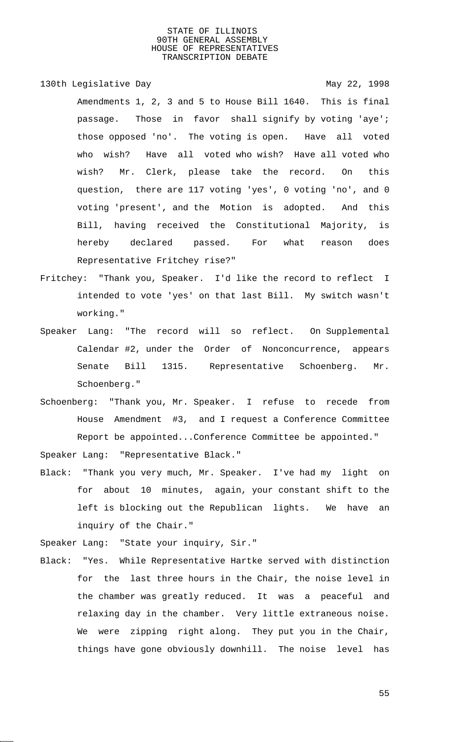130th Legislative Day May 22, 1998

Amendments 1, 2, 3 and 5 to House Bill 1640. This is final passage. Those in favor shall signify by voting 'aye'; those opposed 'no'. The voting is open. Have all voted who wish? Have all voted who wish? Have all voted who wish? Mr. Clerk, please take the record. On this question, there are 117 voting 'yes', 0 voting 'no', and 0 voting 'present', and the Motion is adopted. And this Bill, having received the Constitutional Majority, is hereby declared passed. For what reason does Representative Fritchey rise?"

Fritchey: "Thank you, Speaker. I'd like the record to reflect I intended to vote 'yes' on that last Bill. My switch wasn't working."

Speaker Lang: "The record will so reflect. On Supplemental Calendar #2, under the Order of Nonconcurrence, appears Senate Bill 1315. Representative Schoenberg. Mr. Schoenberg."

Schoenberg: "Thank you, Mr. Speaker. I refuse to recede from House Amendment #3, and I request a Conference Committee Report be appointed...Conference Committee be appointed."

Speaker Lang: "Representative Black."

Black: "Thank you very much, Mr. Speaker. I've had my light on for about 10 minutes, again, your constant shift to the left is blocking out the Republican lights. We have an inquiry of the Chair."

Speaker Lang: "State your inquiry, Sir."

Black: "Yes. While Representative Hartke served with distinction for the last three hours in the Chair, the noise level in the chamber was greatly reduced. It was a peaceful and relaxing day in the chamber. Very little extraneous noise. We were zipping right along. They put you in the Chair, things have gone obviously downhill. The noise level has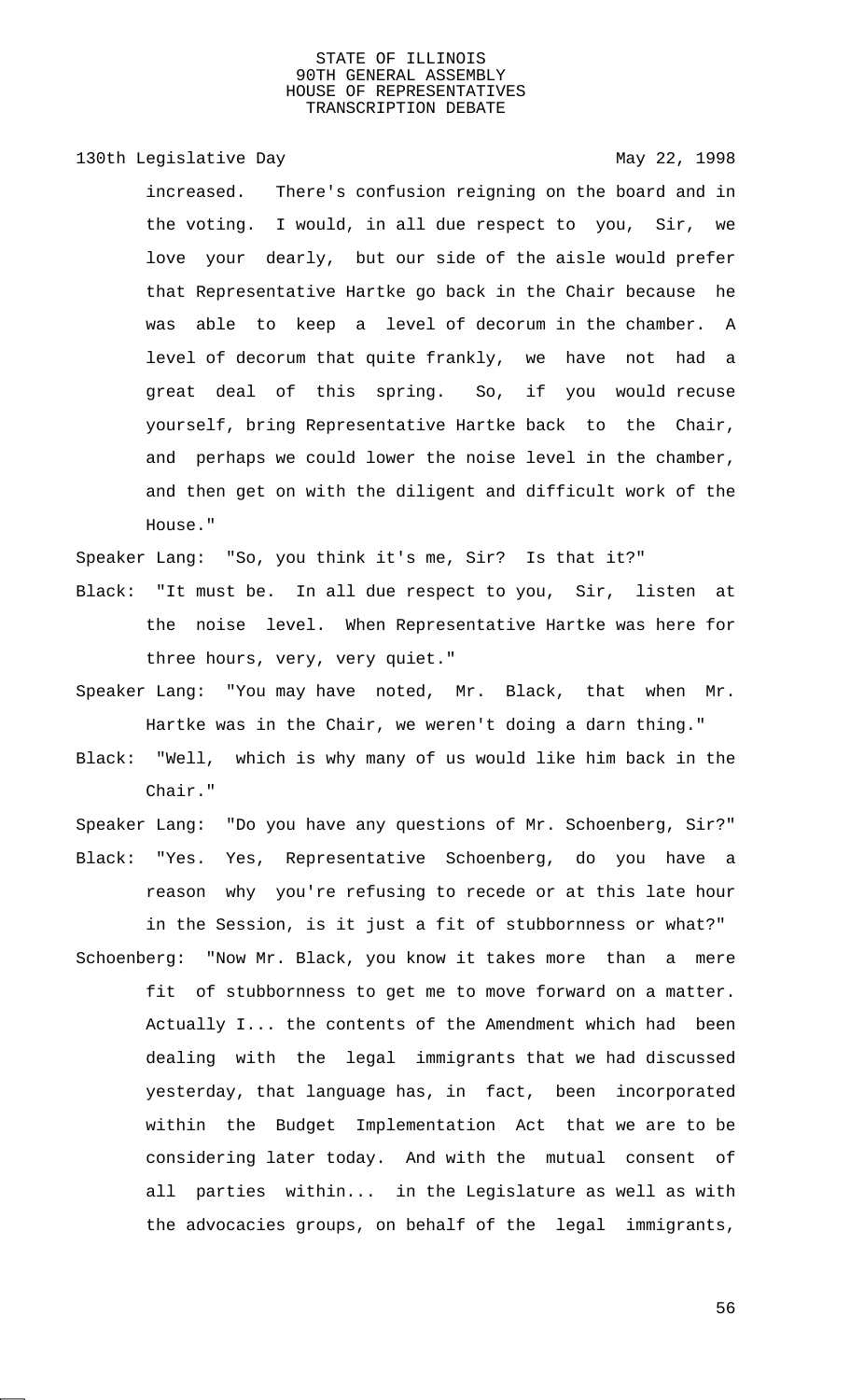increased. There's confusion reigning on the board and in the voting. I would, in all due respect to you, Sir, we love your dearly, but our side of the aisle would prefer that Representative Hartke go back in the Chair because he was able to keep a level of decorum in the chamber. A level of decorum that quite frankly, we have not had a great deal of this spring. So, if you would recuse yourself, bring Representative Hartke back to the Chair, and perhaps we could lower the noise level in the chamber, and then get on with the diligent and difficult work of the House."

Speaker Lang: "So, you think it's me, Sir? Is that it?"

Black: "It must be. In all due respect to you, Sir, listen at the noise level. When Representative Hartke was here for three hours, very, very quiet."

Speaker Lang: "You may have noted, Mr. Black, that when Mr. Hartke was in the Chair, we weren't doing a darn thing."

Black: "Well, which is why many of us would like him back in the Chair."

Speaker Lang: "Do you have any questions of Mr. Schoenberg, Sir?"

Black: "Yes. Yes, Representative Schoenberg, do you have a reason why you're refusing to recede or at this late hour in the Session, is it just a fit of stubbornness or what?"

Schoenberg: "Now Mr. Black, you know it takes more than a mere fit of stubbornness to get me to move forward on a matter. Actually I... the contents of the Amendment which had been dealing with the legal immigrants that we had discussed yesterday, that language has, in fact, been incorporated within the Budget Implementation Act that we are to be considering later today. And with the mutual consent of all parties within... in the Legislature as well as with the advocacies groups, on behalf of the legal immigrants,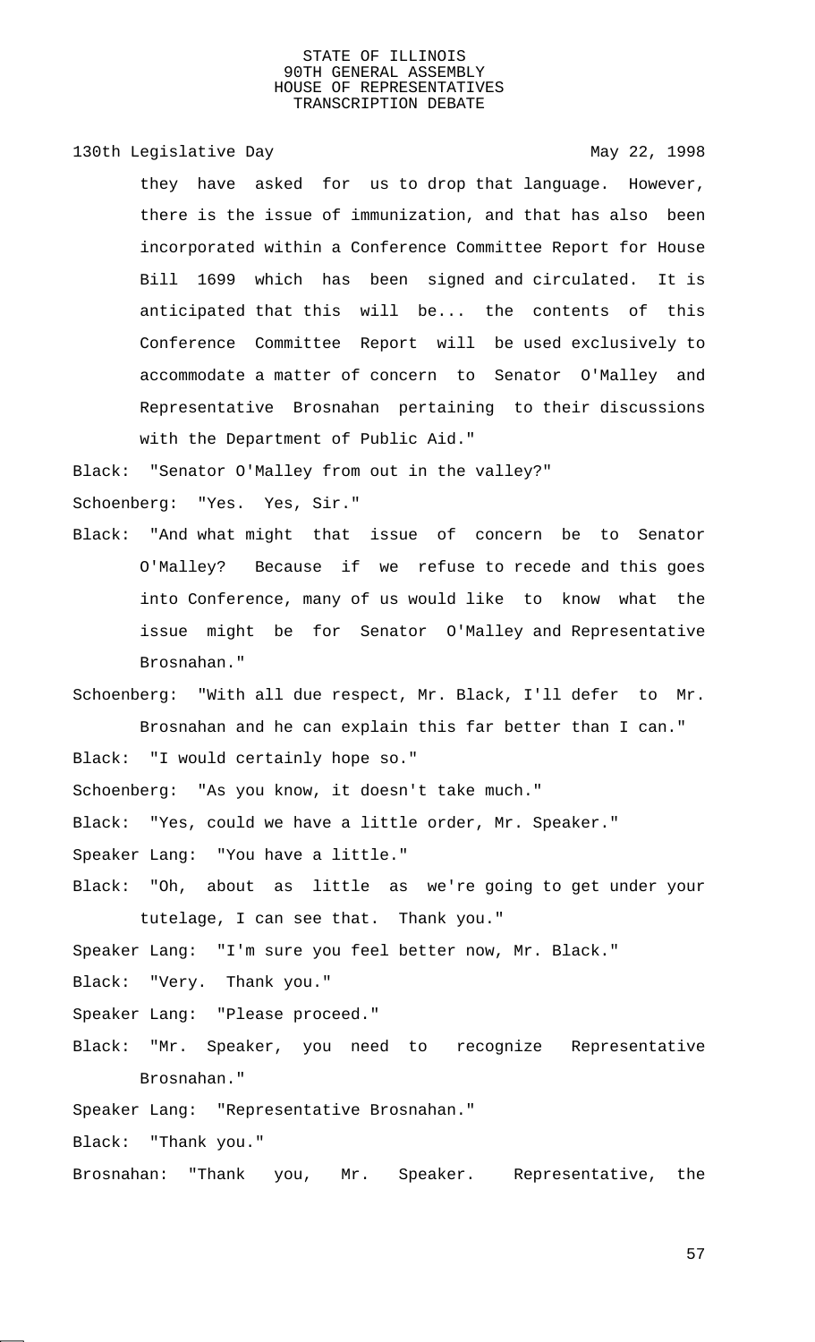they have asked for us to drop that language. However, there is the issue of immunization, and that has also been incorporated within a Conference Committee Report for House Bill 1699 which has been signed and circulated. It is anticipated that this will be... the contents of this Conference Committee Report will be used exclusively to accommodate a matter of concern to Senator O'Malley and Representative Brosnahan pertaining to their discussions with the Department of Public Aid."

Black: "Senator O'Malley from out in the valley?"

Schoenberg: "Yes. Yes, Sir."

Black: "And what might that issue of concern be to Senator O'Malley? Because if we refuse to recede and this goes into Conference, many of us would like to know what the issue might be for Senator O'Malley and Representative Brosnahan."

Schoenberg: "With all due respect, Mr. Black, I'll defer to Mr. Brosnahan and he can explain this far better than I can."

Black: "I would certainly hope so."

Schoenberg: "As you know, it doesn't take much."

Black: "Yes, could we have a little order, Mr. Speaker."

Speaker Lang: "You have a little."

Black: "Oh, about as little as we're going to get under your tutelage, I can see that. Thank you."

Speaker Lang: "I'm sure you feel better now, Mr. Black."

Black: "Very. Thank you."

Speaker Lang: "Please proceed."

Black: "Mr. Speaker, you need to recognize Representative Brosnahan."

Speaker Lang: "Representative Brosnahan."

Black: "Thank you."

Brosnahan: "Thank you, Mr. Speaker. Representative, the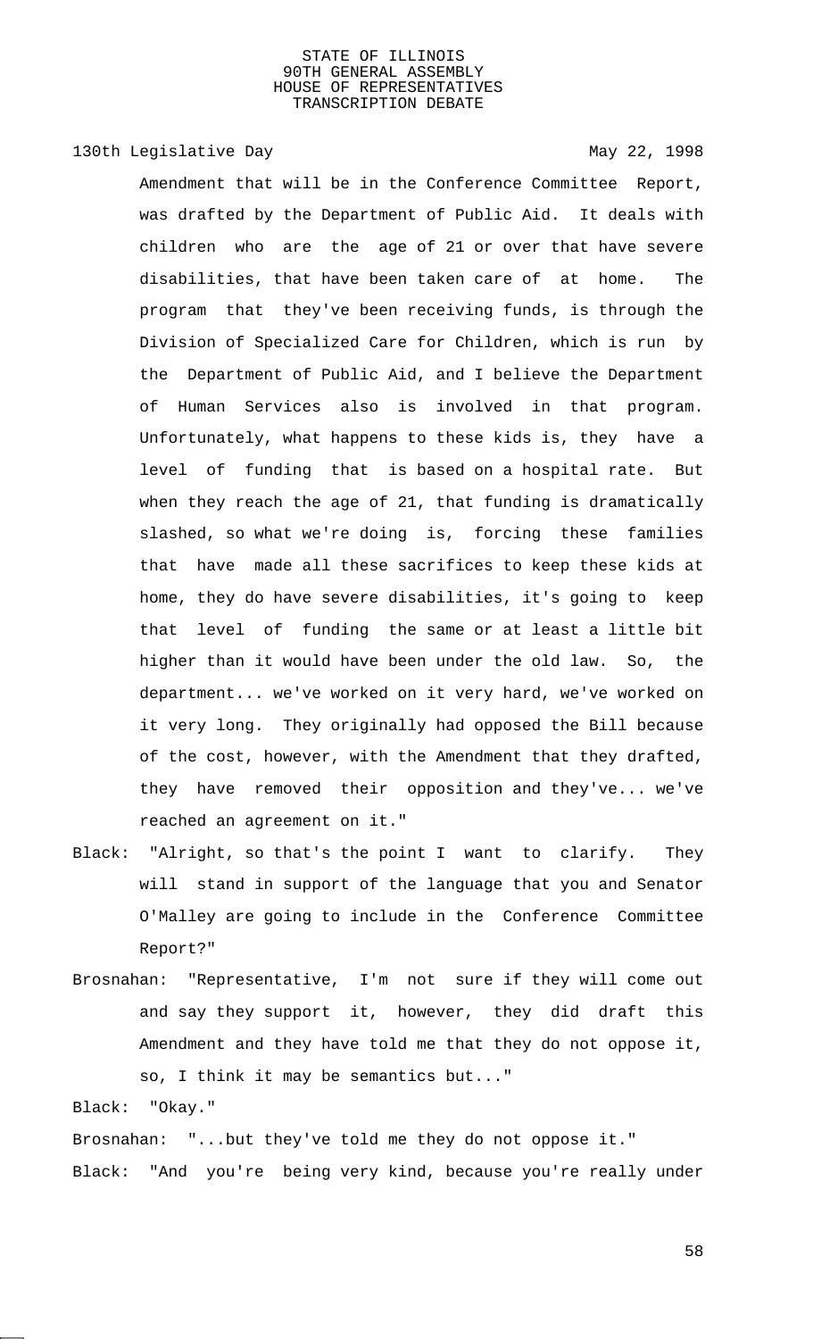Amendment that will be in the Conference Committee Report, was drafted by the Department of Public Aid. It deals with children who are the age of 21 or over that have severe disabilities, that have been taken care of at home. The program that they've been receiving funds, is through the Division of Specialized Care for Children, which is run by the Department of Public Aid, and I believe the Department of Human Services also is involved in that program. Unfortunately, what happens to these kids is, they have a level of funding that is based on a hospital rate. But when they reach the age of 21, that funding is dramatically slashed, so what we're doing is, forcing these families that have made all these sacrifices to keep these kids at home, they do have severe disabilities, it's going to keep that level of funding the same or at least a little bit higher than it would have been under the old law. So, the department... we've worked on it very hard, we've worked on it very long. They originally had opposed the Bill because of the cost, however, with the Amendment that they drafted, they have removed their opposition and they've... we've reached an agreement on it."

Black: "Alright, so that's the point I want to clarify. They will stand in support of the language that you and Senator O'Malley are going to include in the Conference Committee Report?"

Brosnahan: "Representative, I'm not sure if they will come out and say they support it, however, they did draft this Amendment and they have told me that they do not oppose it, so, I think it may be semantics but..."

Black: "Okay."

Brosnahan: "...but they've told me they do not oppose it."

Black: "And you're being very kind, because you're really under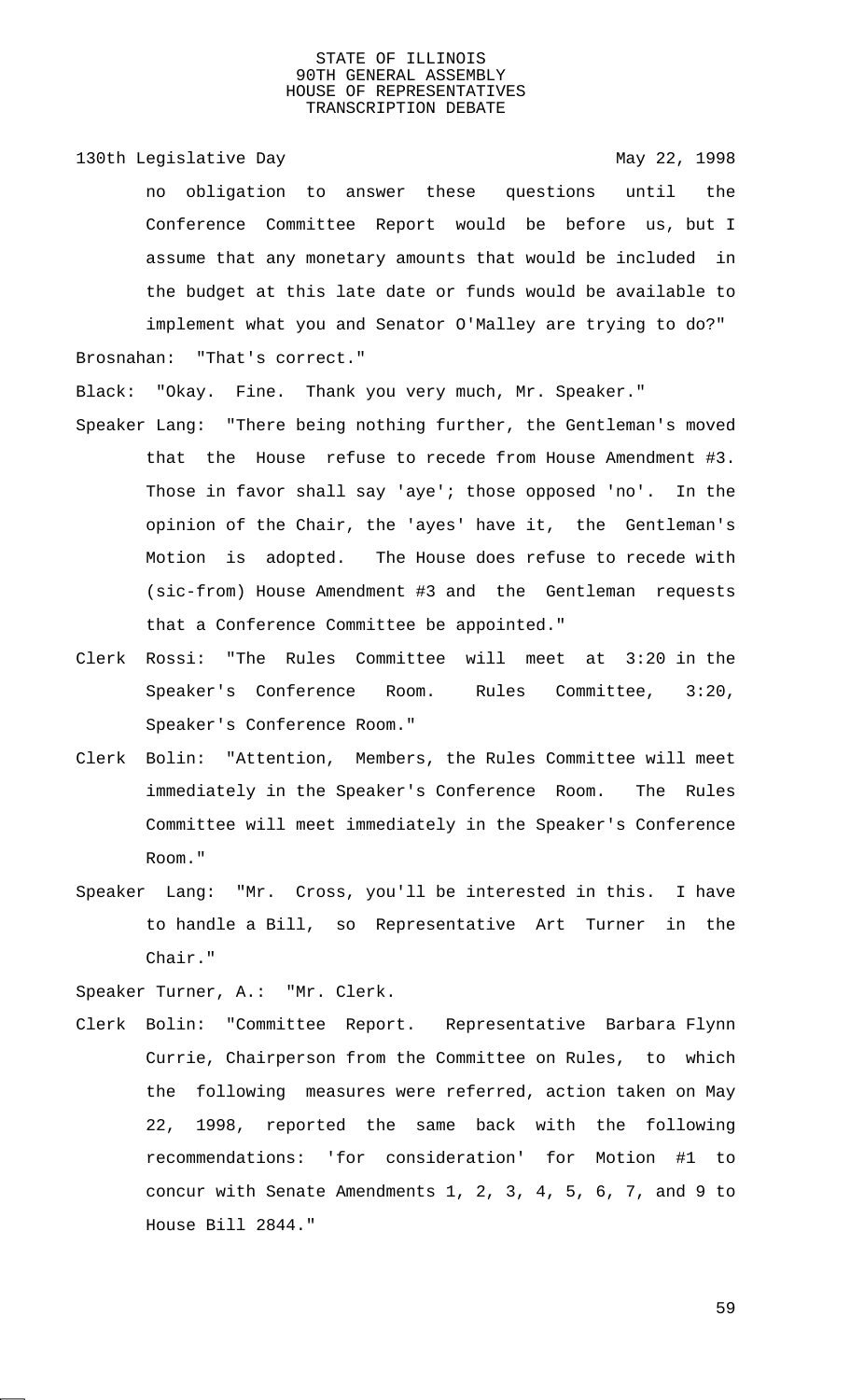no obligation to answer these questions until the Conference Committee Report would be before us, but I assume that any monetary amounts that would be included in the budget at this late date or funds would be available to implement what you and Senator O'Malley are trying to do?"

Brosnahan: "That's correct."

Black: "Okay. Fine. Thank you very much, Mr. Speaker."

Speaker Lang: "There being nothing further, the Gentleman's moved that the House refuse to recede from House Amendment #3. Those in favor shall say 'aye'; those opposed 'no'. In the opinion of the Chair, the 'ayes' have it, the Gentleman's Motion is adopted. The House does refuse to recede with (sic-from) House Amendment #3 and the Gentleman requests that a Conference Committee be appointed."

Clerk Rossi: "The Rules Committee will meet at 3:20 in the Speaker's Conference Room. Rules Committee, 3:20, Speaker's Conference Room."

Clerk Bolin: "Attention, Members, the Rules Committee will meet immediately in the Speaker's Conference Room. The Rules Committee will meet immediately in the Speaker's Conference Room."

Speaker Lang: "Mr. Cross, you'll be interested in this. I have to handle a Bill, so Representative Art Turner in the Chair."

Speaker Turner, A.: "Mr. Clerk.

Clerk Bolin: "Committee Report. Representative Barbara Flynn Currie, Chairperson from the Committee on Rules, to which the following measures were referred, action taken on May 22, 1998, reported the same back with the following recommendations: 'for consideration' for Motion #1 to concur with Senate Amendments 1, 2, 3, 4, 5, 6, 7, and 9 to House Bill 2844."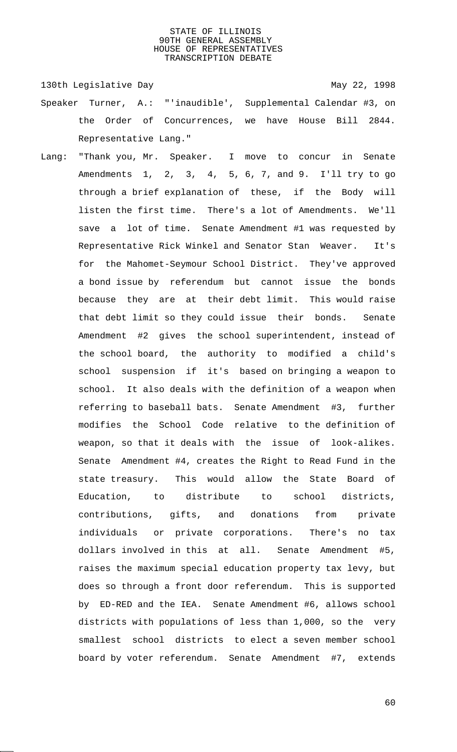Speaker Turner, A.: "'inaudible', Supplemental Calendar #3, on the Order of Concurrences, we have House Bill 2844. Representative Lang."

Lang: "Thank you, Mr. Speaker. I move to concur in Senate Amendments 1, 2, 3, 4, 5, 6, 7, and 9. I'll try to go through a brief explanation of these, if the Body will listen the first time. There's a lot of Amendments. We'll save a lot of time. Senate Amendment #1 was requested by Representative Rick Winkel and Senator Stan Weaver. It's for the Mahomet-Seymour School District. They've approved a bond issue by referendum but cannot issue the bonds because they are at their debt limit. This would raise that debt limit so they could issue their bonds. Senate Amendment #2 gives the school superintendent, instead of the school board, the authority to modified a child's school suspension if it's based on bringing a weapon to school. It also deals with the definition of a weapon when referring to baseball bats. Senate Amendment #3, further modifies the School Code relative to the definition of weapon, so that it deals with the issue of look-alikes. Senate Amendment #4, creates the Right to Read Fund in the state treasury. This would allow the State Board of Education, to distribute to school districts, contributions, gifts, and donations from private individuals or private corporations. There's no tax dollars involved in this at all. Senate Amendment #5, raises the maximum special education property tax levy, but does so through a front door referendum. This is supported by ED-RED and the IEA. Senate Amendment #6, allows school districts with populations of less than 1,000, so the very smallest school districts to elect a seven member school board by voter referendum. Senate Amendment #7, extends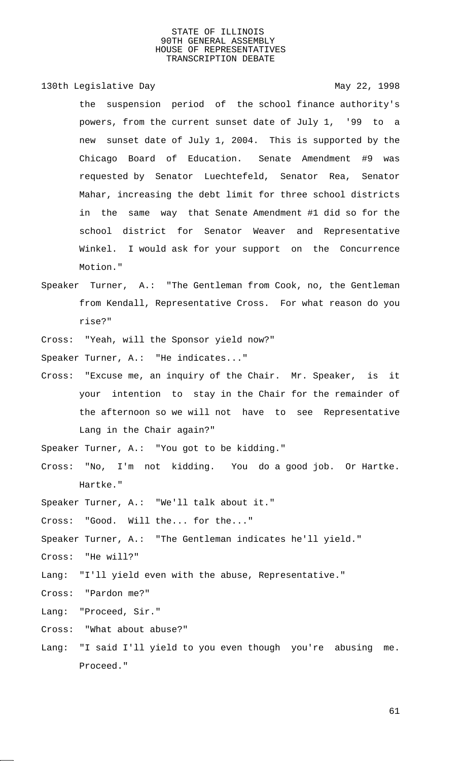the suspension period of the school finance authority's powers, from the current sunset date of July 1, '99 to a new sunset date of July 1, 2004. This is supported by the Chicago Board of Education. Senate Amendment #9 was requested by Senator Luechtefeld, Senator Rea, Senator Mahar, increasing the debt limit for three school districts in the same way that Senate Amendment #1 did so for the school district for Senator Weaver and Representative Winkel. I would ask for your support on the Concurrence Motion."

Speaker Turner, A.: "The Gentleman from Cook, no, the Gentleman from Kendall, Representative Cross. For what reason do you rise?"

Cross: "Yeah, will the Sponsor yield now?"

Speaker Turner, A.: "He indicates..."

Cross: "Excuse me, an inquiry of the Chair. Mr. Speaker, is it your intention to stay in the Chair for the remainder of the afternoon so we will not have to see Representative Lang in the Chair again?"

Speaker Turner, A.: "You got to be kidding."

Cross: "No, I'm not kidding. You do a good job. Or Hartke. Hartke."

Speaker Turner, A.: "We'll talk about it."

Cross: "Good. Will the... for the..."

Speaker Turner, A.: "The Gentleman indicates he'll yield."

Cross: "He will?"

Lang: "I'll yield even with the abuse, Representative."

Cross: "Pardon me?"

Lang: "Proceed, Sir."

Cross: "What about abuse?"

Lang: "I said I'll yield to you even though you're abusing me. Proceed."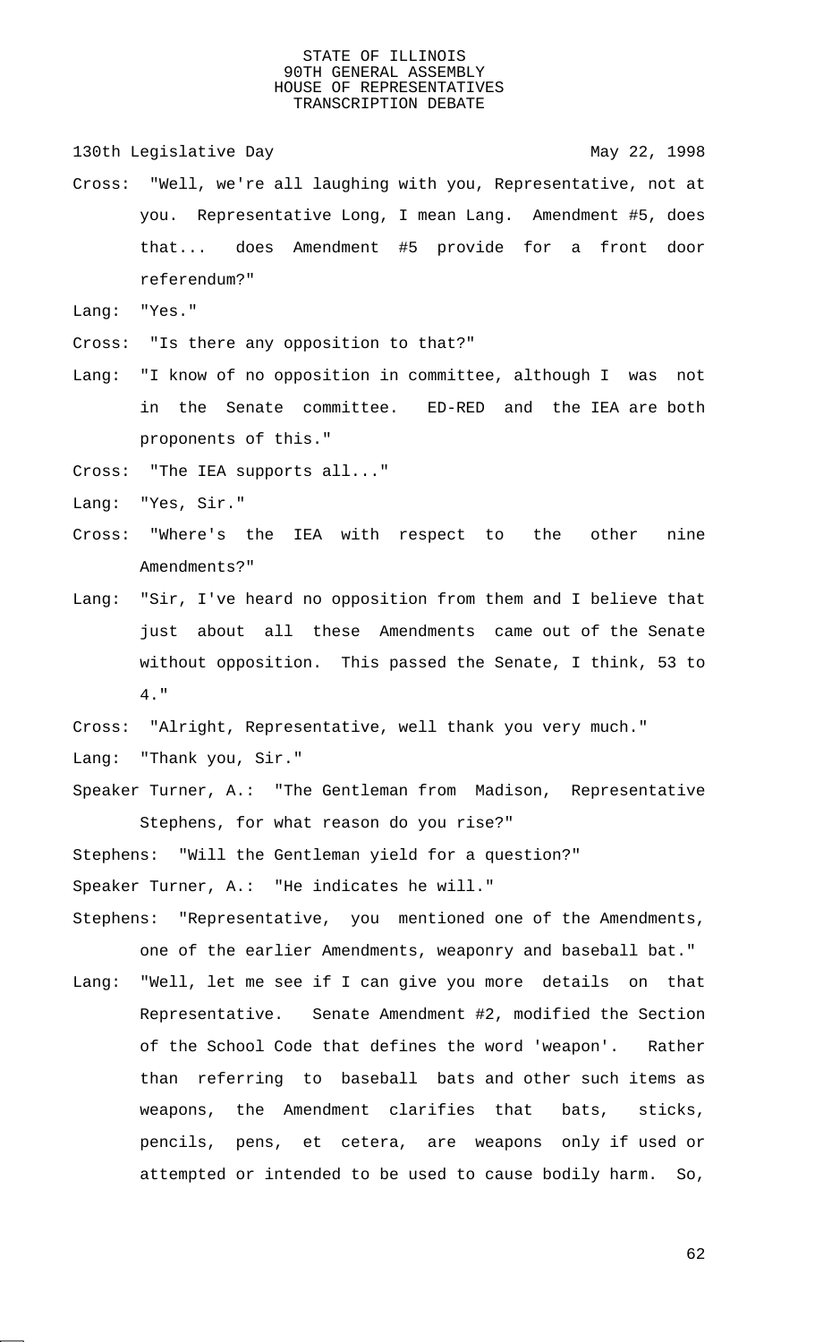Cross: "Well, we're all laughing with you, Representative, not at you. Representative Long, I mean Lang. Amendment #5, does that... does Amendment #5 provide for a front door referendum?"

Lang: "Yes."

Cross: "Is there any opposition to that?"

Lang: "I know of no opposition in committee, although I was not in the Senate committee. ED-RED and the IEA are both proponents of this."

Cross: "The IEA supports all..."

Lang: "Yes, Sir."

Cross: "Where's the IEA with respect to the other nine Amendments?"

Lang: "Sir, I've heard no opposition from them and I believe that just about all these Amendments came out of the Senate without opposition. This passed the Senate, I think, 53 to 4."

Cross: "Alright, Representative, well thank you very much."

Lang: "Thank you, Sir."

Speaker Turner, A.: "The Gentleman from Madison, Representative Stephens, for what reason do you rise?"

Stephens: "Will the Gentleman yield for a question?"

Speaker Turner, A.: "He indicates he will."

Stephens: "Representative, you mentioned one of the Amendments, one of the earlier Amendments, weaponry and baseball bat."

Lang: "Well, let me see if I can give you more details on that Representative. Senate Amendment #2, modified the Section of the School Code that defines the word 'weapon'. Rather than referring to baseball bats and other such items as weapons, the Amendment clarifies that bats, sticks, pencils, pens, et cetera, are weapons only if used or attempted or intended to be used to cause bodily harm. So,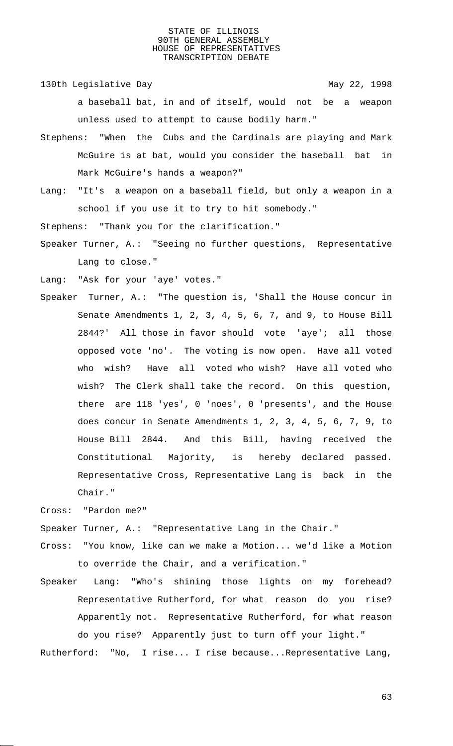a baseball bat, in and of itself, would not be a weapon unless used to attempt to cause bodily harm."

Stephens: "When the Cubs and the Cardinals are playing and Mark McGuire is at bat, would you consider the baseball bat in Mark McGuire's hands a weapon?"

Lang: "It's a weapon on a baseball field, but only a weapon in a school if you use it to try to hit somebody."

Stephens: "Thank you for the clarification."

Speaker Turner, A.: "Seeing no further questions, Representative Lang to close."

Lang: "Ask for your 'aye' votes."

Speaker Turner, A.: "The question is, 'Shall the House concur in Senate Amendments 1, 2, 3, 4, 5, 6, 7, and 9, to House Bill 2844?' All those in favor should vote 'aye'; all those opposed vote 'no'. The voting is now open. Have all voted who wish? Have all voted who wish? Have all voted who wish? The Clerk shall take the record. On this question, there are 118 'yes', 0 'noes', 0 'presents', and the House does concur in Senate Amendments 1, 2, 3, 4, 5, 6, 7, 9, to House Bill 2844. And this Bill, having received the Constitutional Majority, is hereby declared passed. Representative Cross, Representative Lang is back in the Chair."

Cross: "Pardon me?"

Speaker Turner, A.: "Representative Lang in the Chair."

Cross: "You know, like can we make a Motion... we'd like a Motion to override the Chair, and a verification."

Speaker Lang: "Who's shining those lights on my forehead? Representative Rutherford, for what reason do you rise? Apparently not. Representative Rutherford, for what reason do you rise? Apparently just to turn off your light."

Rutherford: "No, I rise... I rise because...Representative Lang,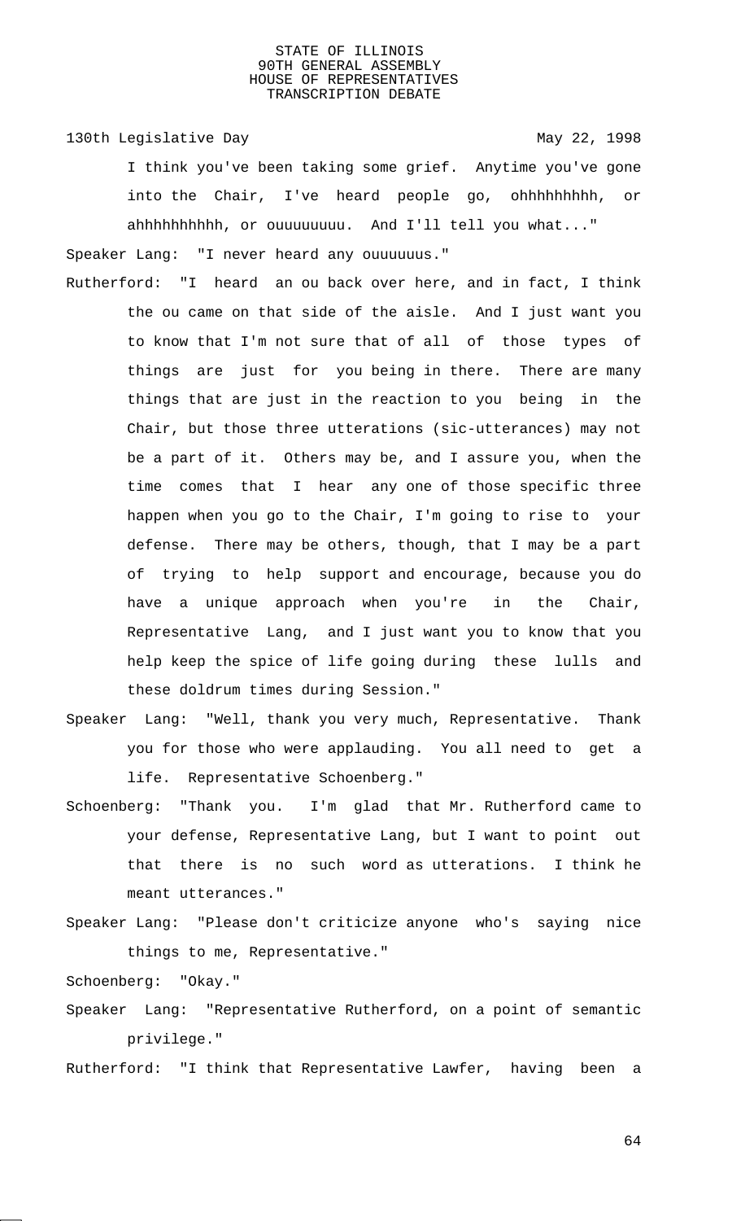I think you've been taking some grief. Anytime you've gone into the Chair, I've heard people go, ohhhhhhhhh, or ahhhhhhhhhh, or ouuuuuuuu. And I'll tell you what..."

Speaker Lang: "I never heard any ouuuuuus."

Rutherford: "I heard an ou back over here, and in fact, I think the ou came on that side of the aisle. And I just want you to know that I'm not sure that of all of those types of things are just for you being in there. There are many things that are just in the reaction to you being in the Chair, but those three utterations (sic-utterances) may not be a part of it. Others may be, and I assure you, when the time comes that I hear any one of those specific three happen when you go to the Chair, I'm going to rise to your defense. There may be others, though, that I may be a part of trying to help support and encourage, because you do have a unique approach when you're in the Chair, Representative Lang, and I just want you to know that you help keep the spice of life going during these lulls and these doldrum times during Session."

Speaker Lang: "Well, thank you very much, Representative. Thank you for those who were applauding. You all need to get a life. Representative Schoenberg."

Schoenberg: "Thank you. I'm glad that Mr. Rutherford came to your defense, Representative Lang, but I want to point out that there is no such word as utterations. I think he meant utterances."

Speaker Lang: "Please don't criticize anyone who's saying nice things to me, Representative."

Schoenberg: "Okay."

Speaker Lang: "Representative Rutherford, on a point of semantic privilege."

Rutherford: "I think that Representative Lawfer, having been a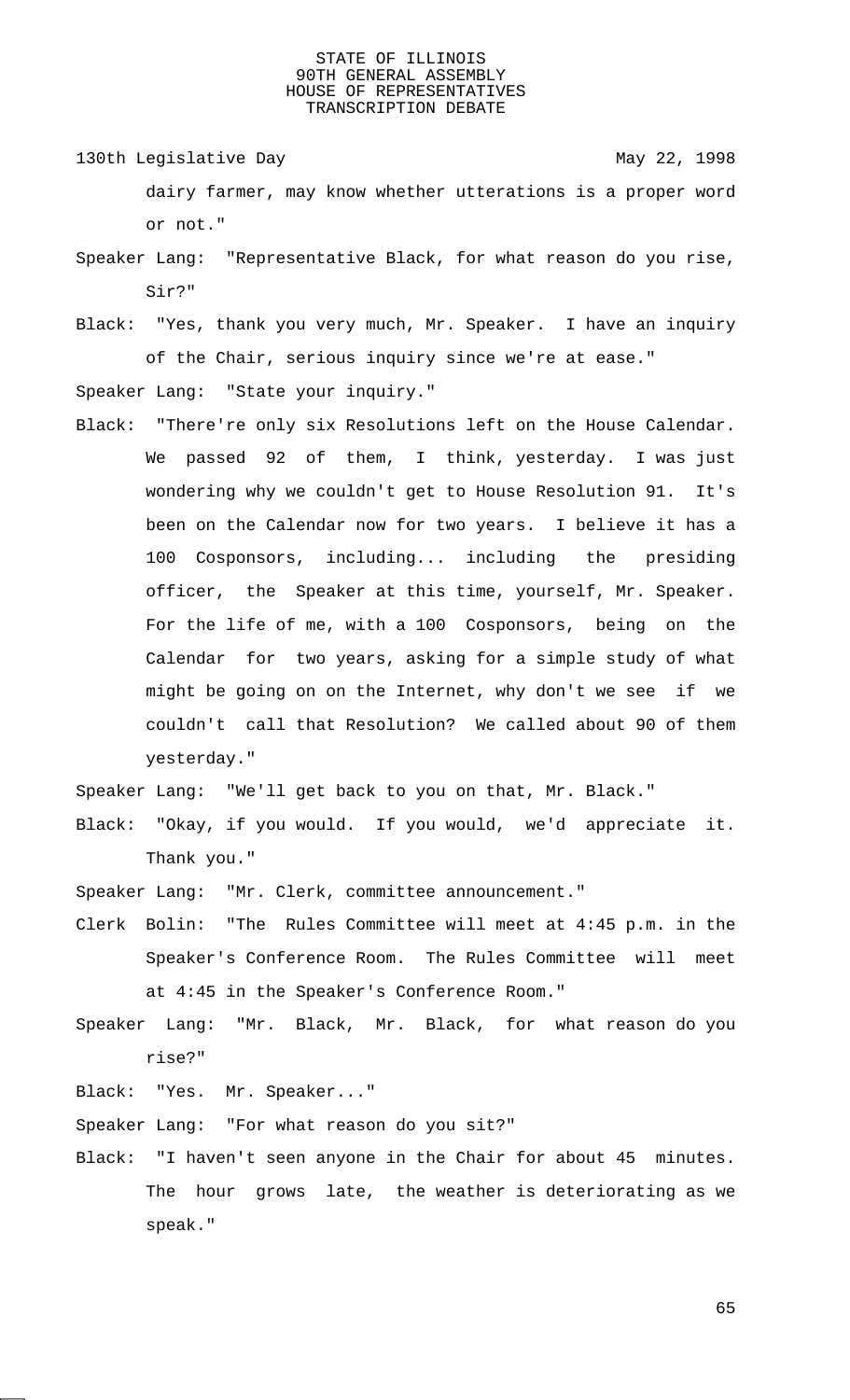dairy farmer, may know whether utterations is a proper word or not."

Speaker Lang: "Representative Black, for what reason do you rise, Sir?"

Black: "Yes, thank you very much, Mr. Speaker. I have an inquiry of the Chair, serious inquiry since we're at ease."

Speaker Lang: "State your inquiry."

Black: "There're only six Resolutions left on the House Calendar. We passed 92 of them, I think, yesterday. I was just wondering why we couldn't get to House Resolution 91. It's been on the Calendar now for two years. I believe it has a 100 Cosponsors, including... including the presiding officer, the Speaker at this time, yourself, Mr. Speaker. For the life of me, with a 100 Cosponsors, being on the Calendar for two years, asking for a simple study of what might be going on on the Internet, why don't we see if we couldn't call that Resolution? We called about 90 of them yesterday."

Speaker Lang: "We'll get back to you on that, Mr. Black."

Black: "Okay, if you would. If you would, we'd appreciate it. Thank you."

Speaker Lang: "Mr. Clerk, committee announcement."

Clerk Bolin: "The Rules Committee will meet at 4:45 p.m. in the Speaker's Conference Room. The Rules Committee will meet at 4:45 in the Speaker's Conference Room."

Speaker Lang: "Mr. Black, Mr. Black, for what reason do you rise?"

Black: "Yes. Mr. Speaker..."

Speaker Lang: "For what reason do you sit?"

Black: "I haven't seen anyone in the Chair for about 45 minutes. The hour grows late, the weather is deteriorating as we speak."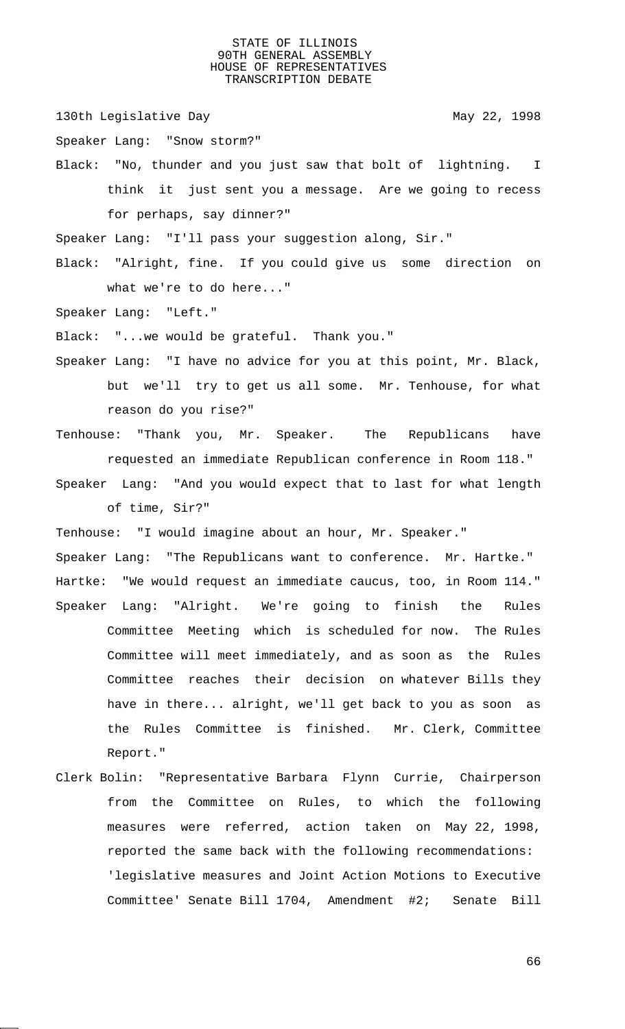Speaker Lang: "Snow storm?"

Black: "No, thunder and you just saw that bolt of lightning. I think it just sent you a message. Are we going to recess for perhaps, say dinner?"

Speaker Lang: "I'll pass your suggestion along, Sir."

Black: "Alright, fine. If you could give us some direction on what we're to do here..."

Speaker Lang: "Left."

Black: "...we would be grateful. Thank you."

Speaker Lang: "I have no advice for you at this point, Mr. Black, but we'll try to get us all some. Mr. Tenhouse, for what reason do you rise?"

Tenhouse: "Thank you, Mr. Speaker. The Republicans have requested an immediate Republican conference in Room 118."

Speaker Lang: "And you would expect that to last for what length of time, Sir?"

Tenhouse: "I would imagine about an hour, Mr. Speaker."

Speaker Lang: "The Republicans want to conference. Mr. Hartke."

Hartke: "We would request an immediate caucus, too, in Room 114."

Speaker Lang: "Alright. We're going to finish the Rules Committee Meeting which is scheduled for now. The Rules Committee will meet immediately, and as soon as the Rules Committee reaches their decision on whatever Bills they have in there... alright, we'll get back to you as soon as the Rules Committee is finished. Mr. Clerk, Committee Report."

Clerk Bolin: "Representative Barbara Flynn Currie, Chairperson from the Committee on Rules, to which the following measures were referred, action taken on May 22, 1998, reported the same back with the following recommendations: 'legislative measures and Joint Action Motions to Executive Committee' Senate Bill 1704, Amendment #2; Senate Bill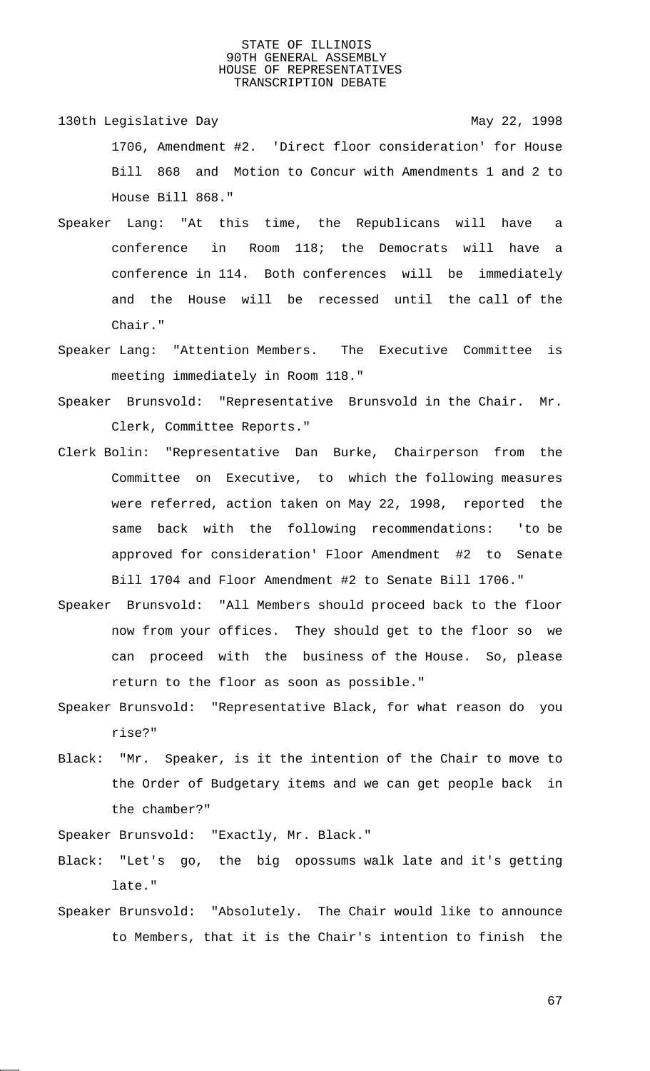1706, Amendment #2. 'Direct floor consideration' for House Bill 868 and Motion to Concur with Amendments 1 and 2 to House Bill 868."

Speaker Lang: "At this time, the Republicans will have a conference in Room 118; the Democrats will have a conference in 114. Both conferences will be immediately and the House will be recessed until the call of the Chair."

Speaker Lang: "Attention Members. The Executive Committee is meeting immediately in Room 118."

Speaker Brunsvold: "Representative Brunsvold in the Chair. Mr. Clerk, Committee Reports."

Clerk Bolin: "Representative Dan Burke, Chairperson from the Committee on Executive, to which the following measures were referred, action taken on May 22, 1998, reported the same back with the following recommendations: 'to be approved for consideration' Floor Amendment #2 to Senate Bill 1704 and Floor Amendment #2 to Senate Bill 1706."

Speaker Brunsvold: "All Members should proceed back to the floor now from your offices. They should get to the floor so we can proceed with the business of the House. So, please return to the floor as soon as possible."

Speaker Brunsvold: "Representative Black, for what reason do you rise?"

Black: "Mr. Speaker, is it the intention of the Chair to move to the Order of Budgetary items and we can get people back in the chamber?"

Speaker Brunsvold: "Exactly, Mr. Black."

Black: "Let's go, the big opossums walk late and it's getting late."

Speaker Brunsvold: "Absolutely. The Chair would like to announce to Members, that it is the Chair's intention to finish the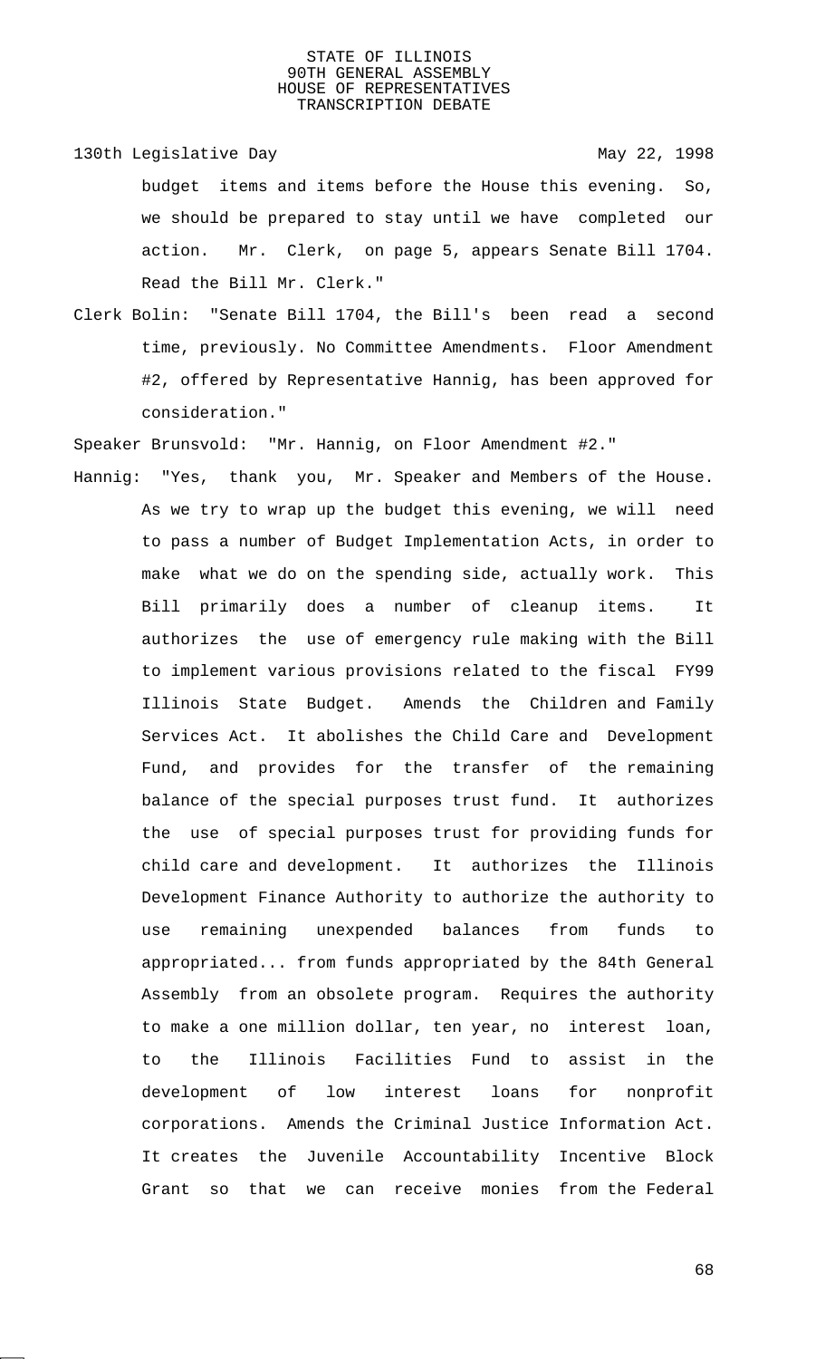budget items and items before the House this evening. So, we should be prepared to stay until we have completed our action. Mr. Clerk, on page 5, appears Senate Bill 1704. Read the Bill Mr. Clerk."

Clerk Bolin: "Senate Bill 1704, the Bill's been read a second time, previously. No Committee Amendments. Floor Amendment #2, offered by Representative Hannig, has been approved for consideration."

Speaker Brunsvold: "Mr. Hannig, on Floor Amendment #2."

Hannig: "Yes, thank you, Mr. Speaker and Members of the House. As we try to wrap up the budget this evening, we will need to pass a number of Budget Implementation Acts, in order to make what we do on the spending side, actually work. This Bill primarily does a number of cleanup items. It authorizes the use of emergency rule making with the Bill to implement various provisions related to the fiscal FY99 Illinois State Budget. Amends the Children and Family Services Act. It abolishes the Child Care and Development Fund, and provides for the transfer of the remaining balance of the special purposes trust fund. It authorizes the use of special purposes trust for providing funds for child care and development. It authorizes the Illinois Development Finance Authority to authorize the authority to use remaining unexpended balances from funds to appropriated... from funds appropriated by the 84th General Assembly from an obsolete program. Requires the authority to make a one million dollar, ten year, no interest loan, to the Illinois Facilities Fund to assist in the development of low interest loans for nonprofit corporations. Amends the Criminal Justice Information Act. It creates the Juvenile Accountability Incentive Block Grant so that we can receive monies from the Federal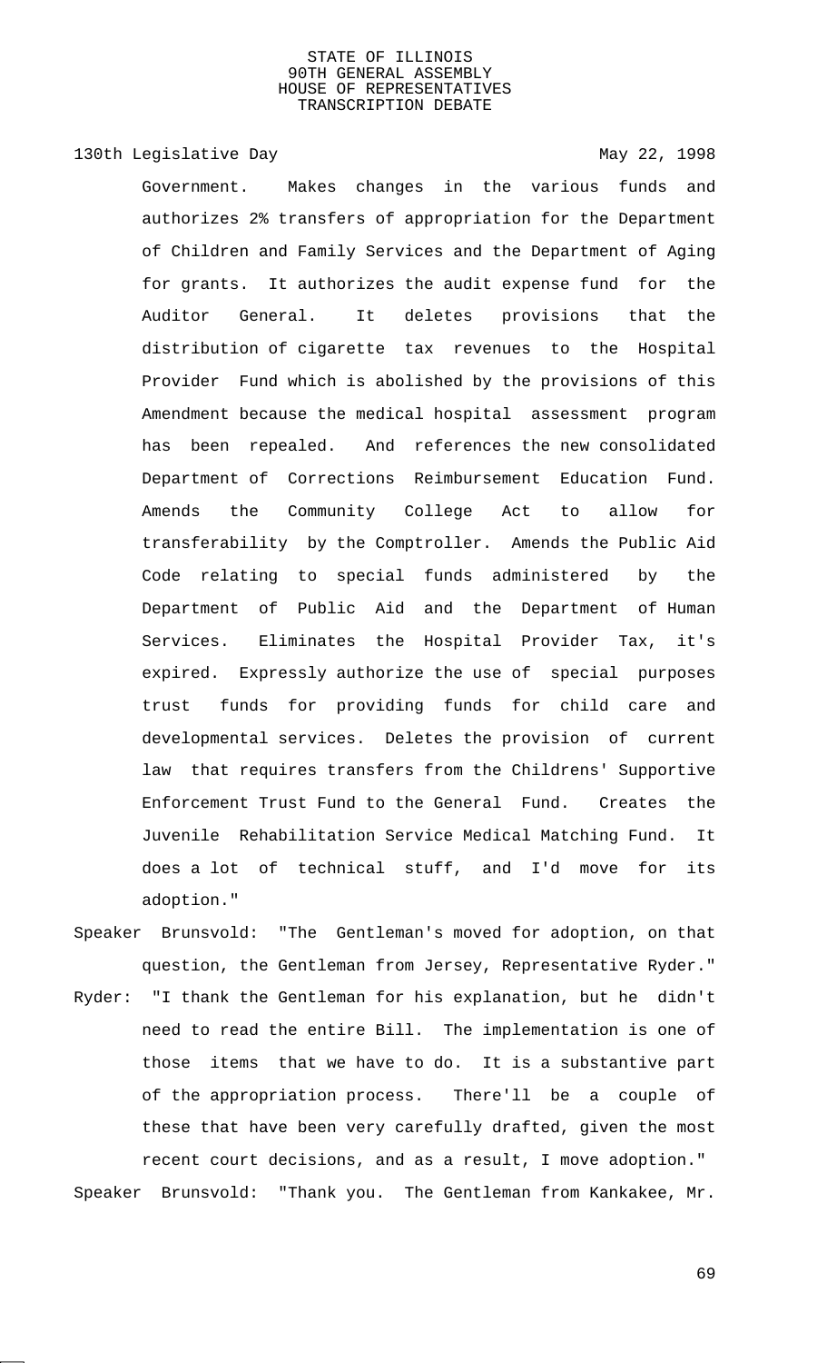Government. Makes changes in the various funds and authorizes 2% transfers of appropriation for the Department of Children and Family Services and the Department of Aging for grants. It authorizes the audit expense fund for the Auditor General. It deletes provisions that the distribution of cigarette tax revenues to the Hospital Provider Fund which is abolished by the provisions of this Amendment because the medical hospital assessment program has been repealed. And references the new consolidated Department of Corrections Reimbursement Education Fund. Amends the Community College Act to allow for transferability by the Comptroller. Amends the Public Aid Code relating to special funds administered by the Department of Public Aid and the Department of Human Services. Eliminates the Hospital Provider Tax, it's expired. Expressly authorize the use of special purposes trust funds for providing funds for child care and developmental services. Deletes the provision of current law that requires transfers from the Childrens' Supportive Enforcement Trust Fund to the General Fund. Creates the Juvenile Rehabilitation Service Medical Matching Fund. It does a lot of technical stuff, and I'd move for its adoption."

Speaker Brunsvold: "The Gentleman's moved for adoption, on that question, the Gentleman from Jersey, Representative Ryder."

Ryder: "I thank the Gentleman for his explanation, but he didn't need to read the entire Bill. The implementation is one of those items that we have to do. It is a substantive part of the appropriation process. There'll be a couple of these that have been very carefully drafted, given the most recent court decisions, and as a result, I move adoption."

Speaker Brunsvold: "Thank you. The Gentleman from Kankakee, Mr.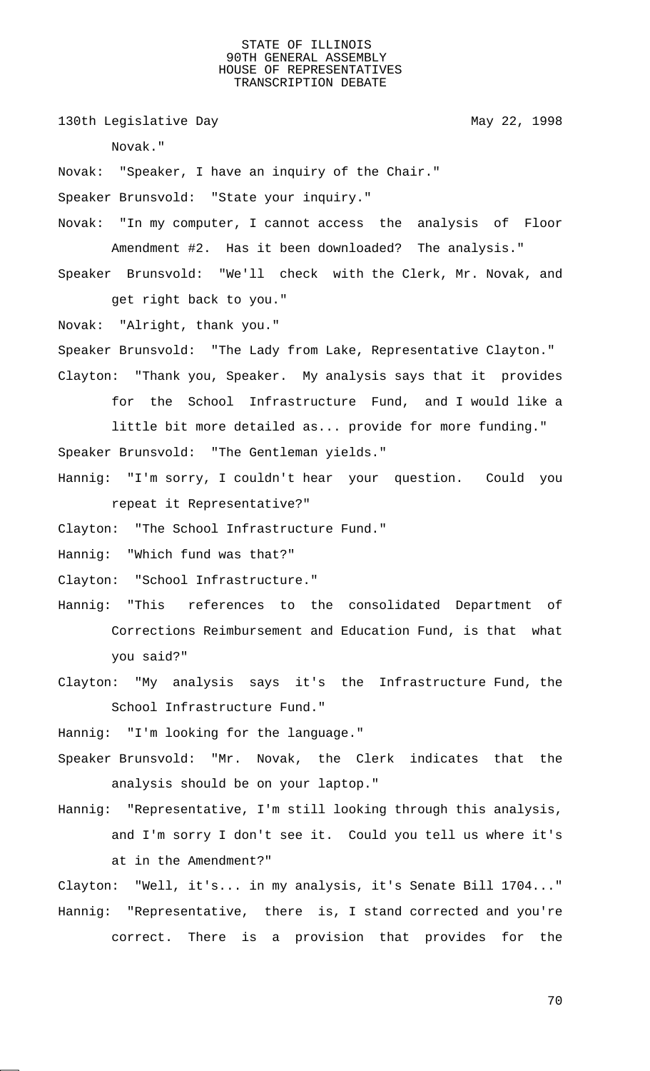Novak."

Novak: "Speaker, I have an inquiry of the Chair."

Speaker Brunsvold: "State your inquiry."

Novak: "In my computer, I cannot access the analysis of Floor Amendment #2. Has it been downloaded? The analysis."

Speaker Brunsvold: "We'll check with the Clerk, Mr. Novak, and get right back to you."

Novak: "Alright, thank you."

Speaker Brunsvold: "The Lady from Lake, Representative Clayton."

Clayton: "Thank you, Speaker. My analysis says that it provides for the School Infrastructure Fund, and I would like a little bit more detailed as... provide for more funding."

Speaker Brunsvold: "The Gentleman yields."

Hannig: "I'm sorry, I couldn't hear your question. Could you repeat it Representative?"

Clayton: "The School Infrastructure Fund."

Hannig: "Which fund was that?"

Clayton: "School Infrastructure."

Hannig: "This references to the consolidated Department of Corrections Reimbursement and Education Fund, is that what you said?"

Clayton: "My analysis says it's the Infrastructure Fund, the School Infrastructure Fund."

Hannig: "I'm looking for the language."

Speaker Brunsvold: "Mr. Novak, the Clerk indicates that the analysis should be on your laptop."

Hannig: "Representative, I'm still looking through this analysis, and I'm sorry I don't see it. Could you tell us where it's at in the Amendment?"

Clayton: "Well, it's... in my analysis, it's Senate Bill 1704..."

Hannig: "Representative, there is, I stand corrected and you're correct. There is a provision that provides for the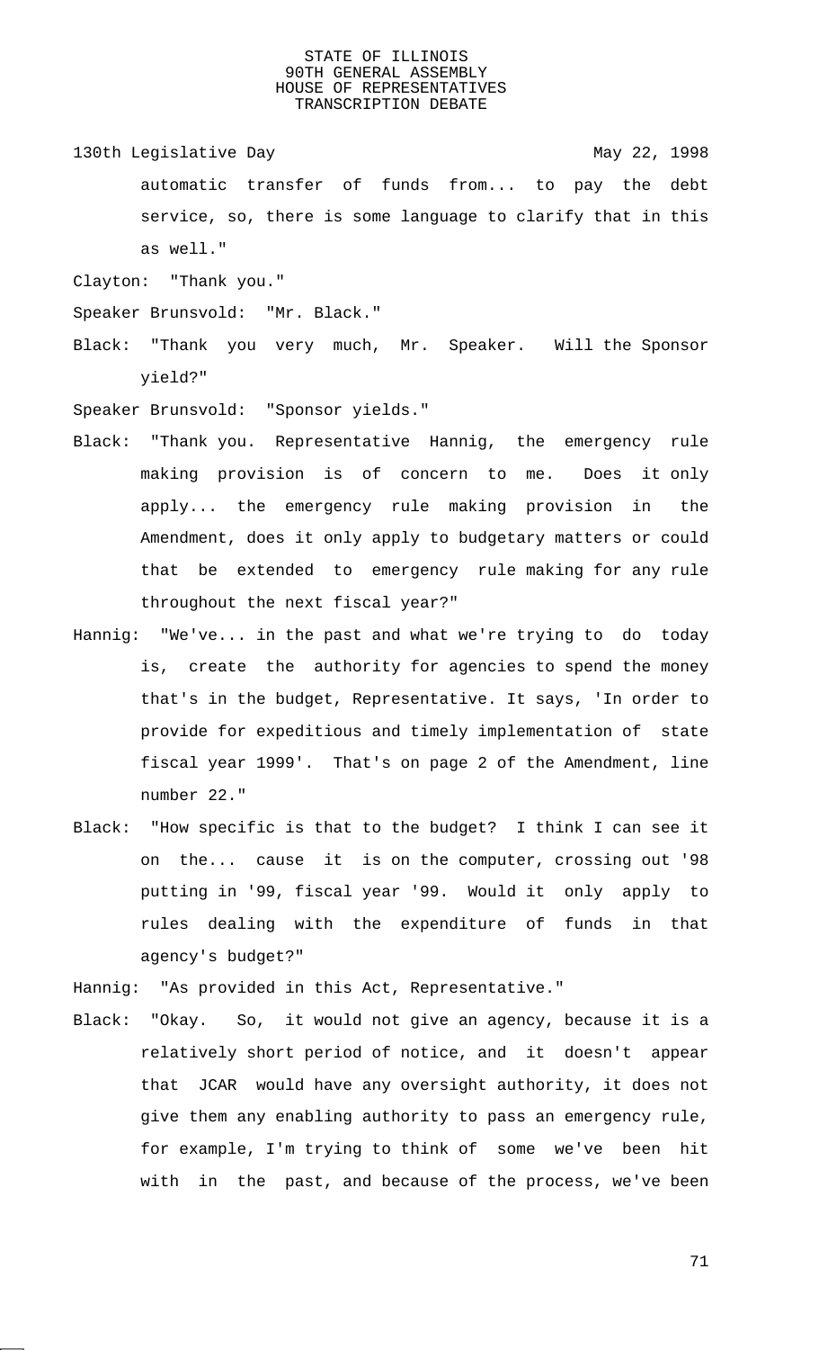automatic transfer of funds from... to pay the debt service, so, there is some language to clarify that in this as well."

Clayton: "Thank you."

Speaker Brunsvold: "Mr. Black."

Black: "Thank you very much, Mr. Speaker. Will the Sponsor yield?"

Speaker Brunsvold: "Sponsor yields."

Black: "Thank you. Representative Hannig, the emergency rule making provision is of concern to me. Does it only apply... the emergency rule making provision in the Amendment, does it only apply to budgetary matters or could that be extended to emergency rule making for any rule throughout the next fiscal year?"

Hannig: "We've... in the past and what we're trying to do today is, create the authority for agencies to spend the money that's in the budget, Representative. It says, 'In order to provide for expeditious and timely implementation of state fiscal year 1999'. That's on page 2 of the Amendment, line number 22."

Black: "How specific is that to the budget? I think I can see it on the... cause it is on the computer, crossing out '98 putting in '99, fiscal year '99. Would it only apply to rules dealing with the expenditure of funds in that agency's budget?"

Hannig: "As provided in this Act, Representative."

Black: "Okay. So, it would not give an agency, because it is a relatively short period of notice, and it doesn't appear that JCAR would have any oversight authority, it does not give them any enabling authority to pass an emergency rule, for example, I'm trying to think of some we've been hit with in the past, and because of the process, we've been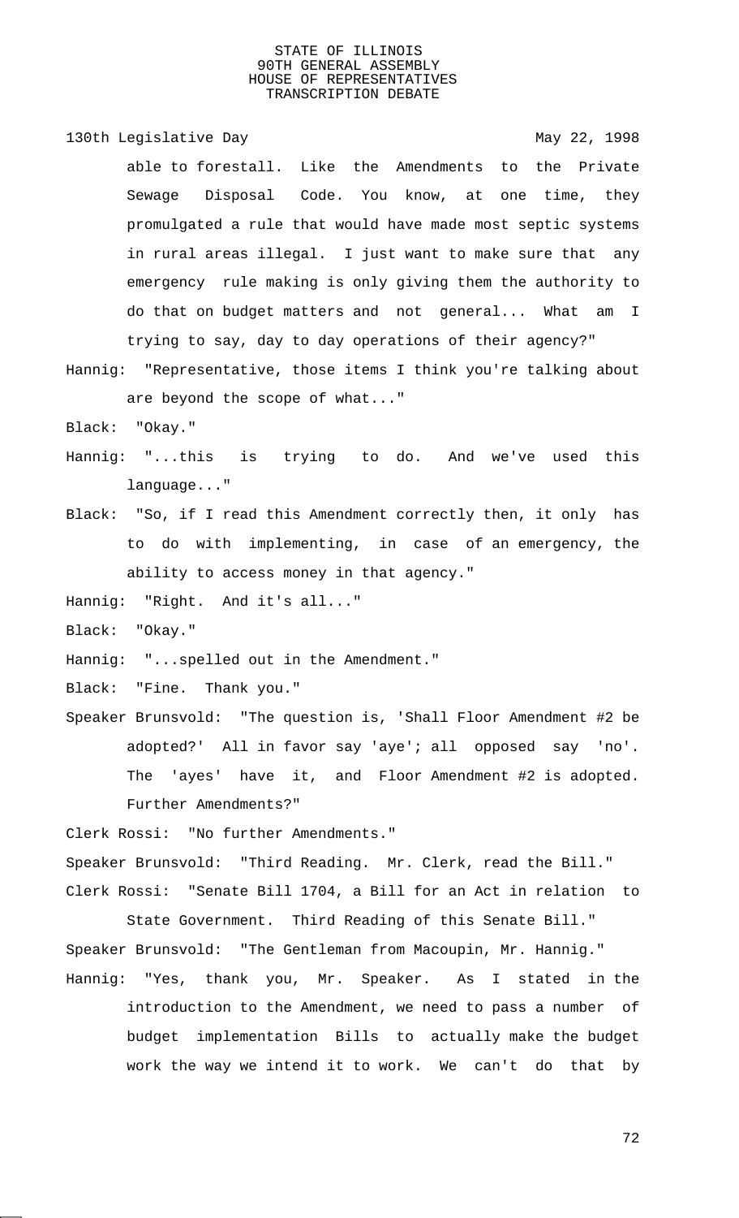able to forestall. Like the Amendments to the Private Sewage Disposal Code. You know, at one time, they promulgated a rule that would have made most septic systems in rural areas illegal. I just want to make sure that any emergency rule making is only giving them the authority to do that on budget matters and not general... What am I trying to say, day to day operations of their agency?"

Hannig: "Representative, those items I think you're talking about are beyond the scope of what..."

Black: "Okay."

Hannig: "...this is trying to do. And we've used this language..."

Black: "So, if I read this Amendment correctly then, it only has to do with implementing, in case of an emergency, the ability to access money in that agency."

Hannig: "Right. And it's all..."

Black: "Okay."

Hannig: "...spelled out in the Amendment."

Black: "Fine. Thank you."

Speaker Brunsvold: "The question is, 'Shall Floor Amendment #2 be adopted?' All in favor say 'aye'; all opposed say 'no'. The 'ayes' have it, and Floor Amendment #2 is adopted. Further Amendments?"

Clerk Rossi: "No further Amendments."

Speaker Brunsvold: "Third Reading. Mr. Clerk, read the Bill."

Clerk Rossi: "Senate Bill 1704, a Bill for an Act in relation to State Government. Third Reading of this Senate Bill."

Speaker Brunsvold: "The Gentleman from Macoupin, Mr. Hannig."

Hannig: "Yes, thank you, Mr. Speaker. As I stated in the introduction to the Amendment, we need to pass a number of budget implementation Bills to actually make the budget work the way we intend it to work. We can't do that by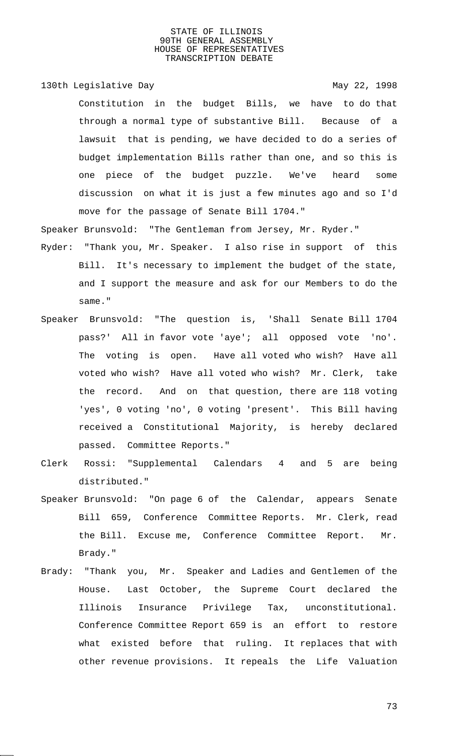Constitution in the budget Bills, we have to do that through a normal type of substantive Bill. Because of a lawsuit that is pending, we have decided to do a series of budget implementation Bills rather than one, and so this is one piece of the budget puzzle. We've heard some discussion on what it is just a few minutes ago and so I'd move for the passage of Senate Bill 1704."

Speaker Brunsvold: "The Gentleman from Jersey, Mr. Ryder."

Ryder: "Thank you, Mr. Speaker. I also rise in support of this Bill. It's necessary to implement the budget of the state, and I support the measure and ask for our Members to do the same."

Speaker Brunsvold: "The question is, 'Shall Senate Bill 1704 pass?' All in favor vote 'aye'; all opposed vote 'no'. The voting is open. Have all voted who wish? Have all voted who wish? Have all voted who wish? Mr. Clerk, take the record. And on that question, there are 118 voting 'yes', 0 voting 'no', 0 voting 'present'. This Bill having received a Constitutional Majority, is hereby declared passed. Committee Reports."

Clerk Rossi: "Supplemental Calendars 4 and 5 are being distributed."

Speaker Brunsvold: "On page 6 of the Calendar, appears Senate Bill 659, Conference Committee Reports. Mr. Clerk, read the Bill. Excuse me, Conference Committee Report. Mr. Brady."

Brady: "Thank you, Mr. Speaker and Ladies and Gentlemen of the House. Last October, the Supreme Court declared the Illinois Insurance Privilege Tax, unconstitutional. Conference Committee Report 659 is an effort to restore what existed before that ruling. It replaces that with other revenue provisions. It repeals the Life Valuation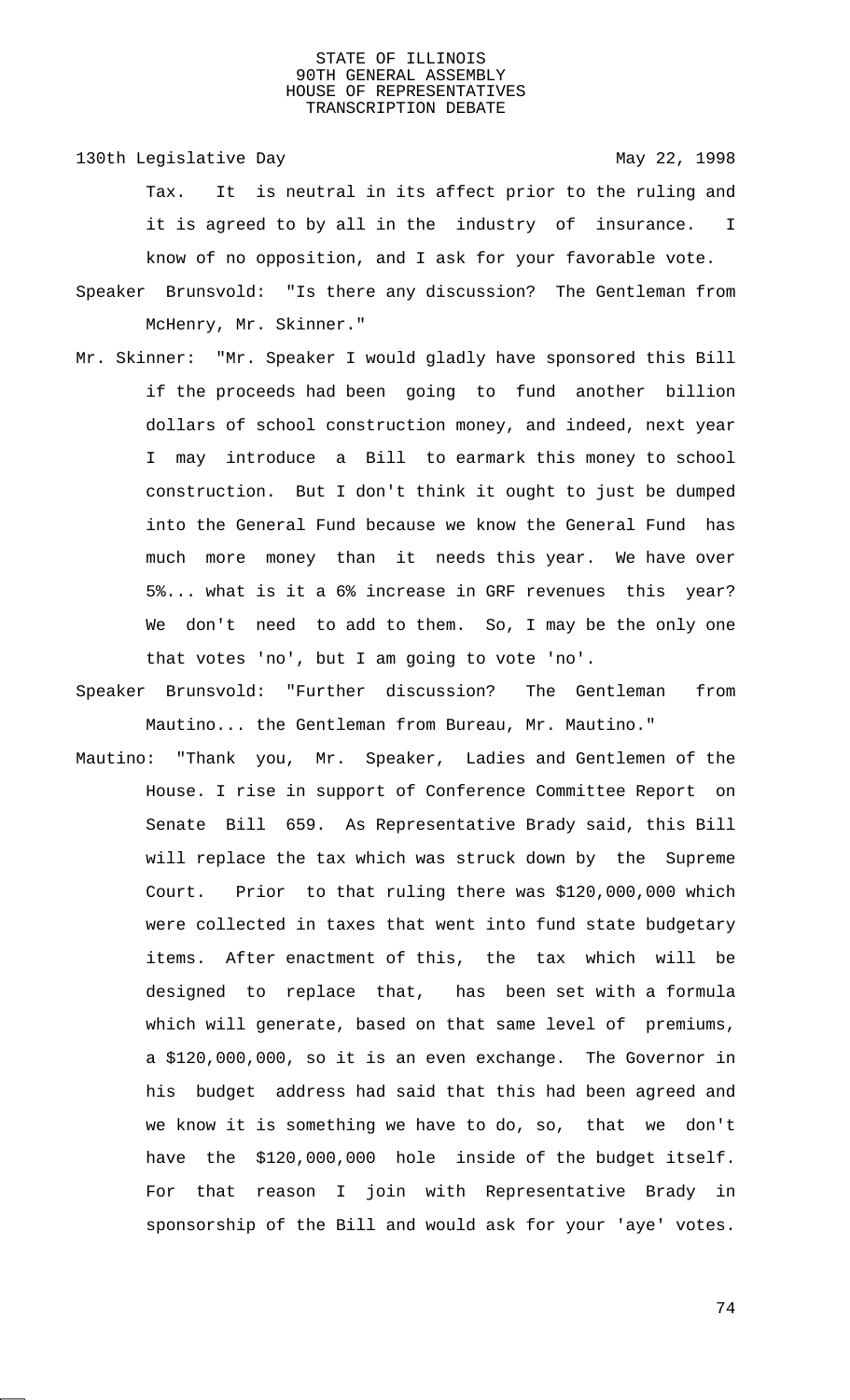Tax. It is neutral in its affect prior to the ruling and it is agreed to by all in the industry of insurance. I know of no opposition, and I ask for your favorable vote.

Speaker Brunsvold: "Is there any discussion? The Gentleman from McHenry, Mr. Skinner."

Mr. Skinner: "Mr. Speaker I would gladly have sponsored this Bill if the proceeds had been going to fund another billion dollars of school construction money, and indeed, next year I may introduce a Bill to earmark this money to school construction. But I don't think it ought to just be dumped into the General Fund because we know the General Fund has much more money than it needs this year. We have over 5%... what is it a 6% increase in GRF revenues this year? We don't need to add to them. So, I may be the only one that votes 'no', but I am going to vote 'no'.

Speaker Brunsvold: "Further discussion? The Gentleman from Mautino... the Gentleman from Bureau, Mr. Mautino."

Mautino: "Thank you, Mr. Speaker, Ladies and Gentlemen of the House. I rise in support of Conference Committee Report on Senate Bill 659. As Representative Brady said, this Bill will replace the tax which was struck down by the Supreme Court. Prior to that ruling there was $120,000,000 which were collected in taxes that went into fund state budgetary items. After enactment of this, the tax which will be designed to replace that, has been set with a formula which will generate, based on that same level of premiums, a $120,000,000, so it is an even exchange. The Governor in his budget address had said that this had been agreed and we know it is something we have to do, so, that we don't have the $120,000,000 hole inside of the budget itself. For that reason I join with Representative Brady in sponsorship of the Bill and would ask for your 'aye' votes.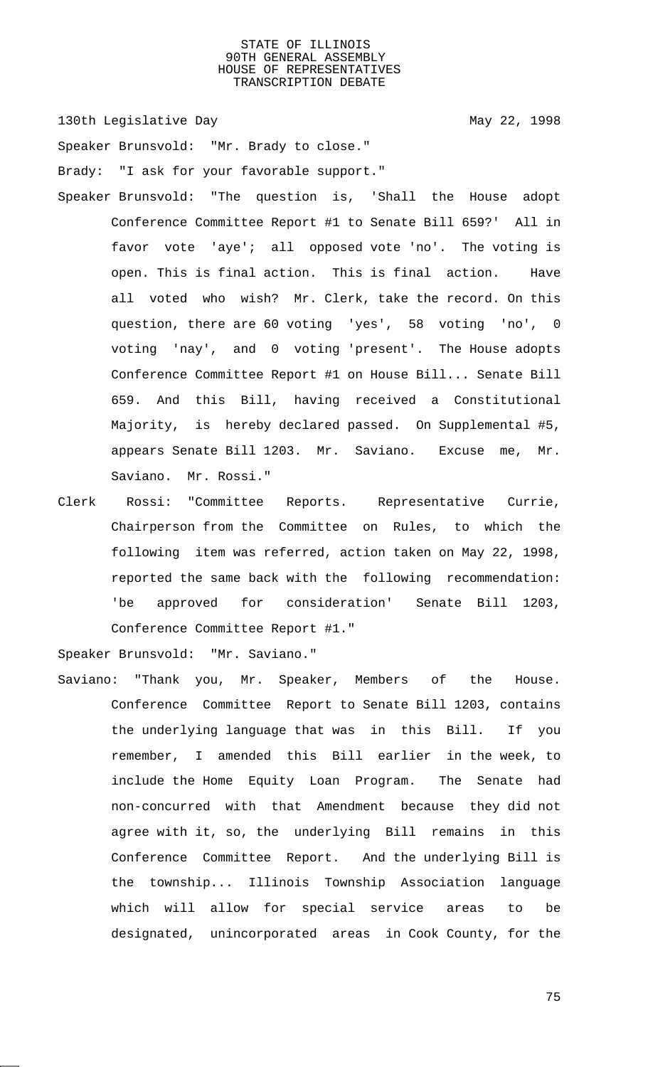Speaker Brunsvold: "Mr. Brady to close."

Brady: "I ask for your favorable support."

Speaker Brunsvold: "The question is, 'Shall the House adopt Conference Committee Report #1 to Senate Bill 659?' All in favor vote 'aye'; all opposed vote 'no'. The voting is open. This is final action. This is final action. Have all voted who wish? Mr. Clerk, take the record. On this question, there are 60 voting 'yes', 58 voting 'no', 0 voting 'nay', and 0 voting 'present'. The House adopts Conference Committee Report #1 on House Bill... Senate Bill 659. And this Bill, having received a Constitutional Majority, is hereby declared passed. On Supplemental #5, appears Senate Bill 1203. Mr. Saviano. Excuse me, Mr. Saviano. Mr. Rossi."

Clerk Rossi: "Committee Reports. Representative Currie, Chairperson from the Committee on Rules, to which the following item was referred, action taken on May 22, 1998, reported the same back with the following recommendation: 'be approved for consideration' Senate Bill 1203, Conference Committee Report #1."

Speaker Brunsvold: "Mr. Saviano."

Saviano: "Thank you, Mr. Speaker, Members of the House. Conference Committee Report to Senate Bill 1203, contains the underlying language that was in this Bill. If you remember, I amended this Bill earlier in the week, to include the Home Equity Loan Program. The Senate had non-concurred with that Amendment because they did not agree with it, so, the underlying Bill remains in this Conference Committee Report. And the underlying Bill is the township... Illinois Township Association language which will allow for special service areas to be designated, unincorporated areas in Cook County, for the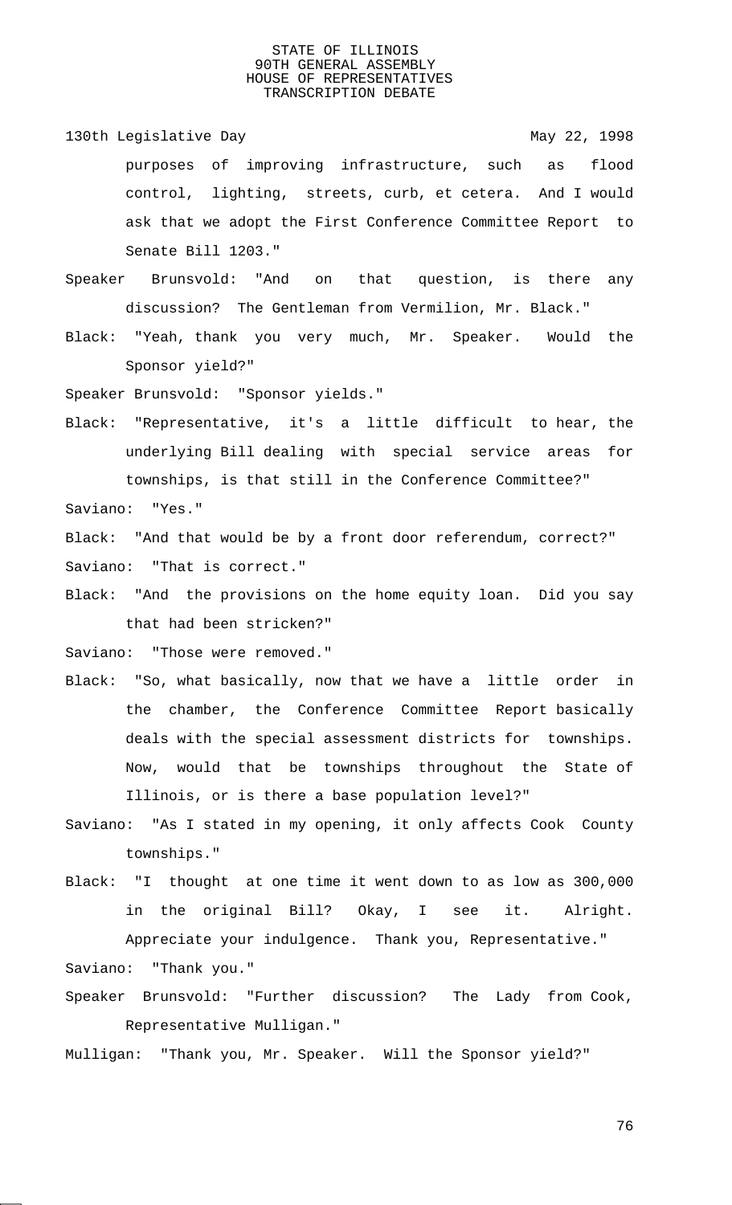purposes of improving infrastructure, such as flood control, lighting, streets, curb, et cetera. And I would ask that we adopt the First Conference Committee Report to Senate Bill 1203."

Speaker Brunsvold: "And on that question, is there any discussion? The Gentleman from Vermilion, Mr. Black."

Black: "Yeah, thank you very much, Mr. Speaker. Would the Sponsor yield?"

Speaker Brunsvold: "Sponsor yields."

Black: "Representative, it's a little difficult to hear, the underlying Bill dealing with special service areas for townships, is that still in the Conference Committee?"

Saviano: "Yes."

Black: "And that would be by a front door referendum, correct?"

Saviano: "That is correct."

Black: "And the provisions on the home equity loan. Did you say that had been stricken?"

Saviano: "Those were removed."

Black: "So, what basically, now that we have a little order in the chamber, the Conference Committee Report basically deals with the special assessment districts for townships. Now, would that be townships throughout the State of Illinois, or is there a base population level?"

Saviano: "As I stated in my opening, it only affects Cook County townships."

Black: "I thought at one time it went down to as low as 300,000 in the original Bill? Okay, I see it. Alright. Appreciate your indulgence. Thank you, Representative."

Saviano: "Thank you."

Speaker Brunsvold: "Further discussion? The Lady from Cook, Representative Mulligan."

Mulligan: "Thank you, Mr. Speaker. Will the Sponsor yield?"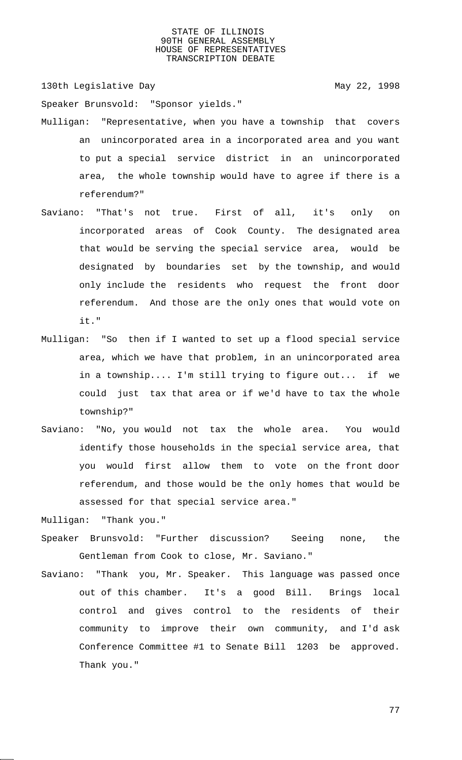Speaker Brunsvold: "Sponsor yields."

Mulligan: "Representative, when you have a township that covers an unincorporated area in a incorporated area and you want to put a special service district in an unincorporated area, the whole township would have to agree if there is a referendum?"

Saviano: "That's not true. First of all, it's only on incorporated areas of Cook County. The designated area that would be serving the special service area, would be designated by boundaries set by the township, and would only include the residents who request the front door referendum. And those are the only ones that would vote on it."

Mulligan: "So then if I wanted to set up a flood special service area, which we have that problem, in an unincorporated area in a township.... I'm still trying to figure out... if we could just tax that area or if we'd have to tax the whole township?"

Saviano: "No, you would not tax the whole area. You would identify those households in the special service area, that you would first allow them to vote on the front door referendum, and those would be the only homes that would be assessed for that special service area."

Mulligan: "Thank you."

Speaker Brunsvold: "Further discussion? Seeing none, the Gentleman from Cook to close, Mr. Saviano."

Saviano: "Thank you, Mr. Speaker. This language was passed once out of this chamber. It's a good Bill. Brings local control and gives control to the residents of their community to improve their own community, and I'd ask Conference Committee #1 to Senate Bill 1203 be approved. Thank you."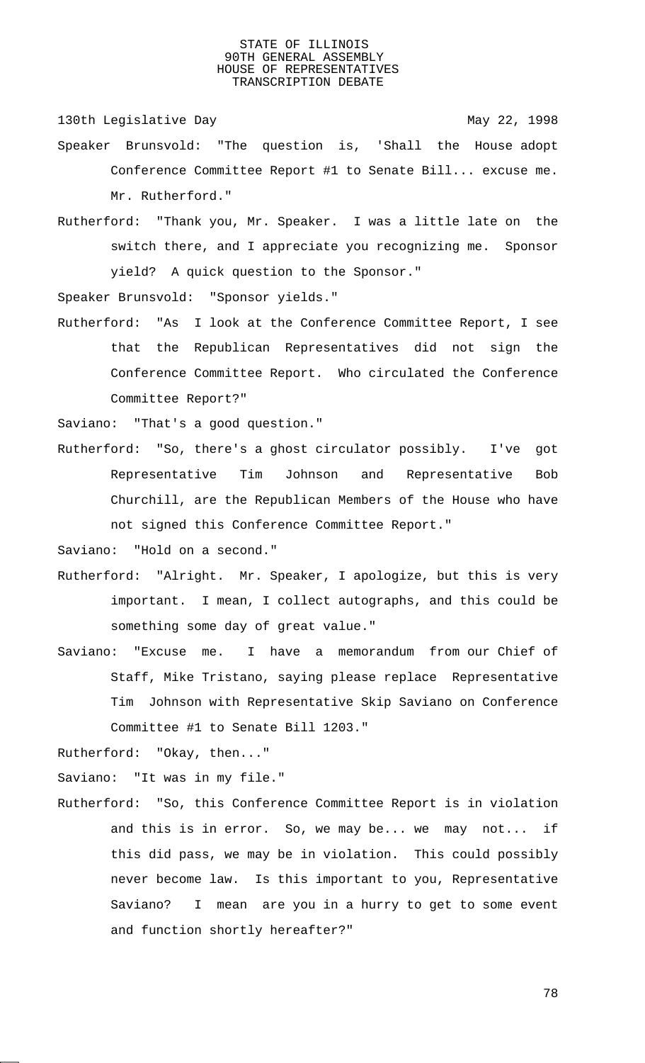130th Legislative Day May 22, 1998

Speaker Brunsvold: "The question is, 'Shall the House adopt Conference Committee Report #1 to Senate Bill... excuse me. Mr. Rutherford."

Rutherford: "Thank you, Mr. Speaker. I was a little late on the switch there, and I appreciate you recognizing me. Sponsor yield? A quick question to the Sponsor."

Speaker Brunsvold: "Sponsor yields."

Rutherford: "As I look at the Conference Committee Report, I see that the Republican Representatives did not sign the Conference Committee Report. Who circulated the Conference Committee Report?"

Saviano: "That's a good question."

Rutherford: "So, there's a ghost circulator possibly. I've got Representative Tim Johnson and Representative Bob Churchill, are the Republican Members of the House who have not signed this Conference Committee Report."

Saviano: "Hold on a second."

Rutherford: "Alright. Mr. Speaker, I apologize, but this is very important. I mean, I collect autographs, and this could be something some day of great value."

Saviano: "Excuse me. I have a memorandum from our Chief of Staff, Mike Tristano, saying please replace Representative Tim Johnson with Representative Skip Saviano on Conference Committee #1 to Senate Bill 1203."

Rutherford: "Okay, then..."

Saviano: "It was in my file."

Rutherford: "So, this Conference Committee Report is in violation and this is in error. So, we may be... we may not... if this did pass, we may be in violation. This could possibly never become law. Is this important to you, Representative Saviano? I mean are you in a hurry to get to some event and function shortly hereafter?"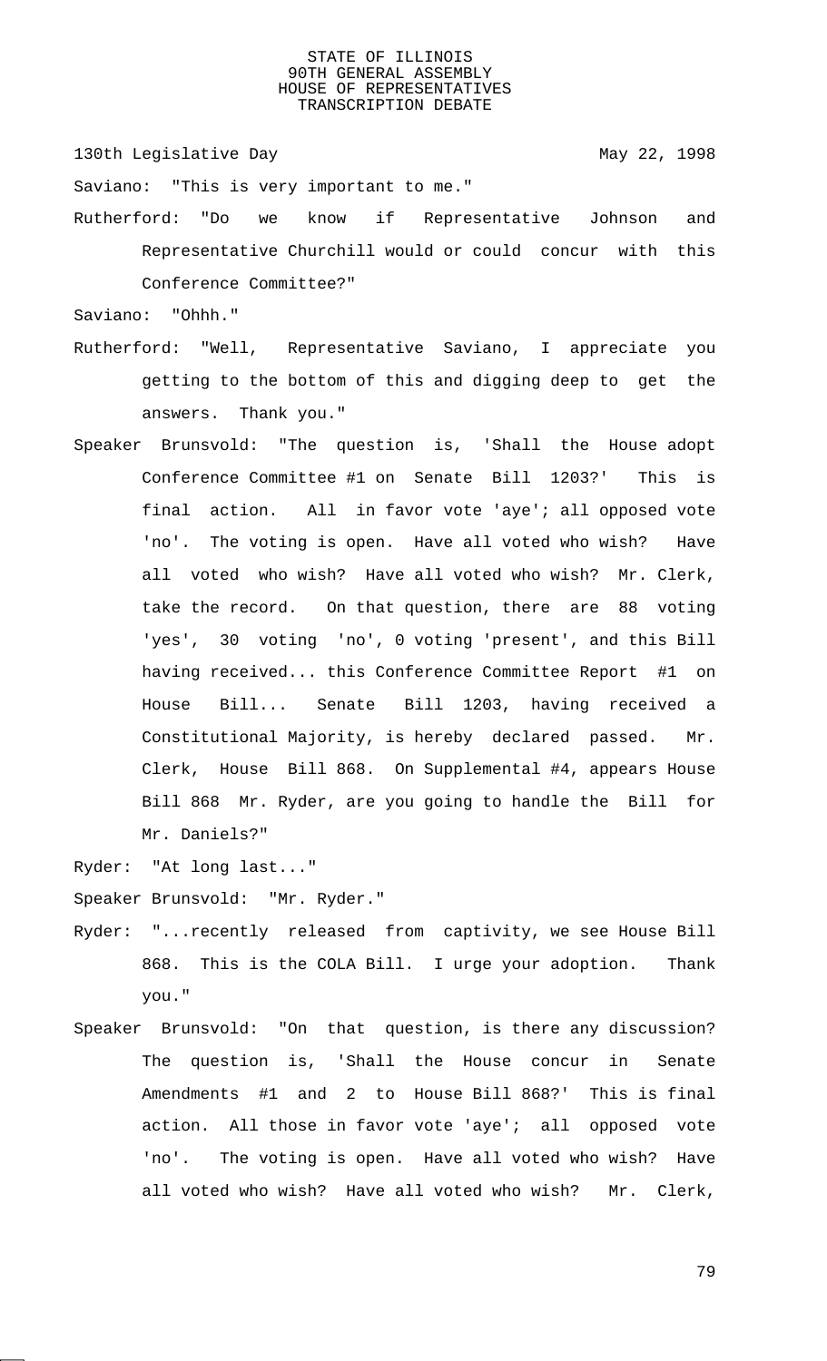Saviano: "This is very important to me."

Rutherford: "Do we know if Representative Johnson and Representative Churchill would or could concur with this Conference Committee?"

Saviano: "Ohhh."

Rutherford: "Well, Representative Saviano, I appreciate you getting to the bottom of this and digging deep to get the answers. Thank you."

Speaker Brunsvold: "The question is, 'Shall the House adopt Conference Committee #1 on Senate Bill 1203?' This is final action. All in favor vote 'aye'; all opposed vote 'no'. The voting is open. Have all voted who wish? Have all voted who wish? Have all voted who wish? Mr. Clerk, take the record. On that question, there are 88 voting 'yes', 30 voting 'no', 0 voting 'present', and this Bill having received... this Conference Committee Report #1 on House Bill... Senate Bill 1203, having received a Constitutional Majority, is hereby declared passed. Mr. Clerk, House Bill 868. On Supplemental #4, appears House Bill 868 Mr. Ryder, are you going to handle the Bill for Mr. Daniels?"

Ryder: "At long last..."

Speaker Brunsvold: "Mr. Ryder."

Ryder: "...recently released from captivity, we see House Bill 868. This is the COLA Bill. I urge your adoption. Thank you."

Speaker Brunsvold: "On that question, is there any discussion? The question is, 'Shall the House concur in Senate Amendments #1 and 2 to House Bill 868?' This is final action. All those in favor vote 'aye'; all opposed vote 'no'. The voting is open. Have all voted who wish? Have all voted who wish? Have all voted who wish? Mr. Clerk,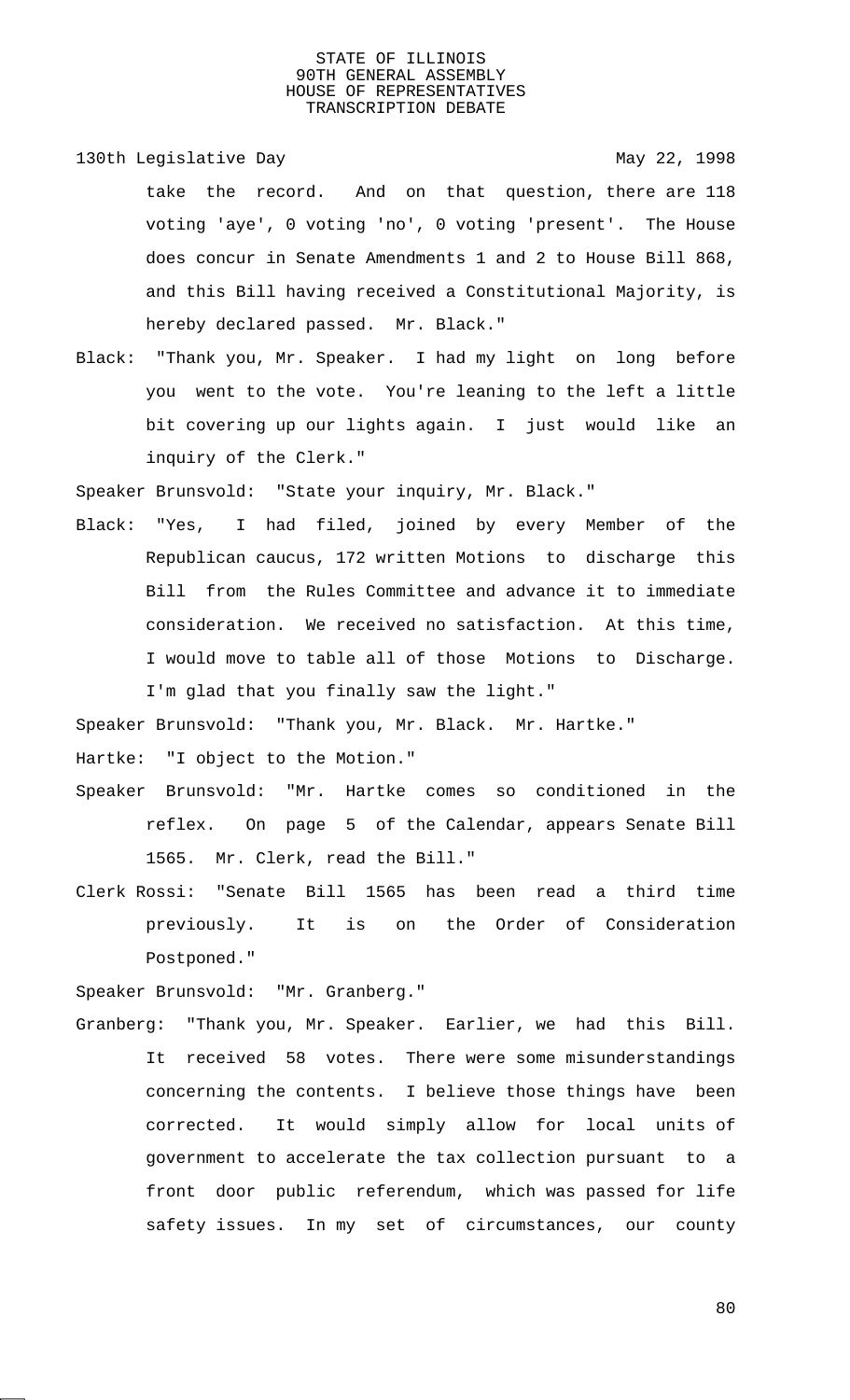take the record. And on that question, there are 118 voting 'aye', 0 voting 'no', 0 voting 'present'. The House does concur in Senate Amendments 1 and 2 to House Bill 868, and this Bill having received a Constitutional Majority, is hereby declared passed. Mr. Black."

Black: "Thank you, Mr. Speaker. I had my light on long before you went to the vote. You're leaning to the left a little bit covering up our lights again. I just would like an inquiry of the Clerk."

Speaker Brunsvold: "State your inquiry, Mr. Black."

Black: "Yes, I had filed, joined by every Member of the Republican caucus, 172 written Motions to discharge this Bill from the Rules Committee and advance it to immediate consideration. We received no satisfaction. At this time, I would move to table all of those Motions to Discharge. I'm glad that you finally saw the light."

Speaker Brunsvold: "Thank you, Mr. Black. Mr. Hartke."

Hartke: "I object to the Motion."

Speaker Brunsvold: "Mr. Hartke comes so conditioned in the reflex. On page 5 of the Calendar, appears Senate Bill 1565. Mr. Clerk, read the Bill."

Clerk Rossi: "Senate Bill 1565 has been read a third time previously. It is on the Order of Consideration Postponed."

Speaker Brunsvold: "Mr. Granberg."

Granberg: "Thank you, Mr. Speaker. Earlier, we had this Bill. It received 58 votes. There were some misunderstandings concerning the contents. I believe those things have been corrected. It would simply allow for local units of government to accelerate the tax collection pursuant to a front door public referendum, which was passed for life safety issues. In my set of circumstances, our county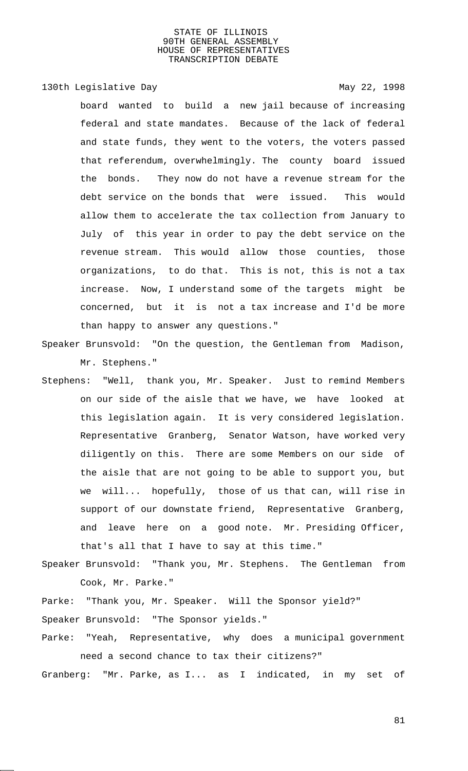board wanted to build a new jail because of increasing federal and state mandates. Because of the lack of federal and state funds, they went to the voters, the voters passed that referendum, overwhelmingly. The county board issued the bonds. They now do not have a revenue stream for the debt service on the bonds that were issued. This would allow them to accelerate the tax collection from January to July of this year in order to pay the debt service on the revenue stream. This would allow those counties, those organizations, to do that. This is not, this is not a tax increase. Now, I understand some of the targets might be concerned, but it is not a tax increase and I'd be more than happy to answer any questions."

Speaker Brunsvold: "On the question, the Gentleman from Madison, Mr. Stephens."

Stephens: "Well, thank you, Mr. Speaker. Just to remind Members on our side of the aisle that we have, we have looked at this legislation again. It is very considered legislation. Representative Granberg, Senator Watson, have worked very diligently on this. There are some Members on our side of the aisle that are not going to be able to support you, but we will... hopefully, those of us that can, will rise in support of our downstate friend, Representative Granberg, and leave here on a good note. Mr. Presiding Officer, that's all that I have to say at this time."

Speaker Brunsvold: "Thank you, Mr. Stephens. The Gentleman from Cook, Mr. Parke."

Parke: "Thank you, Mr. Speaker. Will the Sponsor yield?"

Speaker Brunsvold: "The Sponsor yields."

Parke: "Yeah, Representative, why does a municipal government need a second chance to tax their citizens?"

Granberg: "Mr. Parke, as I... as I indicated, in my set of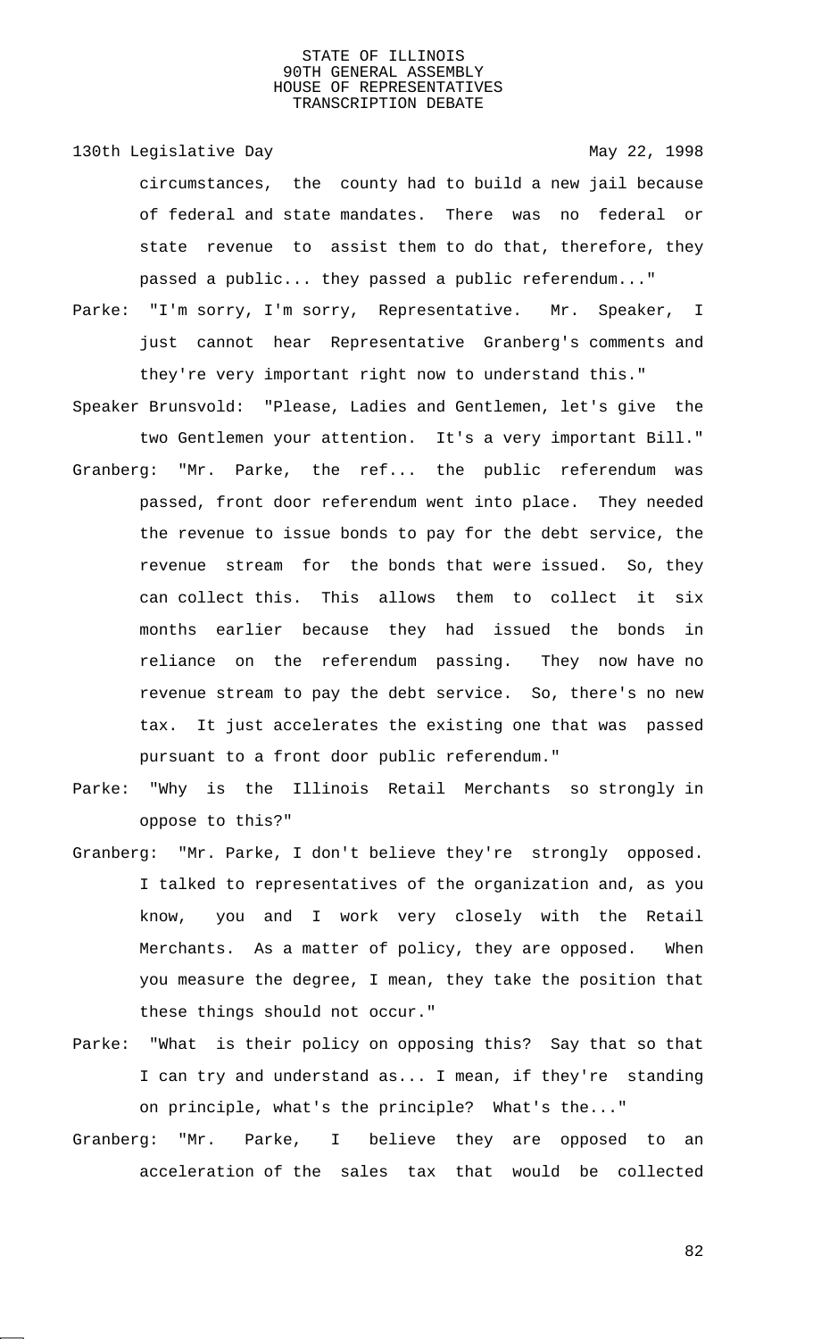circumstances, the county had to build a new jail because of federal and state mandates. There was no federal or state revenue to assist them to do that, therefore, they passed a public... they passed a public referendum..."

Parke: "I'm sorry, I'm sorry, Representative. Mr. Speaker, I just cannot hear Representative Granberg's comments and they're very important right now to understand this."

Speaker Brunsvold: "Please, Ladies and Gentlemen, let's give the two Gentlemen your attention. It's a very important Bill."

Granberg: "Mr. Parke, the ref... the public referendum was passed, front door referendum went into place. They needed the revenue to issue bonds to pay for the debt service, the revenue stream for the bonds that were issued. So, they can collect this. This allows them to collect it six months earlier because they had issued the bonds in reliance on the referendum passing. They now have no revenue stream to pay the debt service. So, there's no new tax. It just accelerates the existing one that was passed pursuant to a front door public referendum."

Parke: "Why is the Illinois Retail Merchants so strongly in oppose to this?"

Granberg: "Mr. Parke, I don't believe they're strongly opposed. I talked to representatives of the organization and, as you know, you and I work very closely with the Retail Merchants. As a matter of policy, they are opposed. When you measure the degree, I mean, they take the position that these things should not occur."

Parke: "What is their policy on opposing this? Say that so that I can try and understand as... I mean, if they're standing on principle, what's the principle? What's the..."

Granberg: "Mr. Parke, I believe they are opposed to an acceleration of the sales tax that would be collected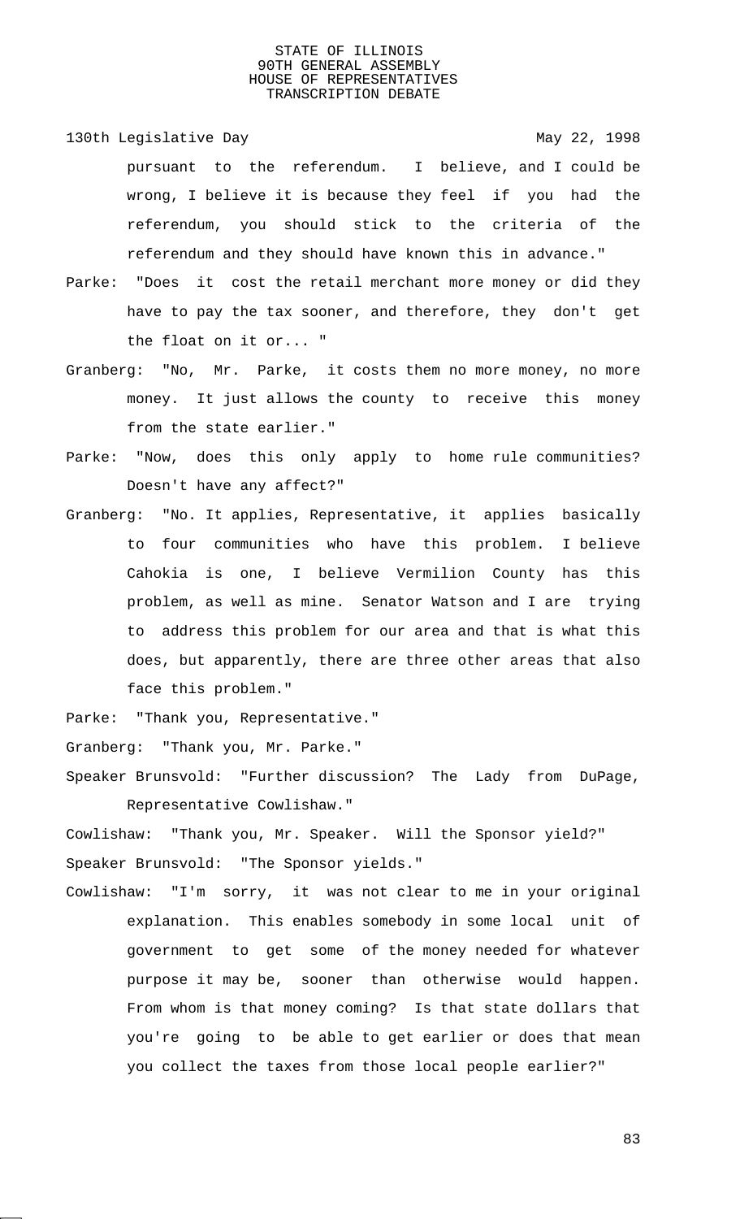pursuant to the referendum. I believe, and I could be wrong, I believe it is because they feel if you had the referendum, you should stick to the criteria of the referendum and they should have known this in advance."

Parke: "Does it cost the retail merchant more money or did they have to pay the tax sooner, and therefore, they don't get the float on it or... "

Granberg: "No, Mr. Parke, it costs them no more money, no more money. It just allows the county to receive this money from the state earlier."

Parke: "Now, does this only apply to home rule communities? Doesn't have any affect?"

Granberg: "No. It applies, Representative, it applies basically to four communities who have this problem. I believe Cahokia is one, I believe Vermilion County has this problem, as well as mine. Senator Watson and I are trying to address this problem for our area and that is what this does, but apparently, there are three other areas that also face this problem."

Parke: "Thank you, Representative."

Granberg: "Thank you, Mr. Parke."

Speaker Brunsvold: "Further discussion? The Lady from DuPage, Representative Cowlishaw."

Cowlishaw: "Thank you, Mr. Speaker. Will the Sponsor yield?"

Speaker Brunsvold: "The Sponsor yields."

Cowlishaw: "I'm sorry, it was not clear to me in your original explanation. This enables somebody in some local unit of government to get some of the money needed for whatever purpose it may be, sooner than otherwise would happen. From whom is that money coming? Is that state dollars that you're going to be able to get earlier or does that mean you collect the taxes from those local people earlier?"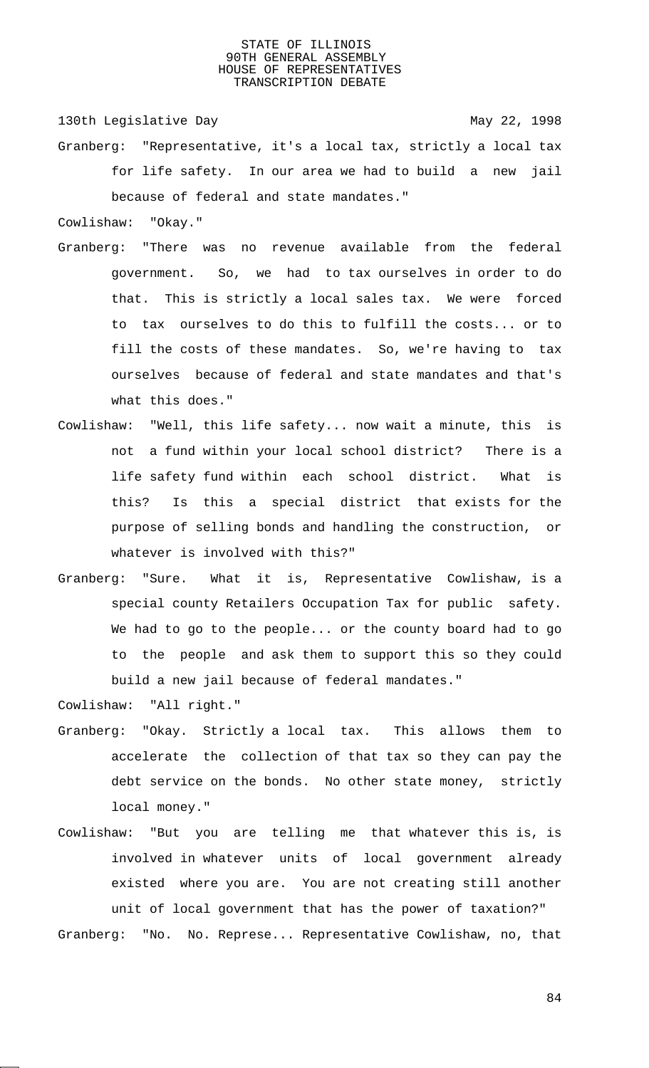Granberg: "Representative, it's a local tax, strictly a local tax for life safety. In our area we had to build a new jail because of federal and state mandates."

Cowlishaw: "Okay."

Granberg: "There was no revenue available from the federal government. So, we had to tax ourselves in order to do that. This is strictly a local sales tax. We were forced to tax ourselves to do this to fulfill the costs... or to fill the costs of these mandates. So, we're having to tax ourselves because of federal and state mandates and that's what this does."

Cowlishaw: "Well, this life safety... now wait a minute, this is not a fund within your local school district? There is a life safety fund within each school district. What is this? Is this a special district that exists for the purpose of selling bonds and handling the construction, or whatever is involved with this?"

Granberg: "Sure. What it is, Representative Cowlishaw, is a special county Retailers Occupation Tax for public safety. We had to go to the people... or the county board had to go to the people and ask them to support this so they could build a new jail because of federal mandates."

Cowlishaw: "All right."

Granberg: "Okay. Strictly a local tax. This allows them to accelerate the collection of that tax so they can pay the debt service on the bonds. No other state money, strictly local money."

Cowlishaw: "But you are telling me that whatever this is, is involved in whatever units of local government already existed where you are. You are not creating still another unit of local government that has the power of taxation?"

Granberg: "No. No. Represe... Representative Cowlishaw, no, that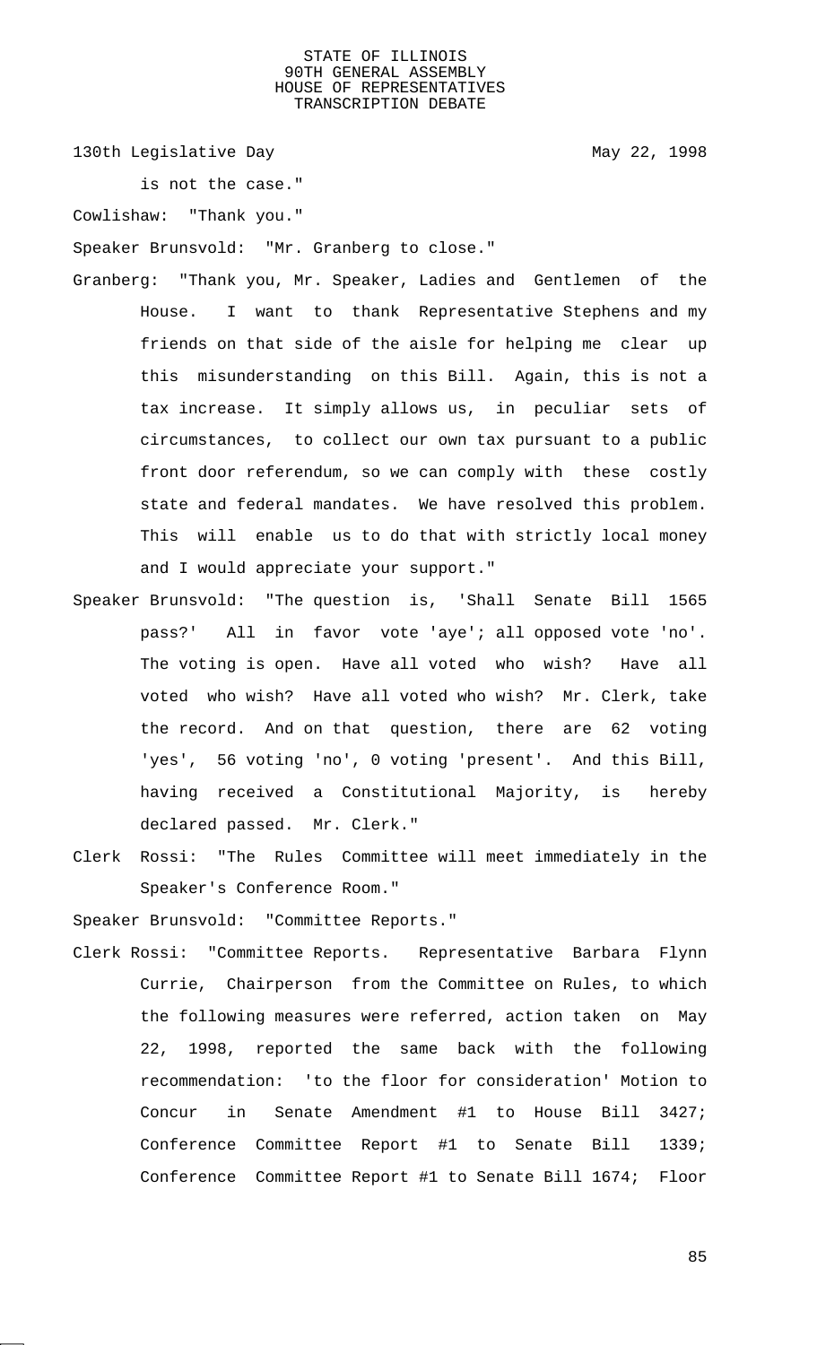is not the case."

Cowlishaw: "Thank you."

Speaker Brunsvold: "Mr. Granberg to close."

Granberg: "Thank you, Mr. Speaker, Ladies and Gentlemen of the House. I want to thank Representative Stephens and my friends on that side of the aisle for helping me clear up this misunderstanding on this Bill. Again, this is not a tax increase. It simply allows us, in peculiar sets of circumstances, to collect our own tax pursuant to a public front door referendum, so we can comply with these costly state and federal mandates. We have resolved this problem. This will enable us to do that with strictly local money and I would appreciate your support."

Speaker Brunsvold: "The question is, 'Shall Senate Bill 1565 pass?' All in favor vote 'aye'; all opposed vote 'no'. The voting is open. Have all voted who wish? Have all voted who wish? Have all voted who wish? Mr. Clerk, take the record. And on that question, there are 62 voting 'yes', 56 voting 'no', 0 voting 'present'. And this Bill, having received a Constitutional Majority, is hereby declared passed. Mr. Clerk."

Clerk Rossi: "The Rules Committee will meet immediately in the Speaker's Conference Room."

Speaker Brunsvold: "Committee Reports."

Clerk Rossi: "Committee Reports. Representative Barbara Flynn Currie, Chairperson from the Committee on Rules, to which the following measures were referred, action taken on May 22, 1998, reported the same back with the following recommendation: 'to the floor for consideration' Motion to Concur in Senate Amendment #1 to House Bill 3427; Conference Committee Report #1 to Senate Bill 1339; Conference Committee Report #1 to Senate Bill 1674; Floor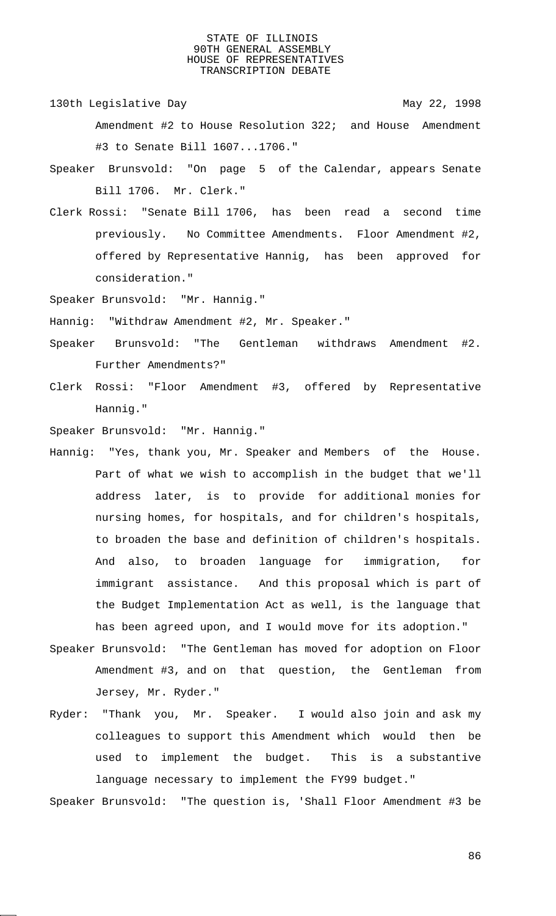Amendment #2 to House Resolution 322; and House Amendment #3 to Senate Bill 1607...1706."

Speaker Brunsvold: "On page 5 of the Calendar, appears Senate Bill 1706. Mr. Clerk."

Clerk Rossi: "Senate Bill 1706, has been read a second time previously. No Committee Amendments. Floor Amendment #2, offered by Representative Hannig, has been approved for consideration."

Speaker Brunsvold: "Mr. Hannig."

Hannig: "Withdraw Amendment #2, Mr. Speaker."

Speaker Brunsvold: "The Gentleman withdraws Amendment #2. Further Amendments?"

Clerk Rossi: "Floor Amendment #3, offered by Representative Hannig."

Speaker Brunsvold: "Mr. Hannig."

Hannig: "Yes, thank you, Mr. Speaker and Members of the House. Part of what we wish to accomplish in the budget that we'll address later, is to provide for additional monies for nursing homes, for hospitals, and for children's hospitals, to broaden the base and definition of children's hospitals. And also, to broaden language for immigration, for immigrant assistance. And this proposal which is part of the Budget Implementation Act as well, is the language that has been agreed upon, and I would move for its adoption."

Speaker Brunsvold: "The Gentleman has moved for adoption on Floor Amendment #3, and on that question, the Gentleman from Jersey, Mr. Ryder."

Ryder: "Thank you, Mr. Speaker. I would also join and ask my colleagues to support this Amendment which would then be used to implement the budget. This is a substantive language necessary to implement the FY99 budget."

Speaker Brunsvold: "The question is, 'Shall Floor Amendment #3 be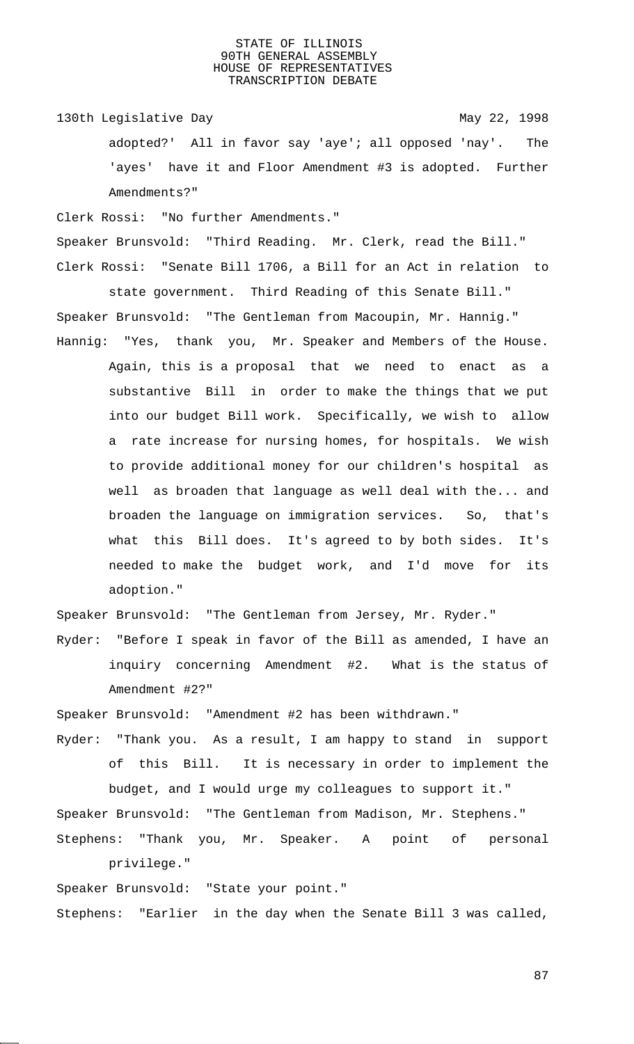adopted?' All in favor say 'aye'; all opposed 'nay'. The 'ayes' have it and Floor Amendment #3 is adopted. Further Amendments?"

Clerk Rossi: "No further Amendments."

Speaker Brunsvold: "Third Reading. Mr. Clerk, read the Bill."

Clerk Rossi: "Senate Bill 1706, a Bill for an Act in relation to state government. Third Reading of this Senate Bill."

Speaker Brunsvold: "The Gentleman from Macoupin, Mr. Hannig."

Hannig: "Yes, thank you, Mr. Speaker and Members of the House. Again, this is a proposal that we need to enact as a substantive Bill in order to make the things that we put into our budget Bill work. Specifically, we wish to allow a rate increase for nursing homes, for hospitals. We wish to provide additional money for our children's hospital as well as broaden that language as well deal with the... and broaden the language on immigration services. So, that's what this Bill does. It's agreed to by both sides. It's needed to make the budget work, and I'd move for its adoption."

Speaker Brunsvold: "The Gentleman from Jersey, Mr. Ryder."

Ryder: "Before I speak in favor of the Bill as amended, I have an inquiry concerning Amendment #2. What is the status of Amendment #2?"

Speaker Brunsvold: "Amendment #2 has been withdrawn."

Ryder: "Thank you. As a result, I am happy to stand in support of this Bill. It is necessary in order to implement the budget, and I would urge my colleagues to support it."

Speaker Brunsvold: "The Gentleman from Madison, Mr. Stephens."

Stephens: "Thank you, Mr. Speaker. A point of personal privilege."

Speaker Brunsvold: "State your point."

Stephens: "Earlier in the day when the Senate Bill 3 was called,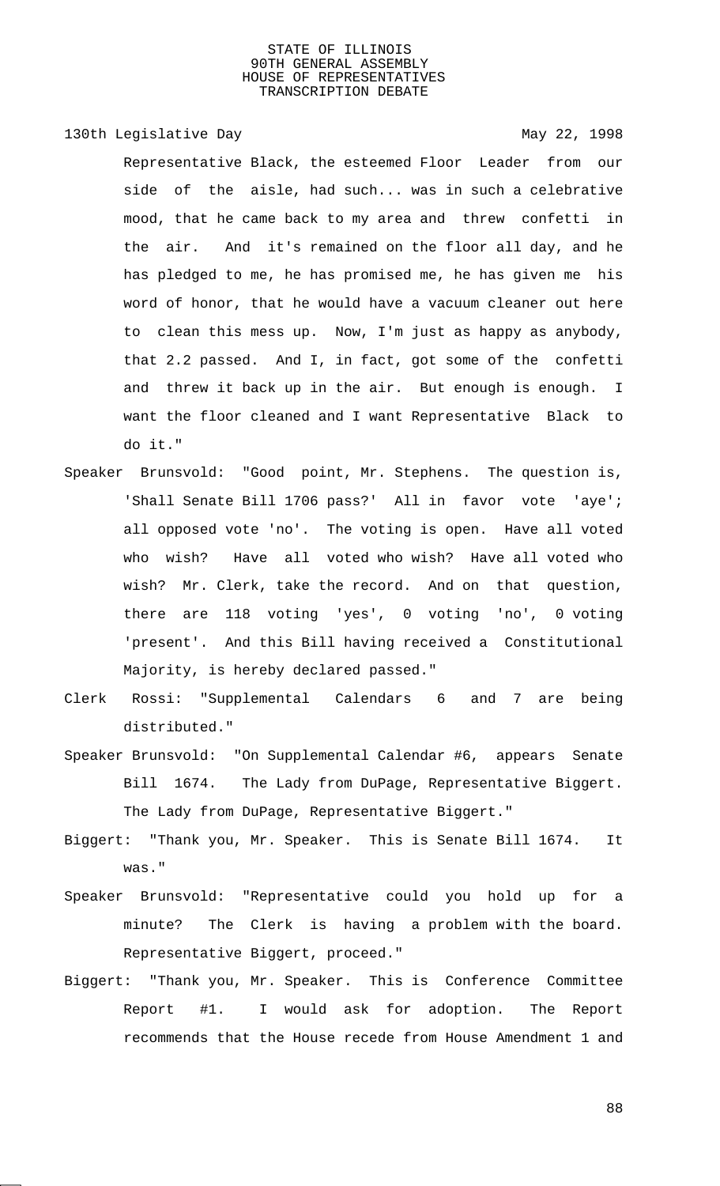Representative Black, the esteemed Floor Leader from our side of the aisle, had such... was in such a celebrative mood, that he came back to my area and threw confetti in the air. And it's remained on the floor all day, and he has pledged to me, he has promised me, he has given me his word of honor, that he would have a vacuum cleaner out here to clean this mess up. Now, I'm just as happy as anybody, that 2.2 passed. And I, in fact, got some of the confetti and threw it back up in the air. But enough is enough. I want the floor cleaned and I want Representative Black to do it."

Speaker Brunsvold: "Good point, Mr. Stephens. The question is, 'Shall Senate Bill 1706 pass?' All in favor vote 'aye'; all opposed vote 'no'. The voting is open. Have all voted who wish? Have all voted who wish? Have all voted who wish? Mr. Clerk, take the record. And on that question, there are 118 voting 'yes', 0 voting 'no', 0 voting 'present'. And this Bill having received a Constitutional Majority, is hereby declared passed."

Clerk Rossi: "Supplemental Calendars 6 and 7 are being distributed."

Speaker Brunsvold: "On Supplemental Calendar #6, appears Senate Bill 1674. The Lady from DuPage, Representative Biggert. The Lady from DuPage, Representative Biggert."

Biggert: "Thank you, Mr. Speaker. This is Senate Bill 1674. It was."

Speaker Brunsvold: "Representative could you hold up for a minute? The Clerk is having a problem with the board. Representative Biggert, proceed."

Biggert: "Thank you, Mr. Speaker. This is Conference Committee Report #1. I would ask for adoption. The Report recommends that the House recede from House Amendment 1 and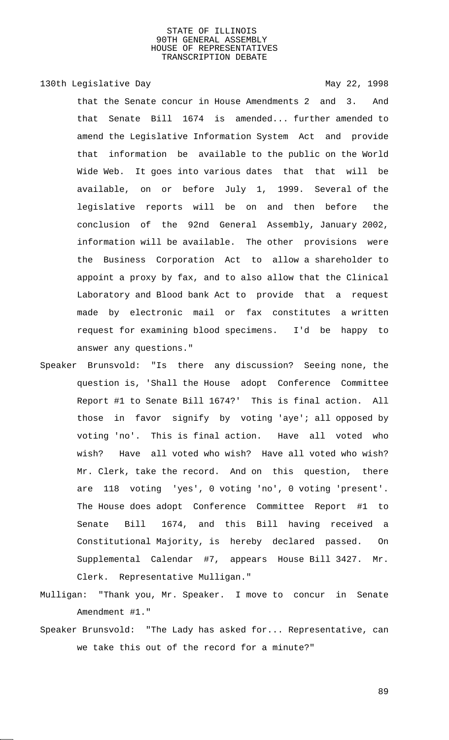that the Senate concur in House Amendments 2 and 3. And that Senate Bill 1674 is amended... further amended to amend the Legislative Information System Act and provide that information be available to the public on the World Wide Web. It goes into various dates that that will be available, on or before July 1, 1999. Several of the legislative reports will be on and then before the conclusion of the 92nd General Assembly, January 2002, information will be available. The other provisions were the Business Corporation Act to allow a shareholder to appoint a proxy by fax, and to also allow that the Clinical Laboratory and Blood bank Act to provide that a request made by electronic mail or fax constitutes a written request for examining blood specimens. I'd be happy to answer any questions."

Speaker Brunsvold: "Is there any discussion? Seeing none, the question is, 'Shall the House adopt Conference Committee Report #1 to Senate Bill 1674?' This is final action. All those in favor signify by voting 'aye'; all opposed by voting 'no'. This is final action. Have all voted who wish? Have all voted who wish? Have all voted who wish? Mr. Clerk, take the record. And on this question, there are 118 voting 'yes', 0 voting 'no', 0 voting 'present'. The House does adopt Conference Committee Report #1 to Senate Bill 1674, and this Bill having received a Constitutional Majority, is hereby declared passed. On Supplemental Calendar #7, appears House Bill 3427. Mr. Clerk. Representative Mulligan."

Mulligan: "Thank you, Mr. Speaker. I move to concur in Senate Amendment #1."

Speaker Brunsvold: "The Lady has asked for... Representative, can we take this out of the record for a minute?"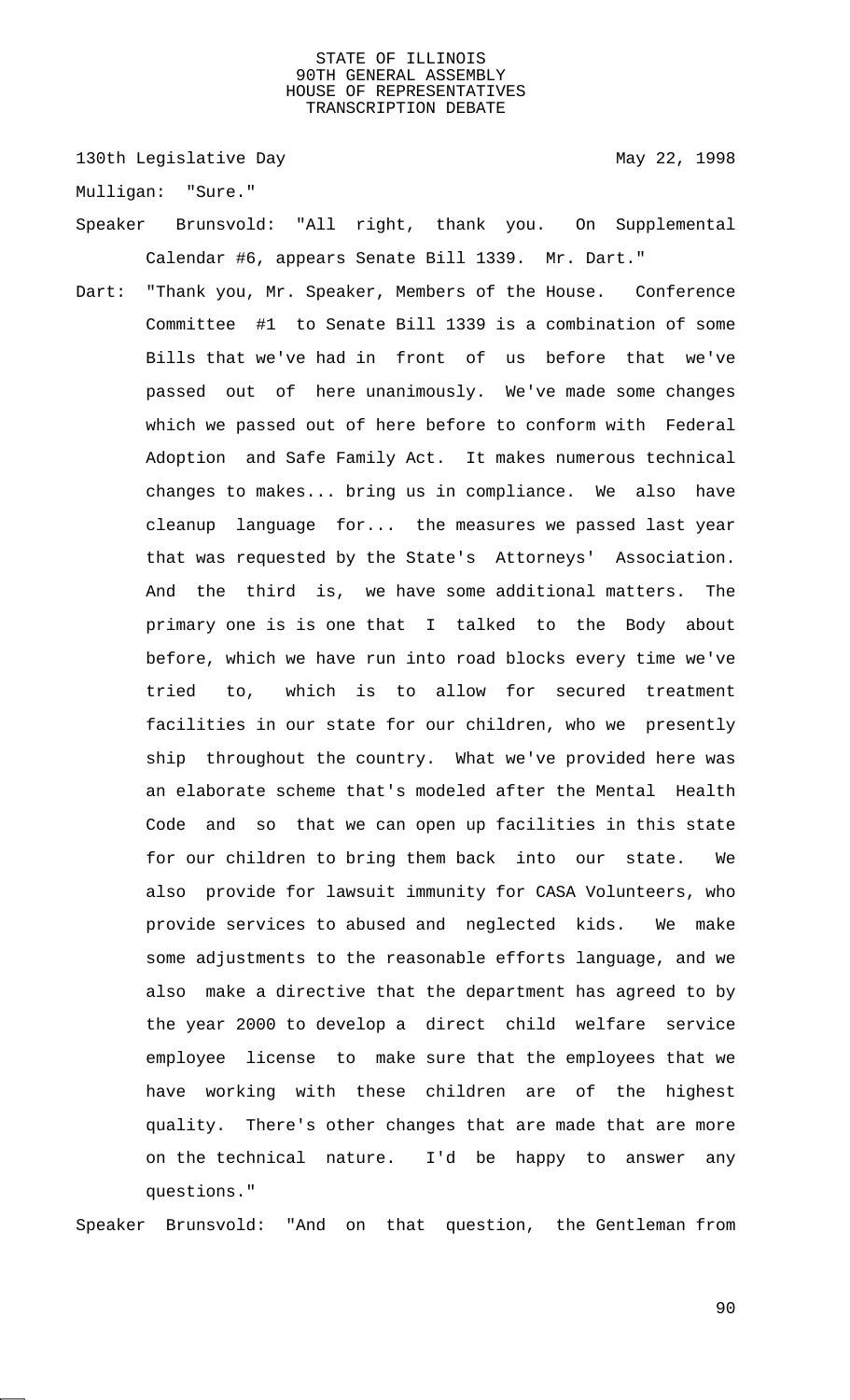Mulligan: "Sure."

Speaker Brunsvold: "All right, thank you. On Supplemental Calendar #6, appears Senate Bill 1339. Mr. Dart."

Dart: "Thank you, Mr. Speaker, Members of the House. Conference Committee #1 to Senate Bill 1339 is a combination of some Bills that we've had in front of us before that we've passed out of here unanimously. We've made some changes which we passed out of here before to conform with Federal Adoption and Safe Family Act. It makes numerous technical changes to makes... bring us in compliance. We also have cleanup language for... the measures we passed last year that was requested by the State's Attorneys' Association. And the third is, we have some additional matters. The primary one is is one that I talked to the Body about before, which we have run into road blocks every time we've tried to, which is to allow for secured treatment facilities in our state for our children, who we presently ship throughout the country. What we've provided here was an elaborate scheme that's modeled after the Mental Health Code and so that we can open up facilities in this state for our children to bring them back into our state. We also provide for lawsuit immunity for CASA Volunteers, who provide services to abused and neglected kids. We make some adjustments to the reasonable efforts language, and we also make a directive that the department has agreed to by the year 2000 to develop a direct child welfare service employee license to make sure that the employees that we have working with these children are of the highest quality. There's other changes that are made that are more on the technical nature. I'd be happy to answer any questions."

Speaker Brunsvold: "And on that question, the Gentleman from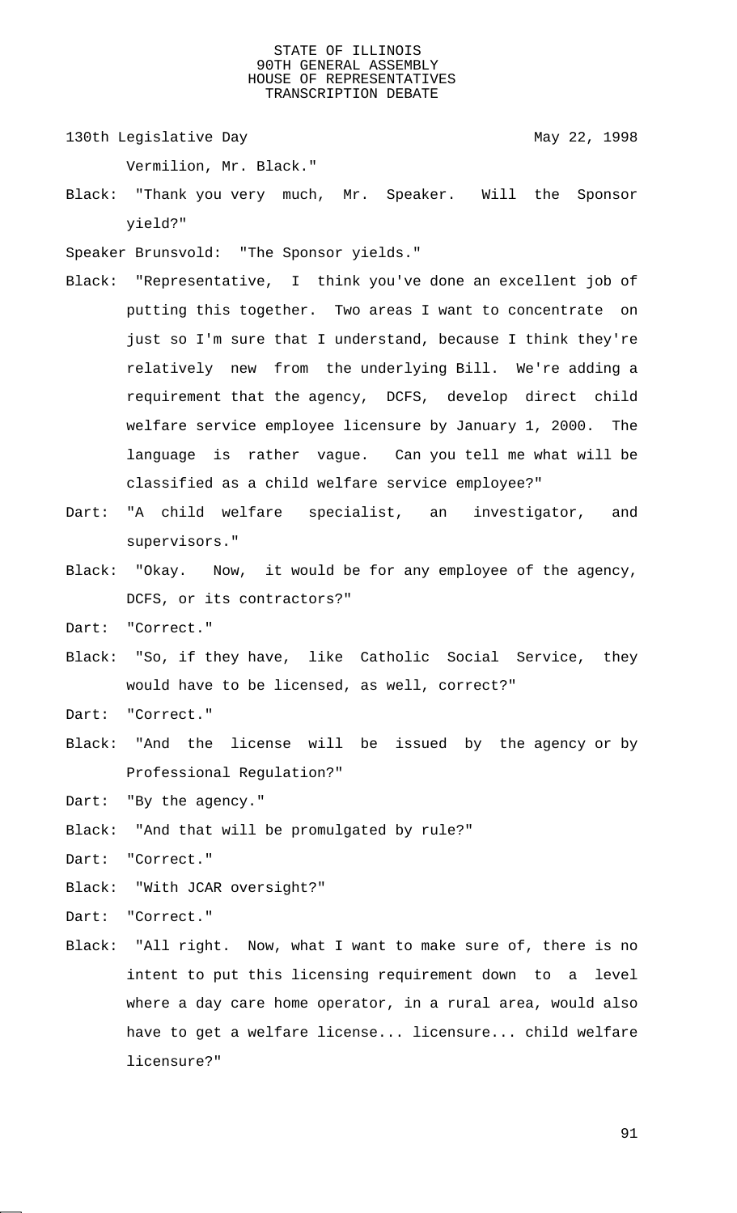Vermilion, Mr. Black."

Black: "Thank you very much, Mr. Speaker. Will the Sponsor yield?"

Speaker Brunsvold: "The Sponsor yields."

Black: "Representative, I think you've done an excellent job of putting this together. Two areas I want to concentrate on just so I'm sure that I understand, because I think they're relatively new from the underlying Bill. We're adding a requirement that the agency, DCFS, develop direct child welfare service employee licensure by January 1, 2000. The language is rather vague. Can you tell me what will be classified as a child welfare service employee?"

Dart: "A child welfare specialist, an investigator, and supervisors."

Black: "Okay. Now, it would be for any employee of the agency, DCFS, or its contractors?"

Dart: "Correct."

Black: "So, if they have, like Catholic Social Service, they would have to be licensed, as well, correct?"

Dart: "Correct."

Black: "And the license will be issued by the agency or by Professional Regulation?"

Dart: "By the agency."

Black: "And that will be promulgated by rule?"

Dart: "Correct."

Black: "With JCAR oversight?"

Dart: "Correct."

Black: "All right. Now, what I want to make sure of, there is no intent to put this licensing requirement down to a level where a day care home operator, in a rural area, would also have to get a welfare license... licensure... child welfare licensure?"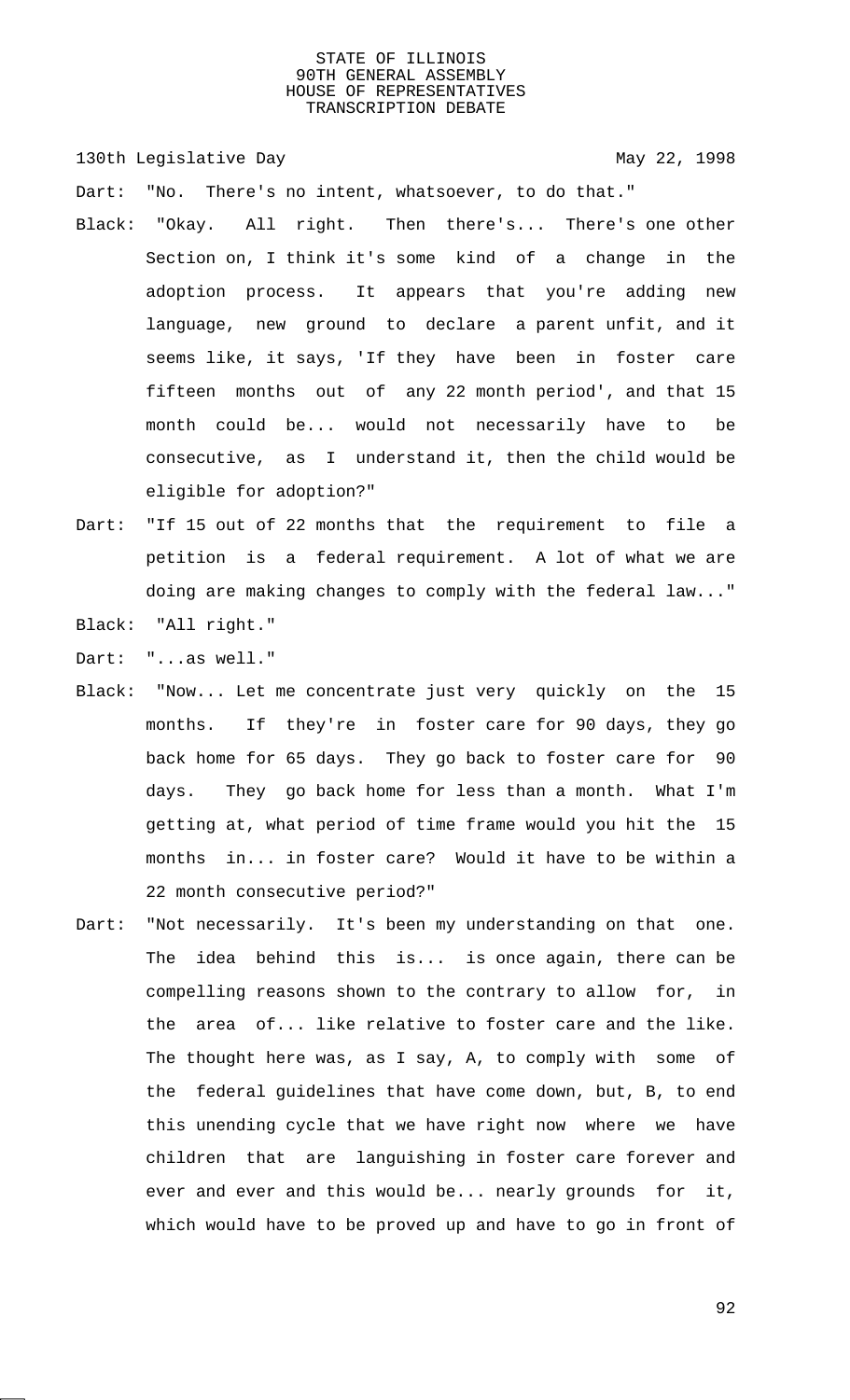Dart: "No. There's no intent, whatsoever, to do that."

Black: "Okay. All right. Then there's... There's one other Section on, I think it's some kind of a change in the adoption process. It appears that you're adding new language, new ground to declare a parent unfit, and it seems like, it says, 'If they have been in foster care fifteen months out of any 22 month period', and that 15 month could be... would not necessarily have to be consecutive, as I understand it, then the child would be eligible for adoption?"

Dart: "If 15 out of 22 months that the requirement to file a petition is a federal requirement. A lot of what we are doing are making changes to comply with the federal law..."

Black: "All right."

Dart: "...as well."

Black: "Now... Let me concentrate just very quickly on the 15 months. If they're in foster care for 90 days, they go back home for 65 days. They go back to foster care for 90 days. They go back home for less than a month. What I'm getting at, what period of time frame would you hit the 15 months in... in foster care? Would it have to be within a 22 month consecutive period?"

Dart: "Not necessarily. It's been my understanding on that one. The idea behind this is... is once again, there can be compelling reasons shown to the contrary to allow for, in the area of... like relative to foster care and the like. The thought here was, as I say, A, to comply with some of the federal guidelines that have come down, but, B, to end this unending cycle that we have right now where we have children that are languishing in foster care forever and ever and ever and this would be... nearly grounds for it, which would have to be proved up and have to go in front of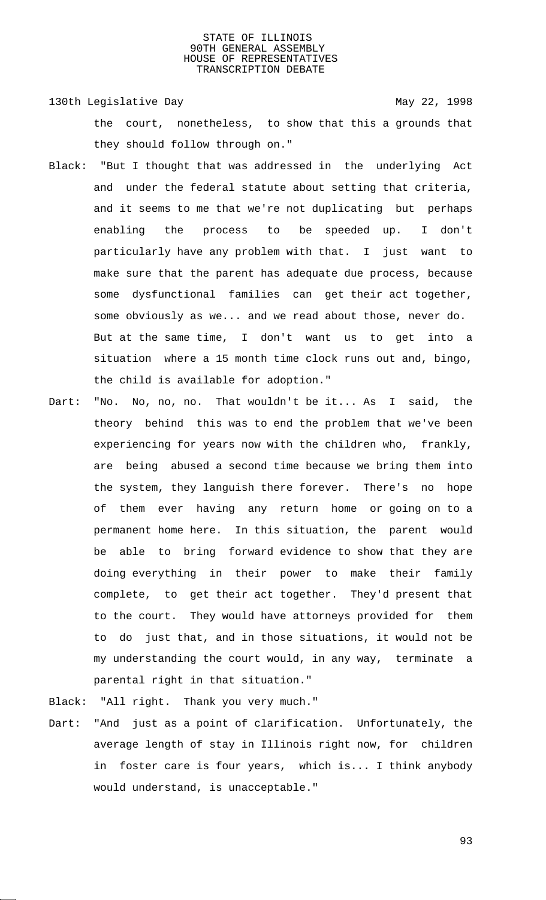the court, nonetheless, to show that this a grounds that they should follow through on."

Black: "But I thought that was addressed in the underlying Act and under the federal statute about setting that criteria, and it seems to me that we're not duplicating but perhaps enabling the process to be speeded up. I don't particularly have any problem with that. I just want to make sure that the parent has adequate due process, because some dysfunctional families can get their act together, some obviously as we... and we read about those, never do. But at the same time, I don't want us to get into a situation where a 15 month time clock runs out and, bingo, the child is available for adoption."

Dart: "No. No, no, no. That wouldn't be it... As I said, the theory behind this was to end the problem that we've been experiencing for years now with the children who, frankly, are being abused a second time because we bring them into the system, they languish there forever. There's no hope of them ever having any return home or going on to a permanent home here. In this situation, the parent would be able to bring forward evidence to show that they are doing everything in their power to make their family complete, to get their act together. They'd present that to the court. They would have attorneys provided for them to do just that, and in those situations, it would not be my understanding the court would, in any way, terminate a parental right in that situation."

Black: "All right. Thank you very much."

Dart: "And just as a point of clarification. Unfortunately, the average length of stay in Illinois right now, for children in foster care is four years, which is... I think anybody would understand, is unacceptable."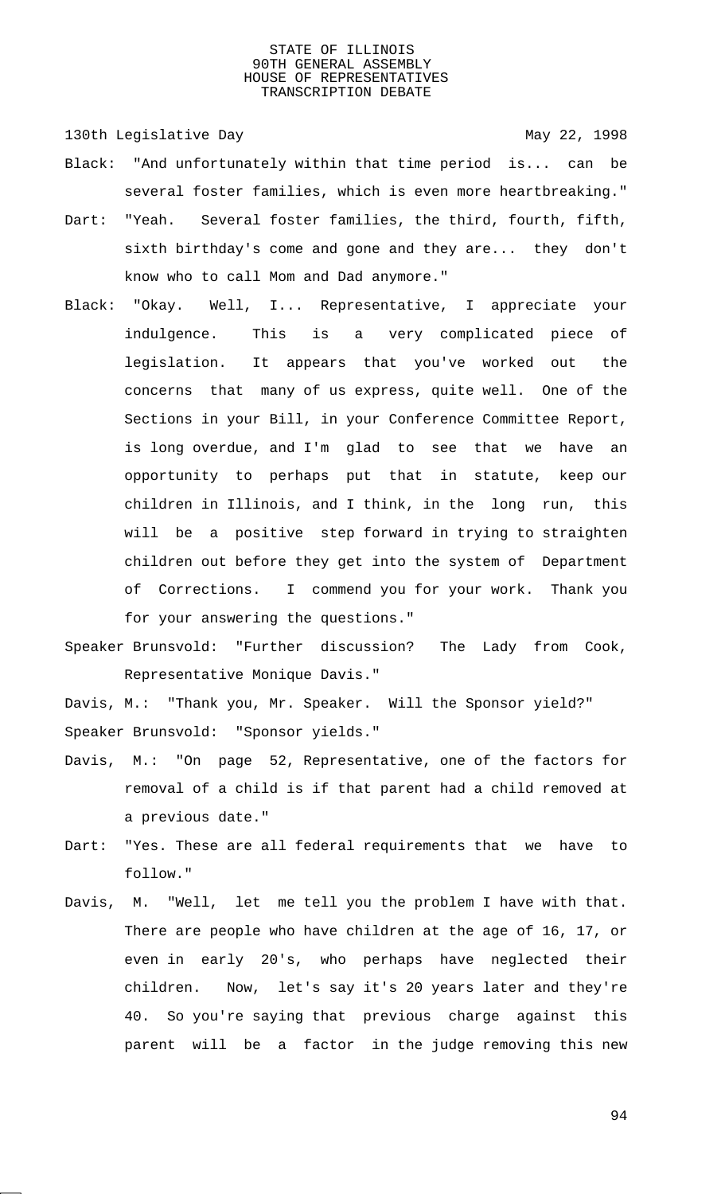Black: "And unfortunately within that time period is... can be several foster families, which is even more heartbreaking."

Dart: "Yeah. Several foster families, the third, fourth, fifth, sixth birthday's come and gone and they are... they don't know who to call Mom and Dad anymore."

Black: "Okay. Well, I... Representative, I appreciate your indulgence. This is a very complicated piece of legislation. It appears that you've worked out the concerns that many of us express, quite well. One of the Sections in your Bill, in your Conference Committee Report, is long overdue, and I'm glad to see that we have an opportunity to perhaps put that in statute, keep our children in Illinois, and I think, in the long run, this will be a positive step forward in trying to straighten children out before they get into the system of Department of Corrections. I commend you for your work. Thank you for your answering the questions."

Speaker Brunsvold: "Further discussion? The Lady from Cook, Representative Monique Davis."

Davis, M.: "Thank you, Mr. Speaker. Will the Sponsor yield?"

Speaker Brunsvold: "Sponsor yields."

Davis, M.: "On page 52, Representative, one of the factors for removal of a child is if that parent had a child removed at a previous date."

Dart: "Yes. These are all federal requirements that we have to follow."

Davis, M. "Well, let me tell you the problem I have with that. There are people who have children at the age of 16, 17, or even in early 20's, who perhaps have neglected their children. Now, let's say it's 20 years later and they're 40. So you're saying that previous charge against this parent will be a factor in the judge removing this new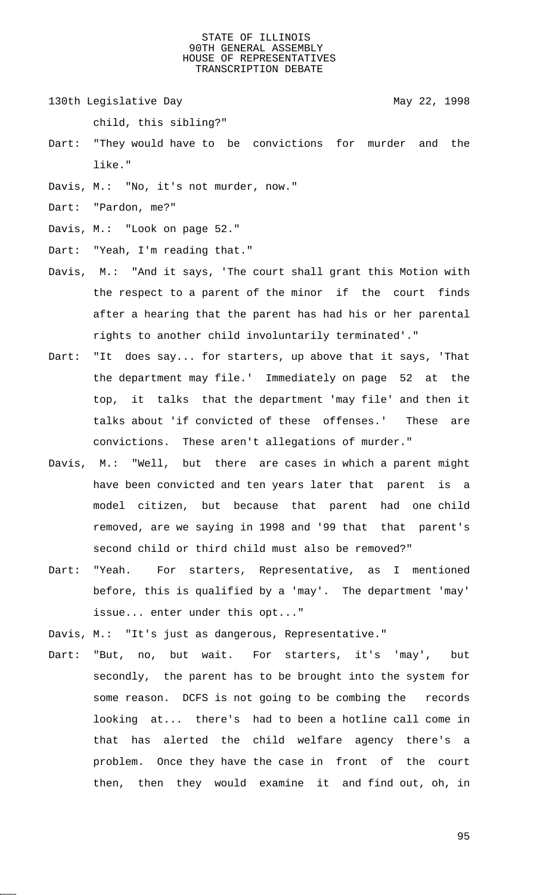child, this sibling?"

Dart: "They would have to be convictions for murder and the like."

Davis, M.: "No, it's not murder, now."

Dart: "Pardon, me?"

Davis, M.: "Look on page 52."

Dart: "Yeah, I'm reading that."

Davis, M.: "And it says, 'The court shall grant this Motion with the respect to a parent of the minor if the court finds after a hearing that the parent has had his or her parental rights to another child involuntarily terminated'."

Dart: "It does say... for starters, up above that it says, 'That the department may file.' Immediately on page 52 at the top, it talks that the department 'may file' and then it talks about 'if convicted of these offenses.' These are convictions. These aren't allegations of murder."

Davis, M.: "Well, but there are cases in which a parent might have been convicted and ten years later that parent is a model citizen, but because that parent had one child removed, are we saying in 1998 and '99 that that parent's second child or third child must also be removed?"

Dart: "Yeah. For starters, Representative, as I mentioned before, this is qualified by a 'may'. The department 'may' issue... enter under this opt..."

Davis, M.: "It's just as dangerous, Representative."

Dart: "But, no, but wait. For starters, it's 'may', but secondly, the parent has to be brought into the system for some reason. DCFS is not going to be combing the records looking at... there's had to been a hotline call come in that has alerted the child welfare agency there's a problem. Once they have the case in front of the court then, then they would examine it and find out, oh, in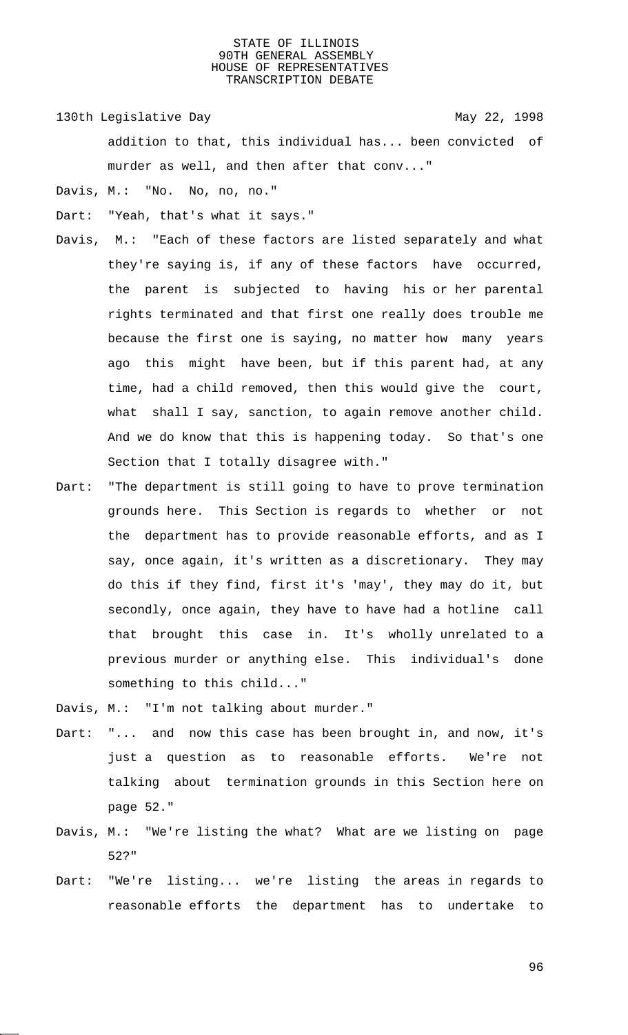addition to that, this individual has... been convicted of murder as well, and then after that conv..."

Davis, M.: "No. No, no, no."

Dart: "Yeah, that's what it says."

Davis, M.: "Each of these factors are listed separately and what they're saying is, if any of these factors have occurred, the parent is subjected to having his or her parental rights terminated and that first one really does trouble me because the first one is saying, no matter how many years ago this might have been, but if this parent had, at any time, had a child removed, then this would give the court, what shall I say, sanction, to again remove another child. And we do know that this is happening today. So that's one Section that I totally disagree with."

Dart: "The department is still going to have to prove termination grounds here. This Section is regards to whether or not the department has to provide reasonable efforts, and as I say, once again, it's written as a discretionary. They may do this if they find, first it's 'may', they may do it, but secondly, once again, they have to have had a hotline call that brought this case in. It's wholly unrelated to a previous murder or anything else. This individual's done something to this child..."

Davis, M.: "I'm not talking about murder."

Dart: "... and now this case has been brought in, and now, it's just a question as to reasonable efforts. We're not talking about termination grounds in this Section here on page 52."

Davis, M.: "We're listing the what? What are we listing on page 52?"

Dart: "We're listing... we're listing the areas in regards to reasonable efforts the department has to undertake to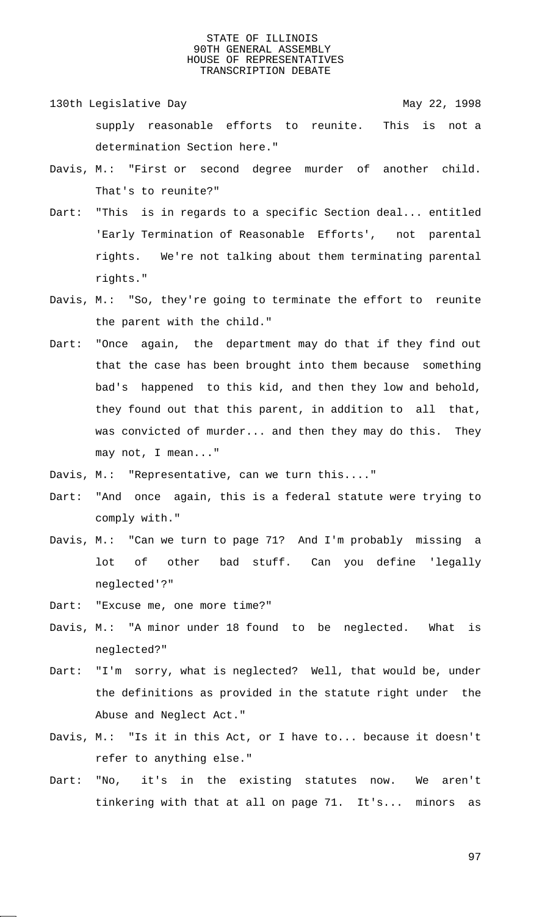supply reasonable efforts to reunite. This is not a determination Section here."

Davis, M.: "First or second degree murder of another child. That's to reunite?"

Dart: "This is in regards to a specific Section deal... entitled 'Early Termination of Reasonable Efforts', not parental rights. We're not talking about them terminating parental rights."

Davis, M.: "So, they're going to terminate the effort to reunite the parent with the child."

Dart: "Once again, the department may do that if they find out that the case has been brought into them because something bad's happened to this kid, and then they low and behold, they found out that this parent, in addition to all that, was convicted of murder... and then they may do this. They may not, I mean..."

Davis, M.: "Representative, can we turn this...."

Dart: "And once again, this is a federal statute were trying to comply with."

Davis, M.: "Can we turn to page 71? And I'm probably missing a lot of other bad stuff. Can you define 'legally neglected'?"

Dart: "Excuse me, one more time?"

Davis, M.: "A minor under 18 found to be neglected. What is neglected?"

Dart: "I'm sorry, what is neglected? Well, that would be, under the definitions as provided in the statute right under the Abuse and Neglect Act."

Davis, M.: "Is it in this Act, or I have to... because it doesn't refer to anything else."

Dart: "No, it's in the existing statutes now. We aren't tinkering with that at all on page 71. It's... minors as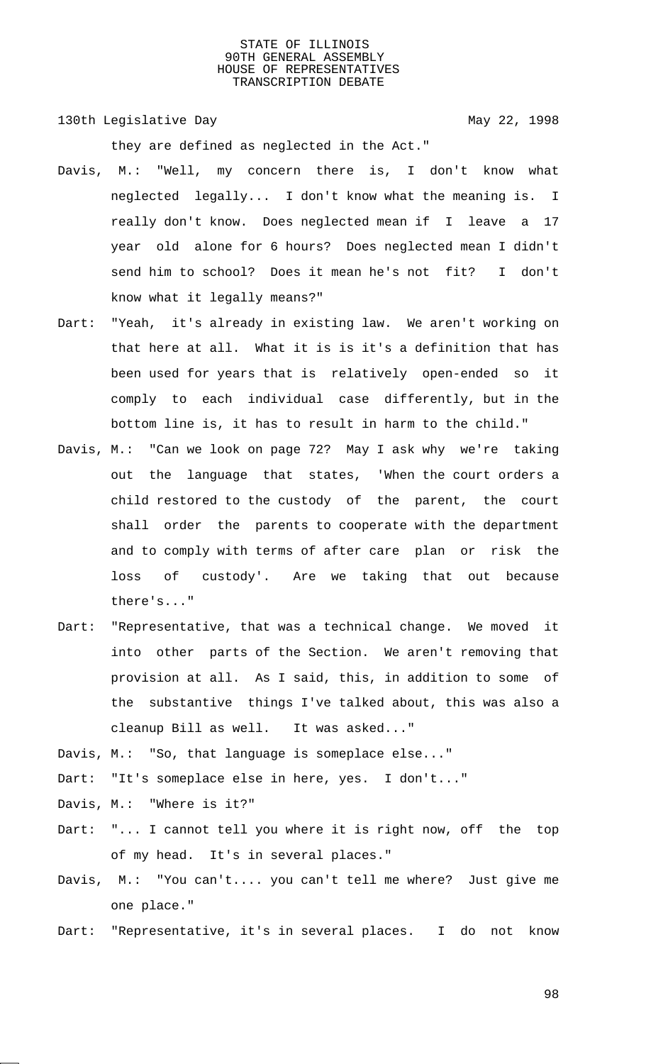they are defined as neglected in the Act."

Davis, M.: "Well, my concern there is, I don't know what neglected legally... I don't know what the meaning is. I really don't know. Does neglected mean if I leave a 17 year old alone for 6 hours? Does neglected mean I didn't send him to school? Does it mean he's not fit? I don't know what it legally means?"

Dart: "Yeah, it's already in existing law. We aren't working on that here at all. What it is is it's a definition that has been used for years that is relatively open-ended so it comply to each individual case differently, but in the bottom line is, it has to result in harm to the child."

Davis, M.: "Can we look on page 72? May I ask why we're taking out the language that states, 'When the court orders a child restored to the custody of the parent, the court shall order the parents to cooperate with the department and to comply with terms of after care plan or risk the loss of custody'. Are we taking that out because there's..."

Dart: "Representative, that was a technical change. We moved it into other parts of the Section. We aren't removing that provision at all. As I said, this, in addition to some of the substantive things I've talked about, this was also a cleanup Bill as well. It was asked..."

Davis, M.: "So, that language is someplace else..."

Dart: "It's someplace else in here, yes. I don't..."

Davis, M.: "Where is it?"

Dart: "... I cannot tell you where it is right now, off the top of my head. It's in several places."

Davis, M.: "You can't.... you can't tell me where? Just give me one place."

Dart: "Representative, it's in several places. I do not know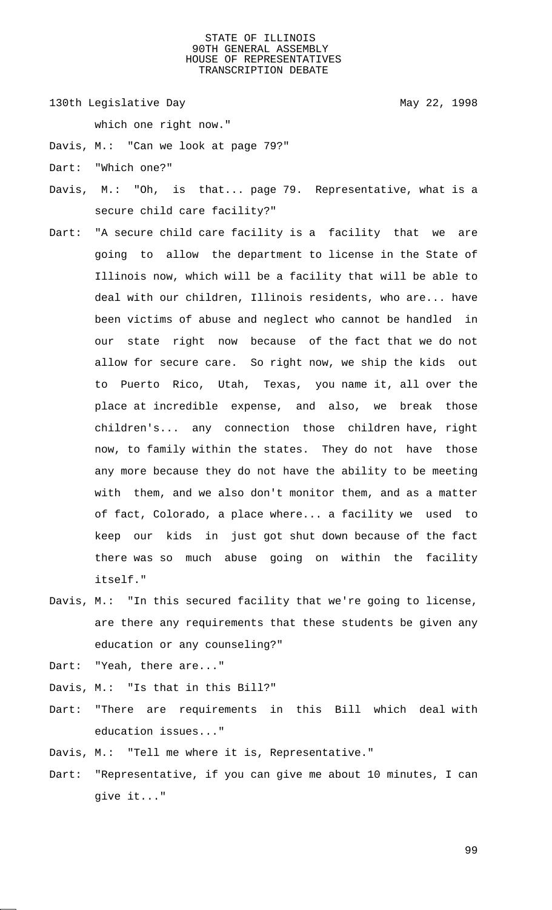which one right now."

Davis, M.: "Can we look at page 79?"

Dart: "Which one?"

Davis, M.: "Oh, is that... page 79. Representative, what is a secure child care facility?"

Dart: "A secure child care facility is a facility that we are going to allow the department to license in the State of Illinois now, which will be a facility that will be able to deal with our children, Illinois residents, who are... have been victims of abuse and neglect who cannot be handled in our state right now because of the fact that we do not allow for secure care. So right now, we ship the kids out to Puerto Rico, Utah, Texas, you name it, all over the place at incredible expense, and also, we break those children's... any connection those children have, right now, to family within the states. They do not have those any more because they do not have the ability to be meeting with them, and we also don't monitor them, and as a matter of fact, Colorado, a place where... a facility we used to keep our kids in just got shut down because of the fact there was so much abuse going on within the facility itself."

Davis, M.: "In this secured facility that we're going to license, are there any requirements that these students be given any education or any counseling?"

Dart: "Yeah, there are..."

Davis, M.: "Is that in this Bill?"

Dart: "There are requirements in this Bill which deal with education issues..."

Davis, M.: "Tell me where it is, Representative."

Dart: "Representative, if you can give me about 10 minutes, I can give it..."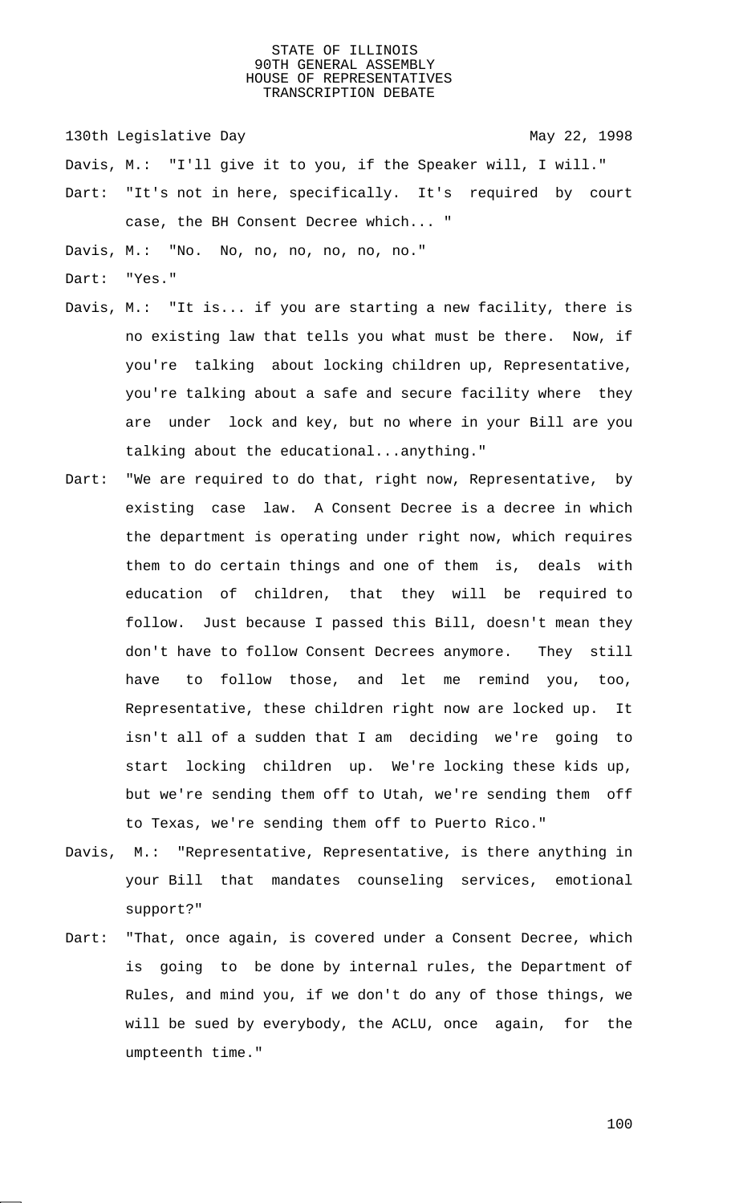Davis, M.: "I'll give it to you, if the Speaker will, I will."

Dart: "It's not in here, specifically. It's required by court case, the BH Consent Decree which... "

Davis, M.: "No. No, no, no, no, no, no."

Dart: "Yes."

Davis, M.: "It is... if you are starting a new facility, there is no existing law that tells you what must be there. Now, if you're talking about locking children up, Representative, you're talking about a safe and secure facility where they are under lock and key, but no where in your Bill are you talking about the educational...anything."

Dart: "We are required to do that, right now, Representative, by existing case law. A Consent Decree is a decree in which the department is operating under right now, which requires them to do certain things and one of them is, deals with education of children, that they will be required to follow. Just because I passed this Bill, doesn't mean they don't have to follow Consent Decrees anymore. They still have to follow those, and let me remind you, too, Representative, these children right now are locked up. It isn't all of a sudden that I am deciding we're going to start locking children up. We're locking these kids up, but we're sending them off to Utah, we're sending them off to Texas, we're sending them off to Puerto Rico."

Davis, M.: "Representative, Representative, is there anything in your Bill that mandates counseling services, emotional support?"

Dart: "That, once again, is covered under a Consent Decree, which is going to be done by internal rules, the Department of Rules, and mind you, if we don't do any of those things, we will be sued by everybody, the ACLU, once again, for the umpteenth time."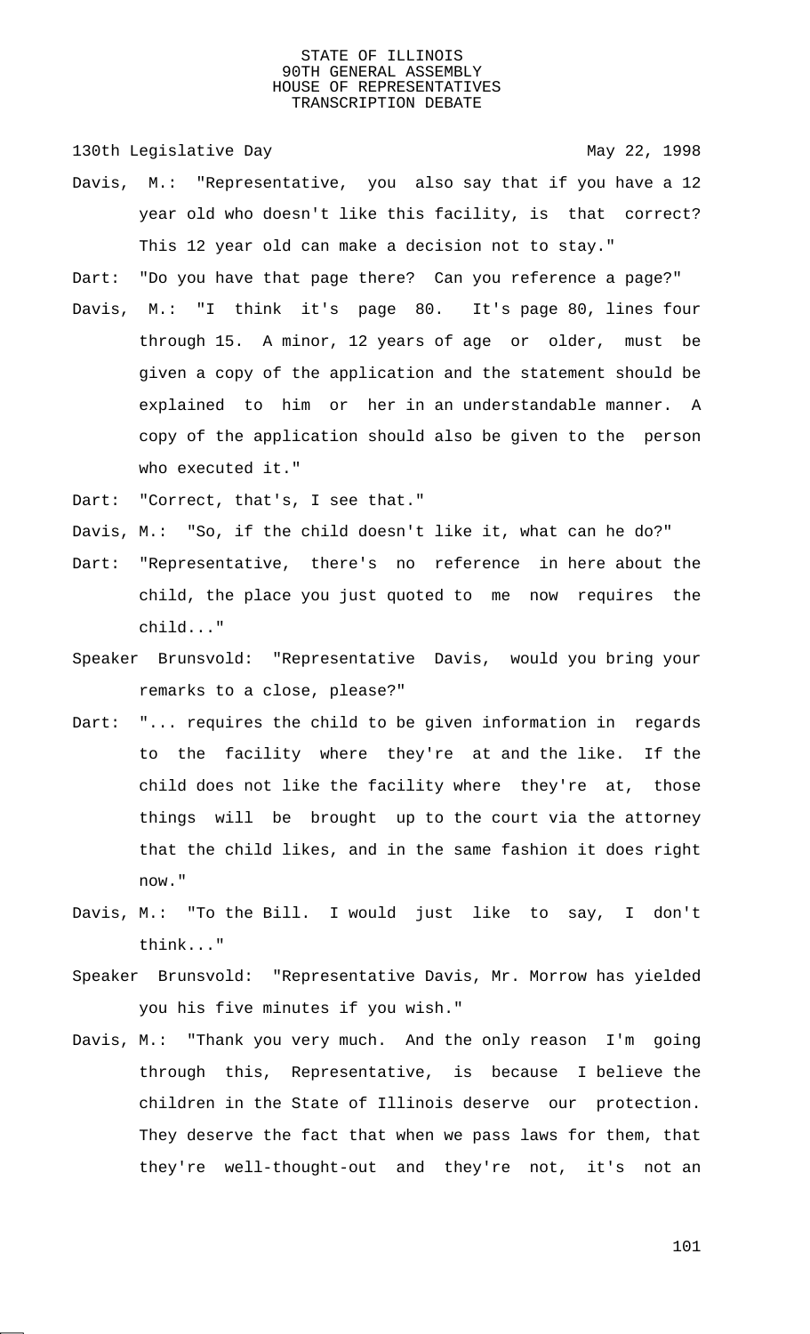Davis, M.: "Representative, you also say that if you have a 12 year old who doesn't like this facility, is that correct? This 12 year old can make a decision not to stay."

Dart: "Do you have that page there? Can you reference a page?"

Davis, M.: "I think it's page 80. It's page 80, lines four through 15. A minor, 12 years of age or older, must be given a copy of the application and the statement should be explained to him or her in an understandable manner. A copy of the application should also be given to the person who executed it."

Dart: "Correct, that's, I see that."

Davis, M.: "So, if the child doesn't like it, what can he do?"

Dart: "Representative, there's no reference in here about the child, the place you just quoted to me now requires the child..."

Speaker Brunsvold: "Representative Davis, would you bring your remarks to a close, please?"

Dart: "... requires the child to be given information in regards to the facility where they're at and the like. If the child does not like the facility where they're at, those things will be brought up to the court via the attorney that the child likes, and in the same fashion it does right now."

Davis, M.: "To the Bill. I would just like to say, I don't think..."

Speaker Brunsvold: "Representative Davis, Mr. Morrow has yielded you his five minutes if you wish."

Davis, M.: "Thank you very much. And the only reason I'm going through this, Representative, is because I believe the children in the State of Illinois deserve our protection. They deserve the fact that when we pass laws for them, that they're well-thought-out and they're not, it's not an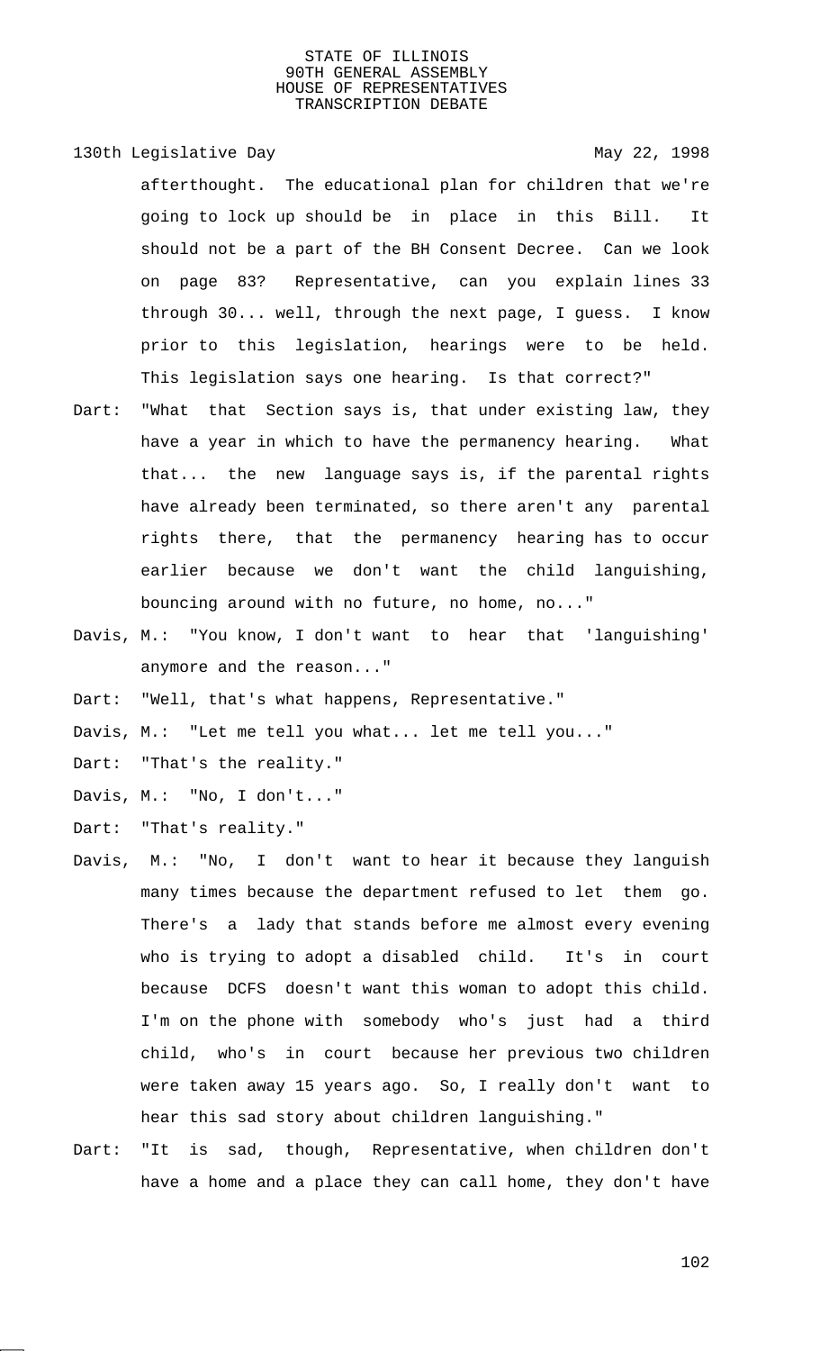afterthought. The educational plan for children that we're going to lock up should be in place in this Bill. It should not be a part of the BH Consent Decree. Can we look on page 83? Representative, can you explain lines 33 through 30... well, through the next page, I guess. I know prior to this legislation, hearings were to be held. This legislation says one hearing. Is that correct?"

Dart: "What that Section says is, that under existing law, they have a year in which to have the permanency hearing. What that... the new language says is, if the parental rights have already been terminated, so there aren't any parental rights there, that the permanency hearing has to occur earlier because we don't want the child languishing, bouncing around with no future, no home, no..."

Davis, M.: "You know, I don't want to hear that 'languishing' anymore and the reason..."

Dart: "Well, that's what happens, Representative."

Davis, M.: "Let me tell you what... let me tell you..."

Dart: "That's the reality."

Davis, M.: "No, I don't..."

Dart: "That's reality."

Davis, M.: "No, I don't want to hear it because they languish many times because the department refused to let them go. There's a lady that stands before me almost every evening who is trying to adopt a disabled child. It's in court because DCFS doesn't want this woman to adopt this child. I'm on the phone with somebody who's just had a third child, who's in court because her previous two children were taken away 15 years ago. So, I really don't want to hear this sad story about children languishing."

Dart: "It is sad, though, Representative, when children don't have a home and a place they can call home, they don't have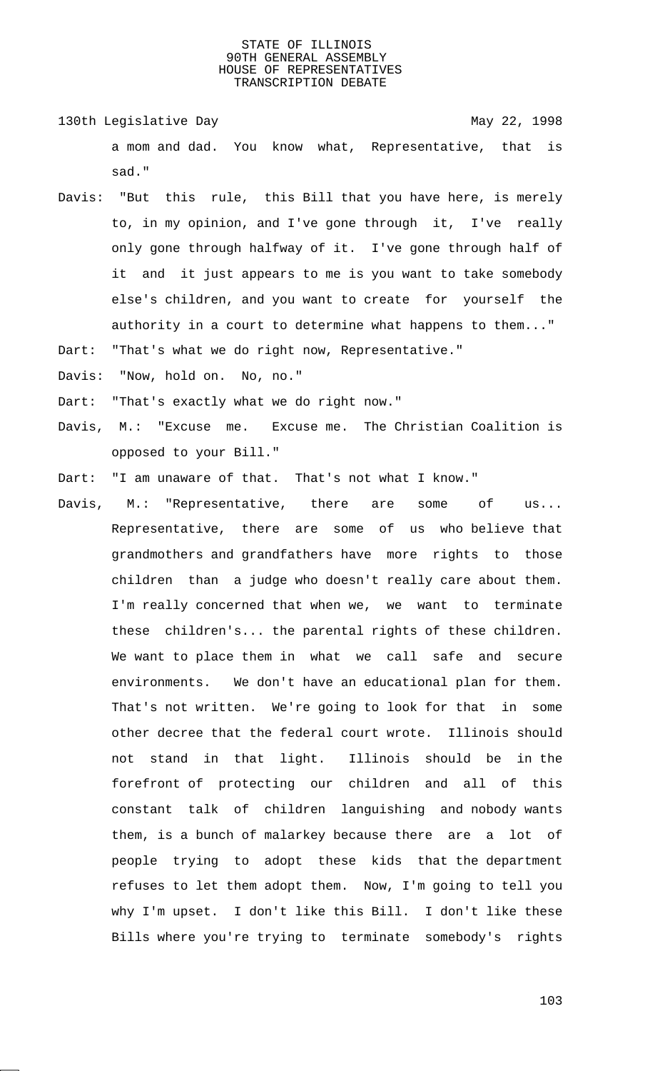130th Legislative Day May 22, 1998

a mom and dad. You know what, Representative, that is sad."

Davis: "But this rule, this Bill that you have here, is merely to, in my opinion, and I've gone through it, I've really only gone through halfway of it. I've gone through half of it and it just appears to me is you want to take somebody else's children, and you want to create for yourself the authority in a court to determine what happens to them..."

Dart: "That's what we do right now, Representative."

Davis: "Now, hold on. No, no."

Dart: "That's exactly what we do right now."

Davis, M.: "Excuse me. Excuse me. The Christian Coalition is opposed to your Bill."

Dart: "I am unaware of that. That's not what I know."

Davis, M.: "Representative, there are some of us... Representative, there are some of us who believe that grandmothers and grandfathers have more rights to those children than a judge who doesn't really care about them. I'm really concerned that when we, we want to terminate these children's... the parental rights of these children. We want to place them in what we call safe and secure environments. We don't have an educational plan for them. That's not written. We're going to look for that in some other decree that the federal court wrote. Illinois should not stand in that light. Illinois should be in the forefront of protecting our children and all of this constant talk of children languishing and nobody wants them, is a bunch of malarkey because there are a lot of people trying to adopt these kids that the department refuses to let them adopt them. Now, I'm going to tell you why I'm upset. I don't like this Bill. I don't like these Bills where you're trying to terminate somebody's rights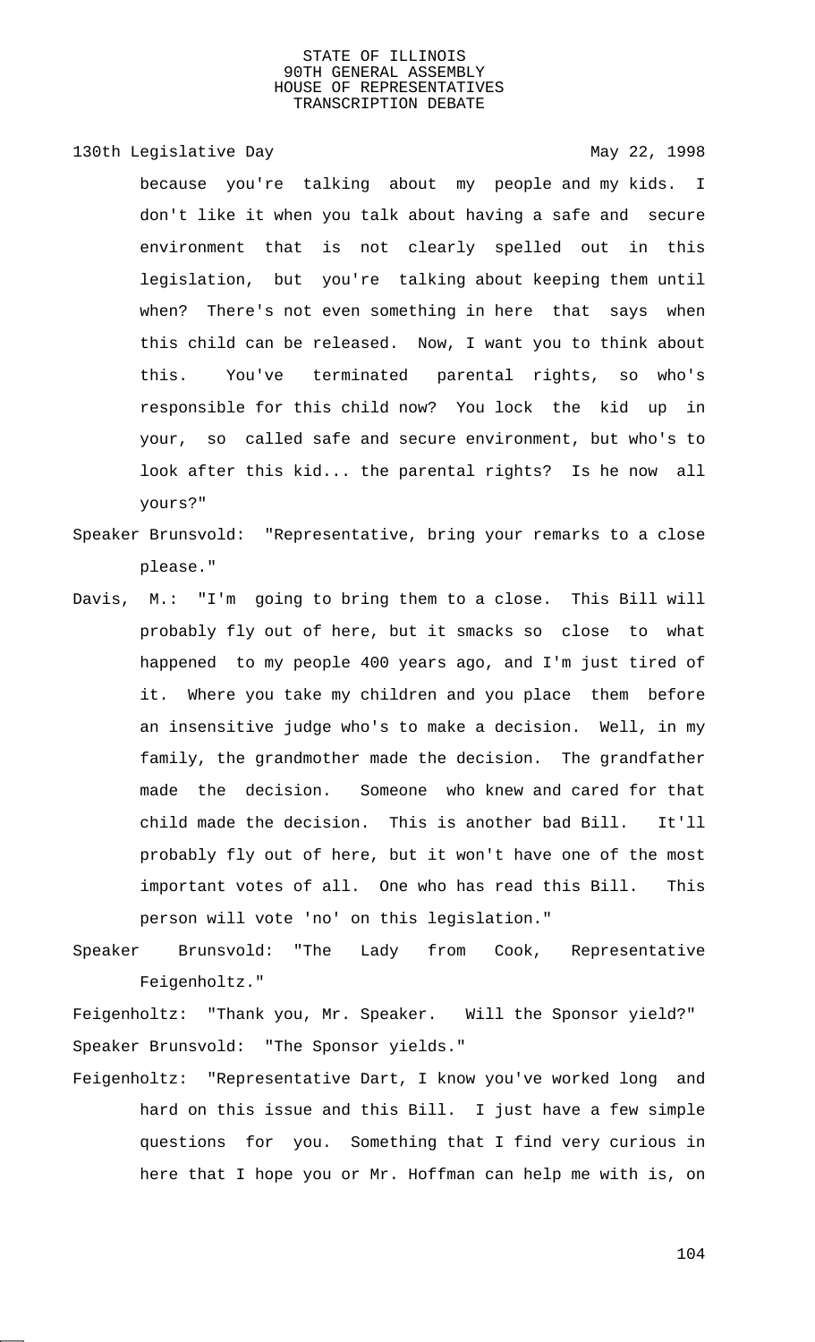because you're talking about my people and my kids. I don't like it when you talk about having a safe and secure environment that is not clearly spelled out in this legislation, but you're talking about keeping them until when? There's not even something in here that says when this child can be released. Now, I want you to think about this. You've terminated parental rights, so who's responsible for this child now? You lock the kid up in your, so called safe and secure environment, but who's to look after this kid... the parental rights? Is he now all yours?"

Speaker Brunsvold: "Representative, bring your remarks to a close please."

Davis, M.: "I'm going to bring them to a close. This Bill will probably fly out of here, but it smacks so close to what happened to my people 400 years ago, and I'm just tired of it. Where you take my children and you place them before an insensitive judge who's to make a decision. Well, in my family, the grandmother made the decision. The grandfather made the decision. Someone who knew and cared for that child made the decision. This is another bad Bill. It'll probably fly out of here, but it won't have one of the most important votes of all. One who has read this Bill. This person will vote 'no' on this legislation."

Speaker Brunsvold: "The Lady from Cook, Representative Feigenholtz."

Feigenholtz: "Thank you, Mr. Speaker. Will the Sponsor yield?"

Speaker Brunsvold: "The Sponsor yields."

Feigenholtz: "Representative Dart, I know you've worked long and hard on this issue and this Bill. I just have a few simple questions for you. Something that I find very curious in here that I hope you or Mr. Hoffman can help me with is, on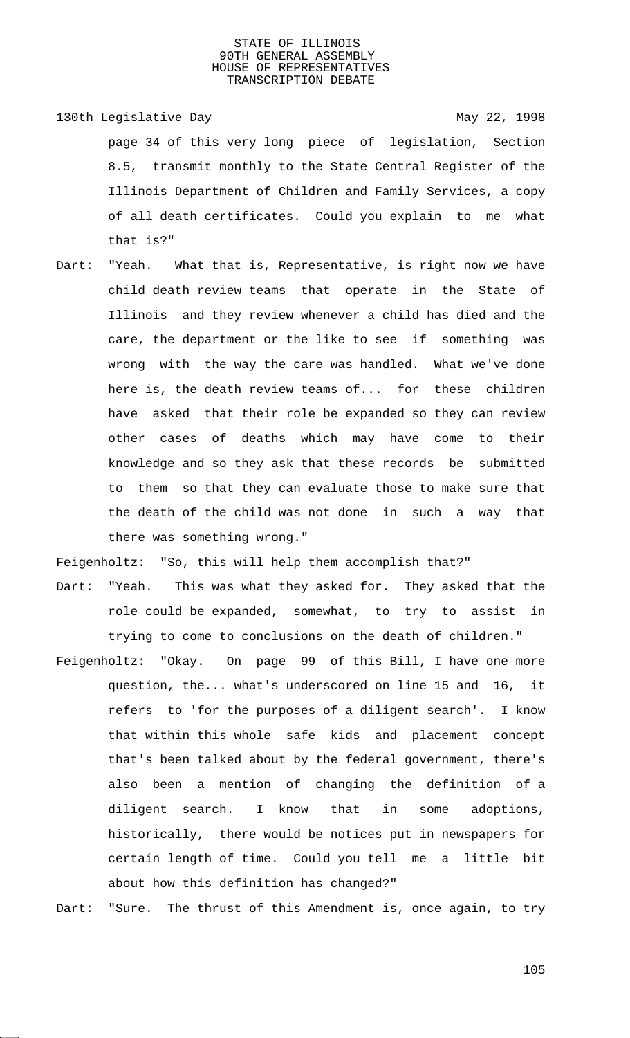page 34 of this very long piece of legislation, Section 8.5, transmit monthly to the State Central Register of the Illinois Department of Children and Family Services, a copy of all death certificates. Could you explain to me what that is?"

Dart: "Yeah. What that is, Representative, is right now we have child death review teams that operate in the State of Illinois and they review whenever a child has died and the care, the department or the like to see if something was wrong with the way the care was handled. What we've done here is, the death review teams of... for these children have asked that their role be expanded so they can review other cases of deaths which may have come to their knowledge and so they ask that these records be submitted to them so that they can evaluate those to make sure that the death of the child was not done in such a way that there was something wrong."

Feigenholtz: "So, this will help them accomplish that?"

Dart: "Yeah. This was what they asked for. They asked that the role could be expanded, somewhat, to try to assist in trying to come to conclusions on the death of children."

Feigenholtz: "Okay. On page 99 of this Bill, I have one more question, the... what's underscored on line 15 and 16, it refers to 'for the purposes of a diligent search'. I know that within this whole safe kids and placement concept that's been talked about by the federal government, there's also been a mention of changing the definition of a diligent search. I know that in some adoptions, historically, there would be notices put in newspapers for certain length of time. Could you tell me a little bit about how this definition has changed?"

Dart: "Sure. The thrust of this Amendment is, once again, to try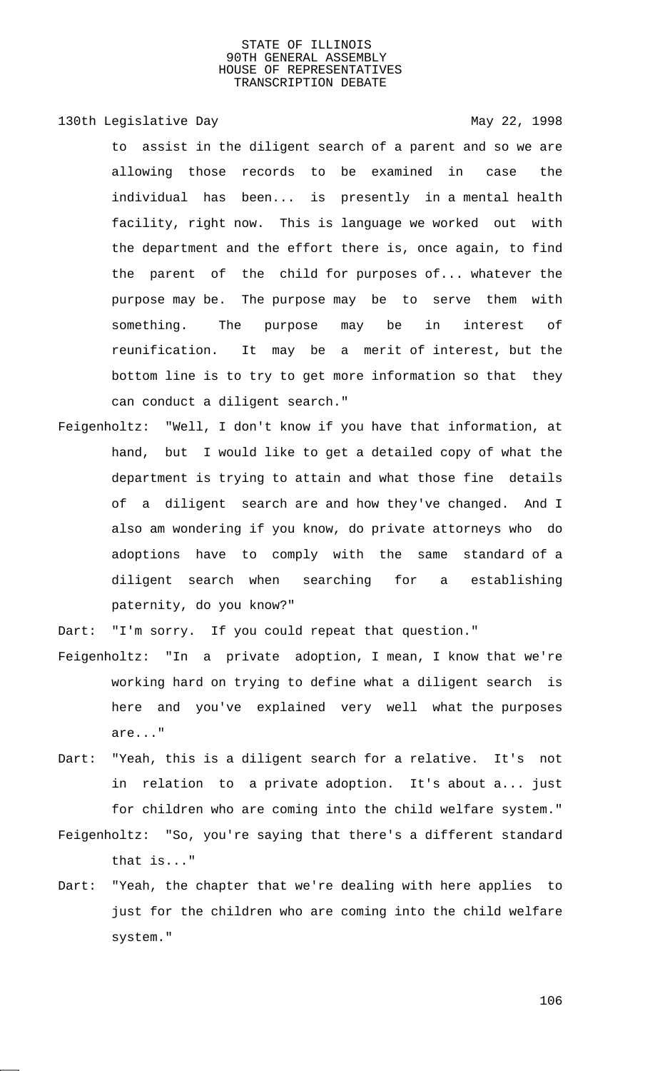to assist in the diligent search of a parent and so we are allowing those records to be examined in case the individual has been... is presently in a mental health facility, right now. This is language we worked out with the department and the effort there is, once again, to find the parent of the child for purposes of... whatever the purpose may be. The purpose may be to serve them with something. The purpose may be in interest of reunification. It may be a merit of interest, but the bottom line is to try to get more information so that they can conduct a diligent search."

Feigenholtz: "Well, I don't know if you have that information, at hand, but I would like to get a detailed copy of what the department is trying to attain and what those fine details of a diligent search are and how they've changed. And I also am wondering if you know, do private attorneys who do adoptions have to comply with the same standard of a diligent search when searching for a establishing paternity, do you know?"

Dart: "I'm sorry. If you could repeat that question."

Feigenholtz: "In a private adoption, I mean, I know that we're working hard on trying to define what a diligent search is here and you've explained very well what the purposes are..."

Dart: "Yeah, this is a diligent search for a relative. It's not in relation to a private adoption. It's about a... just for children who are coming into the child welfare system."

Feigenholtz: "So, you're saying that there's a different standard that is..."

Dart: "Yeah, the chapter that we're dealing with here applies to just for the children who are coming into the child welfare system."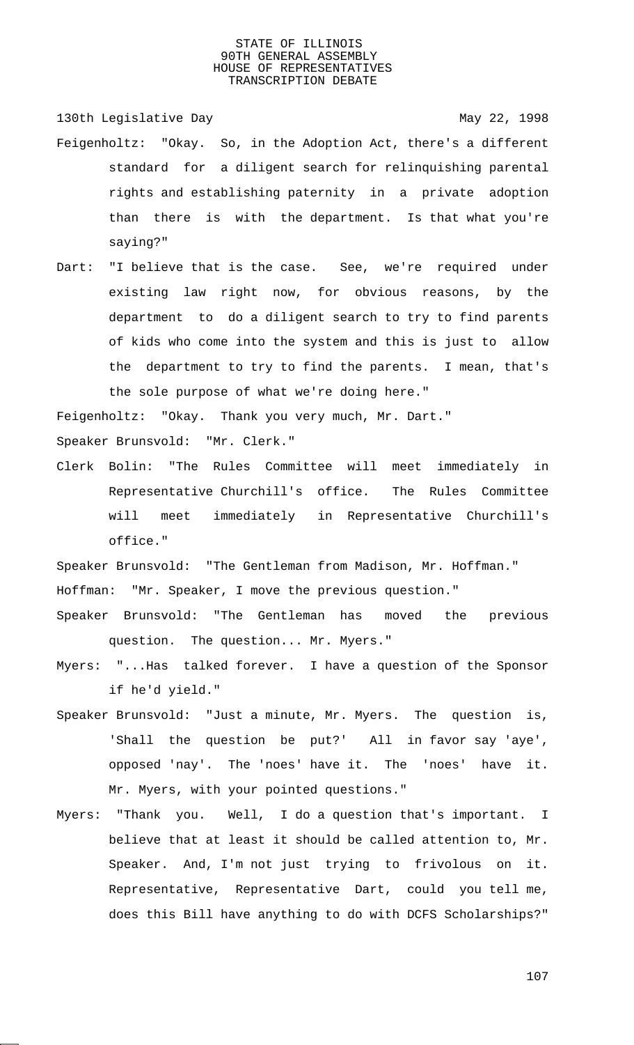Feigenholtz: "Okay. So, in the Adoption Act, there's a different standard for a diligent search for relinquishing parental rights and establishing paternity in a private adoption than there is with the department. Is that what you're saying?"

Dart: "I believe that is the case. See, we're required under existing law right now, for obvious reasons, by the department to do a diligent search to try to find parents of kids who come into the system and this is just to allow the department to try to find the parents. I mean, that's the sole purpose of what we're doing here."

Feigenholtz: "Okay. Thank you very much, Mr. Dart."

Speaker Brunsvold: "Mr. Clerk."

Clerk Bolin: "The Rules Committee will meet immediately in Representative Churchill's office. The Rules Committee will meet immediately in Representative Churchill's office."

Speaker Brunsvold: "The Gentleman from Madison, Mr. Hoffman."

Hoffman: "Mr. Speaker, I move the previous question."

Speaker Brunsvold: "The Gentleman has moved the previous question. The question... Mr. Myers."

Myers: "...Has talked forever. I have a question of the Sponsor if he'd yield."

Speaker Brunsvold: "Just a minute, Mr. Myers. The question is, 'Shall the question be put?' All in favor say 'aye', opposed 'nay'. The 'noes' have it. The 'noes' have it. Mr. Myers, with your pointed questions."

Myers: "Thank you. Well, I do a question that's important. I believe that at least it should be called attention to, Mr. Speaker. And, I'm not just trying to frivolous on it. Representative, Representative Dart, could you tell me, does this Bill have anything to do with DCFS Scholarships?"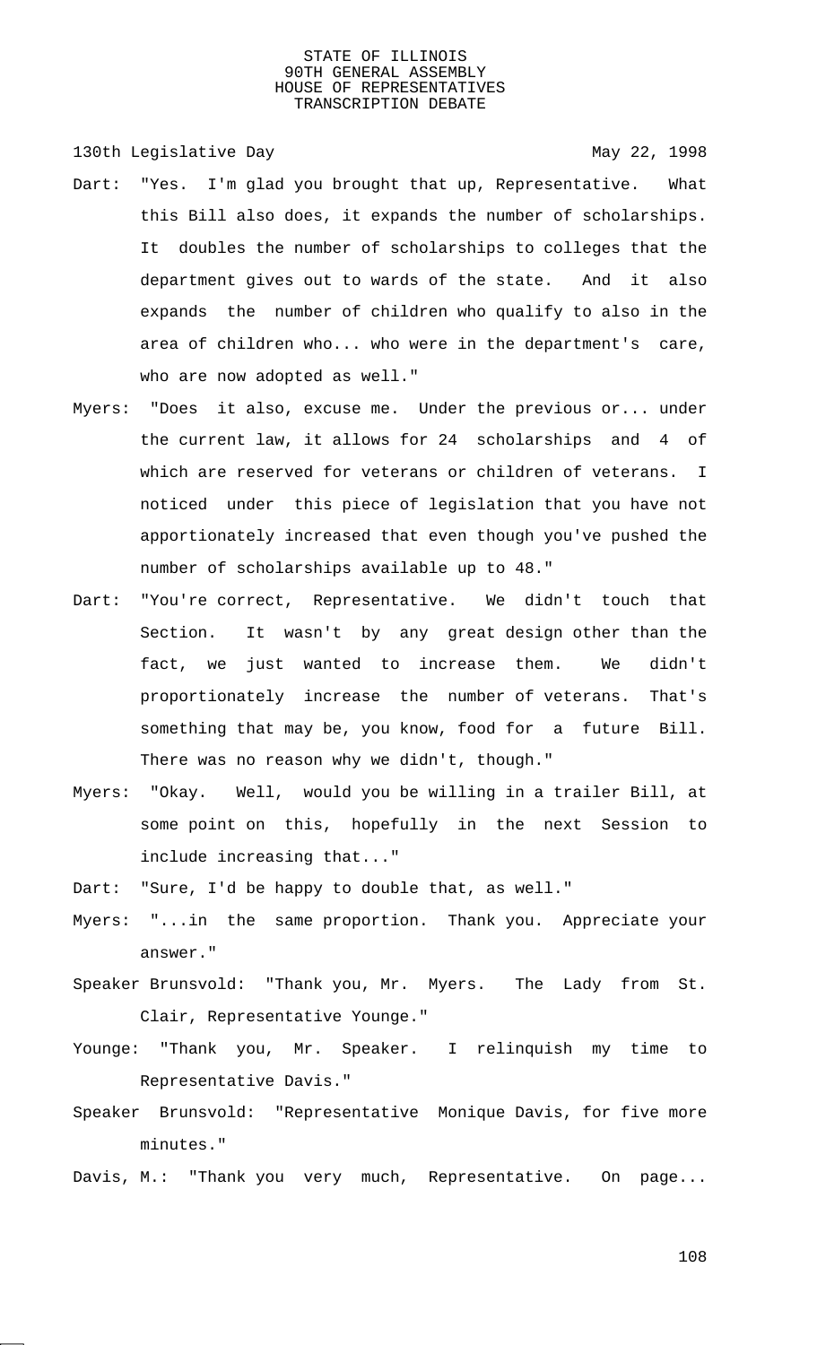Dart: "Yes. I'm glad you brought that up, Representative. What this Bill also does, it expands the number of scholarships. It doubles the number of scholarships to colleges that the department gives out to wards of the state. And it also expands the number of children who qualify to also in the area of children who... who were in the department's care, who are now adopted as well."

Myers: "Does it also, excuse me. Under the previous or... under the current law, it allows for 24 scholarships and 4 of which are reserved for veterans or children of veterans. I noticed under this piece of legislation that you have not apportionately increased that even though you've pushed the number of scholarships available up to 48."

Dart: "You're correct, Representative. We didn't touch that Section. It wasn't by any great design other than the fact, we just wanted to increase them. We didn't proportionately increase the number of veterans. That's something that may be, you know, food for a future Bill. There was no reason why we didn't, though."

Myers: "Okay. Well, would you be willing in a trailer Bill, at some point on this, hopefully in the next Session to include increasing that..."

Dart: "Sure, I'd be happy to double that, as well."

Myers: "...in the same proportion. Thank you. Appreciate your answer."

Speaker Brunsvold: "Thank you, Mr. Myers. The Lady from St. Clair, Representative Younge."

Younge: "Thank you, Mr. Speaker. I relinquish my time to Representative Davis."

Speaker Brunsvold: "Representative Monique Davis, for five more minutes."

Davis, M.: "Thank you very much, Representative. On page...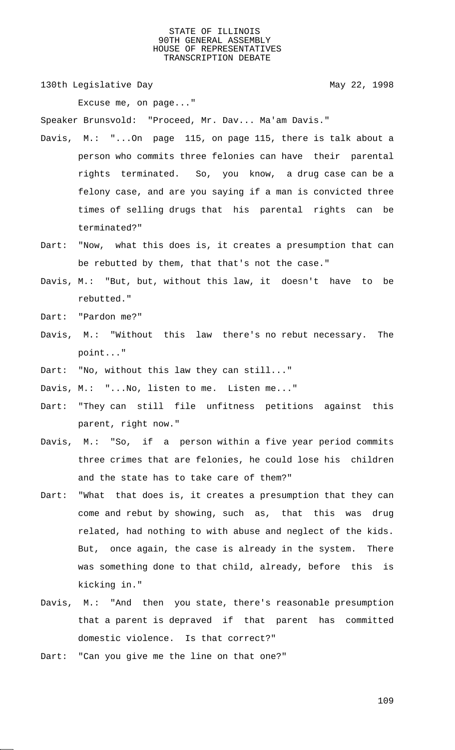Excuse me, on page..."

Speaker Brunsvold: "Proceed, Mr. Dav... Ma'am Davis."

Davis, M.: "...On page 115, on page 115, there is talk about a person who commits three felonies can have their parental rights terminated. So, you know, a drug case can be a felony case, and are you saying if a man is convicted three times of selling drugs that his parental rights can be terminated?"

Dart: "Now, what this does is, it creates a presumption that can be rebutted by them, that that's not the case."

Davis, M.: "But, but, without this law, it doesn't have to be rebutted."

Dart: "Pardon me?"

Davis, M.: "Without this law there's no rebut necessary. The point..."

Dart: "No, without this law they can still..."

Davis, M.: "...No, listen to me. Listen me..."

Dart: "They can still file unfitness petitions against this parent, right now."

Davis, M.: "So, if a person within a five year period commits three crimes that are felonies, he could lose his children and the state has to take care of them?"

Dart: "What that does is, it creates a presumption that they can come and rebut by showing, such as, that this was drug related, had nothing to with abuse and neglect of the kids. But, once again, the case is already in the system. There was something done to that child, already, before this is kicking in."

Davis, M.: "And then you state, there's reasonable presumption that a parent is depraved if that parent has committed domestic violence. Is that correct?"

Dart: "Can you give me the line on that one?"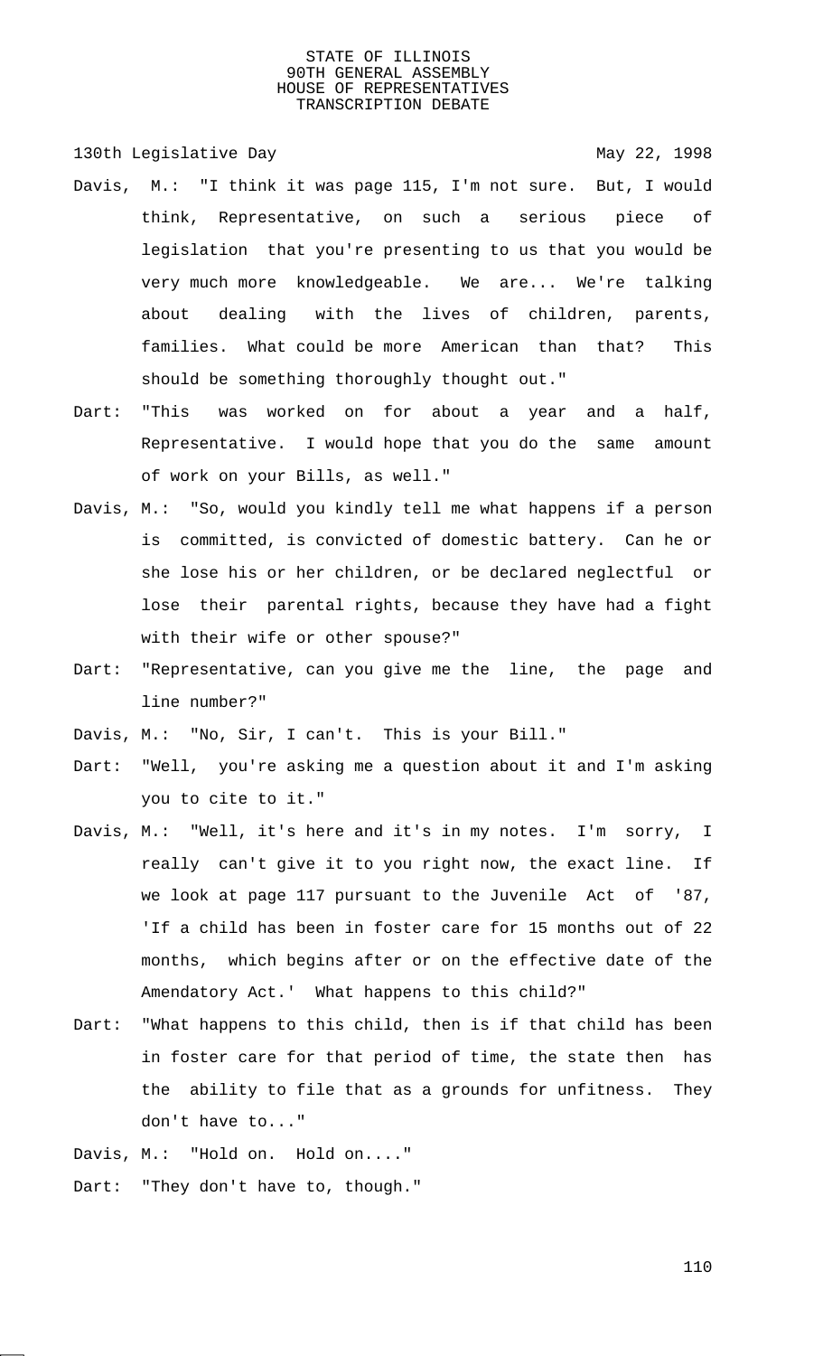Davis, M.: "I think it was page 115, I'm not sure. But, I would think, Representative, on such a serious piece of legislation that you're presenting to us that you would be very much more knowledgeable. We are... We're talking about dealing with the lives of children, parents, families. What could be more American than that? This should be something thoroughly thought out."

Dart: "This was worked on for about a year and a half, Representative. I would hope that you do the same amount of work on your Bills, as well."

Davis, M.: "So, would you kindly tell me what happens if a person is committed, is convicted of domestic battery. Can he or she lose his or her children, or be declared neglectful or lose their parental rights, because they have had a fight with their wife or other spouse?"

Dart: "Representative, can you give me the line, the page and line number?"

Davis, M.: "No, Sir, I can't. This is your Bill."

Dart: "Well, you're asking me a question about it and I'm asking you to cite to it."

Davis, M.: "Well, it's here and it's in my notes. I'm sorry, I really can't give it to you right now, the exact line. If we look at page 117 pursuant to the Juvenile Act of '87, 'If a child has been in foster care for 15 months out of 22 months, which begins after or on the effective date of the Amendatory Act.' What happens to this child?"

Dart: "What happens to this child, then is if that child has been in foster care for that period of time, the state then has the ability to file that as a grounds for unfitness. They don't have to..."

Davis, M.: "Hold on. Hold on...."

Dart: "They don't have to, though."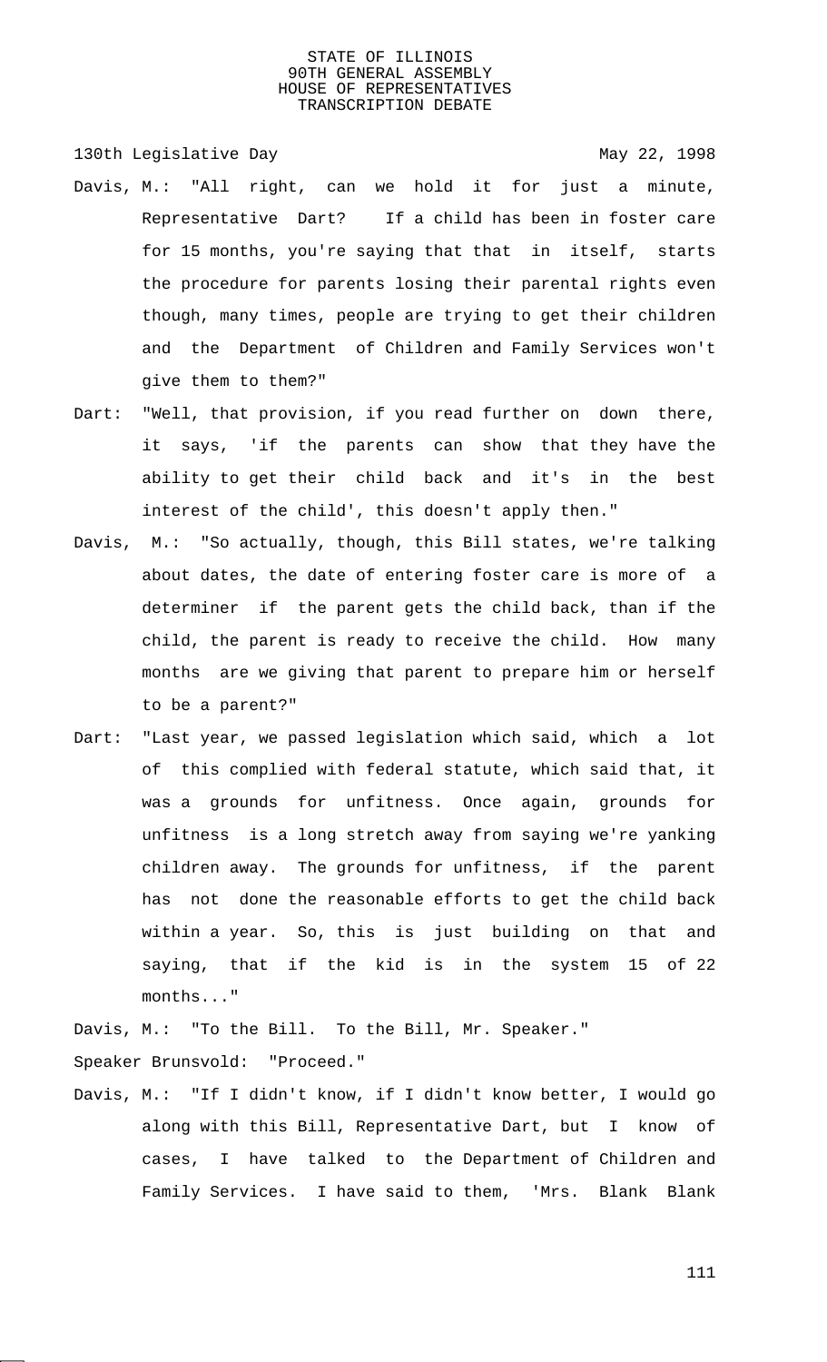Davis, M.: "All right, can we hold it for just a minute, Representative Dart? If a child has been in foster care for 15 months, you're saying that that in itself, starts the procedure for parents losing their parental rights even though, many times, people are trying to get their children and the Department of Children and Family Services won't give them to them?"

Dart: "Well, that provision, if you read further on down there, it says, 'if the parents can show that they have the ability to get their child back and it's in the best interest of the child', this doesn't apply then."

Davis, M.: "So actually, though, this Bill states, we're talking about dates, the date of entering foster care is more of a determiner if the parent gets the child back, than if the child, the parent is ready to receive the child. How many months are we giving that parent to prepare him or herself to be a parent?"

Dart: "Last year, we passed legislation which said, which a lot of this complied with federal statute, which said that, it was a grounds for unfitness. Once again, grounds for unfitness is a long stretch away from saying we're yanking children away. The grounds for unfitness, if the parent has not done the reasonable efforts to get the child back within a year. So, this is just building on that and saying, that if the kid is in the system 15 of 22 months..."

Davis, M.: "To the Bill. To the Bill, Mr. Speaker."

Speaker Brunsvold: "Proceed."

Davis, M.: "If I didn't know, if I didn't know better, I would go along with this Bill, Representative Dart, but I know of cases, I have talked to the Department of Children and Family Services. I have said to them, 'Mrs. Blank Blank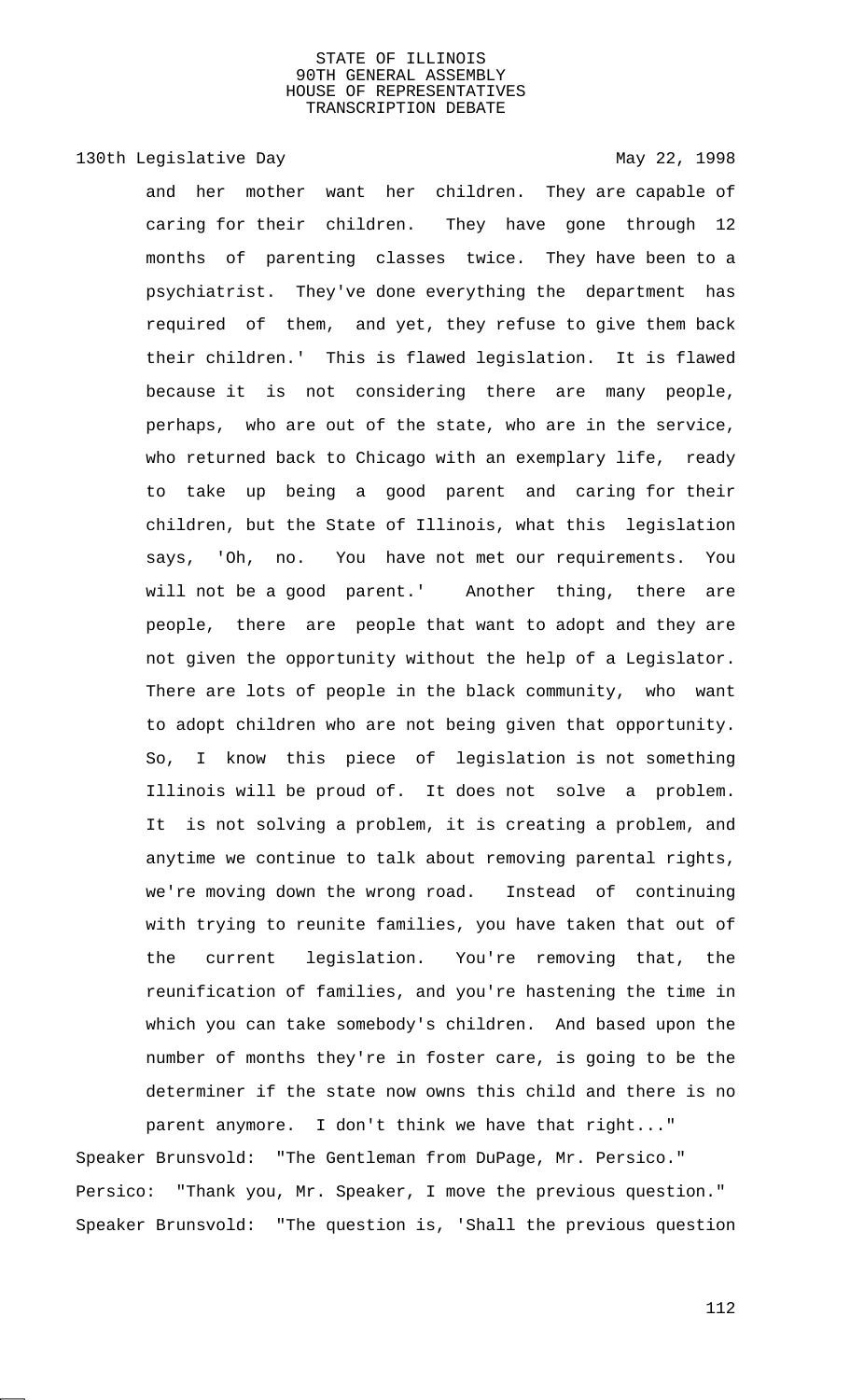and her mother want her children. They are capable of caring for their children. They have gone through 12 months of parenting classes twice. They have been to a psychiatrist. They've done everything the department has required of them, and yet, they refuse to give them back their children.' This is flawed legislation. It is flawed because it is not considering there are many people, perhaps, who are out of the state, who are in the service, who returned back to Chicago with an exemplary life, ready to take up being a good parent and caring for their children, but the State of Illinois, what this legislation says, 'Oh, no. You have not met our requirements. You will not be a good parent.' Another thing, there are people, there are people that want to adopt and they are not given the opportunity without the help of a Legislator. There are lots of people in the black community, who want to adopt children who are not being given that opportunity. So, I know this piece of legislation is not something Illinois will be proud of. It does not solve a problem. It is not solving a problem, it is creating a problem, and anytime we continue to talk about removing parental rights, we're moving down the wrong road. Instead of continuing with trying to reunite families, you have taken that out of the current legislation. You're removing that, the reunification of families, and you're hastening the time in which you can take somebody's children. And based upon the number of months they're in foster care, is going to be the determiner if the state now owns this child and there is no parent anymore. I don't think we have that right..."

Speaker Brunsvold: "The Gentleman from DuPage, Mr. Persico."

Persico: "Thank you, Mr. Speaker, I move the previous question."

Speaker Brunsvold: "The question is, 'Shall the previous question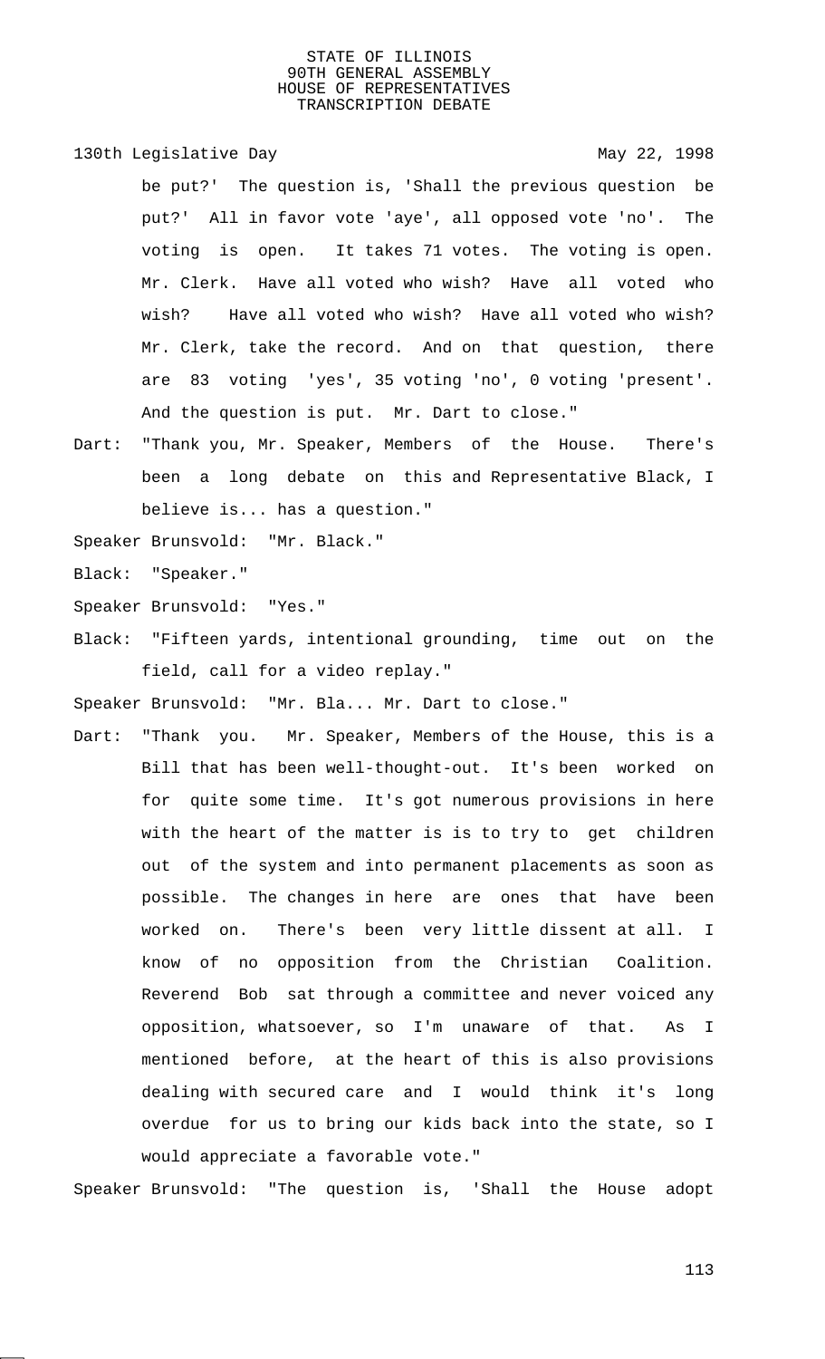be put?' The question is, 'Shall the previous question be put?' All in favor vote 'aye', all opposed vote 'no'. The voting is open. It takes 71 votes. The voting is open. Mr. Clerk. Have all voted who wish? Have all voted who wish? Have all voted who wish? Have all voted who wish? Mr. Clerk, take the record. And on that question, there are 83 voting 'yes', 35 voting 'no', 0 voting 'present'. And the question is put. Mr. Dart to close."

Dart: "Thank you, Mr. Speaker, Members of the House. There's been a long debate on this and Representative Black, I believe is... has a question."

Speaker Brunsvold: "Mr. Black."

Black: "Speaker."

Speaker Brunsvold: "Yes."

Black: "Fifteen yards, intentional grounding, time out on the field, call for a video replay."

Speaker Brunsvold: "Mr. Bla... Mr. Dart to close."

Dart: "Thank you. Mr. Speaker, Members of the House, this is a Bill that has been well-thought-out. It's been worked on for quite some time. It's got numerous provisions in here with the heart of the matter is is to try to get children out of the system and into permanent placements as soon as possible. The changes in here are ones that have been worked on. There's been very little dissent at all. I know of no opposition from the Christian Coalition. Reverend Bob sat through a committee and never voiced any opposition, whatsoever, so I'm unaware of that. As I mentioned before, at the heart of this is also provisions dealing with secured care and I would think it's long overdue for us to bring our kids back into the state, so I would appreciate a favorable vote."

Speaker Brunsvold: "The question is, 'Shall the House adopt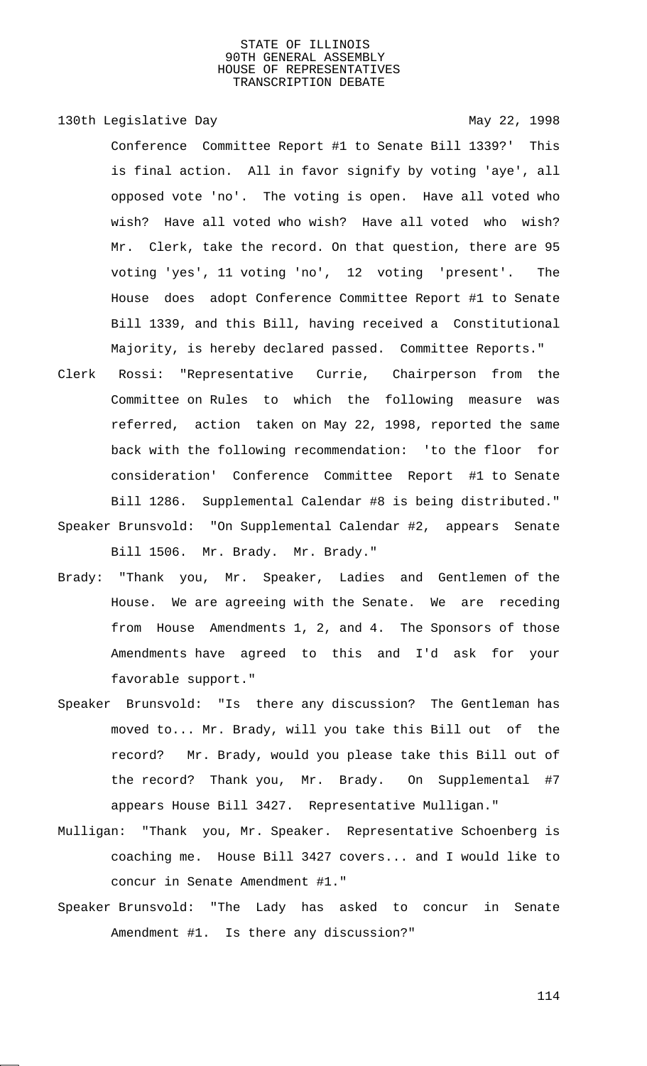Conference Committee Report #1 to Senate Bill 1339?' This is final action. All in favor signify by voting 'aye', all opposed vote 'no'. The voting is open. Have all voted who wish? Have all voted who wish? Have all voted who wish? Mr. Clerk, take the record. On that question, there are 95 voting 'yes', 11 voting 'no', 12 voting 'present'. The House does adopt Conference Committee Report #1 to Senate Bill 1339, and this Bill, having received a Constitutional Majority, is hereby declared passed. Committee Reports."

Clerk Rossi: "Representative Currie, Chairperson from the Committee on Rules to which the following measure was referred, action taken on May 22, 1998, reported the same back with the following recommendation: 'to the floor for consideration' Conference Committee Report #1 to Senate Bill 1286. Supplemental Calendar #8 is being distributed."

Speaker Brunsvold: "On Supplemental Calendar #2, appears Senate Bill 1506. Mr. Brady. Mr. Brady."

Brady: "Thank you, Mr. Speaker, Ladies and Gentlemen of the House. We are agreeing with the Senate. We are receding from House Amendments 1, 2, and 4. The Sponsors of those Amendments have agreed to this and I'd ask for your favorable support."

Speaker Brunsvold: "Is there any discussion? The Gentleman has moved to... Mr. Brady, will you take this Bill out of the record? Mr. Brady, would you please take this Bill out of the record? Thank you, Mr. Brady. On Supplemental #7 appears House Bill 3427. Representative Mulligan."

Mulligan: "Thank you, Mr. Speaker. Representative Schoenberg is coaching me. House Bill 3427 covers... and I would like to concur in Senate Amendment #1."

Speaker Brunsvold: "The Lady has asked to concur in Senate Amendment #1. Is there any discussion?"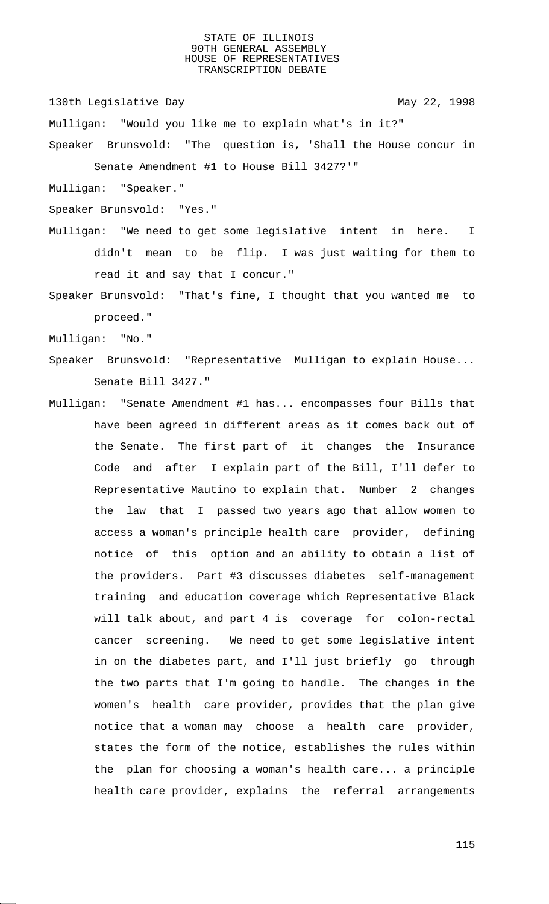Mulligan: "Would you like me to explain what's in it?"

Speaker Brunsvold: "The question is, 'Shall the House concur in Senate Amendment #1 to House Bill 3427?'"

Mulligan: "Speaker."

Speaker Brunsvold: "Yes."

Mulligan: "We need to get some legislative intent in here. I didn't mean to be flip. I was just waiting for them to read it and say that I concur."

Speaker Brunsvold: "That's fine, I thought that you wanted me to proceed."

Mulligan: "No."

Speaker Brunsvold: "Representative Mulligan to explain House... Senate Bill 3427."

Mulligan: "Senate Amendment #1 has... encompasses four Bills that have been agreed in different areas as it comes back out of the Senate. The first part of it changes the Insurance Code and after I explain part of the Bill, I'll defer to Representative Mautino to explain that. Number 2 changes the law that I passed two years ago that allow women to access a woman's principle health care provider, defining notice of this option and an ability to obtain a list of the providers. Part #3 discusses diabetes self-management training and education coverage which Representative Black will talk about, and part 4 is coverage for colon-rectal cancer screening. We need to get some legislative intent in on the diabetes part, and I'll just briefly go through the two parts that I'm going to handle. The changes in the women's health care provider, provides that the plan give notice that a woman may choose a health care provider, states the form of the notice, establishes the rules within the plan for choosing a woman's health care... a principle health care provider, explains the referral arrangements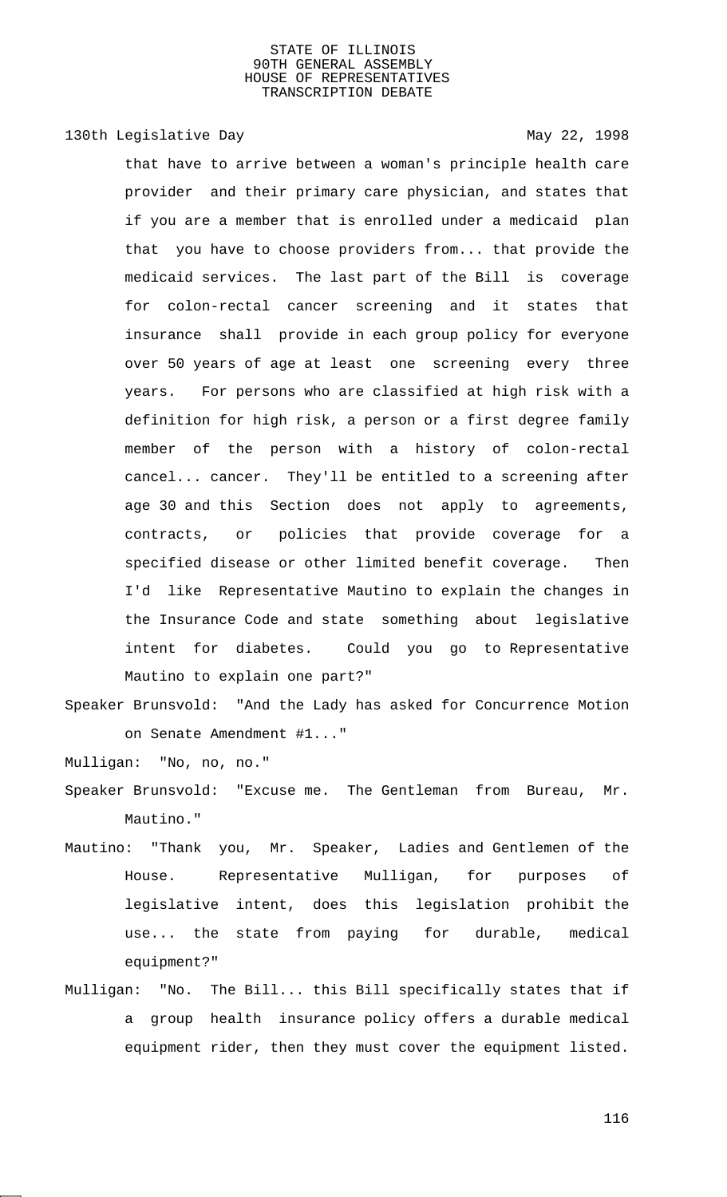that have to arrive between a woman's principle health care provider and their primary care physician, and states that if you are a member that is enrolled under a medicaid plan that you have to choose providers from... that provide the medicaid services. The last part of the Bill is coverage for colon-rectal cancer screening and it states that insurance shall provide in each group policy for everyone over 50 years of age at least one screening every three years. For persons who are classified at high risk with a definition for high risk, a person or a first degree family member of the person with a history of colon-rectal cancel... cancer. They'll be entitled to a screening after age 30 and this Section does not apply to agreements, contracts, or policies that provide coverage for a specified disease or other limited benefit coverage. Then I'd like Representative Mautino to explain the changes in the Insurance Code and state something about legislative intent for diabetes. Could you go to Representative Mautino to explain one part?"

Speaker Brunsvold: "And the Lady has asked for Concurrence Motion on Senate Amendment #1..."

Mulligan: "No, no, no."

Speaker Brunsvold: "Excuse me. The Gentleman from Bureau, Mr. Mautino."

Mautino: "Thank you, Mr. Speaker, Ladies and Gentlemen of the House. Representative Mulligan, for purposes of legislative intent, does this legislation prohibit the use... the state from paying for durable, medical equipment?"

Mulligan: "No. The Bill... this Bill specifically states that if a group health insurance policy offers a durable medical equipment rider, then they must cover the equipment listed.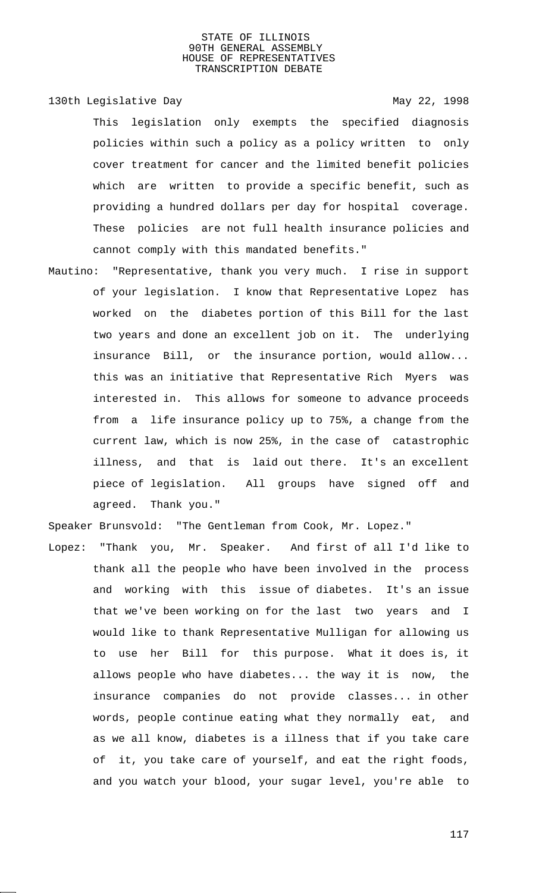This legislation only exempts the specified diagnosis policies within such a policy as a policy written to only cover treatment for cancer and the limited benefit policies which are written to provide a specific benefit, such as providing a hundred dollars per day for hospital coverage. These policies are not full health insurance policies and cannot comply with this mandated benefits."

Mautino: "Representative, thank you very much. I rise in support of your legislation. I know that Representative Lopez has worked on the diabetes portion of this Bill for the last two years and done an excellent job on it. The underlying insurance Bill, or the insurance portion, would allow... this was an initiative that Representative Rich Myers was interested in. This allows for someone to advance proceeds from a life insurance policy up to 75%, a change from the current law, which is now 25%, in the case of catastrophic illness, and that is laid out there. It's an excellent piece of legislation. All groups have signed off and agreed. Thank you."

Speaker Brunsvold: "The Gentleman from Cook, Mr. Lopez."

Lopez: "Thank you, Mr. Speaker. And first of all I'd like to thank all the people who have been involved in the process and working with this issue of diabetes. It's an issue that we've been working on for the last two years and I would like to thank Representative Mulligan for allowing us to use her Bill for this purpose. What it does is, it allows people who have diabetes... the way it is now, the insurance companies do not provide classes... in other words, people continue eating what they normally eat, and as we all know, diabetes is a illness that if you take care of it, you take care of yourself, and eat the right foods, and you watch your blood, your sugar level, you're able to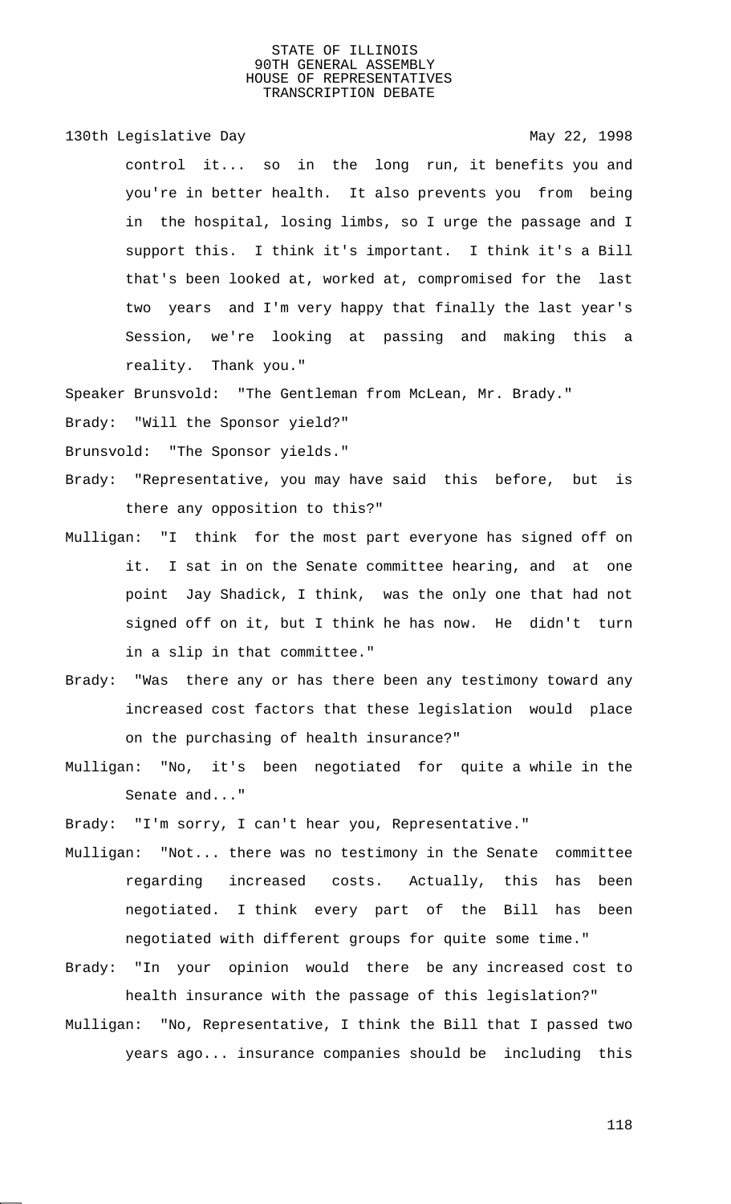control it... so in the long run, it benefits you and you're in better health. It also prevents you from being in the hospital, losing limbs, so I urge the passage and I support this. I think it's important. I think it's a Bill that's been looked at, worked at, compromised for the last two years and I'm very happy that finally the last year's Session, we're looking at passing and making this a reality. Thank you."

Speaker Brunsvold: "The Gentleman from McLean, Mr. Brady."

Brady: "Will the Sponsor yield?"

Brunsvold: "The Sponsor yields."

Brady: "Representative, you may have said this before, but is there any opposition to this?"

Mulligan: "I think for the most part everyone has signed off on it. I sat in on the Senate committee hearing, and at one point Jay Shadick, I think, was the only one that had not signed off on it, but I think he has now. He didn't turn in a slip in that committee."

Brady: "Was there any or has there been any testimony toward any increased cost factors that these legislation would place on the purchasing of health insurance?"

Mulligan: "No, it's been negotiated for quite a while in the Senate and..."

Brady: "I'm sorry, I can't hear you, Representative."

Mulligan: "Not... there was no testimony in the Senate committee regarding increased costs. Actually, this has been negotiated. I think every part of the Bill has been negotiated with different groups for quite some time."

Brady: "In your opinion would there be any increased cost to health insurance with the passage of this legislation?"

Mulligan: "No, Representative, I think the Bill that I passed two years ago... insurance companies should be including this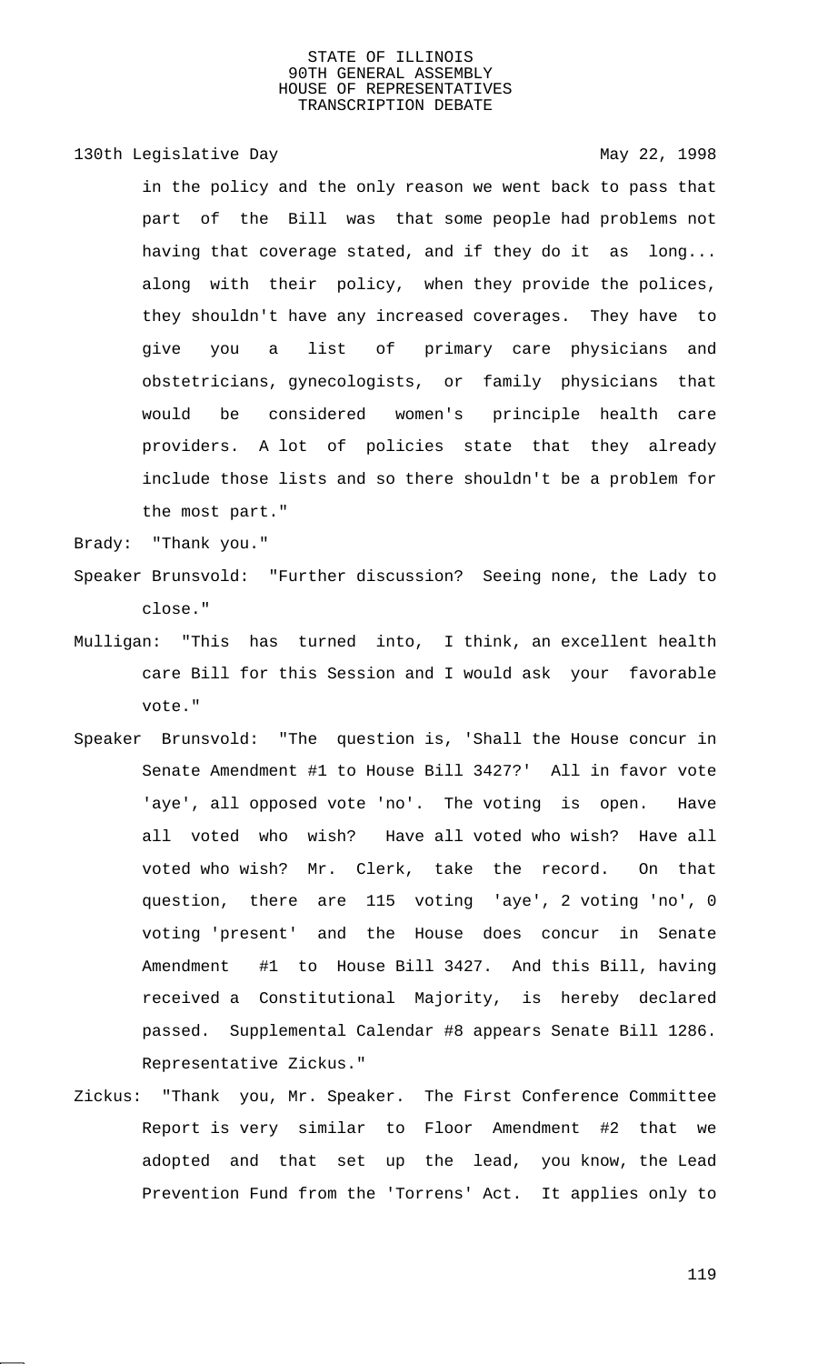in the policy and the only reason we went back to pass that part of the Bill was that some people had problems not having that coverage stated, and if they do it as long... along with their policy, when they provide the polices, they shouldn't have any increased coverages. They have to give you a list of primary care physicians and obstetricians, gynecologists, or family physicians that would be considered women's principle health care providers. A lot of policies state that they already include those lists and so there shouldn't be a problem for the most part."

Brady: "Thank you."

Speaker Brunsvold: "Further discussion? Seeing none, the Lady to close."

Mulligan: "This has turned into, I think, an excellent health care Bill for this Session and I would ask your favorable vote."

Speaker Brunsvold: "The question is, 'Shall the House concur in Senate Amendment #1 to House Bill 3427?' All in favor vote 'aye', all opposed vote 'no'. The voting is open. Have all voted who wish? Have all voted who wish? Have all voted who wish? Mr. Clerk, take the record. On that question, there are 115 voting 'aye', 2 voting 'no', 0 voting 'present' and the House does concur in Senate Amendment #1 to House Bill 3427. And this Bill, having received a Constitutional Majority, is hereby declared passed. Supplemental Calendar #8 appears Senate Bill 1286. Representative Zickus."

Zickus: "Thank you, Mr. Speaker. The First Conference Committee Report is very similar to Floor Amendment #2 that we adopted and that set up the lead, you know, the Lead Prevention Fund from the 'Torrens' Act. It applies only to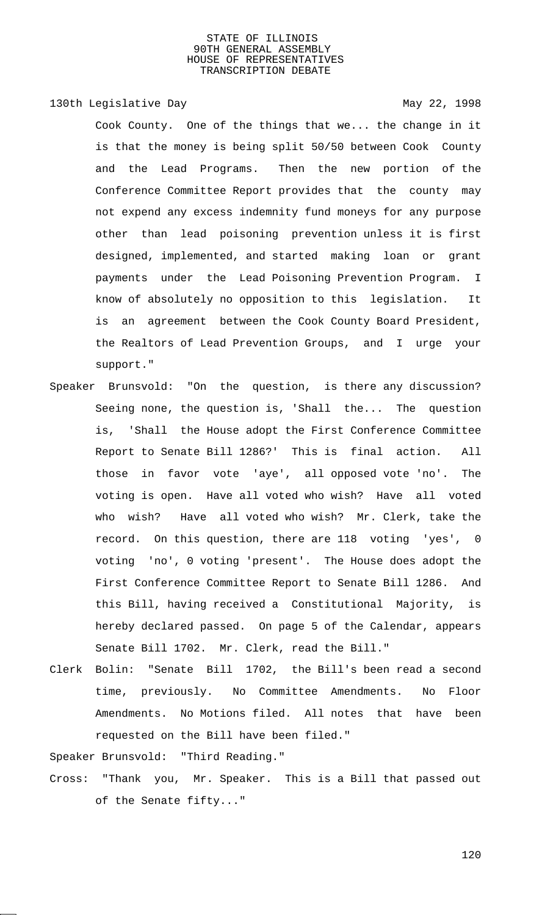Cook County. One of the things that we... the change in it is that the money is being split 50/50 between Cook County and the Lead Programs. Then the new portion of the Conference Committee Report provides that the county may not expend any excess indemnity fund moneys for any purpose other than lead poisoning prevention unless it is first designed, implemented, and started making loan or grant payments under the Lead Poisoning Prevention Program. I know of absolutely no opposition to this legislation. It is an agreement between the Cook County Board President, the Realtors of Lead Prevention Groups, and I urge your support."

Speaker Brunsvold: "On the question, is there any discussion? Seeing none, the question is, 'Shall the... The question is, 'Shall the House adopt the First Conference Committee Report to Senate Bill 1286?' This is final action. All those in favor vote 'aye', all opposed vote 'no'. The voting is open. Have all voted who wish? Have all voted who wish? Have all voted who wish? Mr. Clerk, take the record. On this question, there are 118 voting 'yes', 0 voting 'no', 0 voting 'present'. The House does adopt the First Conference Committee Report to Senate Bill 1286. And this Bill, having received a Constitutional Majority, is hereby declared passed. On page 5 of the Calendar, appears Senate Bill 1702. Mr. Clerk, read the Bill."

Clerk Bolin: "Senate Bill 1702, the Bill's been read a second time, previously. No Committee Amendments. No Floor Amendments. No Motions filed. All notes that have been requested on the Bill have been filed."

Speaker Brunsvold: "Third Reading."

Cross: "Thank you, Mr. Speaker. This is a Bill that passed out of the Senate fifty..."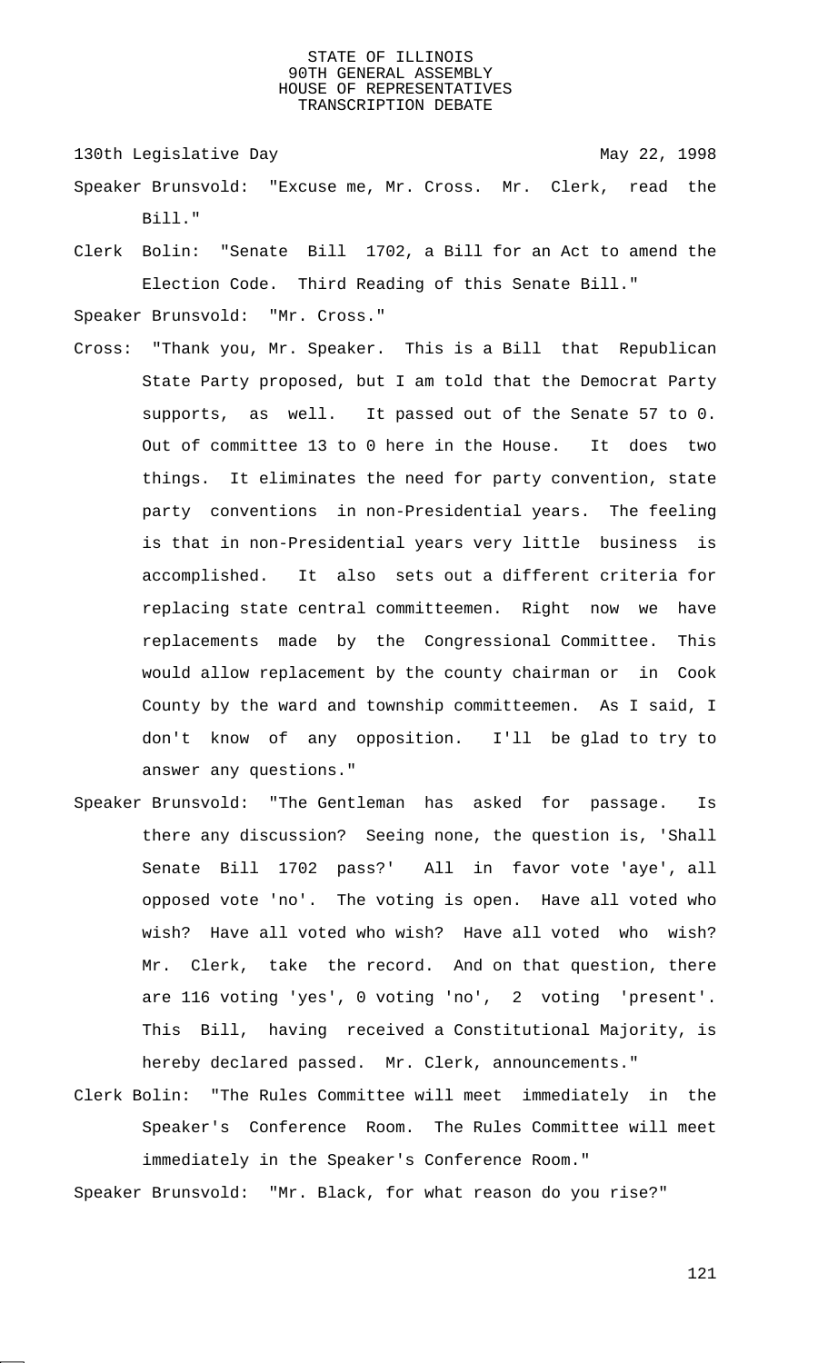Speaker Brunsvold: "Excuse me, Mr. Cross. Mr. Clerk, read the Bill."

Clerk Bolin: "Senate Bill 1702, a Bill for an Act to amend the Election Code. Third Reading of this Senate Bill."

Speaker Brunsvold: "Mr. Cross."

Cross: "Thank you, Mr. Speaker. This is a Bill that Republican State Party proposed, but I am told that the Democrat Party supports, as well. It passed out of the Senate 57 to 0. Out of committee 13 to 0 here in the House. It does two things. It eliminates the need for party convention, state party conventions in non-Presidential years. The feeling is that in non-Presidential years very little business is accomplished. It also sets out a different criteria for replacing state central committeemen. Right now we have replacements made by the Congressional Committee. This would allow replacement by the county chairman or in Cook County by the ward and township committeemen. As I said, I don't know of any opposition. I'll be glad to try to answer any questions."

Speaker Brunsvold: "The Gentleman has asked for passage. Is there any discussion? Seeing none, the question is, 'Shall Senate Bill 1702 pass?' All in favor vote 'aye', all opposed vote 'no'. The voting is open. Have all voted who wish? Have all voted who wish? Have all voted who wish? Mr. Clerk, take the record. And on that question, there are 116 voting 'yes', 0 voting 'no', 2 voting 'present'. This Bill, having received a Constitutional Majority, is hereby declared passed. Mr. Clerk, announcements."

Clerk Bolin: "The Rules Committee will meet immediately in the Speaker's Conference Room. The Rules Committee will meet immediately in the Speaker's Conference Room."

Speaker Brunsvold: "Mr. Black, for what reason do you rise?"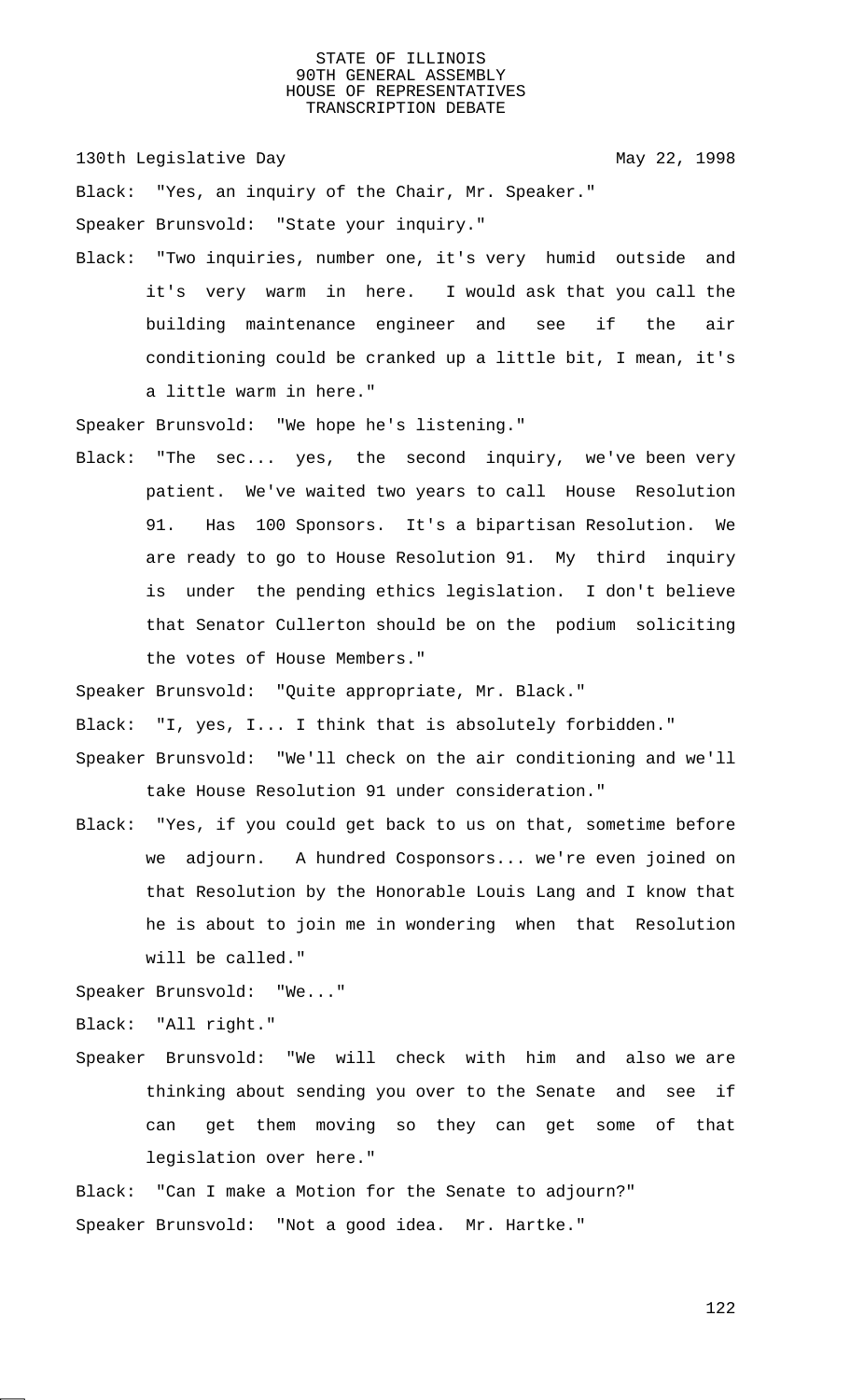Black: "Yes, an inquiry of the Chair, Mr. Speaker."

Speaker Brunsvold: "State your inquiry."

Black: "Two inquiries, number one, it's very humid outside and it's very warm in here. I would ask that you call the building maintenance engineer and see if the air conditioning could be cranked up a little bit, I mean, it's a little warm in here."

Speaker Brunsvold: "We hope he's listening."

Black: "The sec... yes, the second inquiry, we've been very patient. We've waited two years to call House Resolution 91. Has 100 Sponsors. It's a bipartisan Resolution. We are ready to go to House Resolution 91. My third inquiry is under the pending ethics legislation. I don't believe that Senator Cullerton should be on the podium soliciting the votes of House Members."

Speaker Brunsvold: "Quite appropriate, Mr. Black."

Black: "I, yes, I... I think that is absolutely forbidden."

Speaker Brunsvold: "We'll check on the air conditioning and we'll take House Resolution 91 under consideration."

Black: "Yes, if you could get back to us on that, sometime before we adjourn. A hundred Cosponsors... we're even joined on that Resolution by the Honorable Louis Lang and I know that he is about to join me in wondering when that Resolution will be called."

Speaker Brunsvold: "We..."

Black: "All right."

Speaker Brunsvold: "We will check with him and also we are thinking about sending you over to the Senate and see if can get them moving so they can get some of that legislation over here."

Black: "Can I make a Motion for the Senate to adjourn?"

Speaker Brunsvold: "Not a good idea. Mr. Hartke."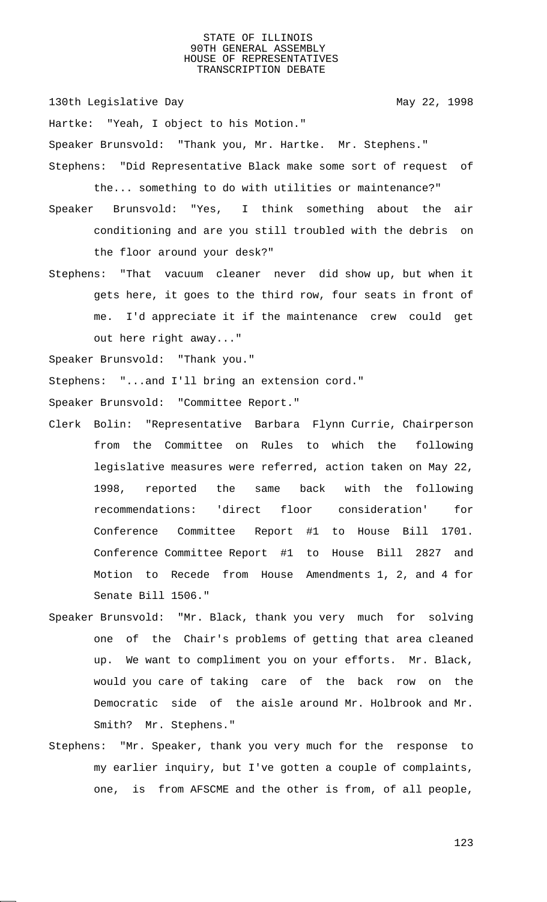Hartke: "Yeah, I object to his Motion."

Speaker Brunsvold: "Thank you, Mr. Hartke. Mr. Stephens."

Stephens: "Did Representative Black make some sort of request of the... something to do with utilities or maintenance?"

Speaker Brunsvold: "Yes, I think something about the air conditioning and are you still troubled with the debris on the floor around your desk?"

Stephens: "That vacuum cleaner never did show up, but when it gets here, it goes to the third row, four seats in front of me. I'd appreciate it if the maintenance crew could get out here right away..."

Speaker Brunsvold: "Thank you."

Stephens: "...and I'll bring an extension cord."

Speaker Brunsvold: "Committee Report."

Clerk Bolin: "Representative Barbara Flynn Currie, Chairperson from the Committee on Rules to which the following legislative measures were referred, action taken on May 22, 1998, reported the same back with the following recommendations: 'direct floor consideration' for Conference Committee Report #1 to House Bill 1701. Conference Committee Report #1 to House Bill 2827 and Motion to Recede from House Amendments 1, 2, and 4 for Senate Bill 1506."

Speaker Brunsvold: "Mr. Black, thank you very much for solving one of the Chair's problems of getting that area cleaned up. We want to compliment you on your efforts. Mr. Black, would you care of taking care of the back row on the Democratic side of the aisle around Mr. Holbrook and Mr. Smith? Mr. Stephens."

Stephens: "Mr. Speaker, thank you very much for the response to my earlier inquiry, but I've gotten a couple of complaints, one, is from AFSCME and the other is from, of all people,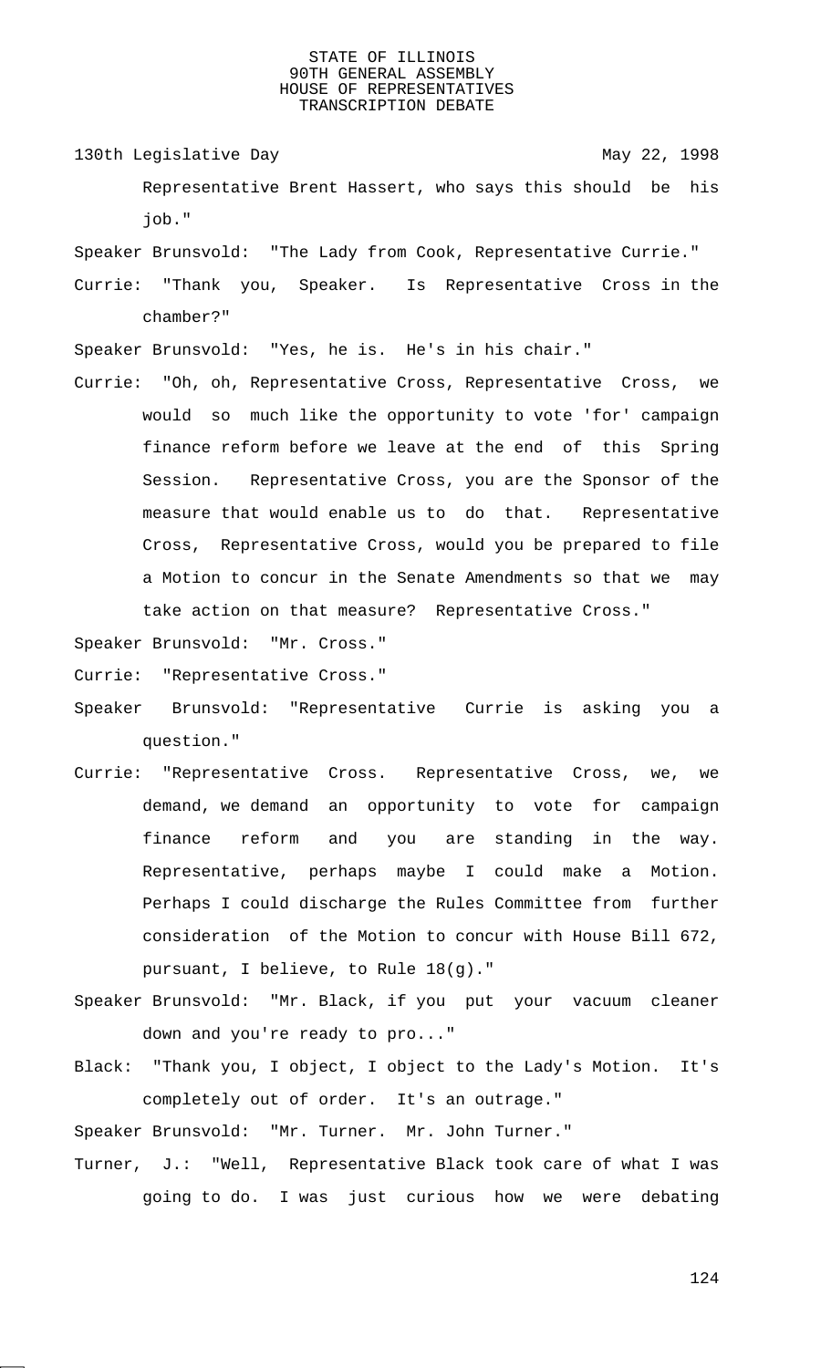Representative Brent Hassert, who says this should be his job."

Speaker Brunsvold: "The Lady from Cook, Representative Currie."

Currie: "Thank you, Speaker. Is Representative Cross in the chamber?"

Speaker Brunsvold: "Yes, he is. He's in his chair."

Currie: "Oh, oh, Representative Cross, Representative Cross, we would so much like the opportunity to vote 'for' campaign finance reform before we leave at the end of this Spring Session. Representative Cross, you are the Sponsor of the measure that would enable us to do that. Representative Cross, Representative Cross, would you be prepared to file a Motion to concur in the Senate Amendments so that we may take action on that measure? Representative Cross."

Speaker Brunsvold: "Mr. Cross."

Currie: "Representative Cross."

Speaker Brunsvold: "Representative Currie is asking you a question."

Currie: "Representative Cross. Representative Cross, we, we demand, we demand an opportunity to vote for campaign finance reform and you are standing in the way. Representative, perhaps maybe I could make a Motion. Perhaps I could discharge the Rules Committee from further consideration of the Motion to concur with House Bill 672, pursuant, I believe, to Rule 18(g)."

Speaker Brunsvold: "Mr. Black, if you put your vacuum cleaner down and you're ready to pro..."

Black: "Thank you, I object, I object to the Lady's Motion. It's completely out of order. It's an outrage."

Speaker Brunsvold: "Mr. Turner. Mr. John Turner."

Turner, J.: "Well, Representative Black took care of what I was going to do. I was just curious how we were debating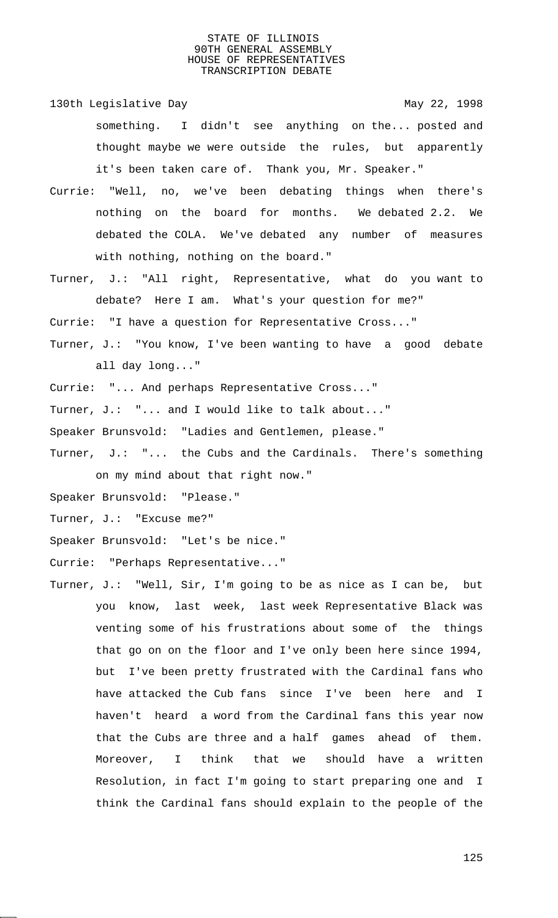something. I didn't see anything on the... posted and thought maybe we were outside the rules, but apparently it's been taken care of. Thank you, Mr. Speaker."

Currie: "Well, no, we've been debating things when there's nothing on the board for months. We debated 2.2. We debated the COLA. We've debated any number of measures with nothing, nothing on the board."

Turner, J.: "All right, Representative, what do you want to debate? Here I am. What's your question for me?"

Currie: "I have a question for Representative Cross..."

Turner, J.: "You know, I've been wanting to have a good debate all day long..."

Currie: "... And perhaps Representative Cross..."

Turner, J.: "... and I would like to talk about..."

Speaker Brunsvold: "Ladies and Gentlemen, please."

Turner, J.: "... the Cubs and the Cardinals. There's something on my mind about that right now."

Speaker Brunsvold: "Please."

Turner, J.: "Excuse me?"

Speaker Brunsvold: "Let's be nice."

Currie: "Perhaps Representative..."

Turner, J.: "Well, Sir, I'm going to be as nice as I can be, but you know, last week, last week Representative Black was venting some of his frustrations about some of the things that go on on the floor and I've only been here since 1994, but I've been pretty frustrated with the Cardinal fans who have attacked the Cub fans since I've been here and I haven't heard a word from the Cardinal fans this year now that the Cubs are three and a half games ahead of them. Moreover, I think that we should have a written Resolution, in fact I'm going to start preparing one and I think the Cardinal fans should explain to the people of the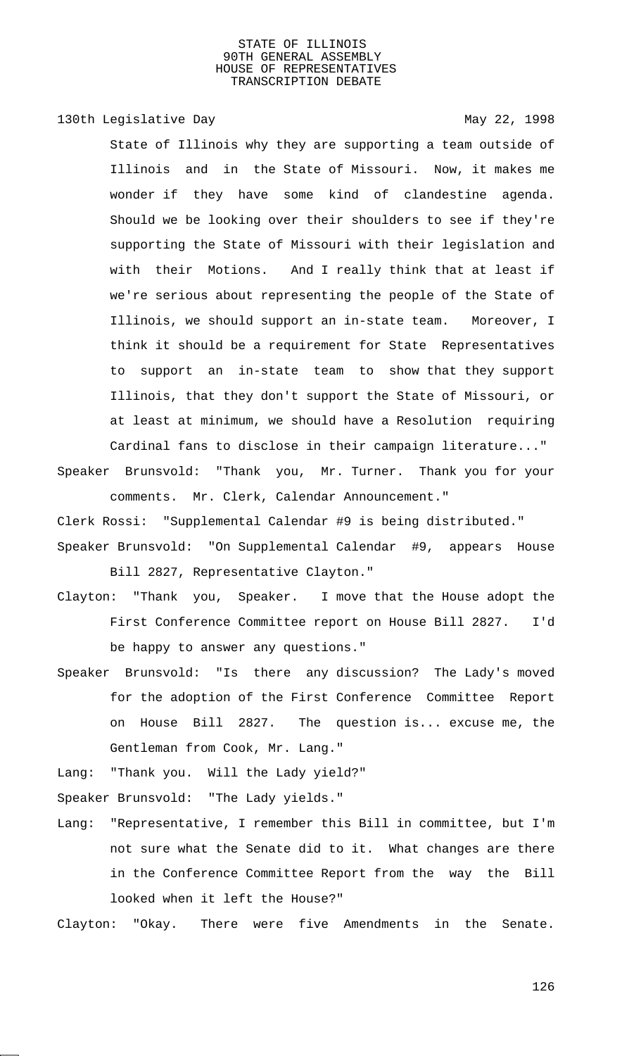State of Illinois why they are supporting a team outside of Illinois and in the State of Missouri. Now, it makes me wonder if they have some kind of clandestine agenda. Should we be looking over their shoulders to see if they're supporting the State of Missouri with their legislation and with their Motions. And I really think that at least if we're serious about representing the people of the State of Illinois, we should support an in-state team. Moreover, I think it should be a requirement for State Representatives to support an in-state team to show that they support Illinois, that they don't support the State of Missouri, or at least at minimum, we should have a Resolution requiring Cardinal fans to disclose in their campaign literature..."

Speaker Brunsvold: "Thank you, Mr. Turner. Thank you for your comments. Mr. Clerk, Calendar Announcement."

Clerk Rossi: "Supplemental Calendar #9 is being distributed."

Speaker Brunsvold: "On Supplemental Calendar #9, appears House Bill 2827, Representative Clayton."

Clayton: "Thank you, Speaker. I move that the House adopt the First Conference Committee report on House Bill 2827. I'd be happy to answer any questions."

Speaker Brunsvold: "Is there any discussion? The Lady's moved for the adoption of the First Conference Committee Report on House Bill 2827. The question is... excuse me, the Gentleman from Cook, Mr. Lang."

Lang: "Thank you. Will the Lady yield?"

Speaker Brunsvold: "The Lady yields."

Lang: "Representative, I remember this Bill in committee, but I'm not sure what the Senate did to it. What changes are there in the Conference Committee Report from the way the Bill looked when it left the House?"

Clayton: "Okay. There were five Amendments in the Senate.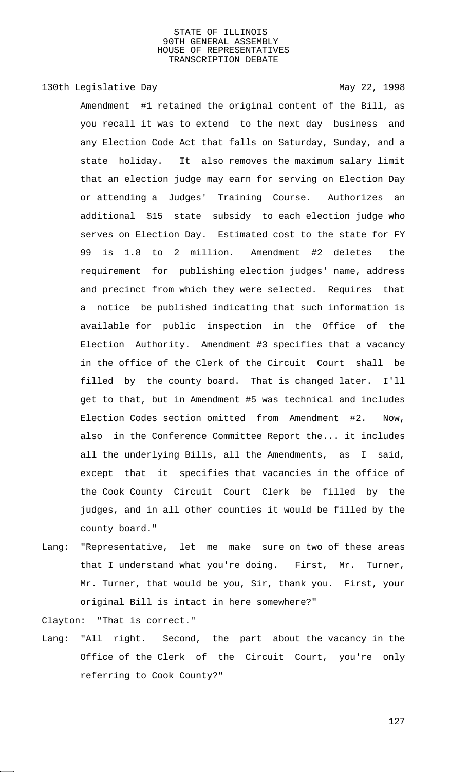Amendment #1 retained the original content of the Bill, as you recall it was to extend to the next day business and any Election Code Act that falls on Saturday, Sunday, and a state holiday. It also removes the maximum salary limit that an election judge may earn for serving on Election Day or attending a Judges' Training Course. Authorizes an additional $15 state subsidy to each election judge who serves on Election Day. Estimated cost to the state for FY 99 is 1.8 to 2 million. Amendment #2 deletes the requirement for publishing election judges' name, address and precinct from which they were selected. Requires that a notice be published indicating that such information is available for public inspection in the Office of the Election Authority. Amendment #3 specifies that a vacancy in the office of the Clerk of the Circuit Court shall be filled by the county board. That is changed later. I'll get to that, but in Amendment #5 was technical and includes Election Codes section omitted from Amendment #2. Now, also in the Conference Committee Report the... it includes all the underlying Bills, all the Amendments, as I said, except that it specifies that vacancies in the office of the Cook County Circuit Court Clerk be filled by the judges, and in all other counties it would be filled by the county board."

Lang: "Representative, let me make sure on two of these areas that I understand what you're doing. First, Mr. Turner, Mr. Turner, that would be you, Sir, thank you. First, your original Bill is intact in here somewhere?"

Clayton: "That is correct."

Lang: "All right. Second, the part about the vacancy in the Office of the Clerk of the Circuit Court, you're only referring to Cook County?"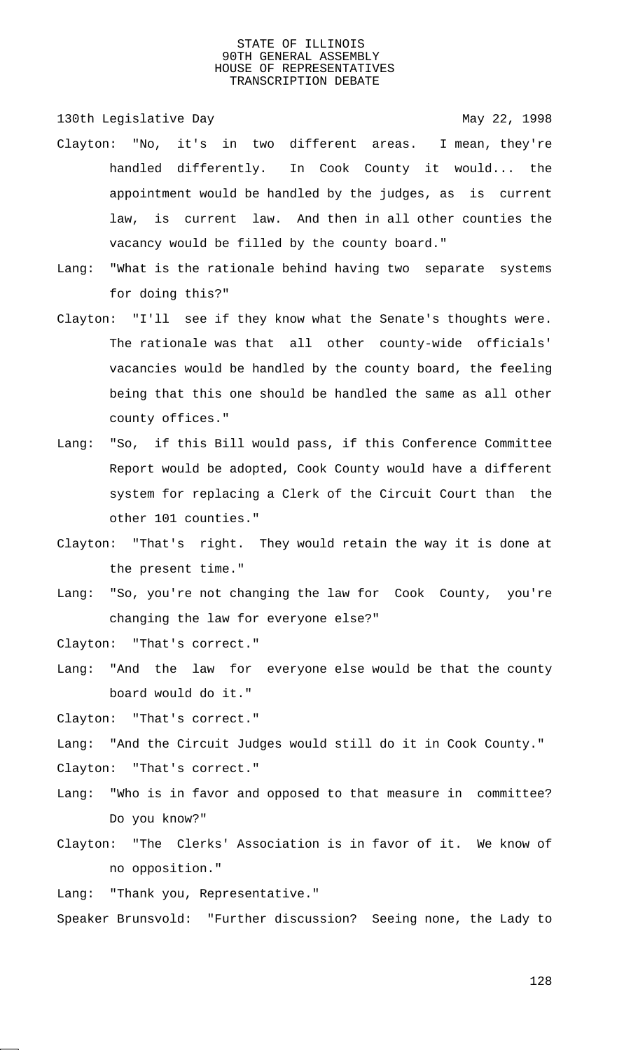Clayton: "No, it's in two different areas. I mean, they're handled differently. In Cook County it would... the appointment would be handled by the judges, as is current law, is current law. And then in all other counties the vacancy would be filled by the county board."

Lang: "What is the rationale behind having two separate systems for doing this?"

Clayton: "I'll see if they know what the Senate's thoughts were. The rationale was that all other county-wide officials' vacancies would be handled by the county board, the feeling being that this one should be handled the same as all other county offices."

Lang: "So, if this Bill would pass, if this Conference Committee Report would be adopted, Cook County would have a different system for replacing a Clerk of the Circuit Court than the other 101 counties."

Clayton: "That's right. They would retain the way it is done at the present time."

Lang: "So, you're not changing the law for Cook County, you're changing the law for everyone else?"

Clayton: "That's correct."

Lang: "And the law for everyone else would be that the county board would do it."

Clayton: "That's correct."

Lang: "And the Circuit Judges would still do it in Cook County."

Clayton: "That's correct."

Lang: "Who is in favor and opposed to that measure in committee? Do you know?"

Clayton: "The Clerks' Association is in favor of it. We know of no opposition."

Lang: "Thank you, Representative."

Speaker Brunsvold: "Further discussion? Seeing none, the Lady to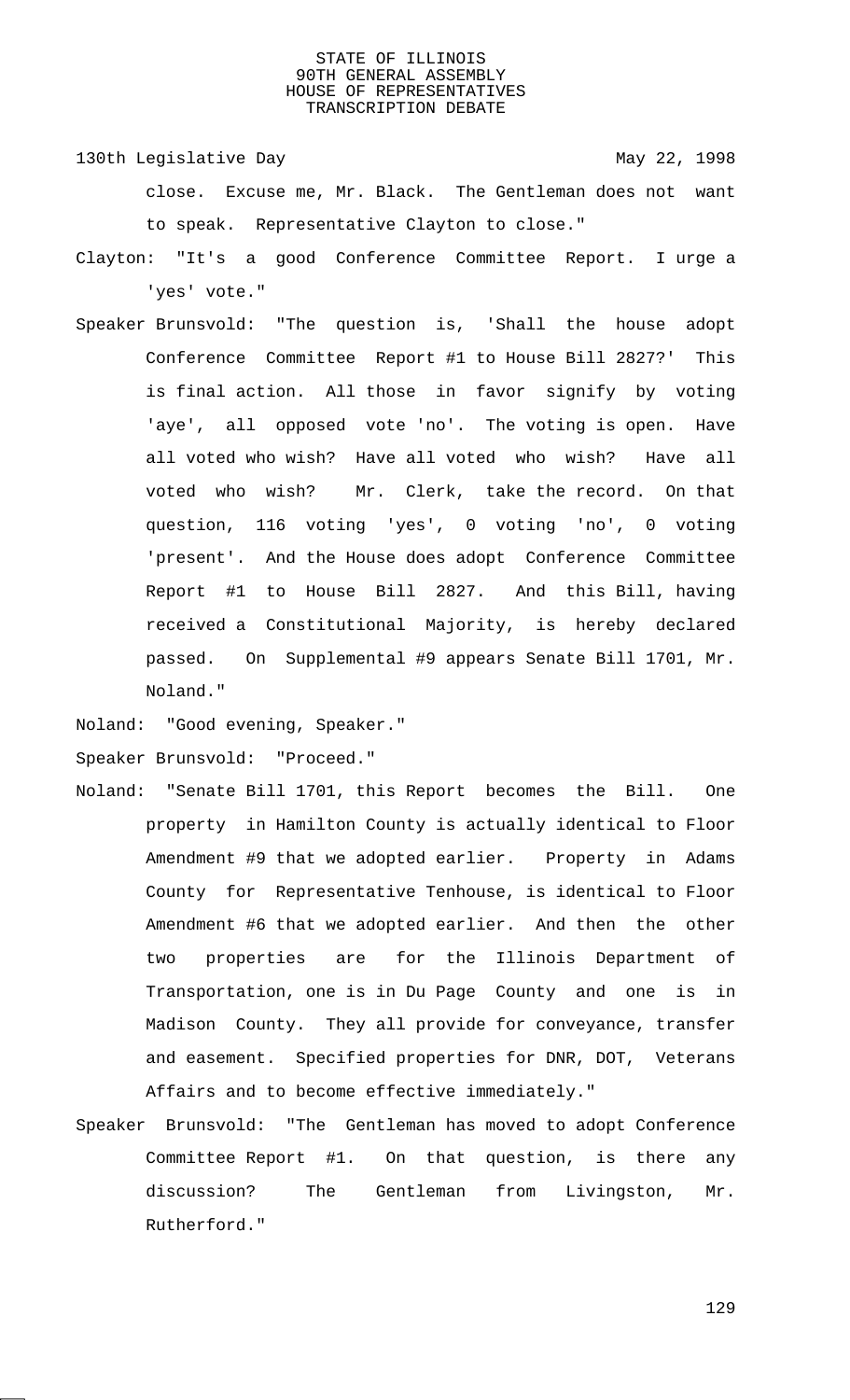close. Excuse me, Mr. Black. The Gentleman does not want to speak. Representative Clayton to close."

Clayton: "It's a good Conference Committee Report. I urge a 'yes' vote."

Speaker Brunsvold: "The question is, 'Shall the house adopt Conference Committee Report #1 to House Bill 2827?' This is final action. All those in favor signify by voting 'aye', all opposed vote 'no'. The voting is open. Have all voted who wish? Have all voted who wish? Have all voted who wish? Mr. Clerk, take the record. On that question, 116 voting 'yes', 0 voting 'no', 0 voting 'present'. And the House does adopt Conference Committee Report #1 to House Bill 2827. And this Bill, having received a Constitutional Majority, is hereby declared passed. On Supplemental #9 appears Senate Bill 1701, Mr. Noland."

Noland: "Good evening, Speaker."

Speaker Brunsvold: "Proceed."

Noland: "Senate Bill 1701, this Report becomes the Bill. One property in Hamilton County is actually identical to Floor Amendment #9 that we adopted earlier. Property in Adams County for Representative Tenhouse, is identical to Floor Amendment #6 that we adopted earlier. And then the other two properties are for the Illinois Department of Transportation, one is in Du Page County and one is in Madison County. They all provide for conveyance, transfer and easement. Specified properties for DNR, DOT, Veterans Affairs and to become effective immediately."

Speaker Brunsvold: "The Gentleman has moved to adopt Conference Committee Report #1. On that question, is there any discussion? The Gentleman from Livingston, Mr. Rutherford."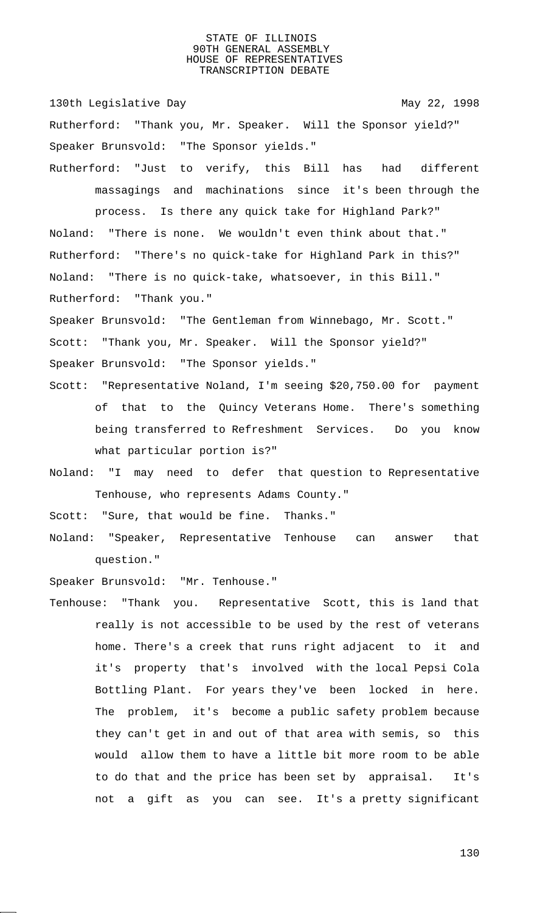Rutherford: "Thank you, Mr. Speaker. Will the Sponsor yield?"

Speaker Brunsvold: "The Sponsor yields."

Rutherford: "Just to verify, this Bill has had different massagings and machinations since it's been through the process. Is there any quick take for Highland Park?"

Noland: "There is none. We wouldn't even think about that."

Rutherford: "There's no quick-take for Highland Park in this?"

Noland: "There is no quick-take, whatsoever, in this Bill."

Rutherford: "Thank you."

Speaker Brunsvold: "The Gentleman from Winnebago, Mr. Scott."

Scott: "Thank you, Mr. Speaker. Will the Sponsor yield?"

Speaker Brunsvold: "The Sponsor yields."

Scott: "Representative Noland, I'm seeing $20,750.00 for payment of that to the Quincy Veterans Home. There's something being transferred to Refreshment Services. Do you know what particular portion is?"

Noland: "I may need to defer that question to Representative Tenhouse, who represents Adams County."

Scott: "Sure, that would be fine. Thanks."

Noland: "Speaker, Representative Tenhouse can answer that question."

Speaker Brunsvold: "Mr. Tenhouse."

Tenhouse: "Thank you. Representative Scott, this is land that really is not accessible to be used by the rest of veterans home. There's a creek that runs right adjacent to it and it's property that's involved with the local Pepsi Cola Bottling Plant. For years they've been locked in here. The problem, it's become a public safety problem because they can't get in and out of that area with semis, so this would allow them to have a little bit more room to be able to do that and the price has been set by appraisal. It's not a gift as you can see. It's a pretty significant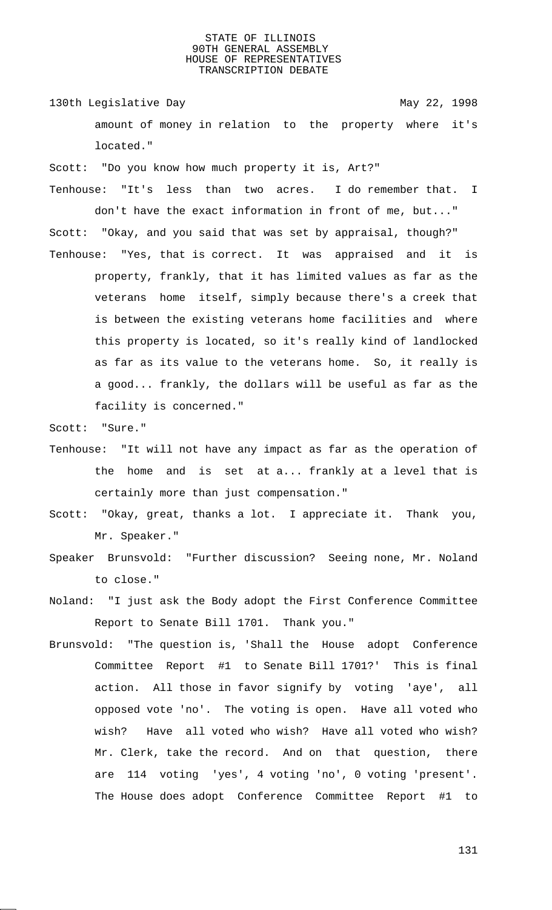amount of money in relation to the property where it's located."

Scott: "Do you know how much property it is, Art?"

Tenhouse: "It's less than two acres. I do remember that. I don't have the exact information in front of me, but..."

Scott: "Okay, and you said that was set by appraisal, though?"

Tenhouse: "Yes, that is correct. It was appraised and it is property, frankly, that it has limited values as far as the veterans home itself, simply because there's a creek that is between the existing veterans home facilities and where this property is located, so it's really kind of landlocked as far as its value to the veterans home. So, it really is a good... frankly, the dollars will be useful as far as the facility is concerned."

Scott: "Sure."

Tenhouse: "It will not have any impact as far as the operation of the home and is set at a... frankly at a level that is certainly more than just compensation."

Scott: "Okay, great, thanks a lot. I appreciate it. Thank you, Mr. Speaker."

Speaker Brunsvold: "Further discussion? Seeing none, Mr. Noland to close."

Noland: "I just ask the Body adopt the First Conference Committee Report to Senate Bill 1701. Thank you."

Brunsvold: "The question is, 'Shall the House adopt Conference Committee Report #1 to Senate Bill 1701?' This is final action. All those in favor signify by voting 'aye', all opposed vote 'no'. The voting is open. Have all voted who wish? Have all voted who wish? Have all voted who wish? Mr. Clerk, take the record. And on that question, there are 114 voting 'yes', 4 voting 'no', 0 voting 'present'. The House does adopt Conference Committee Report #1 to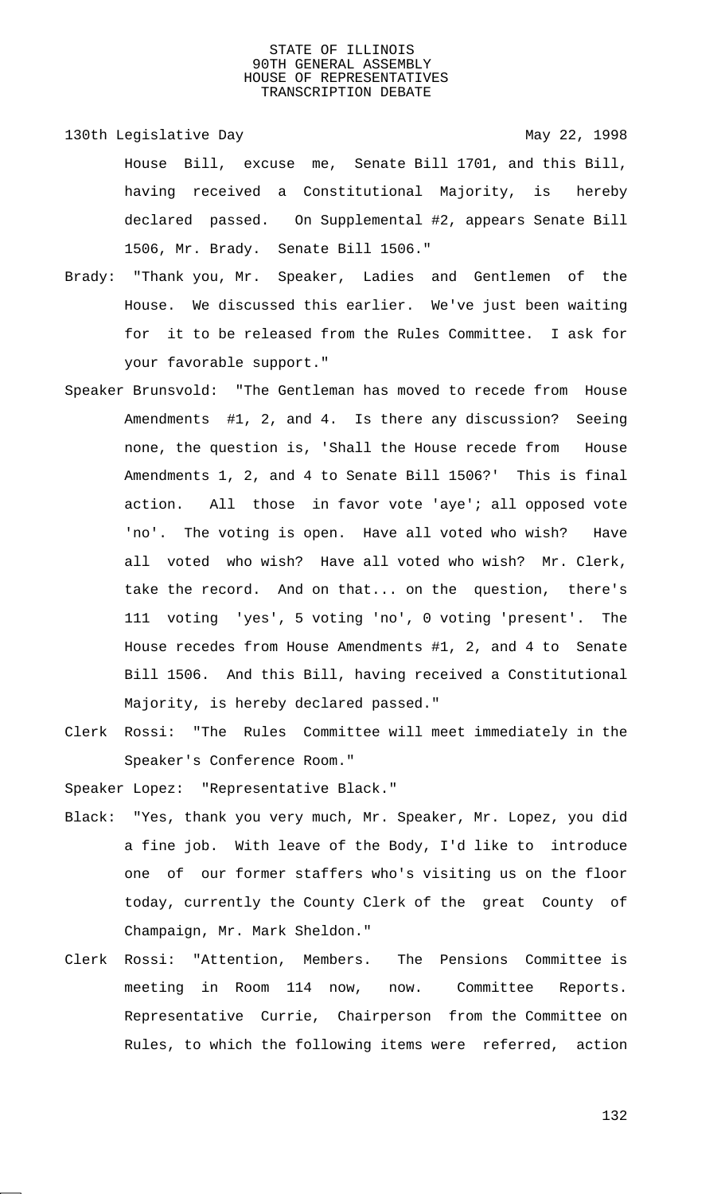House Bill, excuse me, Senate Bill 1701, and this Bill, having received a Constitutional Majority, is hereby declared passed. On Supplemental #2, appears Senate Bill 1506, Mr. Brady. Senate Bill 1506."

Brady: "Thank you, Mr. Speaker, Ladies and Gentlemen of the House. We discussed this earlier. We've just been waiting for it to be released from the Rules Committee. I ask for your favorable support."

Speaker Brunsvold: "The Gentleman has moved to recede from House Amendments #1, 2, and 4. Is there any discussion? Seeing none, the question is, 'Shall the House recede from House Amendments 1, 2, and 4 to Senate Bill 1506?' This is final action. All those in favor vote 'aye'; all opposed vote 'no'. The voting is open. Have all voted who wish? Have all voted who wish? Have all voted who wish? Mr. Clerk, take the record. And on that... on the question, there's 111 voting 'yes', 5 voting 'no', 0 voting 'present'. The House recedes from House Amendments #1, 2, and 4 to Senate Bill 1506. And this Bill, having received a Constitutional Majority, is hereby declared passed."

Clerk Rossi: "The Rules Committee will meet immediately in the Speaker's Conference Room."

Speaker Lopez: "Representative Black."

Black: "Yes, thank you very much, Mr. Speaker, Mr. Lopez, you did a fine job. With leave of the Body, I'd like to introduce one of our former staffers who's visiting us on the floor today, currently the County Clerk of the great County of Champaign, Mr. Mark Sheldon."

Clerk Rossi: "Attention, Members. The Pensions Committee is meeting in Room 114 now, now. Committee Reports. Representative Currie, Chairperson from the Committee on Rules, to which the following items were referred, action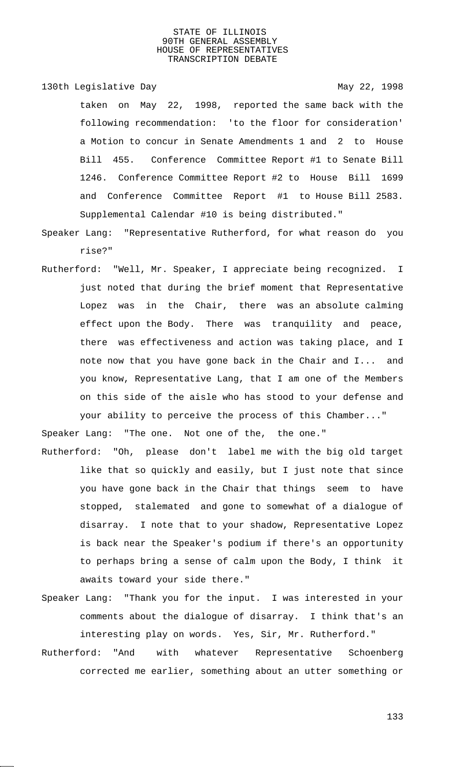taken on May 22, 1998, reported the same back with the following recommendation: 'to the floor for consideration' a Motion to concur in Senate Amendments 1 and 2 to House Bill 455. Conference Committee Report #1 to Senate Bill 1246. Conference Committee Report #2 to House Bill 1699 and Conference Committee Report #1 to House Bill 2583. Supplemental Calendar #10 is being distributed."

Speaker Lang: "Representative Rutherford, for what reason do you rise?"

Rutherford: "Well, Mr. Speaker, I appreciate being recognized. I just noted that during the brief moment that Representative Lopez was in the Chair, there was an absolute calming effect upon the Body. There was tranquility and peace, there was effectiveness and action was taking place, and I note now that you have gone back in the Chair and I... and you know, Representative Lang, that I am one of the Members on this side of the aisle who has stood to your defense and your ability to perceive the process of this Chamber..."

Speaker Lang: "The one. Not one of the, the one."

Rutherford: "Oh, please don't label me with the big old target like that so quickly and easily, but I just note that since you have gone back in the Chair that things seem to have stopped, stalemated and gone to somewhat of a dialogue of disarray. I note that to your shadow, Representative Lopez is back near the Speaker's podium if there's an opportunity to perhaps bring a sense of calm upon the Body, I think it awaits toward your side there."

Speaker Lang: "Thank you for the input. I was interested in your comments about the dialogue of disarray. I think that's an interesting play on words. Yes, Sir, Mr. Rutherford."

Rutherford: "And with whatever Representative Schoenberg corrected me earlier, something about an utter something or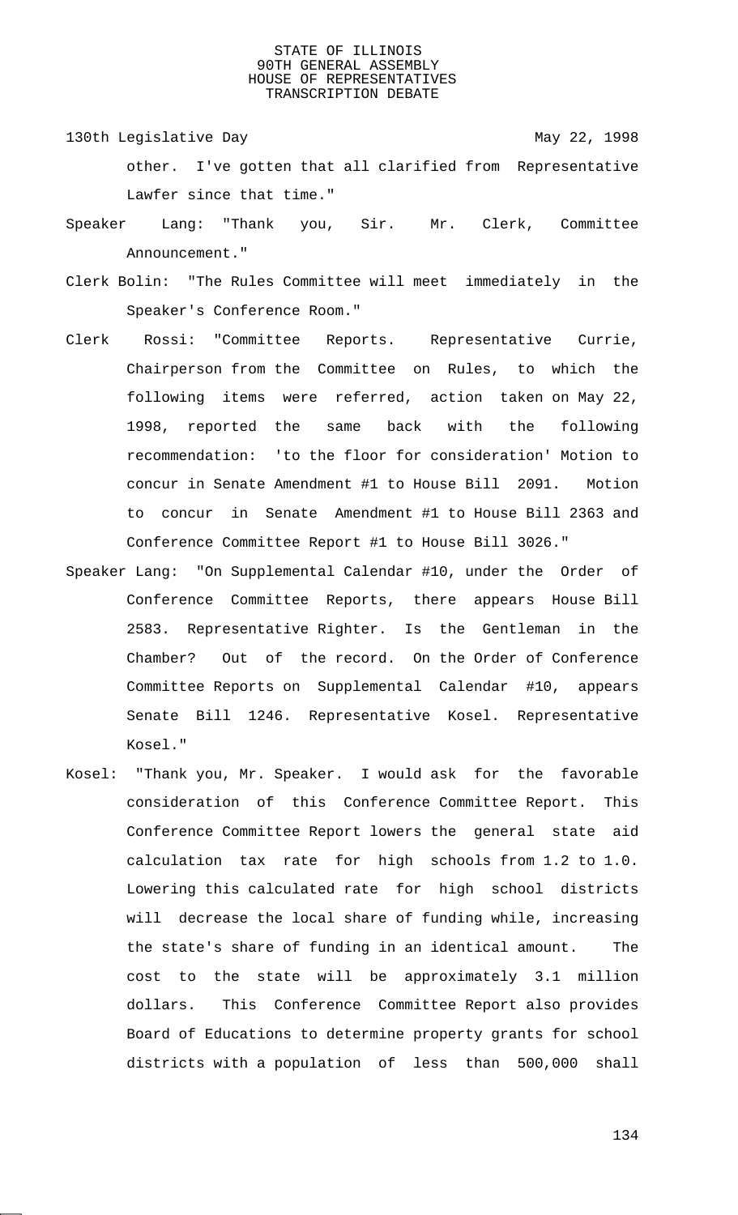other. I've gotten that all clarified from Representative Lawfer since that time."

Speaker Lang: "Thank you, Sir. Mr. Clerk, Committee Announcement."

Clerk Bolin: "The Rules Committee will meet immediately in the Speaker's Conference Room."

Clerk Rossi: "Committee Reports. Representative Currie, Chairperson from the Committee on Rules, to which the following items were referred, action taken on May 22, 1998, reported the same back with the following recommendation: 'to the floor for consideration' Motion to concur in Senate Amendment #1 to House Bill 2091. Motion to concur in Senate Amendment #1 to House Bill 2363 and Conference Committee Report #1 to House Bill 3026."

Speaker Lang: "On Supplemental Calendar #10, under the Order of Conference Committee Reports, there appears House Bill 2583. Representative Righter. Is the Gentleman in the Chamber? Out of the record. On the Order of Conference Committee Reports on Supplemental Calendar #10, appears Senate Bill 1246. Representative Kosel. Representative Kosel."

Kosel: "Thank you, Mr. Speaker. I would ask for the favorable consideration of this Conference Committee Report. This Conference Committee Report lowers the general state aid calculation tax rate for high schools from 1.2 to 1.0. Lowering this calculated rate for high school districts will decrease the local share of funding while, increasing the state's share of funding in an identical amount. The cost to the state will be approximately 3.1 million dollars. This Conference Committee Report also provides Board of Educations to determine property grants for school districts with a population of less than 500,000 shall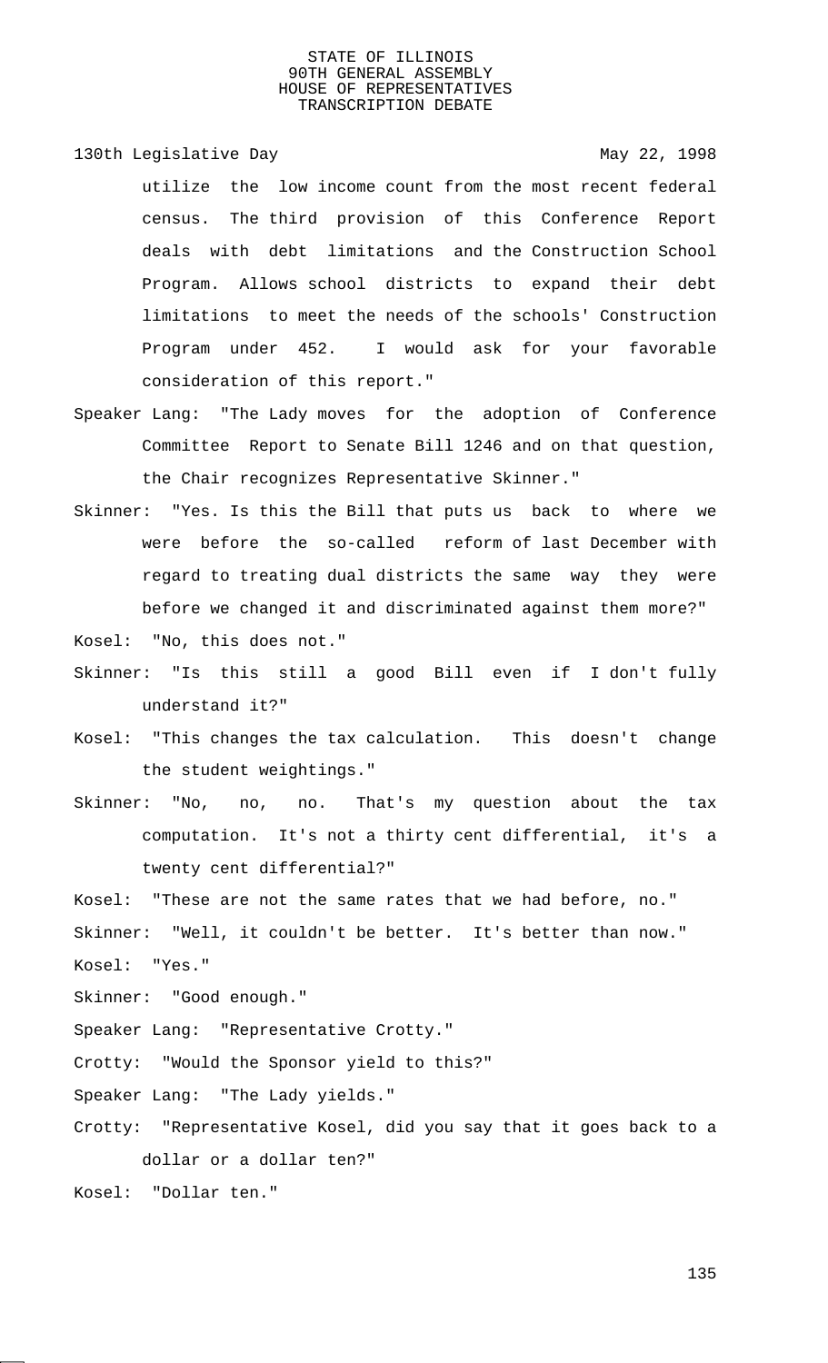utilize the low income count from the most recent federal census. The third provision of this Conference Report deals with debt limitations and the Construction School Program. Allows school districts to expand their debt limitations to meet the needs of the schools' Construction Program under 452. I would ask for your favorable consideration of this report."

Speaker Lang: "The Lady moves for the adoption of Conference Committee Report to Senate Bill 1246 and on that question, the Chair recognizes Representative Skinner."

Skinner: "Yes. Is this the Bill that puts us back to where we were before the so-called reform of last December with regard to treating dual districts the same way they were before we changed it and discriminated against them more?"

Kosel: "No, this does not."

Skinner: "Is this still a good Bill even if I don't fully understand it?"

Kosel: "This changes the tax calculation. This doesn't change the student weightings."

Skinner: "No, no, no. That's my question about the tax computation. It's not a thirty cent differential, it's a twenty cent differential?"

Kosel: "These are not the same rates that we had before, no."

Skinner: "Well, it couldn't be better. It's better than now."

Kosel: "Yes."

Skinner: "Good enough."

Speaker Lang: "Representative Crotty."

Crotty: "Would the Sponsor yield to this?"

Speaker Lang: "The Lady yields."

Crotty: "Representative Kosel, did you say that it goes back to a dollar or a dollar ten?"

Kosel: "Dollar ten."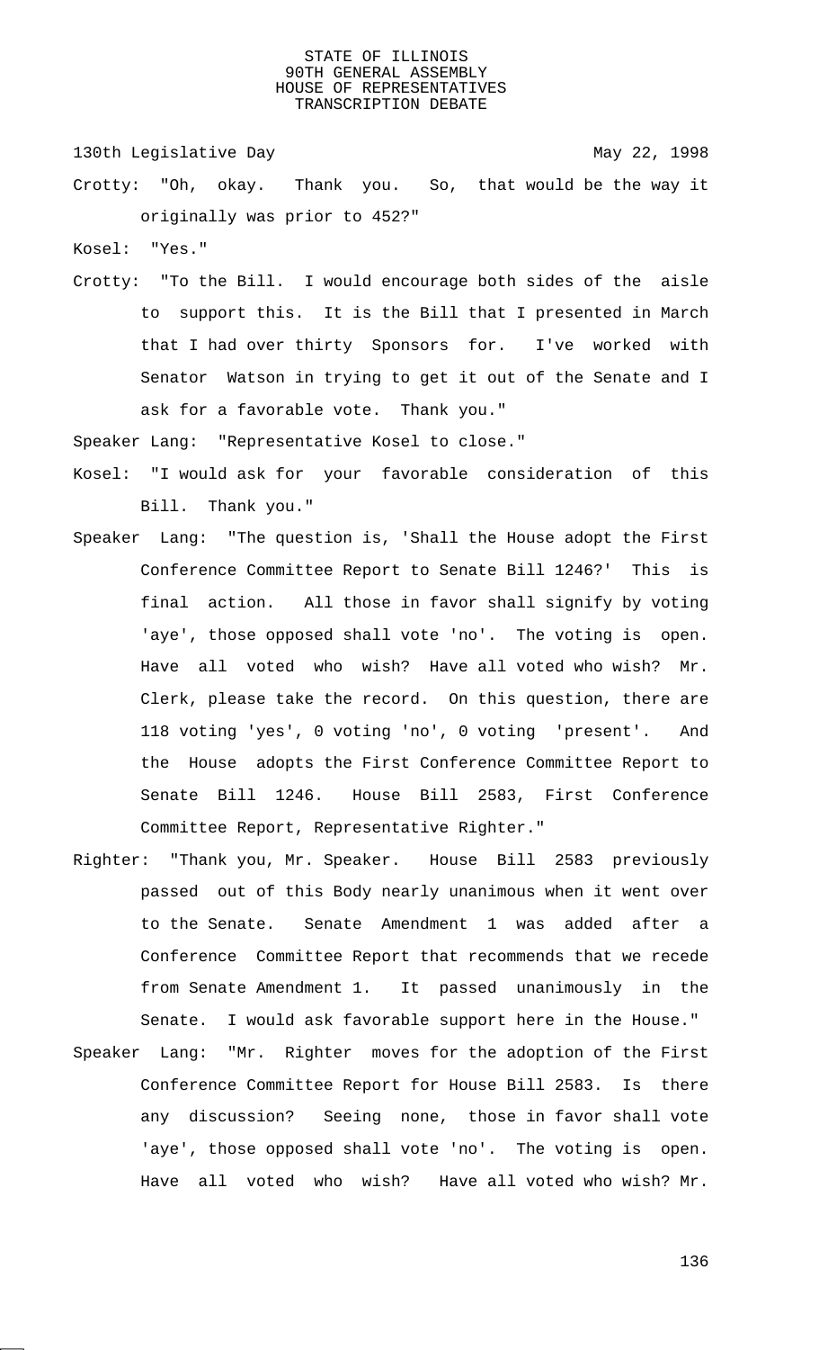Crotty: "Oh, okay. Thank you. So, that would be the way it originally was prior to 452?"

Kosel: "Yes."

Crotty: "To the Bill. I would encourage both sides of the aisle to support this. It is the Bill that I presented in March that I had over thirty Sponsors for. I've worked with Senator Watson in trying to get it out of the Senate and I ask for a favorable vote. Thank you."

Speaker Lang: "Representative Kosel to close."

Kosel: "I would ask for your favorable consideration of this Bill. Thank you."

Speaker Lang: "The question is, 'Shall the House adopt the First Conference Committee Report to Senate Bill 1246?' This is final action. All those in favor shall signify by voting 'aye', those opposed shall vote 'no'. The voting is open. Have all voted who wish? Have all voted who wish? Mr. Clerk, please take the record. On this question, there are 118 voting 'yes', 0 voting 'no', 0 voting 'present'. And the House adopts the First Conference Committee Report to Senate Bill 1246. House Bill 2583, First Conference Committee Report, Representative Righter."

Righter: "Thank you, Mr. Speaker. House Bill 2583 previously passed out of this Body nearly unanimous when it went over to the Senate. Senate Amendment 1 was added after a Conference Committee Report that recommends that we recede from Senate Amendment 1. It passed unanimously in the Senate. I would ask favorable support here in the House."

Speaker Lang: "Mr. Righter moves for the adoption of the First Conference Committee Report for House Bill 2583. Is there any discussion? Seeing none, those in favor shall vote 'aye', those opposed shall vote 'no'. The voting is open. Have all voted who wish? Have all voted who wish? Mr.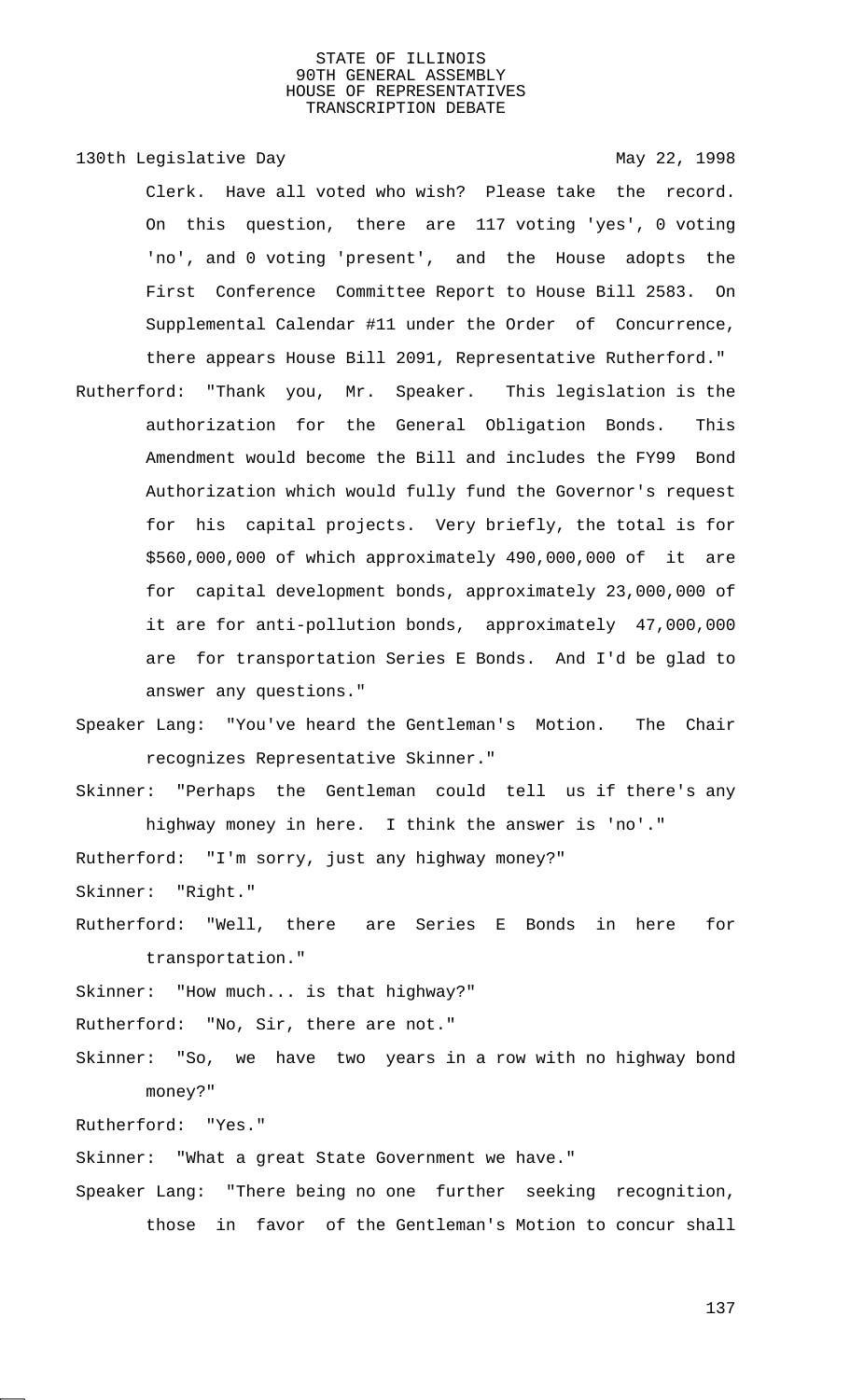Clerk. Have all voted who wish? Please take the record. On this question, there are 117 voting 'yes', 0 voting 'no', and 0 voting 'present', and the House adopts the First Conference Committee Report to House Bill 2583. On Supplemental Calendar #11 under the Order of Concurrence, there appears House Bill 2091, Representative Rutherford."

Rutherford: "Thank you, Mr. Speaker. This legislation is the authorization for the General Obligation Bonds. This Amendment would become the Bill and includes the FY99 Bond Authorization which would fully fund the Governor's request for his capital projects. Very briefly, the total is for $560,000,000 of which approximately 490,000,000 of it are for capital development bonds, approximately 23,000,000 of it are for anti-pollution bonds, approximately 47,000,000 are for transportation Series E Bonds. And I'd be glad to answer any questions."

Speaker Lang: "You've heard the Gentleman's Motion. The Chair recognizes Representative Skinner."

Skinner: "Perhaps the Gentleman could tell us if there's any highway money in here. I think the answer is 'no'."

Rutherford: "I'm sorry, just any highway money?"

Skinner: "Right."

Rutherford: "Well, there are Series E Bonds in here for transportation."

Skinner: "How much... is that highway?"

Rutherford: "No, Sir, there are not."

Skinner: "So, we have two years in a row with no highway bond money?"

Rutherford: "Yes."

Skinner: "What a great State Government we have."

Speaker Lang: "There being no one further seeking recognition, those in favor of the Gentleman's Motion to concur shall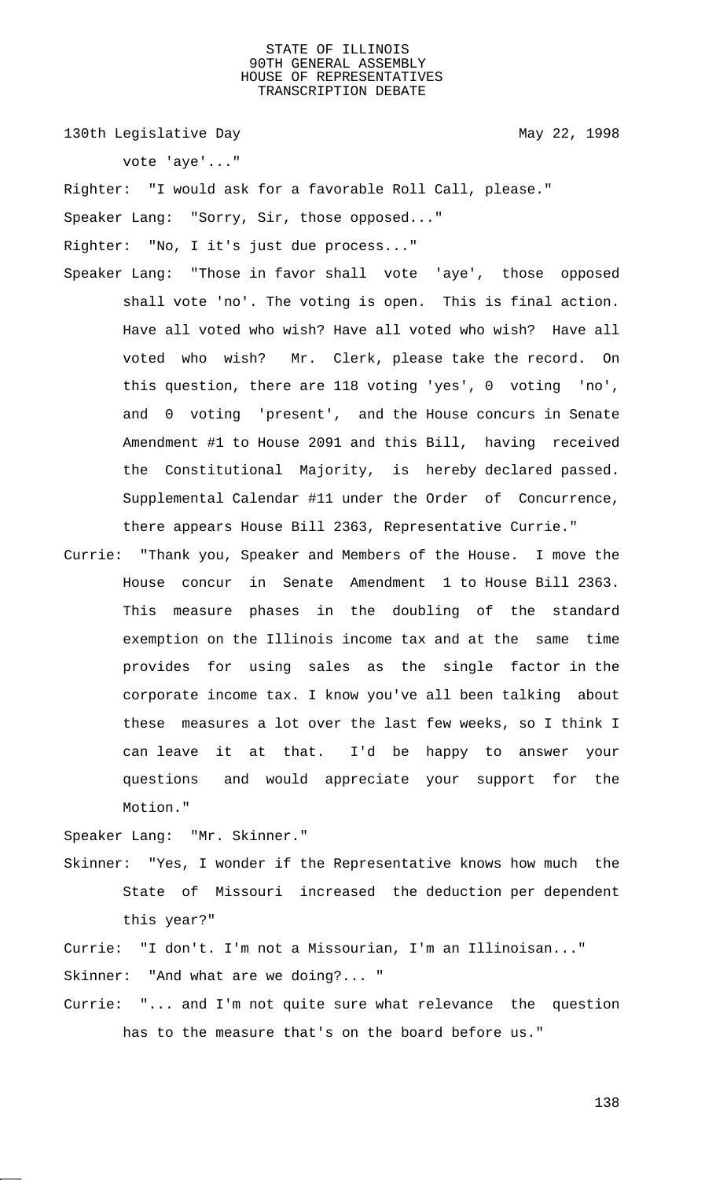vote 'aye'..."

Righter: "I would ask for a favorable Roll Call, please."

Speaker Lang: "Sorry, Sir, those opposed..."

Righter: "No, I it's just due process..."

Speaker Lang: "Those in favor shall vote 'aye', those opposed shall vote 'no'. The voting is open. This is final action. Have all voted who wish? Have all voted who wish? Have all voted who wish? Mr. Clerk, please take the record. On this question, there are 118 voting 'yes', 0 voting 'no', and 0 voting 'present', and the House concurs in Senate Amendment #1 to House 2091 and this Bill, having received the Constitutional Majority, is hereby declared passed. Supplemental Calendar #11 under the Order of Concurrence, there appears House Bill 2363, Representative Currie."

Currie: "Thank you, Speaker and Members of the House. I move the House concur in Senate Amendment 1 to House Bill 2363. This measure phases in the doubling of the standard exemption on the Illinois income tax and at the same time provides for using sales as the single factor in the corporate income tax. I know you've all been talking about these measures a lot over the last few weeks, so I think I can leave it at that. I'd be happy to answer your questions and would appreciate your support for the Motion."

Speaker Lang: "Mr. Skinner."

Skinner: "Yes, I wonder if the Representative knows how much the State of Missouri increased the deduction per dependent this year?"

Currie: "I don't. I'm not a Missourian, I'm an Illinoisan..."

Skinner: "And what are we doing?... "

Currie: "... and I'm not quite sure what relevance the question has to the measure that's on the board before us."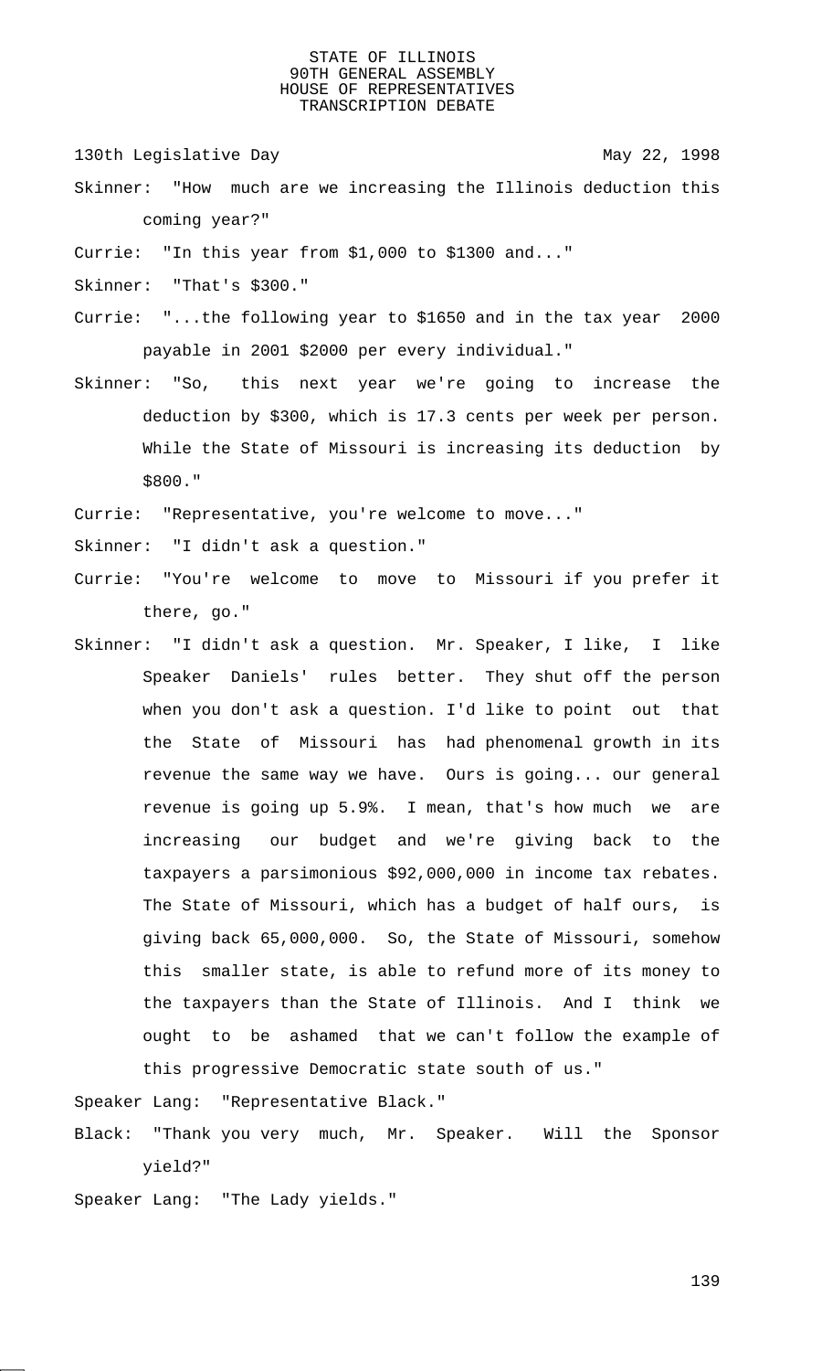130th Legislative Day May 22, 1998

Skinner: "How much are we increasing the Illinois deduction this coming year?"

Currie: "In this year from $1,000 to $1300 and..."

Skinner: "That's $300."

Currie: "...the following year to $1650 and in the tax year 2000 payable in 2001 $2000 per every individual."

Skinner: "So, this next year we're going to increase the deduction by $300, which is 17.3 cents per week per person. While the State of Missouri is increasing its deduction by $800."

Currie: "Representative, you're welcome to move..."

Skinner: "I didn't ask a question."

Currie: "You're welcome to move to Missouri if you prefer it there, go."

Skinner: "I didn't ask a question. Mr. Speaker, I like, I like Speaker Daniels' rules better. They shut off the person when you don't ask a question. I'd like to point out that the State of Missouri has had phenomenal growth in its revenue the same way we have. Ours is going... our general revenue is going up 5.9%. I mean, that's how much we are increasing our budget and we're giving back to the taxpayers a parsimonious $92,000,000 in income tax rebates. The State of Missouri, which has a budget of half ours, is giving back 65,000,000. So, the State of Missouri, somehow this smaller state, is able to refund more of its money to the taxpayers than the State of Illinois. And I think we ought to be ashamed that we can't follow the example of this progressive Democratic state south of us."

Speaker Lang: "Representative Black."

Black: "Thank you very much, Mr. Speaker. Will the Sponsor yield?"

Speaker Lang: "The Lady yields."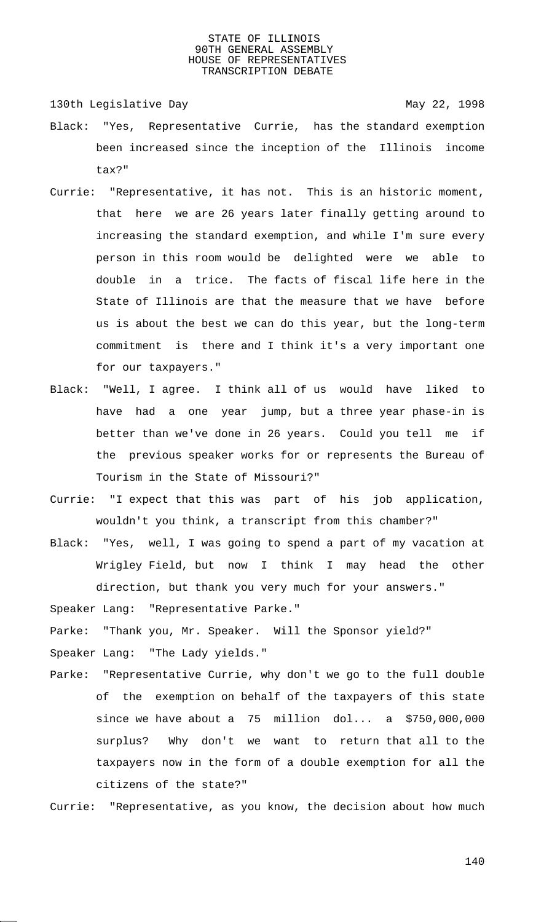Black: "Yes, Representative Currie, has the standard exemption been increased since the inception of the Illinois income tax?"

Currie: "Representative, it has not. This is an historic moment, that here we are 26 years later finally getting around to increasing the standard exemption, and while I'm sure every person in this room would be delighted were we able to double in a trice. The facts of fiscal life here in the State of Illinois are that the measure that we have before us is about the best we can do this year, but the long-term commitment is there and I think it's a very important one for our taxpayers."

Black: "Well, I agree. I think all of us would have liked to have had a one year jump, but a three year phase-in is better than we've done in 26 years. Could you tell me if the previous speaker works for or represents the Bureau of Tourism in the State of Missouri?"

Currie: "I expect that this was part of his job application, wouldn't you think, a transcript from this chamber?"

Black: "Yes, well, I was going to spend a part of my vacation at Wrigley Field, but now I think I may head the other direction, but thank you very much for your answers."

Speaker Lang: "Representative Parke."

Parke: "Thank you, Mr. Speaker. Will the Sponsor yield?"

Speaker Lang: "The Lady yields."

Parke: "Representative Currie, why don't we go to the full double of the exemption on behalf of the taxpayers of this state since we have about a 75 million dol... a $750,000,000 surplus? Why don't we want to return that all to the taxpayers now in the form of a double exemption for all the citizens of the state?"

Currie: "Representative, as you know, the decision about how much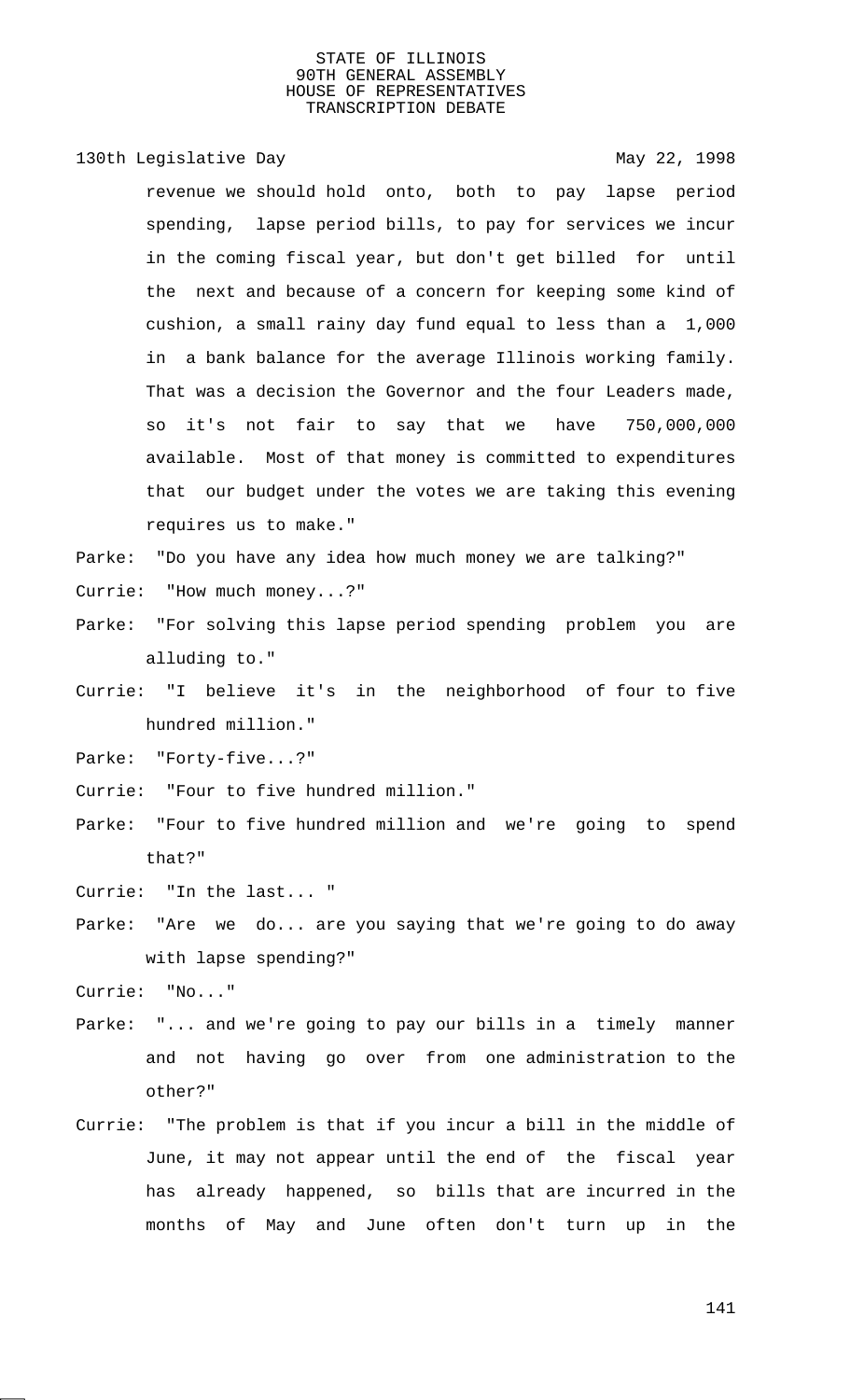revenue we should hold onto, both to pay lapse period spending, lapse period bills, to pay for services we incur in the coming fiscal year, but don't get billed for until the next and because of a concern for keeping some kind of cushion, a small rainy day fund equal to less than a 1,000 in a bank balance for the average Illinois working family. That was a decision the Governor and the four Leaders made, so it's not fair to say that we have 750,000,000 available. Most of that money is committed to expenditures that our budget under the votes we are taking this evening requires us to make."

Parke: "Do you have any idea how much money we are talking?"

Currie: "How much money...?"

Parke: "For solving this lapse period spending problem you are alluding to."

Currie: "I believe it's in the neighborhood of four to five hundred million."

Parke: "Forty-five...?"

Currie: "Four to five hundred million."

Parke: "Four to five hundred million and we're going to spend that?"

Currie: "In the last... "

Parke: "Are we do... are you saying that we're going to do away with lapse spending?"

Currie: "No..."

Parke: "... and we're going to pay our bills in a timely manner and not having go over from one administration to the other?"

Currie: "The problem is that if you incur a bill in the middle of June, it may not appear until the end of the fiscal year has already happened, so bills that are incurred in the months of May and June often don't turn up in the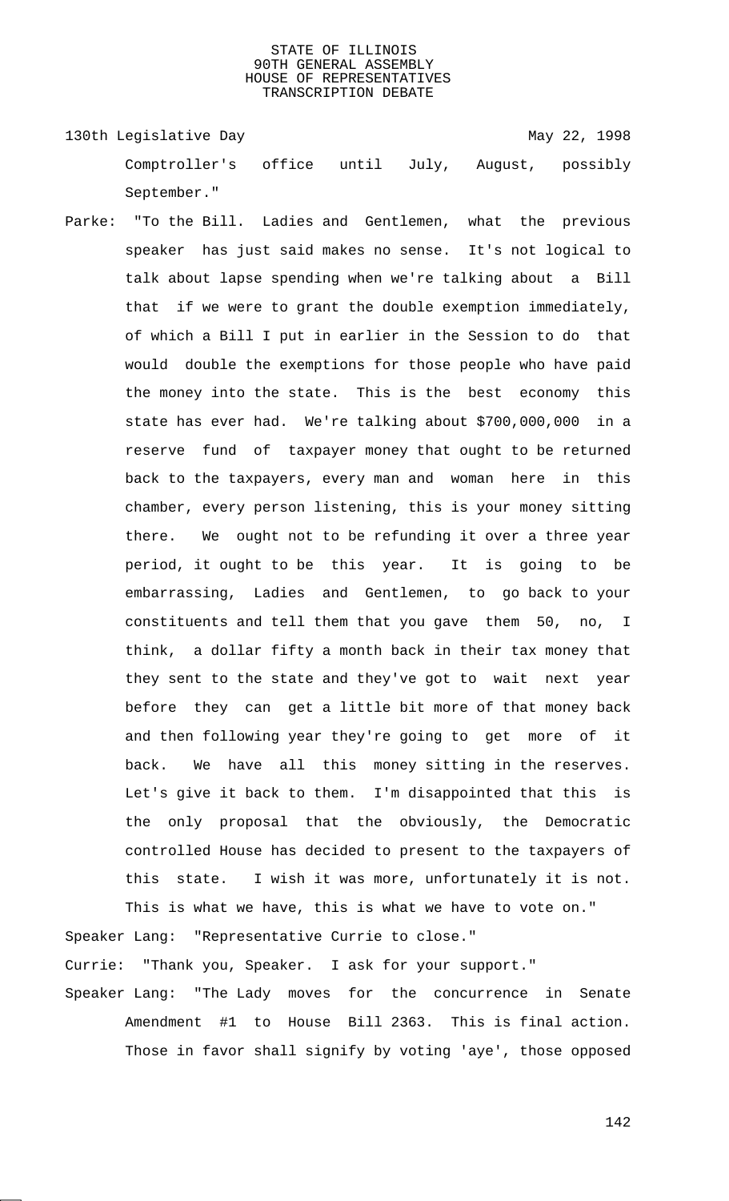Comptroller's office until July, August, possibly September."

Parke: "To the Bill. Ladies and Gentlemen, what the previous speaker has just said makes no sense. It's not logical to talk about lapse spending when we're talking about a Bill that if we were to grant the double exemption immediately, of which a Bill I put in earlier in the Session to do that would double the exemptions for those people who have paid the money into the state. This is the best economy this state has ever had. We're talking about $700,000,000 in a reserve fund of taxpayer money that ought to be returned back to the taxpayers, every man and woman here in this chamber, every person listening, this is your money sitting there. We ought not to be refunding it over a three year period, it ought to be this year. It is going to be embarrassing, Ladies and Gentlemen, to go back to your constituents and tell them that you gave them 50, no, I think, a dollar fifty a month back in their tax money that they sent to the state and they've got to wait next year before they can get a little bit more of that money back and then following year they're going to get more of it back. We have all this money sitting in the reserves. Let's give it back to them. I'm disappointed that this is the only proposal that the obviously, the Democratic controlled House has decided to present to the taxpayers of this state. I wish it was more, unfortunately it is not. This is what we have, this is what we have to vote on."

Speaker Lang: "Representative Currie to close."

Currie: "Thank you, Speaker. I ask for your support."

Speaker Lang: "The Lady moves for the concurrence in Senate Amendment #1 to House Bill 2363. This is final action. Those in favor shall signify by voting 'aye', those opposed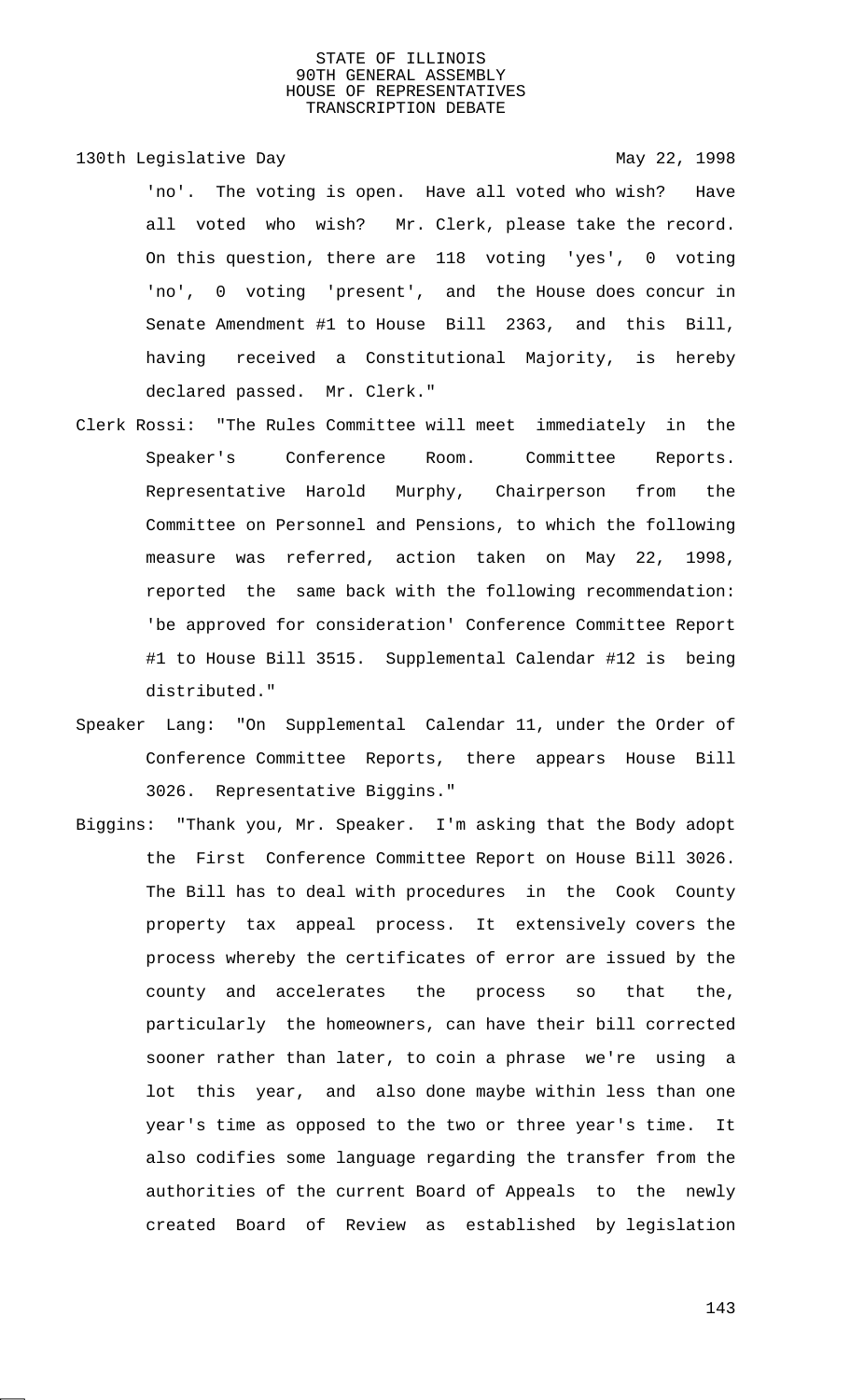'no'. The voting is open. Have all voted who wish? Have all voted who wish? Mr. Clerk, please take the record. On this question, there are 118 voting 'yes', 0 voting 'no', 0 voting 'present', and the House does concur in Senate Amendment #1 to House Bill 2363, and this Bill, having received a Constitutional Majority, is hereby declared passed. Mr. Clerk."

Clerk Rossi: "The Rules Committee will meet immediately in the Speaker's Conference Room. Committee Reports. Representative Harold Murphy, Chairperson from the Committee on Personnel and Pensions, to which the following measure was referred, action taken on May 22, 1998, reported the same back with the following recommendation: 'be approved for consideration' Conference Committee Report #1 to House Bill 3515. Supplemental Calendar #12 is being distributed."

Speaker Lang: "On Supplemental Calendar 11, under the Order of Conference Committee Reports, there appears House Bill 3026. Representative Biggins."

Biggins: "Thank you, Mr. Speaker. I'm asking that the Body adopt the First Conference Committee Report on House Bill 3026. The Bill has to deal with procedures in the Cook County property tax appeal process. It extensively covers the process whereby the certificates of error are issued by the county and accelerates the process so that the, particularly the homeowners, can have their bill corrected sooner rather than later, to coin a phrase we're using a lot this year, and also done maybe within less than one year's time as opposed to the two or three year's time. It also codifies some language regarding the transfer from the authorities of the current Board of Appeals to the newly created Board of Review as established by legislation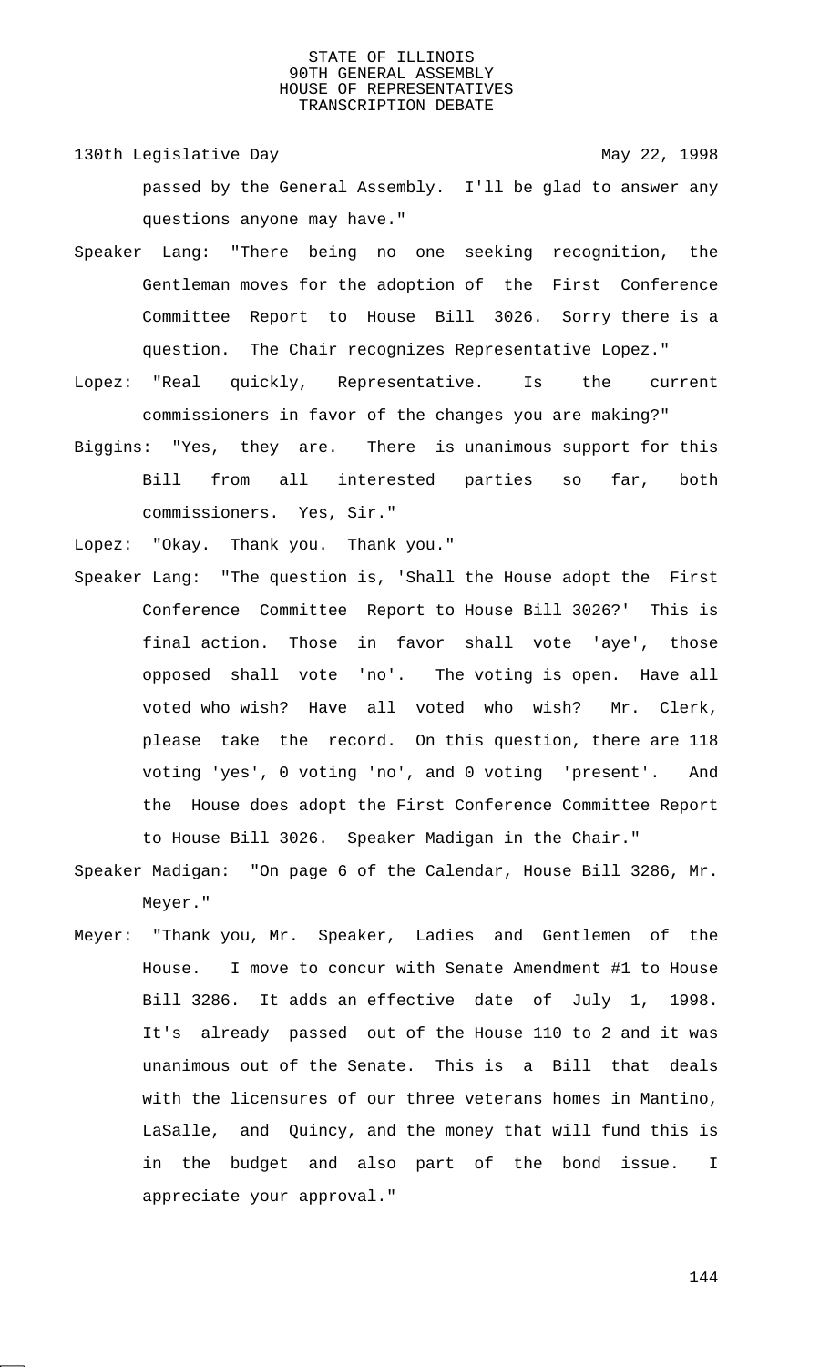passed by the General Assembly. I'll be glad to answer any questions anyone may have."

Speaker Lang: "There being no one seeking recognition, the Gentleman moves for the adoption of the First Conference Committee Report to House Bill 3026. Sorry there is a question. The Chair recognizes Representative Lopez."

Lopez: "Real quickly, Representative. Is the current commissioners in favor of the changes you are making?"

Biggins: "Yes, they are. There is unanimous support for this Bill from all interested parties so far, both commissioners. Yes, Sir."

Lopez: "Okay. Thank you. Thank you."

Speaker Lang: "The question is, 'Shall the House adopt the First Conference Committee Report to House Bill 3026?' This is final action. Those in favor shall vote 'aye', those opposed shall vote 'no'. The voting is open. Have all voted who wish? Have all voted who wish? Mr. Clerk, please take the record. On this question, there are 118 voting 'yes', 0 voting 'no', and 0 voting 'present'. And the House does adopt the First Conference Committee Report to House Bill 3026. Speaker Madigan in the Chair."

Speaker Madigan: "On page 6 of the Calendar, House Bill 3286, Mr. Meyer."

Meyer: "Thank you, Mr. Speaker, Ladies and Gentlemen of the House. I move to concur with Senate Amendment #1 to House Bill 3286. It adds an effective date of July 1, 1998. It's already passed out of the House 110 to 2 and it was unanimous out of the Senate. This is a Bill that deals with the licensures of our three veterans homes in Mantino, LaSalle, and Quincy, and the money that will fund this is in the budget and also part of the bond issue. I appreciate your approval."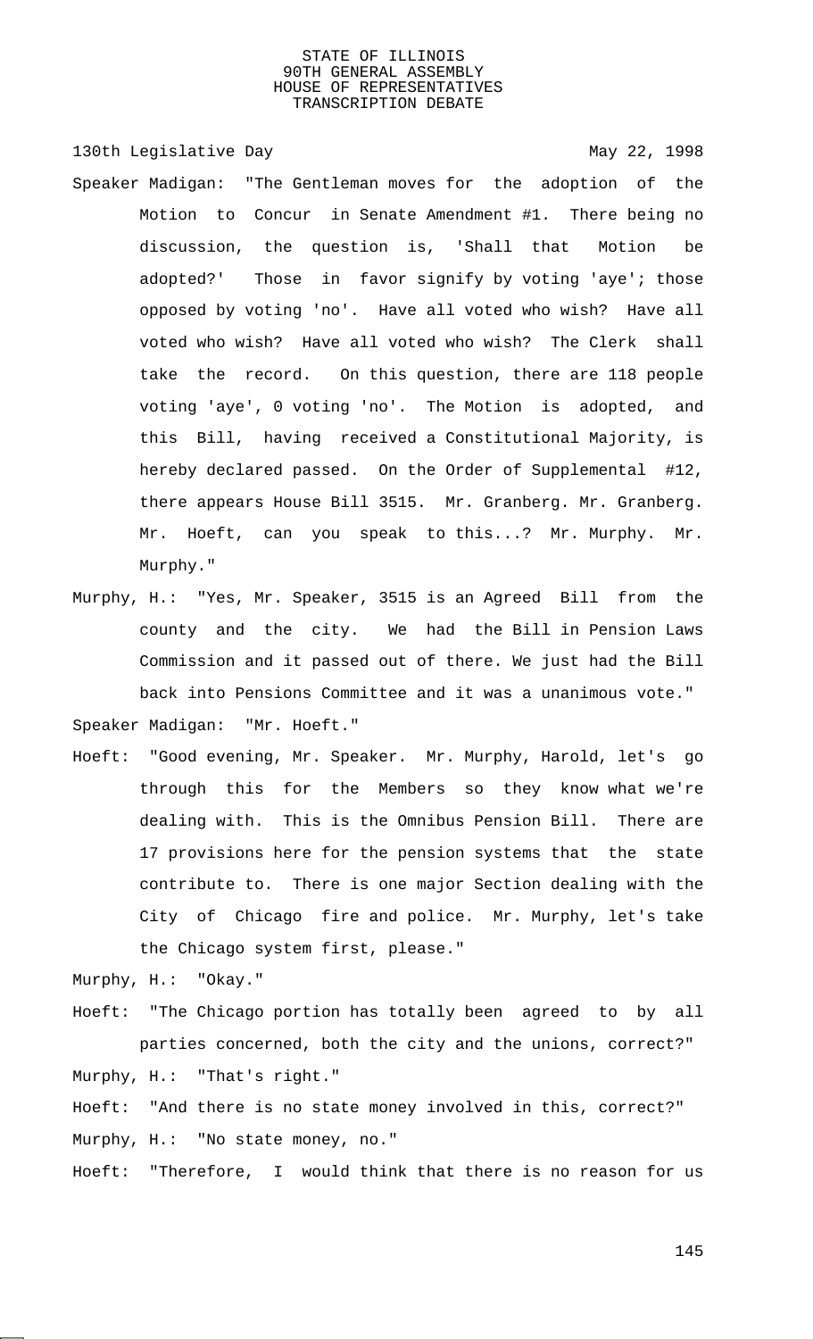Speaker Madigan: "The Gentleman moves for the adoption of the Motion to Concur in Senate Amendment #1. There being no discussion, the question is, 'Shall that Motion be adopted?' Those in favor signify by voting 'aye'; those opposed by voting 'no'. Have all voted who wish? Have all voted who wish? Have all voted who wish? The Clerk shall take the record. On this question, there are 118 people voting 'aye', 0 voting 'no'. The Motion is adopted, and this Bill, having received a Constitutional Majority, is hereby declared passed. On the Order of Supplemental #12, there appears House Bill 3515. Mr. Granberg. Mr. Granberg. Mr. Hoeft, can you speak to this...? Mr. Murphy. Mr. Murphy."

Murphy, H.: "Yes, Mr. Speaker, 3515 is an Agreed Bill from the county and the city. We had the Bill in Pension Laws Commission and it passed out of there. We just had the Bill back into Pensions Committee and it was a unanimous vote."

Speaker Madigan: "Mr. Hoeft."

Hoeft: "Good evening, Mr. Speaker. Mr. Murphy, Harold, let's go through this for the Members so they know what we're dealing with. This is the Omnibus Pension Bill. There are 17 provisions here for the pension systems that the state contribute to. There is one major Section dealing with the City of Chicago fire and police. Mr. Murphy, let's take the Chicago system first, please."

Murphy, H.: "Okay."

Hoeft: "The Chicago portion has totally been agreed to by all parties concerned, both the city and the unions, correct?"

Murphy, H.: "That's right."

Hoeft: "And there is no state money involved in this, correct?"

Murphy, H.: "No state money, no."

Hoeft: "Therefore, I would think that there is no reason for us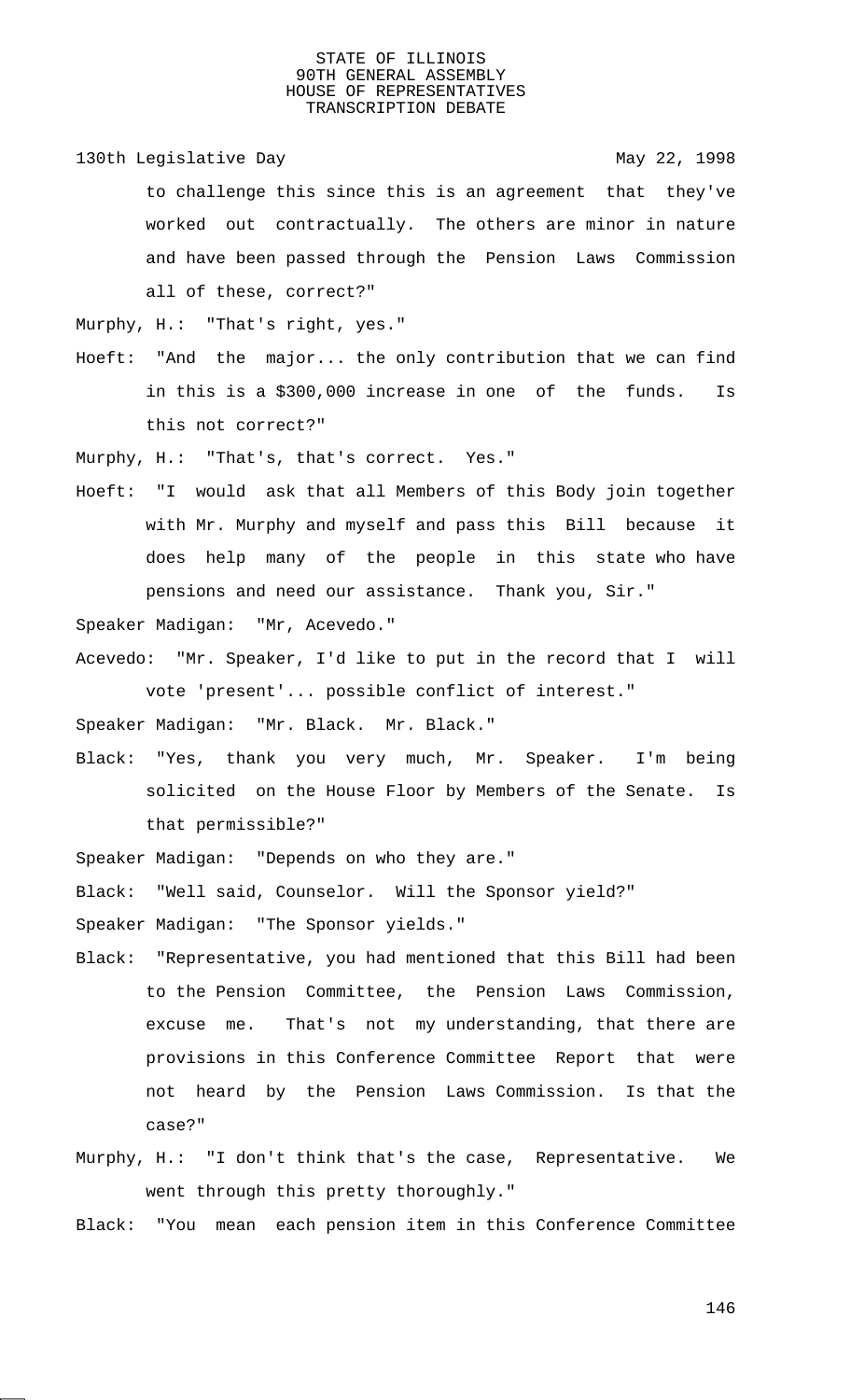to challenge this since this is an agreement that they've worked out contractually. The others are minor in nature and have been passed through the Pension Laws Commission all of these, correct?"

Murphy, H.: "That's right, yes."

Hoeft: "And the major... the only contribution that we can find in this is a $300,000 increase in one of the funds. Is this not correct?"

Murphy, H.: "That's, that's correct. Yes."

Hoeft: "I would ask that all Members of this Body join together with Mr. Murphy and myself and pass this Bill because it does help many of the people in this state who have pensions and need our assistance. Thank you, Sir."

Speaker Madigan: "Mr, Acevedo."

Acevedo: "Mr. Speaker, I'd like to put in the record that I will vote 'present'... possible conflict of interest."

Speaker Madigan: "Mr. Black. Mr. Black."

Black: "Yes, thank you very much, Mr. Speaker. I'm being solicited on the House Floor by Members of the Senate. Is that permissible?"

Speaker Madigan: "Depends on who they are."

Black: "Well said, Counselor. Will the Sponsor yield?"

Speaker Madigan: "The Sponsor yields."

Black: "Representative, you had mentioned that this Bill had been to the Pension Committee, the Pension Laws Commission, excuse me. That's not my understanding, that there are provisions in this Conference Committee Report that were not heard by the Pension Laws Commission. Is that the case?"

Murphy, H.: "I don't think that's the case, Representative. We went through this pretty thoroughly."

Black: "You mean each pension item in this Conference Committee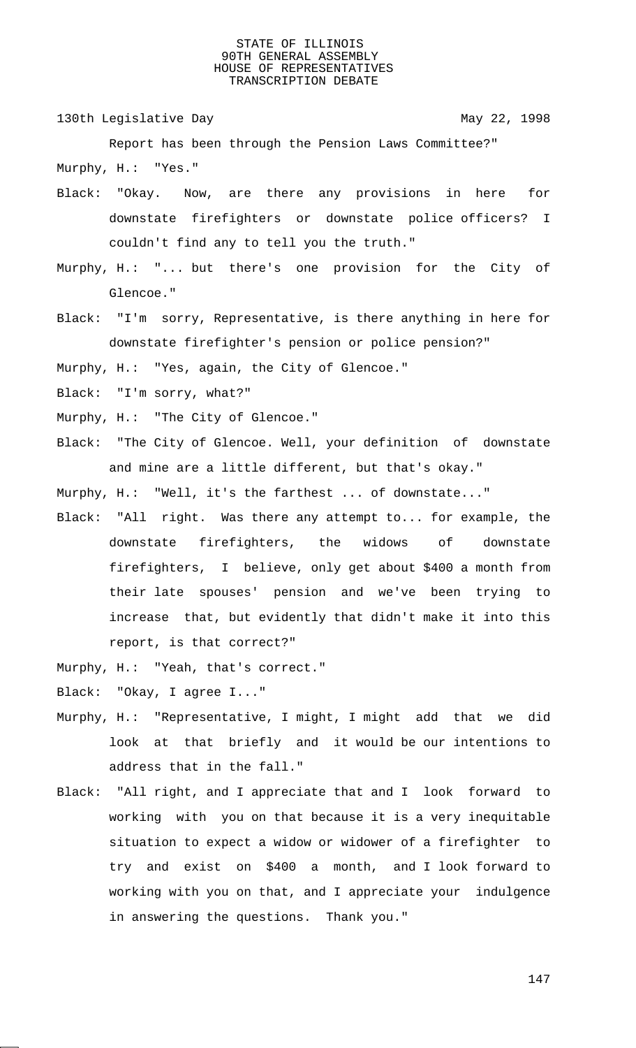Report has been through the Pension Laws Committee?"

Murphy, H.: "Yes."

Black: "Okay. Now, are there any provisions in here for downstate firefighters or downstate police officers? I couldn't find any to tell you the truth."

Murphy, H.: "... but there's one provision for the City of Glencoe."

Black: "I'm sorry, Representative, is there anything in here for downstate firefighter's pension or police pension?"

Murphy, H.: "Yes, again, the City of Glencoe."

Black: "I'm sorry, what?"

Murphy, H.: "The City of Glencoe."

Black: "The City of Glencoe. Well, your definition of downstate and mine are a little different, but that's okay."

Murphy, H.: "Well, it's the farthest ... of downstate..."

Black: "All right. Was there any attempt to... for example, the downstate firefighters, the widows of downstate firefighters, I believe, only get about $400 a month from their late spouses' pension and we've been trying to increase that, but evidently that didn't make it into this report, is that correct?"

Murphy, H.: "Yeah, that's correct."

Black: "Okay, I agree I..."

Murphy, H.: "Representative, I might, I might add that we did look at that briefly and it would be our intentions to address that in the fall."

Black: "All right, and I appreciate that and I look forward to working with you on that because it is a very inequitable situation to expect a widow or widower of a firefighter to try and exist on $400 a month, and I look forward to working with you on that, and I appreciate your indulgence in answering the questions. Thank you."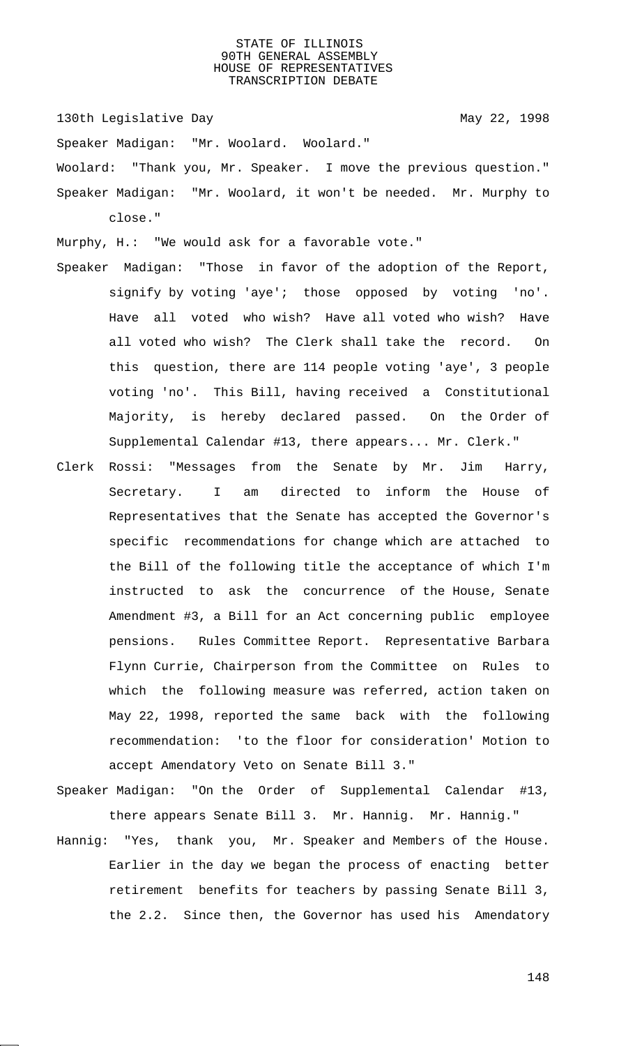Speaker Madigan: "Mr. Woolard. Woolard."

Woolard: "Thank you, Mr. Speaker. I move the previous question."

Speaker Madigan: "Mr. Woolard, it won't be needed. Mr. Murphy to close."

Murphy, H.: "We would ask for a favorable vote."

Speaker Madigan: "Those in favor of the adoption of the Report, signify by voting 'aye'; those opposed by voting 'no'. Have all voted who wish? Have all voted who wish? Have all voted who wish? The Clerk shall take the record. On this question, there are 114 people voting 'aye', 3 people voting 'no'. This Bill, having received a Constitutional Majority, is hereby declared passed. On the Order of Supplemental Calendar #13, there appears... Mr. Clerk."

Clerk Rossi: "Messages from the Senate by Mr. Jim Harry, Secretary. I am directed to inform the House of Representatives that the Senate has accepted the Governor's specific recommendations for change which are attached to the Bill of the following title the acceptance of which I'm instructed to ask the concurrence of the House, Senate Amendment #3, a Bill for an Act concerning public employee pensions. Rules Committee Report. Representative Barbara Flynn Currie, Chairperson from the Committee on Rules to which the following measure was referred, action taken on May 22, 1998, reported the same back with the following recommendation: 'to the floor for consideration' Motion to accept Amendatory Veto on Senate Bill 3."

Speaker Madigan: "On the Order of Supplemental Calendar #13, there appears Senate Bill 3. Mr. Hannig. Mr. Hannig."

Hannig: "Yes, thank you, Mr. Speaker and Members of the House. Earlier in the day we began the process of enacting better retirement benefits for teachers by passing Senate Bill 3, the 2.2. Since then, the Governor has used his Amendatory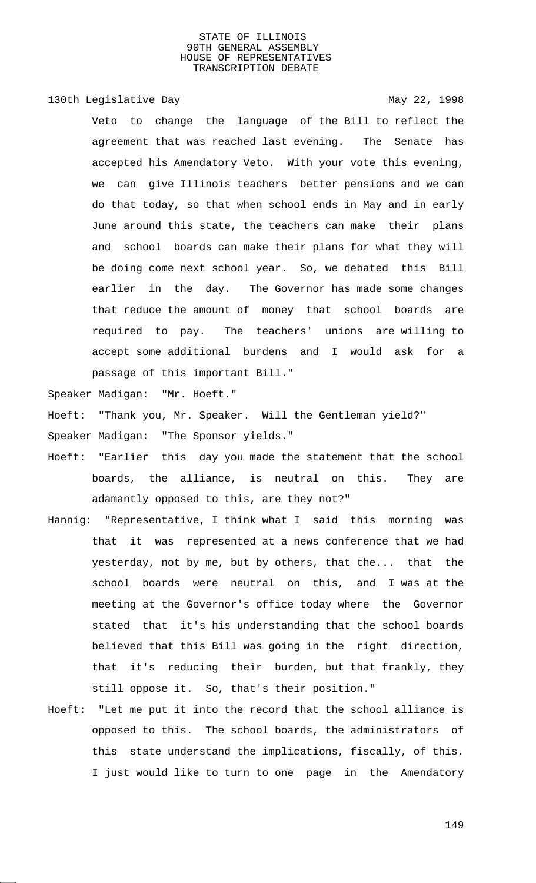Veto to change the language of the Bill to reflect the agreement that was reached last evening. The Senate has accepted his Amendatory Veto. With your vote this evening, we can give Illinois teachers better pensions and we can do that today, so that when school ends in May and in early June around this state, the teachers can make their plans and school boards can make their plans for what they will be doing come next school year. So, we debated this Bill earlier in the day. The Governor has made some changes that reduce the amount of money that school boards are required to pay. The teachers' unions are willing to accept some additional burdens and I would ask for a passage of this important Bill."

Speaker Madigan: "Mr. Hoeft."

Hoeft: "Thank you, Mr. Speaker. Will the Gentleman yield?"

Speaker Madigan: "The Sponsor yields."

Hoeft: "Earlier this day you made the statement that the school boards, the alliance, is neutral on this. They are adamantly opposed to this, are they not?"

Hannig: "Representative, I think what I said this morning was that it was represented at a news conference that we had yesterday, not by me, but by others, that the... that the school boards were neutral on this, and I was at the meeting at the Governor's office today where the Governor stated that it's his understanding that the school boards believed that this Bill was going in the right direction, that it's reducing their burden, but that frankly, they still oppose it. So, that's their position."

Hoeft: "Let me put it into the record that the school alliance is opposed to this. The school boards, the administrators of this state understand the implications, fiscally, of this. I just would like to turn to one page in the Amendatory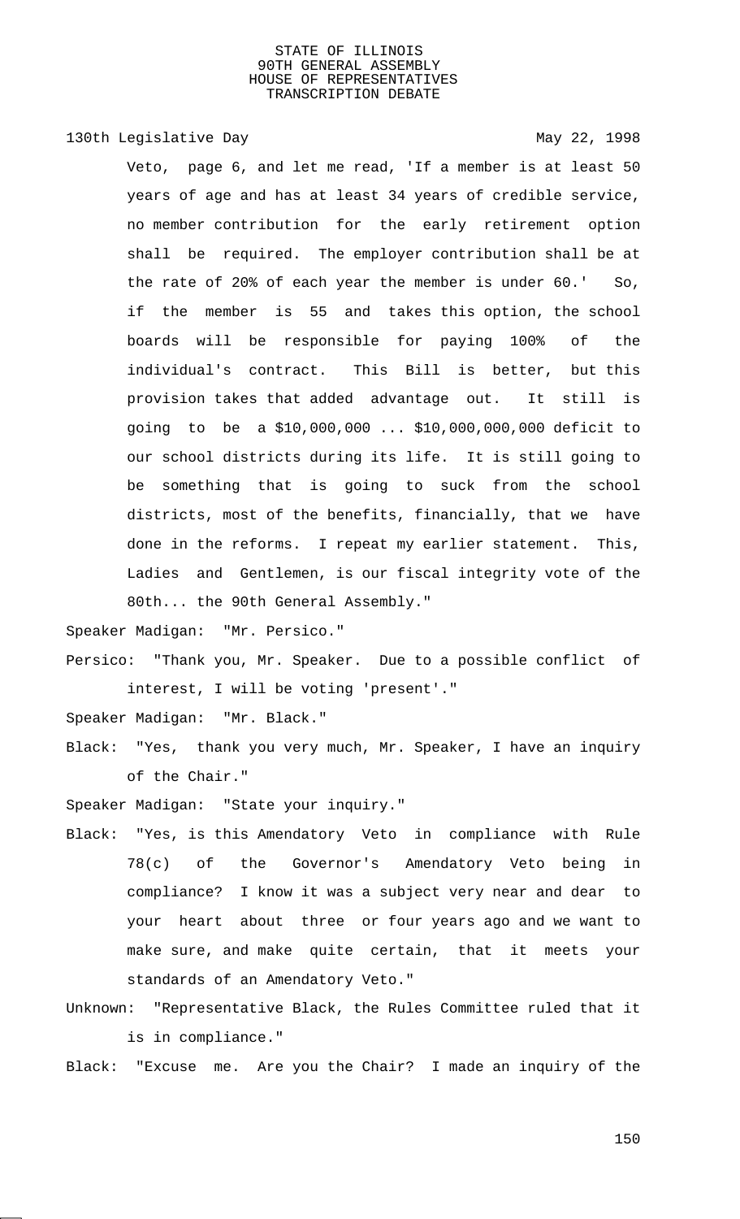Veto, page 6, and let me read, 'If a member is at least 50 years of age and has at least 34 years of credible service, no member contribution for the early retirement option shall be required. The employer contribution shall be at the rate of 20% of each year the member is under 60.' So, if the member is 55 and takes this option, the school boards will be responsible for paying 100% of the individual's contract. This Bill is better, but this provision takes that added advantage out. It still is going to be a $10,000,000 ... $10,000,000,000 deficit to our school districts during its life. It is still going to be something that is going to suck from the school districts, most of the benefits, financially, that we have done in the reforms. I repeat my earlier statement. This, Ladies and Gentlemen, is our fiscal integrity vote of the 80th... the 90th General Assembly."

Speaker Madigan: "Mr. Persico."

Persico: "Thank you, Mr. Speaker. Due to a possible conflict of interest, I will be voting 'present'."

Speaker Madigan: "Mr. Black."

Black: "Yes, thank you very much, Mr. Speaker, I have an inquiry of the Chair."

Speaker Madigan: "State your inquiry."

Black: "Yes, is this Amendatory Veto in compliance with Rule 78(c) of the Governor's Amendatory Veto being in compliance? I know it was a subject very near and dear to your heart about three or four years ago and we want to make sure, and make quite certain, that it meets your standards of an Amendatory Veto."

Unknown: "Representative Black, the Rules Committee ruled that it is in compliance."

Black: "Excuse me. Are you the Chair? I made an inquiry of the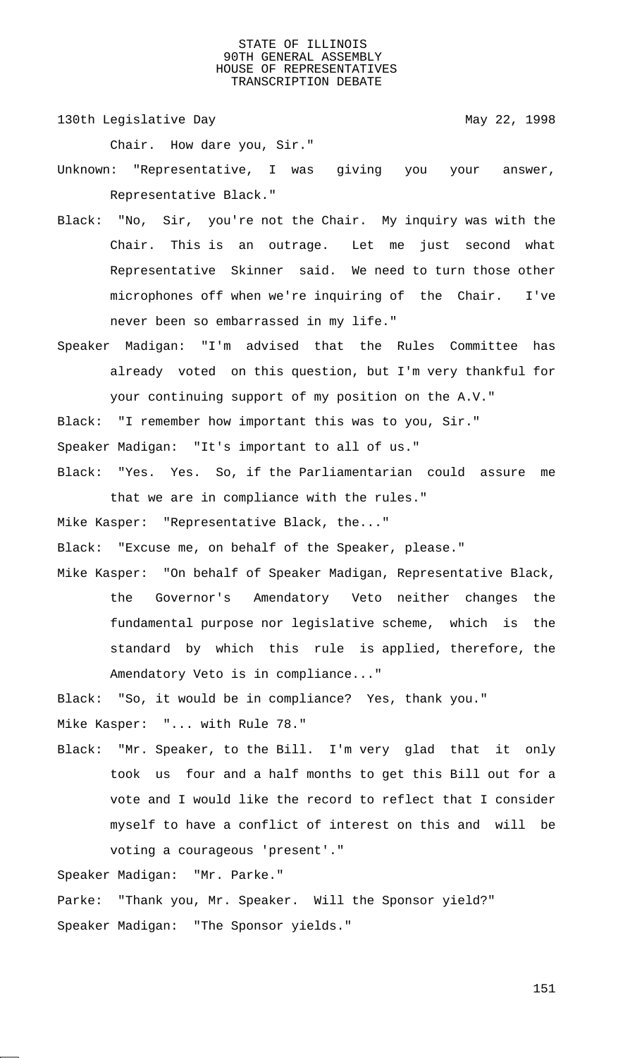Chair. How dare you, Sir."

Unknown: "Representative, I was giving you your answer, Representative Black."

Black: "No, Sir, you're not the Chair. My inquiry was with the Chair. This is an outrage. Let me just second what Representative Skinner said. We need to turn those other microphones off when we're inquiring of the Chair. I've never been so embarrassed in my life."

Speaker Madigan: "I'm advised that the Rules Committee has already voted on this question, but I'm very thankful for your continuing support of my position on the A.V."

Black: "I remember how important this was to you, Sir."

Speaker Madigan: "It's important to all of us."

Black: "Yes. Yes. So, if the Parliamentarian could assure me that we are in compliance with the rules."

Mike Kasper: "Representative Black, the..."

Black: "Excuse me, on behalf of the Speaker, please."

Mike Kasper: "On behalf of Speaker Madigan, Representative Black, the Governor's Amendatory Veto neither changes the fundamental purpose nor legislative scheme, which is the standard by which this rule is applied, therefore, the Amendatory Veto is in compliance..."

Black: "So, it would be in compliance? Yes, thank you."

Mike Kasper: "... with Rule 78."

Black: "Mr. Speaker, to the Bill. I'm very glad that it only took us four and a half months to get this Bill out for a vote and I would like the record to reflect that I consider myself to have a conflict of interest on this and will be voting a courageous 'present'."

Speaker Madigan: "Mr. Parke."

Parke: "Thank you, Mr. Speaker. Will the Sponsor yield?"

Speaker Madigan: "The Sponsor yields."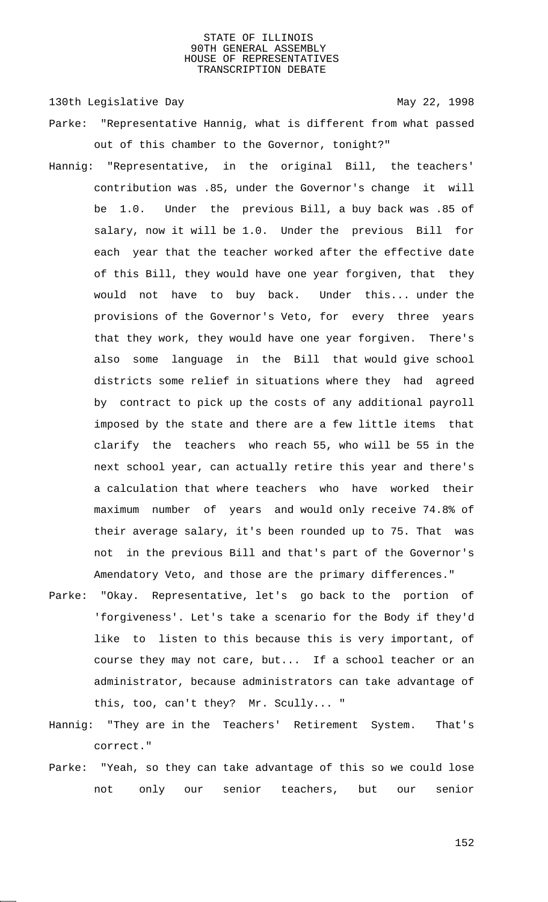Parke: "Representative Hannig, what is different from what passed out of this chamber to the Governor, tonight?"

Hannig: "Representative, in the original Bill, the teachers' contribution was .85, under the Governor's change it will be 1.0. Under the previous Bill, a buy back was .85 of salary, now it will be 1.0. Under the previous Bill for each year that the teacher worked after the effective date of this Bill, they would have one year forgiven, that they would not have to buy back. Under this... under the provisions of the Governor's Veto, for every three years that they work, they would have one year forgiven. There's also some language in the Bill that would give school districts some relief in situations where they had agreed by contract to pick up the costs of any additional payroll imposed by the state and there are a few little items that clarify the teachers who reach 55, who will be 55 in the next school year, can actually retire this year and there's a calculation that where teachers who have worked their maximum number of years and would only receive 74.8% of their average salary, it's been rounded up to 75. That was not in the previous Bill and that's part of the Governor's Amendatory Veto, and those are the primary differences."

Parke: "Okay. Representative, let's go back to the portion of 'forgiveness'. Let's take a scenario for the Body if they'd like to listen to this because this is very important, of course they may not care, but... If a school teacher or an administrator, because administrators can take advantage of this, too, can't they? Mr. Scully... "

Hannig: "They are in the Teachers' Retirement System. That's correct."

Parke: "Yeah, so they can take advantage of this so we could lose not only our senior teachers, but our senior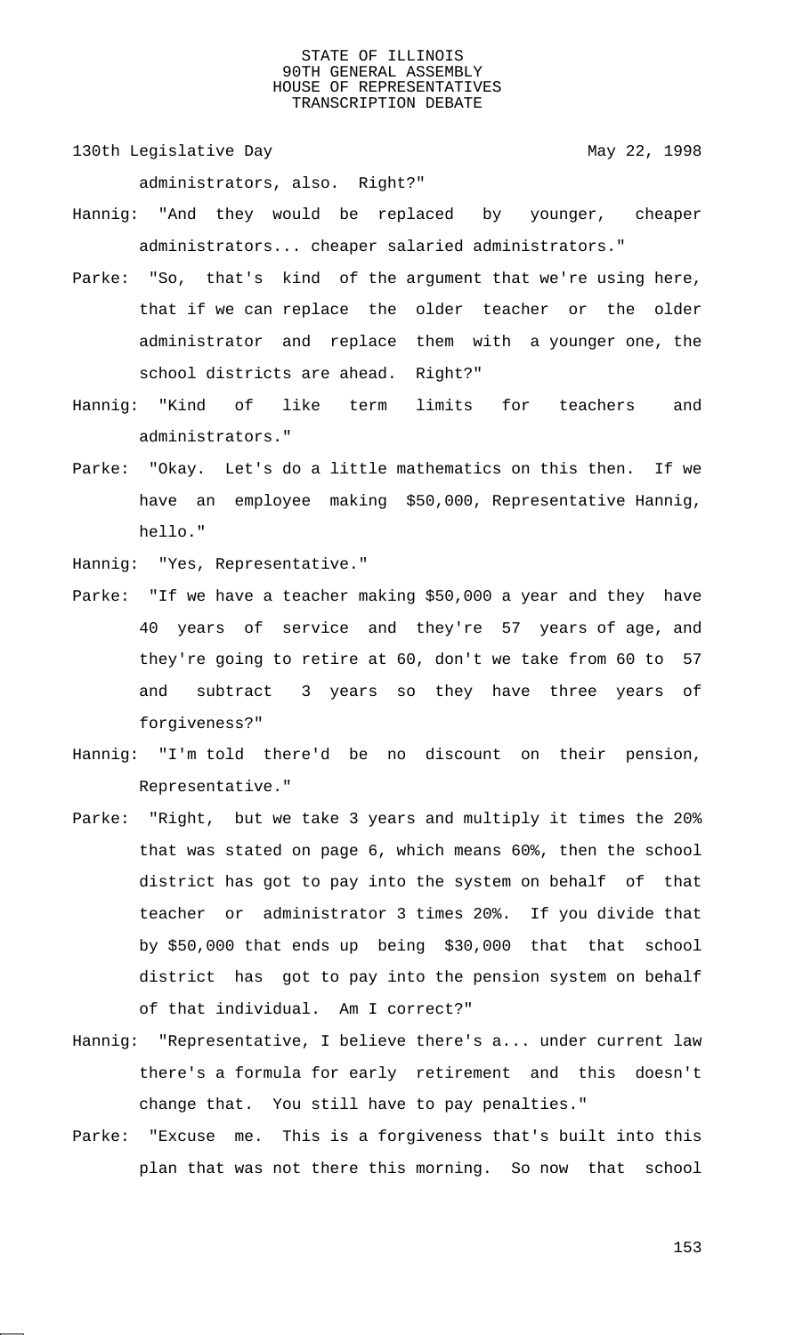administrators, also. Right?"

Hannig: "And they would be replaced by younger, cheaper administrators... cheaper salaried administrators."

Parke: "So, that's kind of the argument that we're using here, that if we can replace the older teacher or the older administrator and replace them with a younger one, the school districts are ahead. Right?"

Hannig: "Kind of like term limits for teachers and administrators."

Parke: "Okay. Let's do a little mathematics on this then. If we have an employee making $50,000, Representative Hannig, hello."

Hannig: "Yes, Representative."

Parke: "If we have a teacher making $50,000 a year and they have 40 years of service and they're 57 years of age, and they're going to retire at 60, don't we take from 60 to 57 and subtract 3 years so they have three years of forgiveness?"

Hannig: "I'm told there'd be no discount on their pension, Representative."

Parke: "Right, but we take 3 years and multiply it times the 20% that was stated on page 6, which means 60%, then the school district has got to pay into the system on behalf of that teacher or administrator 3 times 20%. If you divide that by $50,000 that ends up being $30,000 that that school district has got to pay into the pension system on behalf of that individual. Am I correct?"

Hannig: "Representative, I believe there's a... under current law there's a formula for early retirement and this doesn't change that. You still have to pay penalties."

Parke: "Excuse me. This is a forgiveness that's built into this plan that was not there this morning. So now that school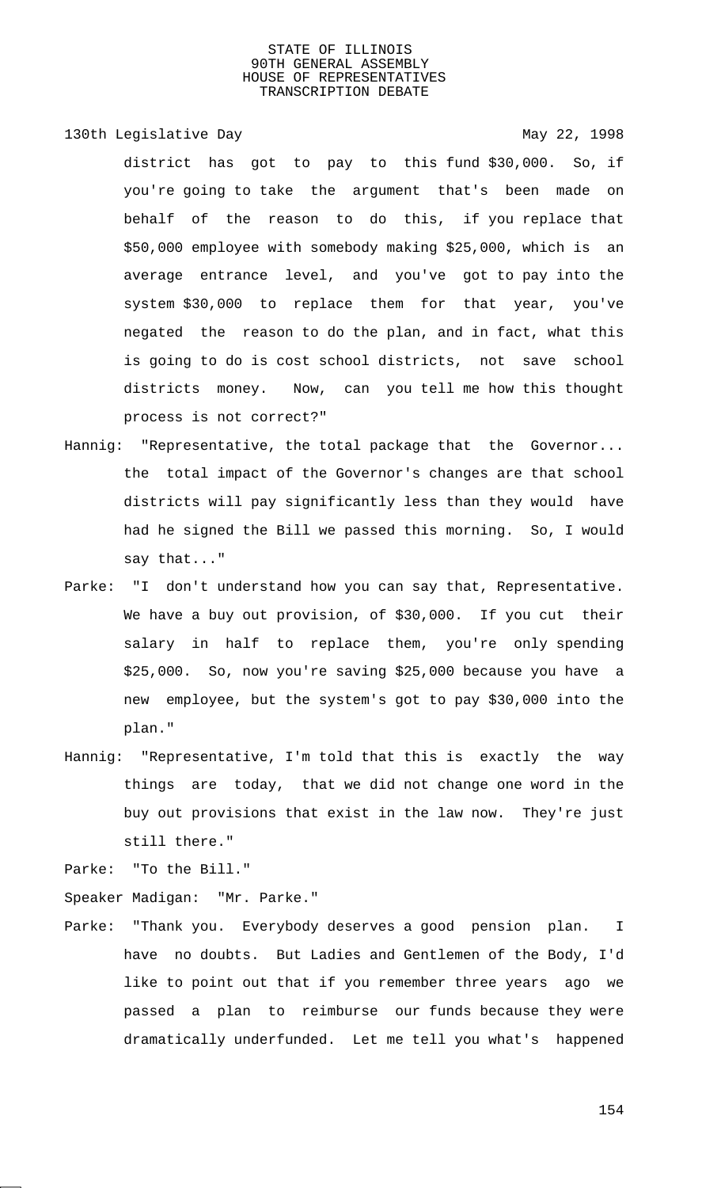district has got to pay to this fund $30,000. So, if you're going to take the argument that's been made on behalf of the reason to do this, if you replace that $50,000 employee with somebody making $25,000, which is an average entrance level, and you've got to pay into the system $30,000 to replace them for that year, you've negated the reason to do the plan, and in fact, what this is going to do is cost school districts, not save school districts money. Now, can you tell me how this thought process is not correct?"

Hannig: "Representative, the total package that the Governor... the total impact of the Governor's changes are that school districts will pay significantly less than they would have had he signed the Bill we passed this morning. So, I would say that..."

Parke: "I don't understand how you can say that, Representative. We have a buy out provision, of $30,000. If you cut their salary in half to replace them, you're only spending $25,000. So, now you're saving $25,000 because you have a new employee, but the system's got to pay $30,000 into the plan."

Hannig: "Representative, I'm told that this is exactly the way things are today, that we did not change one word in the buy out provisions that exist in the law now. They're just still there."

Parke: "To the Bill."

Speaker Madigan: "Mr. Parke."

Parke: "Thank you. Everybody deserves a good pension plan. I have no doubts. But Ladies and Gentlemen of the Body, I'd like to point out that if you remember three years ago we passed a plan to reimburse our funds because they were dramatically underfunded. Let me tell you what's happened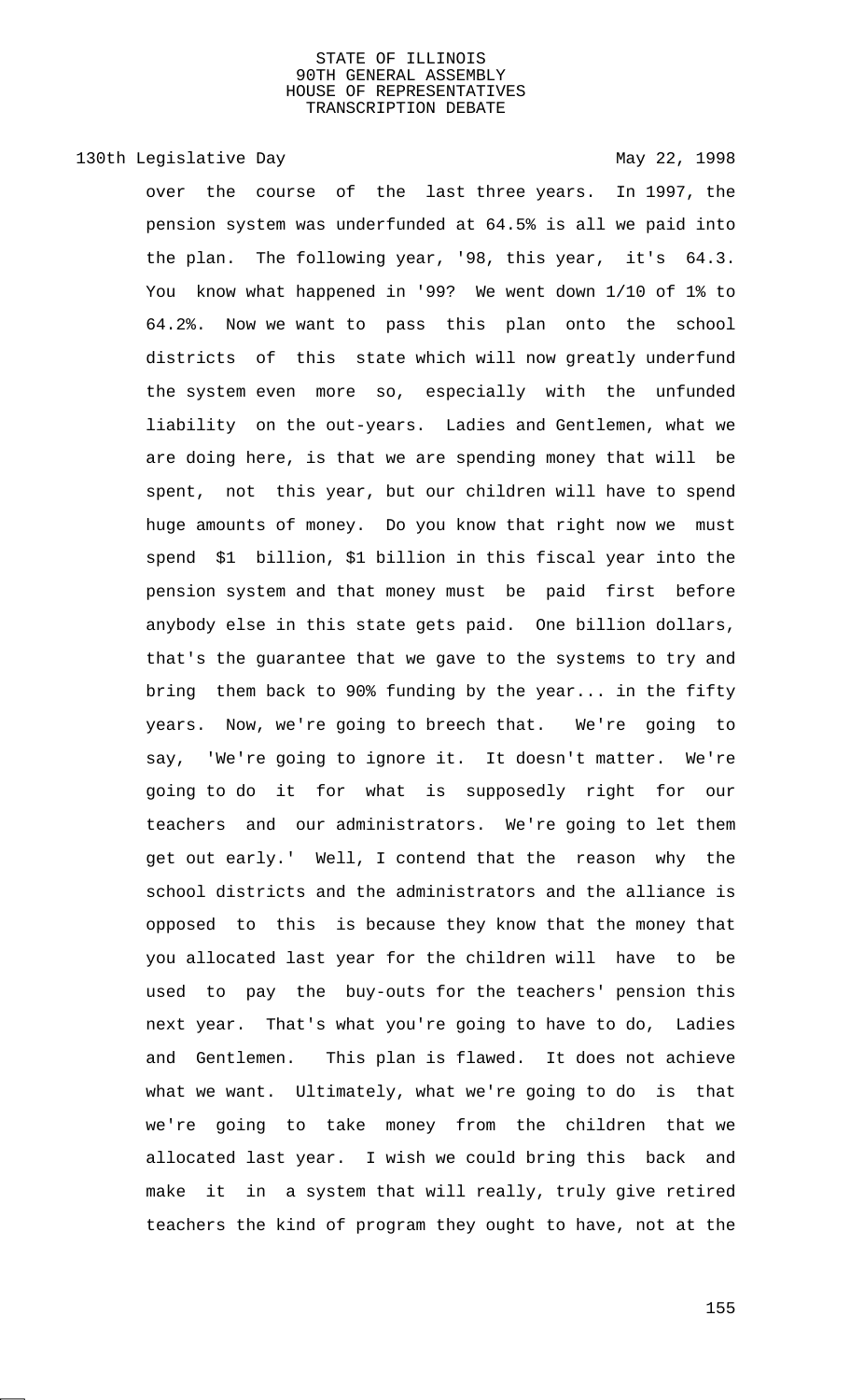over the course of the last three years. In 1997, the pension system was underfunded at 64.5% is all we paid into the plan. The following year, '98, this year, it's 64.3. You know what happened in '99? We went down 1/10 of 1% to 64.2%. Now we want to pass this plan onto the school districts of this state which will now greatly underfund the system even more so, especially with the unfunded liability on the out-years. Ladies and Gentlemen, what we are doing here, is that we are spending money that will be spent, not this year, but our children will have to spend huge amounts of money. Do you know that right now we must spend $1 billion, $1 billion in this fiscal year into the pension system and that money must be paid first before anybody else in this state gets paid. One billion dollars, that's the guarantee that we gave to the systems to try and bring them back to 90% funding by the year... in the fifty years. Now, we're going to breech that. We're going to say, 'We're going to ignore it. It doesn't matter. We're going to do it for what is supposedly right for our teachers and our administrators. We're going to let them get out early.' Well, I contend that the reason why the school districts and the administrators and the alliance is opposed to this is because they know that the money that you allocated last year for the children will have to be used to pay the buy-outs for the teachers' pension this next year. That's what you're going to have to do, Ladies and Gentlemen. This plan is flawed. It does not achieve what we want. Ultimately, what we're going to do is that we're going to take money from the children that we allocated last year. I wish we could bring this back and make it in a system that will really, truly give retired teachers the kind of program they ought to have, not at the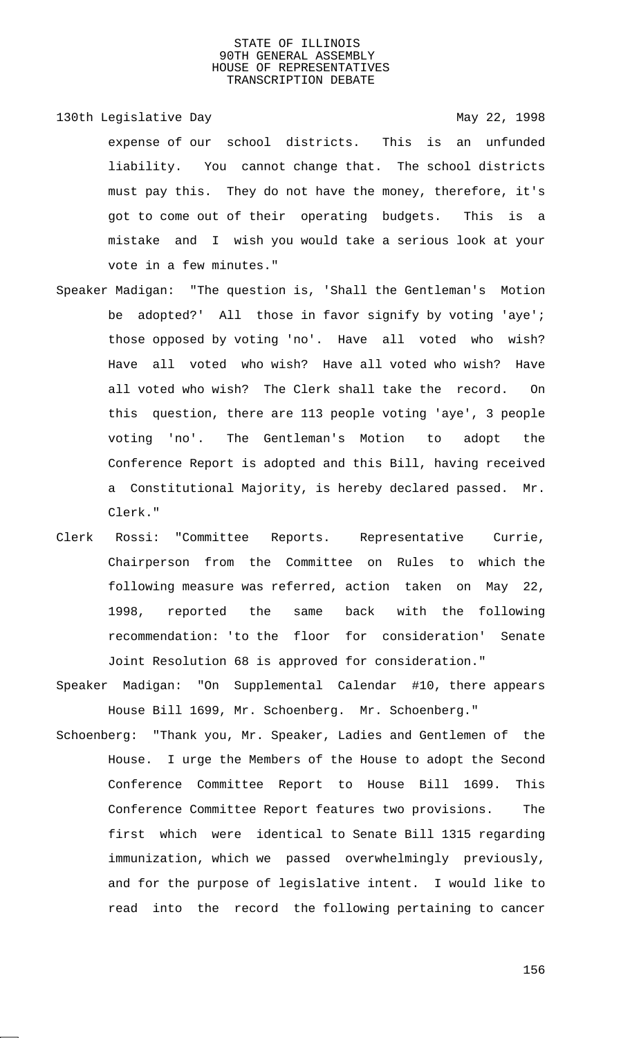expense of our school districts. This is an unfunded liability. You cannot change that. The school districts must pay this. They do not have the money, therefore, it's got to come out of their operating budgets. This is a mistake and I wish you would take a serious look at your vote in a few minutes."

Speaker Madigan: "The question is, 'Shall the Gentleman's Motion be adopted?' All those in favor signify by voting 'aye'; those opposed by voting 'no'. Have all voted who wish? Have all voted who wish? Have all voted who wish? Have all voted who wish? The Clerk shall take the record. On this question, there are 113 people voting 'aye', 3 people voting 'no'. The Gentleman's Motion to adopt the Conference Report is adopted and this Bill, having received a Constitutional Majority, is hereby declared passed. Mr. Clerk."

Clerk Rossi: "Committee Reports. Representative Currie, Chairperson from the Committee on Rules to which the following measure was referred, action taken on May 22, 1998, reported the same back with the following recommendation: 'to the floor for consideration' Senate Joint Resolution 68 is approved for consideration."

Speaker Madigan: "On Supplemental Calendar #10, there appears House Bill 1699, Mr. Schoenberg. Mr. Schoenberg."

Schoenberg: "Thank you, Mr. Speaker, Ladies and Gentlemen of the House. I urge the Members of the House to adopt the Second Conference Committee Report to House Bill 1699. This Conference Committee Report features two provisions. The first which were identical to Senate Bill 1315 regarding immunization, which we passed overwhelmingly previously, and for the purpose of legislative intent. I would like to read into the record the following pertaining to cancer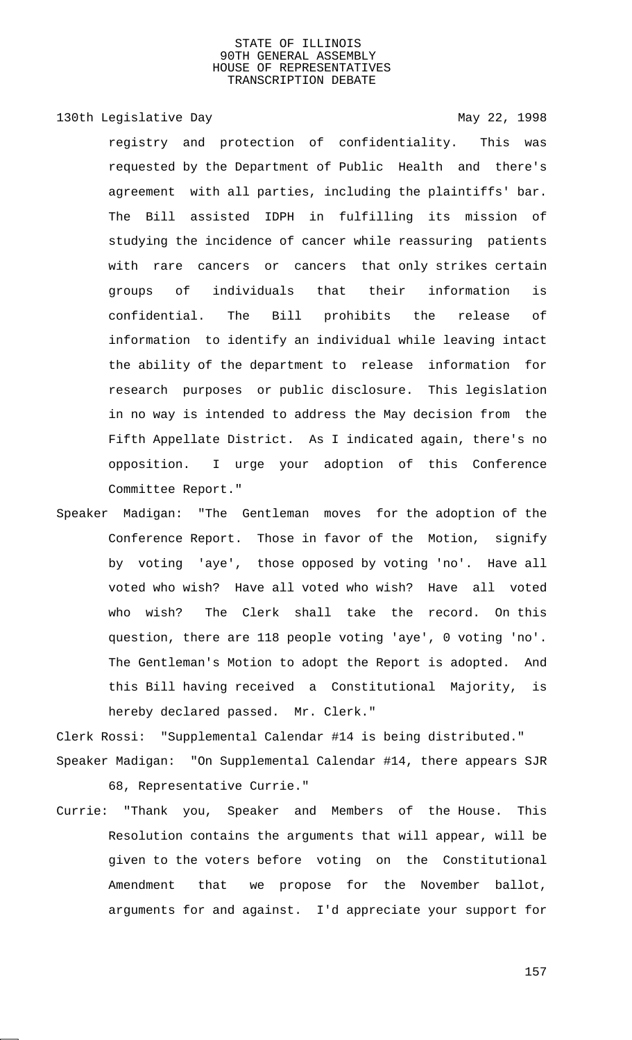registry and protection of confidentiality. This was requested by the Department of Public Health and there's agreement with all parties, including the plaintiffs' bar. The Bill assisted IDPH in fulfilling its mission of studying the incidence of cancer while reassuring patients with rare cancers or cancers that only strikes certain groups of individuals that their information is confidential. The Bill prohibits the release of information to identify an individual while leaving intact the ability of the department to release information for research purposes or public disclosure. This legislation in no way is intended to address the May decision from the Fifth Appellate District. As I indicated again, there's no opposition. I urge your adoption of this Conference Committee Report."

Speaker Madigan: "The Gentleman moves for the adoption of the Conference Report. Those in favor of the Motion, signify by voting 'aye', those opposed by voting 'no'. Have all voted who wish? Have all voted who wish? Have all voted who wish? The Clerk shall take the record. On this question, there are 118 people voting 'aye', 0 voting 'no'. The Gentleman's Motion to adopt the Report is adopted. And this Bill having received a Constitutional Majority, is hereby declared passed. Mr. Clerk."

Clerk Rossi: "Supplemental Calendar #14 is being distributed."

Speaker Madigan: "On Supplemental Calendar #14, there appears SJR 68, Representative Currie."

Currie: "Thank you, Speaker and Members of the House. This Resolution contains the arguments that will appear, will be given to the voters before voting on the Constitutional Amendment that we propose for the November ballot, arguments for and against. I'd appreciate your support for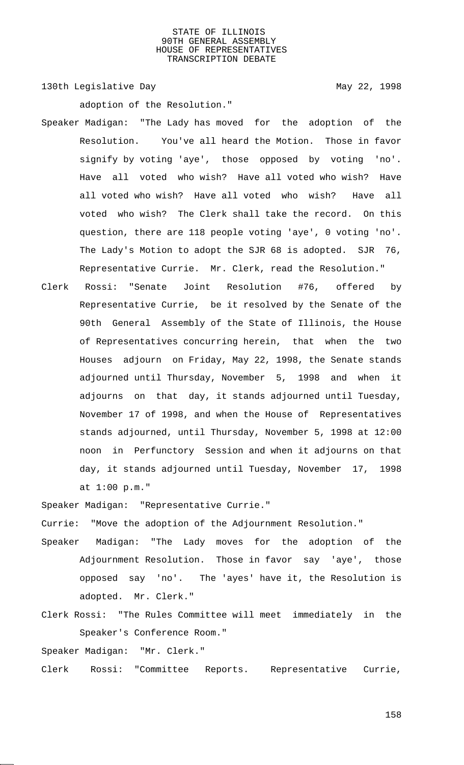adoption of the Resolution."

Speaker Madigan: "The Lady has moved for the adoption of the Resolution. You've all heard the Motion. Those in favor signify by voting 'aye', those opposed by voting 'no'. Have all voted who wish? Have all voted who wish? Have all voted who wish? Have all voted who wish? Have all voted who wish? The Clerk shall take the record. On this question, there are 118 people voting 'aye', 0 voting 'no'. The Lady's Motion to adopt the SJR 68 is adopted. SJR 76, Representative Currie. Mr. Clerk, read the Resolution."

Clerk Rossi: "Senate Joint Resolution #76, offered by Representative Currie, be it resolved by the Senate of the 90th General Assembly of the State of Illinois, the House of Representatives concurring herein, that when the two Houses adjourn on Friday, May 22, 1998, the Senate stands adjourned until Thursday, November 5, 1998 and when it adjourns on that day, it stands adjourned until Tuesday, November 17 of 1998, and when the House of Representatives stands adjourned, until Thursday, November 5, 1998 at 12:00 noon in Perfunctory Session and when it adjourns on that day, it stands adjourned until Tuesday, November 17, 1998 at 1:00 p.m."

Speaker Madigan: "Representative Currie."

Currie: "Move the adoption of the Adjournment Resolution."

Speaker Madigan: "The Lady moves for the adoption of the Adjournment Resolution. Those in favor say 'aye', those opposed say 'no'. The 'ayes' have it, the Resolution is adopted. Mr. Clerk."

Clerk Rossi: "The Rules Committee will meet immediately in the Speaker's Conference Room."

Speaker Madigan: "Mr. Clerk."

Clerk Rossi: "Committee Reports. Representative Currie,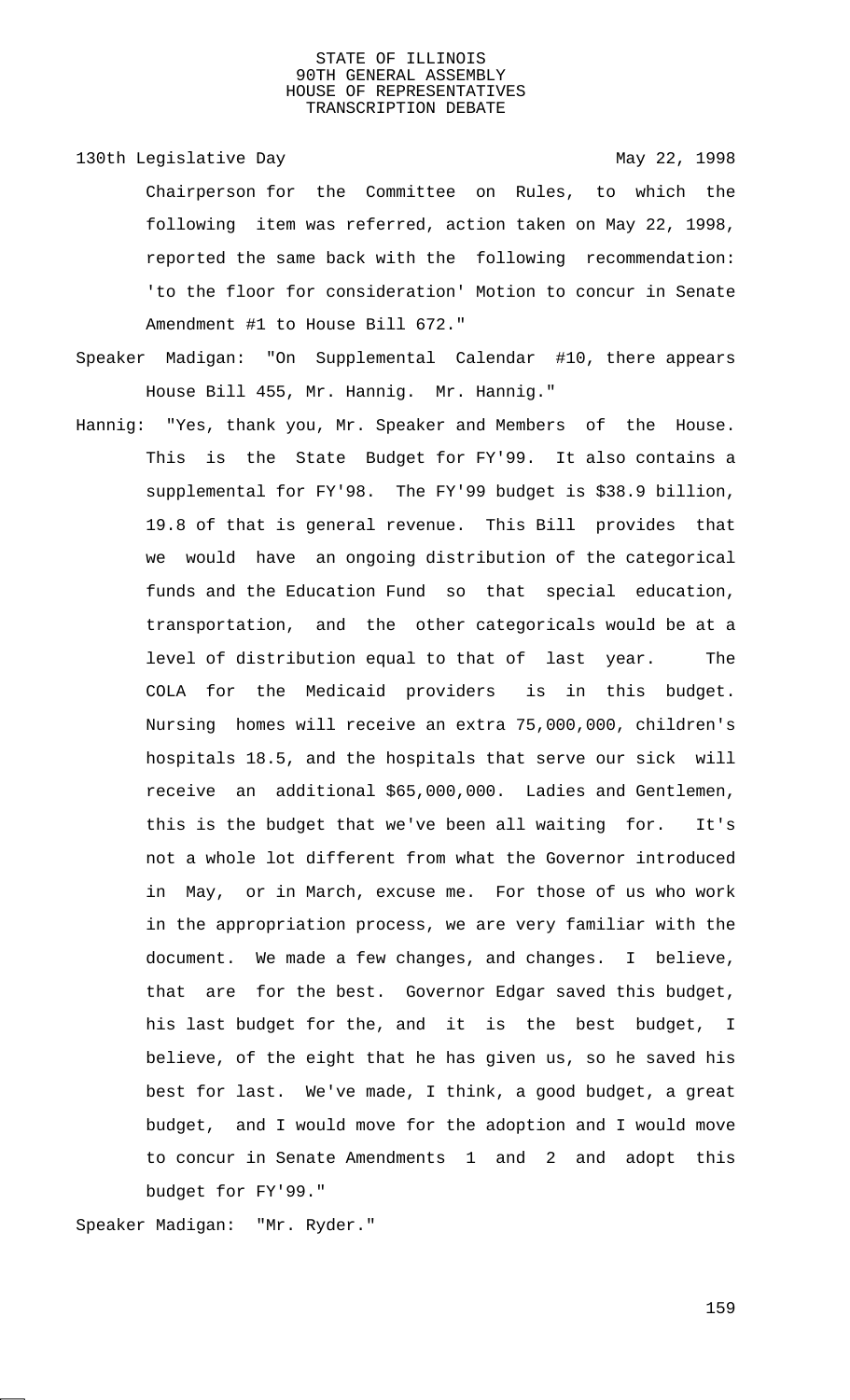Chairperson for the Committee on Rules, to which the following item was referred, action taken on May 22, 1998, reported the same back with the following recommendation: 'to the floor for consideration' Motion to concur in Senate Amendment #1 to House Bill 672."

Speaker Madigan: "On Supplemental Calendar #10, there appears House Bill 455, Mr. Hannig. Mr. Hannig."

Hannig: "Yes, thank you, Mr. Speaker and Members of the House. This is the State Budget for FY'99. It also contains a supplemental for FY'98. The FY'99 budget is $38.9 billion, 19.8 of that is general revenue. This Bill provides that we would have an ongoing distribution of the categorical funds and the Education Fund so that special education, transportation, and the other categoricals would be at a level of distribution equal to that of last year. The COLA for the Medicaid providers is in this budget. Nursing homes will receive an extra 75,000,000, children's hospitals 18.5, and the hospitals that serve our sick will receive an additional $65,000,000. Ladies and Gentlemen, this is the budget that we've been all waiting for. It's not a whole lot different from what the Governor introduced in May, or in March, excuse me. For those of us who work in the appropriation process, we are very familiar with the document. We made a few changes, and changes. I believe, that are for the best. Governor Edgar saved this budget, his last budget for the, and it is the best budget, I believe, of the eight that he has given us, so he saved his best for last. We've made, I think, a good budget, a great budget, and I would move for the adoption and I would move to concur in Senate Amendments 1 and 2 and adopt this budget for FY'99."

Speaker Madigan: "Mr. Ryder."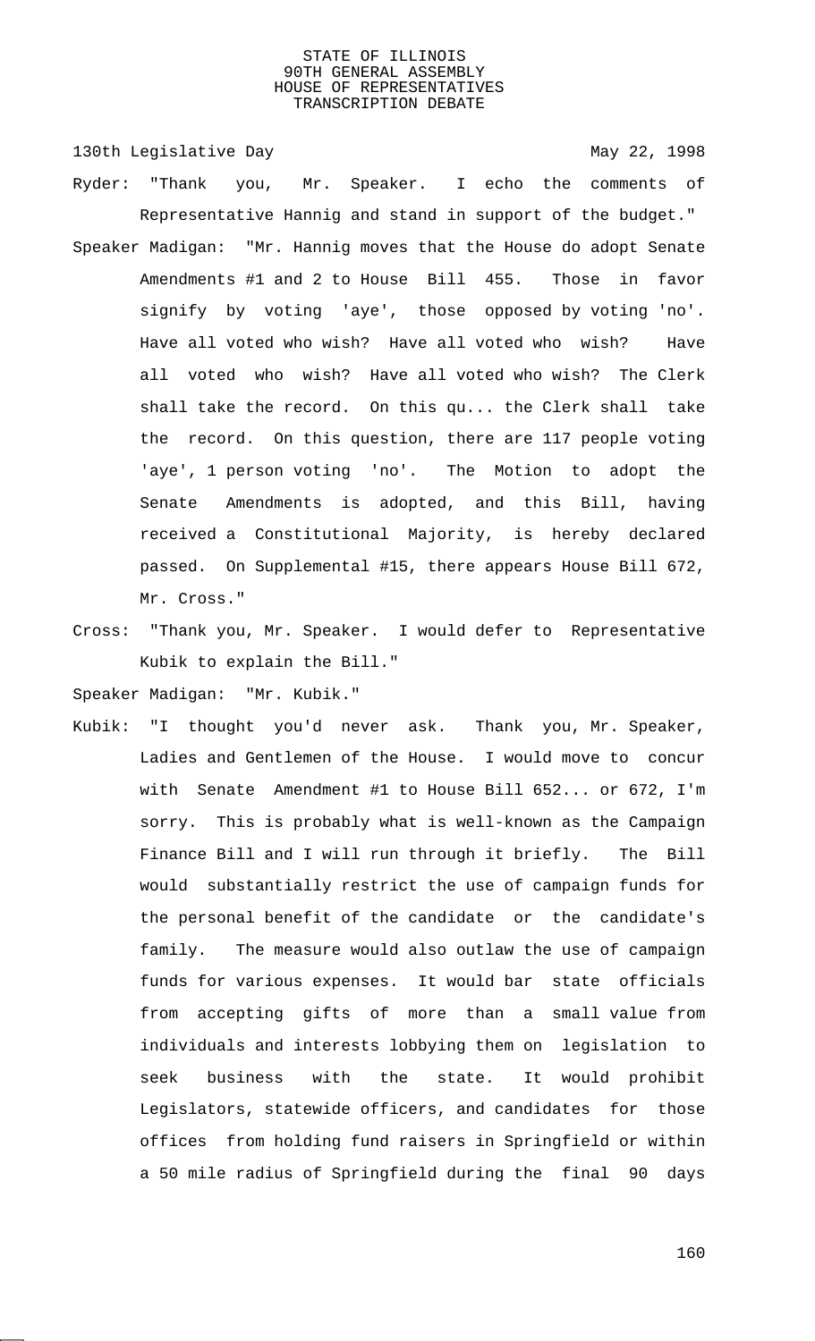Ryder: "Thank you, Mr. Speaker. I echo the comments of Representative Hannig and stand in support of the budget."

Speaker Madigan: "Mr. Hannig moves that the House do adopt Senate Amendments #1 and 2 to House Bill 455. Those in favor signify by voting 'aye', those opposed by voting 'no'. Have all voted who wish? Have all voted who wish? Have all voted who wish? Have all voted who wish? The Clerk shall take the record. On this qu... the Clerk shall take the record. On this question, there are 117 people voting 'aye', 1 person voting 'no'. The Motion to adopt the Senate Amendments is adopted, and this Bill, having received a Constitutional Majority, is hereby declared passed. On Supplemental #15, there appears House Bill 672, Mr. Cross."

Cross: "Thank you, Mr. Speaker. I would defer to Representative Kubik to explain the Bill."

Speaker Madigan: "Mr. Kubik."

Kubik: "I thought you'd never ask. Thank you, Mr. Speaker, Ladies and Gentlemen of the House. I would move to concur with Senate Amendment #1 to House Bill 652... or 672, I'm sorry. This is probably what is well-known as the Campaign Finance Bill and I will run through it briefly. The Bill would substantially restrict the use of campaign funds for the personal benefit of the candidate or the candidate's family. The measure would also outlaw the use of campaign funds for various expenses. It would bar state officials from accepting gifts of more than a small value from individuals and interests lobbying them on legislation to seek business with the state. It would prohibit Legislators, statewide officers, and candidates for those offices from holding fund raisers in Springfield or within a 50 mile radius of Springfield during the final 90 days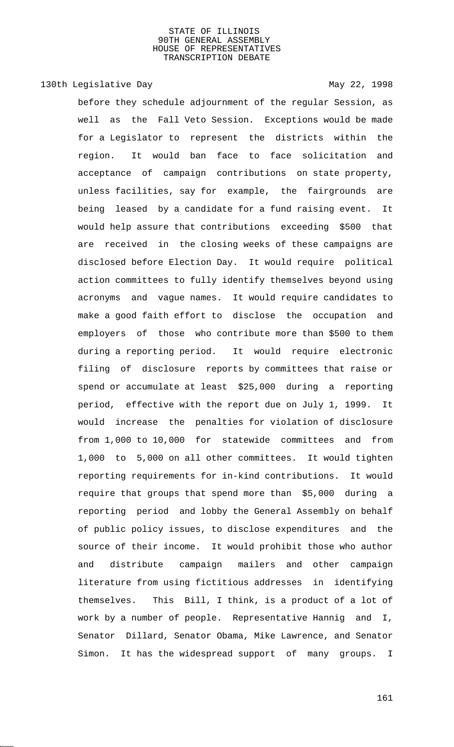before they schedule adjournment of the regular Session, as well as the Fall Veto Session. Exceptions would be made for a Legislator to represent the districts within the region. It would ban face to face solicitation and acceptance of campaign contributions on state property, unless facilities, say for example, the fairgrounds are being leased by a candidate for a fund raising event. It would help assure that contributions exceeding $500 that are received in the closing weeks of these campaigns are disclosed before Election Day. It would require political action committees to fully identify themselves beyond using acronyms and vague names. It would require candidates to make a good faith effort to disclose the occupation and employers of those who contribute more than $500 to them during a reporting period. It would require electronic filing of disclosure reports by committees that raise or spend or accumulate at least $25,000 during a reporting period, effective with the report due on July 1, 1999. It would increase the penalties for violation of disclosure from 1,000 to 10,000 for statewide committees and from 1,000 to 5,000 on all other committees. It would tighten reporting requirements for in-kind contributions. It would require that groups that spend more than $5,000 during a reporting period and lobby the General Assembly on behalf of public policy issues, to disclose expenditures and the source of their income. It would prohibit those who author and distribute campaign mailers and other campaign literature from using fictitious addresses in identifying themselves. This Bill, I think, is a product of a lot of work by a number of people. Representative Hannig and I, Senator Dillard, Senator Obama, Mike Lawrence, and Senator Simon. It has the widespread support of many groups. I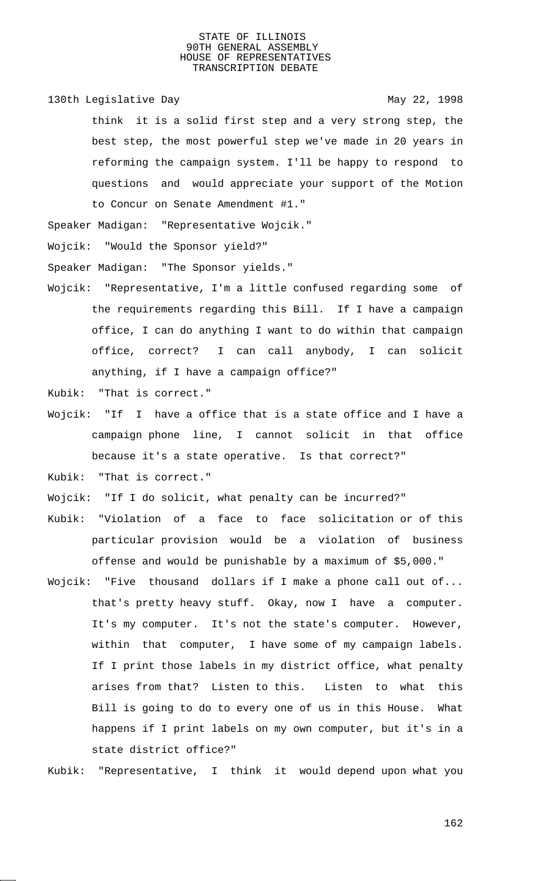think it is a solid first step and a very strong step, the best step, the most powerful step we've made in 20 years in reforming the campaign system. I'll be happy to respond to questions and would appreciate your support of the Motion to Concur on Senate Amendment #1."

Speaker Madigan: "Representative Wojcik."

Wojcik: "Would the Sponsor yield?"

Speaker Madigan: "The Sponsor yields."

Wojcik: "Representative, I'm a little confused regarding some of the requirements regarding this Bill. If I have a campaign office, I can do anything I want to do within that campaign office, correct? I can call anybody, I can solicit anything, if I have a campaign office?"

Kubik: "That is correct."

Wojcik: "If I have a office that is a state office and I have a campaign phone line, I cannot solicit in that office because it's a state operative. Is that correct?"

Kubik: "That is correct."

Wojcik: "If I do solicit, what penalty can be incurred?"

Kubik: "Violation of a face to face solicitation or of this particular provision would be a violation of business offense and would be punishable by a maximum of $5,000."

Wojcik: "Five thousand dollars if I make a phone call out of... that's pretty heavy stuff. Okay, now I have a computer. It's my computer. It's not the state's computer. However, within that computer, I have some of my campaign labels. If I print those labels in my district office, what penalty arises from that? Listen to this. Listen to what this Bill is going to do to every one of us in this House. What happens if I print labels on my own computer, but it's in a state district office?"

Kubik: "Representative, I think it would depend upon what you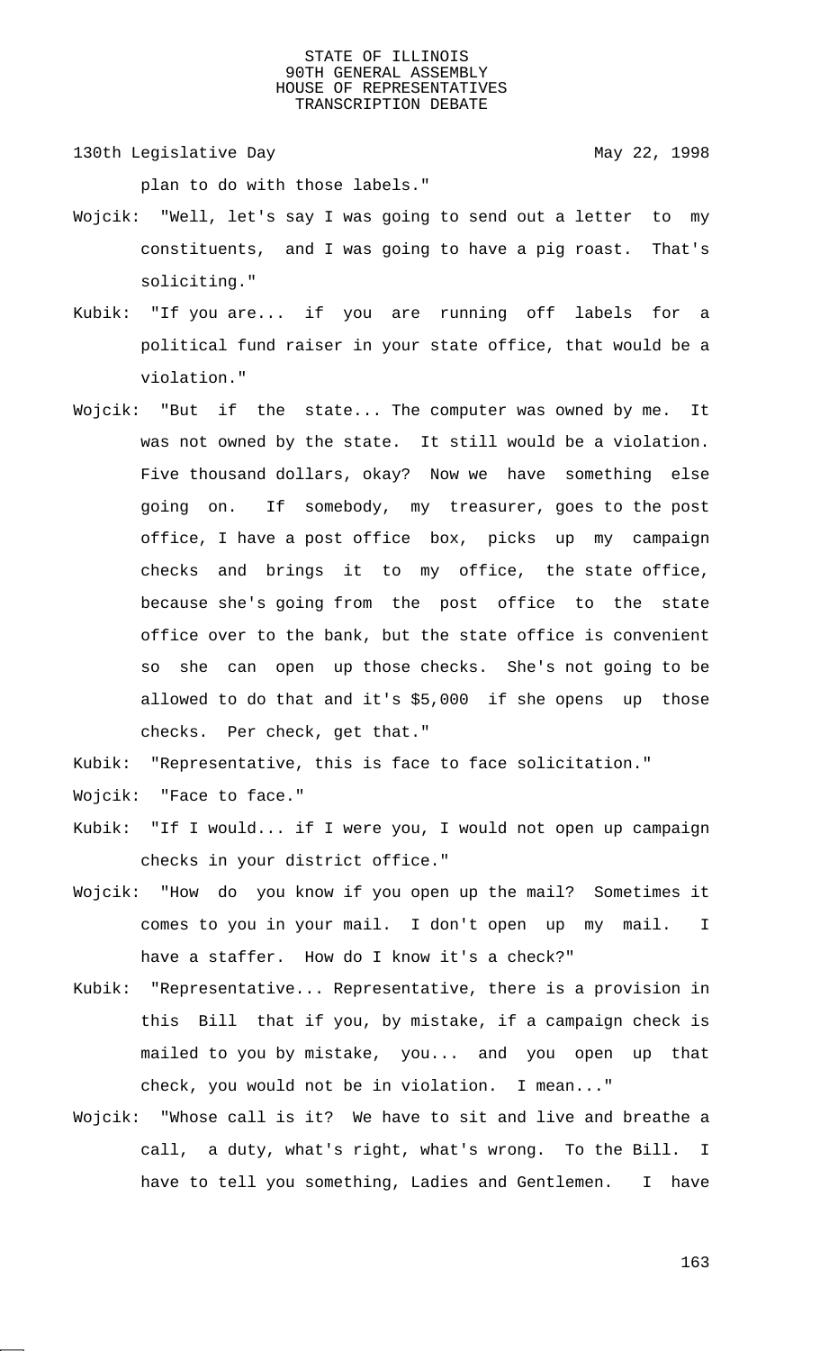plan to do with those labels."

Wojcik: "Well, let's say I was going to send out a letter to my constituents, and I was going to have a pig roast. That's soliciting."

Kubik: "If you are... if you are running off labels for a political fund raiser in your state office, that would be a violation."

Wojcik: "But if the state... The computer was owned by me. It was not owned by the state. It still would be a violation. Five thousand dollars, okay? Now we have something else going on. If somebody, my treasurer, goes to the post office, I have a post office box, picks up my campaign checks and brings it to my office, the state office, because she's going from the post office to the state office over to the bank, but the state office is convenient so she can open up those checks. She's not going to be allowed to do that and it's $5,000 if she opens up those checks. Per check, get that."

Kubik: "Representative, this is face to face solicitation."

Wojcik: "Face to face."

Kubik: "If I would... if I were you, I would not open up campaign checks in your district office."

Wojcik: "How do you know if you open up the mail? Sometimes it comes to you in your mail. I don't open up my mail. I have a staffer. How do I know it's a check?"

Kubik: "Representative... Representative, there is a provision in this Bill that if you, by mistake, if a campaign check is mailed to you by mistake, you... and you open up that check, you would not be in violation. I mean..."

Wojcik: "Whose call is it? We have to sit and live and breathe a call, a duty, what's right, what's wrong. To the Bill. I have to tell you something, Ladies and Gentlemen. I have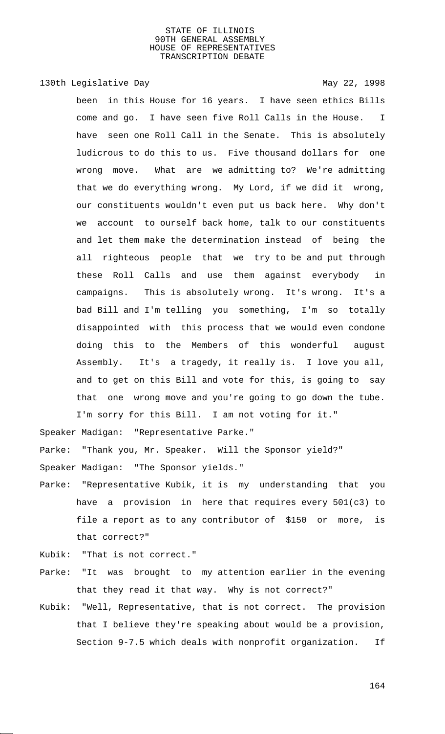been in this House for 16 years. I have seen ethics Bills come and go. I have seen five Roll Calls in the House. I have seen one Roll Call in the Senate. This is absolutely ludicrous to do this to us. Five thousand dollars for one wrong move. What are we admitting to? We're admitting that we do everything wrong. My Lord, if we did it wrong, our constituents wouldn't even put us back here. Why don't we account to ourself back home, talk to our constituents and let them make the determination instead of being the all righteous people that we try to be and put through these Roll Calls and use them against everybody in campaigns. This is absolutely wrong. It's wrong. It's a bad Bill and I'm telling you something, I'm so totally disappointed with this process that we would even condone doing this to the Members of this wonderful august Assembly. It's a tragedy, it really is. I love you all, and to get on this Bill and vote for this, is going to say that one wrong move and you're going to go down the tube. I'm sorry for this Bill. I am not voting for it."

Speaker Madigan: "Representative Parke."

Parke: "Thank you, Mr. Speaker. Will the Sponsor yield?"

Speaker Madigan: "The Sponsor yields."

Parke: "Representative Kubik, it is my understanding that you have a provision in here that requires every 501(c3) to file a report as to any contributor of $150 or more, is that correct?"

Kubik: "That is not correct."

Parke: "It was brought to my attention earlier in the evening that they read it that way. Why is not correct?"

Kubik: "Well, Representative, that is not correct. The provision that I believe they're speaking about would be a provision, Section 9-7.5 which deals with nonprofit organization. If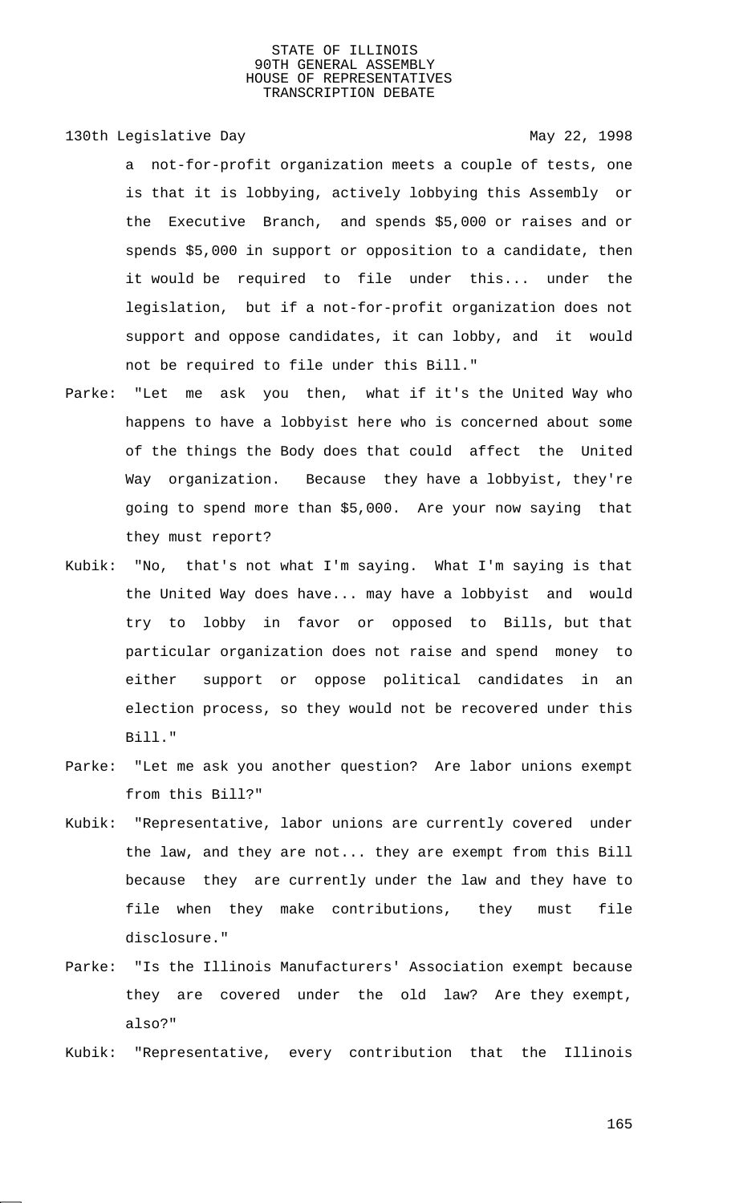a not-for-profit organization meets a couple of tests, one is that it is lobbying, actively lobbying this Assembly or the Executive Branch, and spends $5,000 or raises and or spends $5,000 in support or opposition to a candidate, then it would be required to file under this... under the legislation, but if a not-for-profit organization does not support and oppose candidates, it can lobby, and it would not be required to file under this Bill."

Parke: "Let me ask you then, what if it's the United Way who happens to have a lobbyist here who is concerned about some of the things the Body does that could affect the United Way organization. Because they have a lobbyist, they're going to spend more than $5,000. Are your now saying that they must report?

Kubik: "No, that's not what I'm saying. What I'm saying is that the United Way does have... may have a lobbyist and would try to lobby in favor or opposed to Bills, but that particular organization does not raise and spend money to either support or oppose political candidates in an election process, so they would not be recovered under this Bill."

Parke: "Let me ask you another question? Are labor unions exempt from this Bill?"

Kubik: "Representative, labor unions are currently covered under the law, and they are not... they are exempt from this Bill because they are currently under the law and they have to file when they make contributions, they must file disclosure."

Parke: "Is the Illinois Manufacturers' Association exempt because they are covered under the old law? Are they exempt, also?"

Kubik: "Representative, every contribution that the Illinois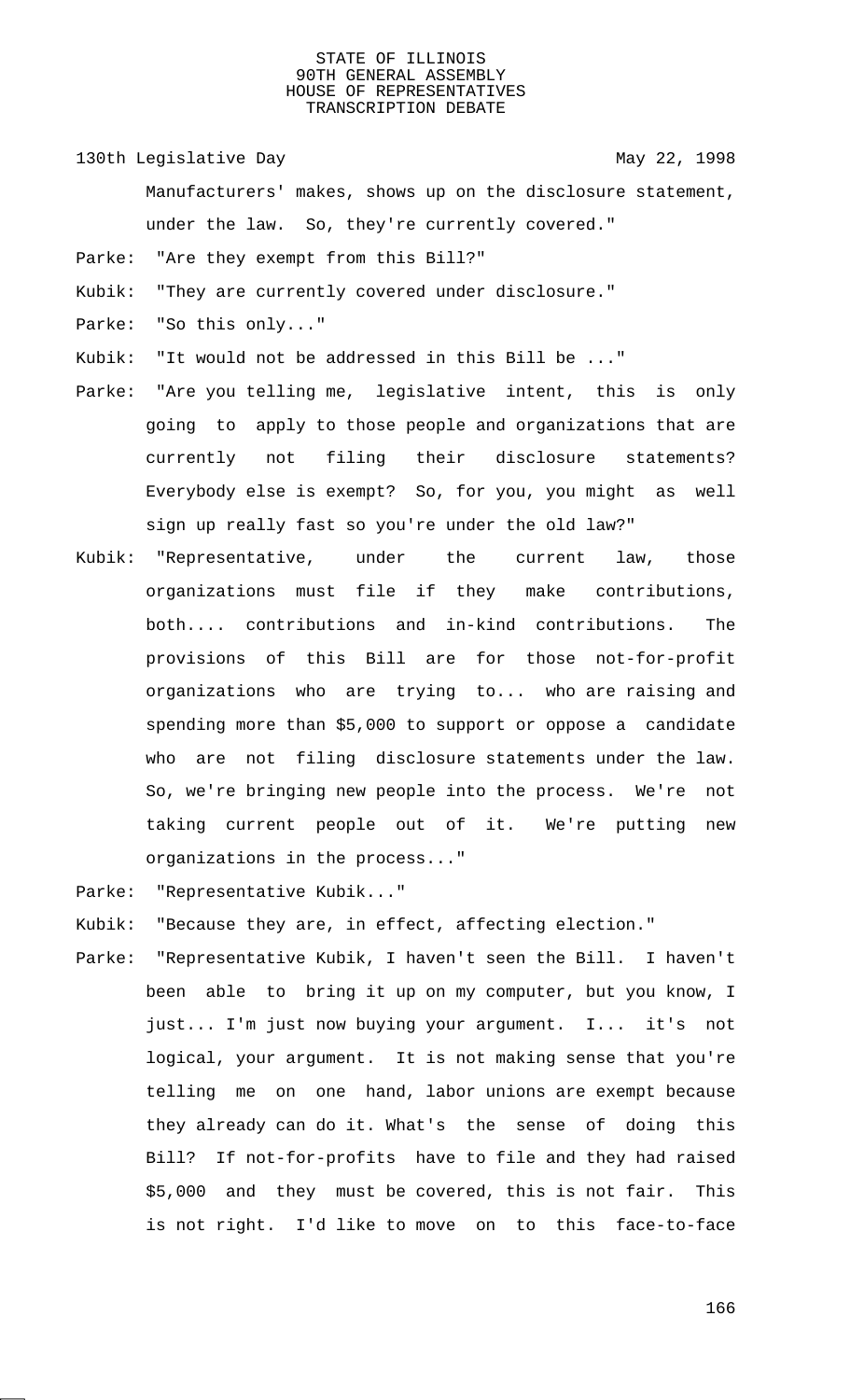Manufacturers' makes, shows up on the disclosure statement, under the law. So, they're currently covered."

Parke: "Are they exempt from this Bill?"

Kubik: "They are currently covered under disclosure."

Parke: "So this only..."

Kubik: "It would not be addressed in this Bill be ..."

Parke: "Are you telling me, legislative intent, this is only going to apply to those people and organizations that are currently not filing their disclosure statements? Everybody else is exempt? So, for you, you might as well sign up really fast so you're under the old law?"

Kubik: "Representative, under the current law, those organizations must file if they make contributions, both.... contributions and in-kind contributions. The provisions of this Bill are for those not-for-profit organizations who are trying to... who are raising and spending more than $5,000 to support or oppose a candidate who are not filing disclosure statements under the law. So, we're bringing new people into the process. We're not taking current people out of it. We're putting new organizations in the process..."

Parke: "Representative Kubik..."

Kubik: "Because they are, in effect, affecting election."

Parke: "Representative Kubik, I haven't seen the Bill. I haven't been able to bring it up on my computer, but you know, I just... I'm just now buying your argument. I... it's not logical, your argument. It is not making sense that you're telling me on one hand, labor unions are exempt because they already can do it. What's the sense of doing this Bill? If not-for-profits have to file and they had raised $5,000 and they must be covered, this is not fair. This is not right. I'd like to move on to this face-to-face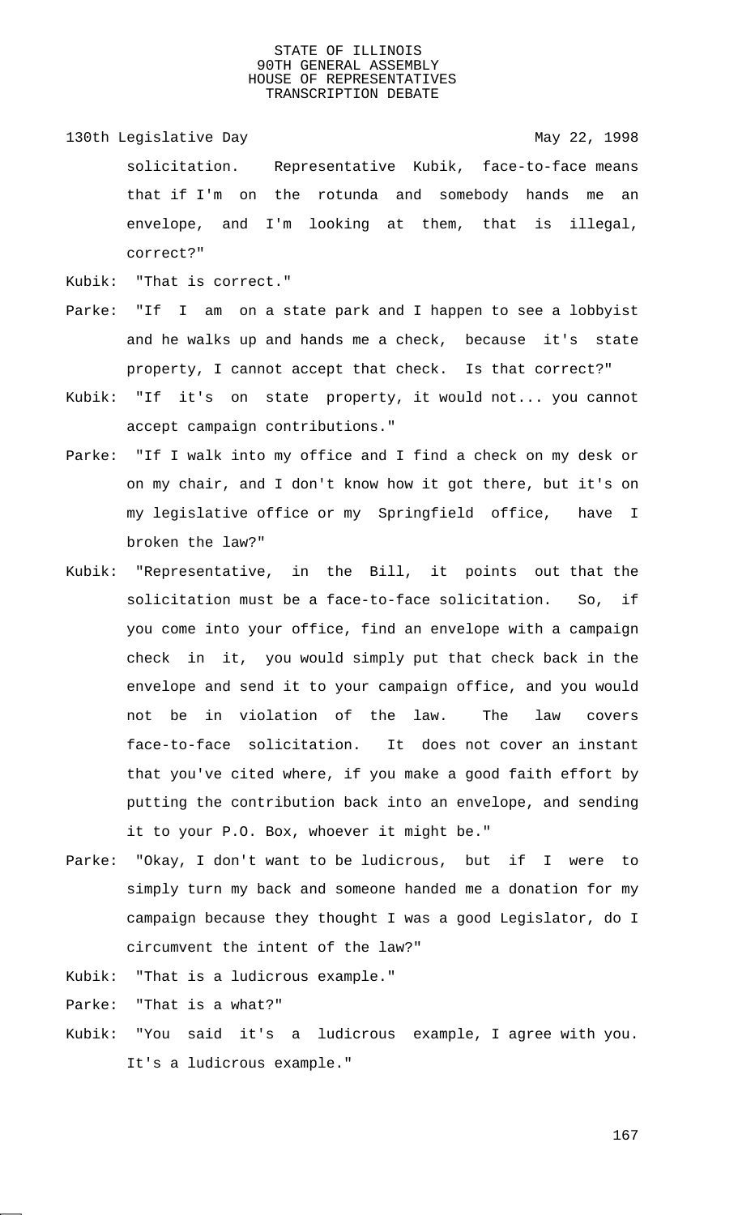solicitation. Representative Kubik, face-to-face means that if I'm on the rotunda and somebody hands me an envelope, and I'm looking at them, that is illegal, correct?"

Kubik: "That is correct."

Parke: "If I am on a state park and I happen to see a lobbyist and he walks up and hands me a check, because it's state property, I cannot accept that check. Is that correct?"

Kubik: "If it's on state property, it would not... you cannot accept campaign contributions."

Parke: "If I walk into my office and I find a check on my desk or on my chair, and I don't know how it got there, but it's on my legislative office or my Springfield office, have I broken the law?"

Kubik: "Representative, in the Bill, it points out that the solicitation must be a face-to-face solicitation. So, if you come into your office, find an envelope with a campaign check in it, you would simply put that check back in the envelope and send it to your campaign office, and you would not be in violation of the law. The law covers face-to-face solicitation. It does not cover an instant that you've cited where, if you make a good faith effort by putting the contribution back into an envelope, and sending it to your P.O. Box, whoever it might be."

Parke: "Okay, I don't want to be ludicrous, but if I were to simply turn my back and someone handed me a donation for my campaign because they thought I was a good Legislator, do I circumvent the intent of the law?"

Kubik: "That is a ludicrous example."

Parke: "That is a what?"

Kubik: "You said it's a ludicrous example, I agree with you. It's a ludicrous example."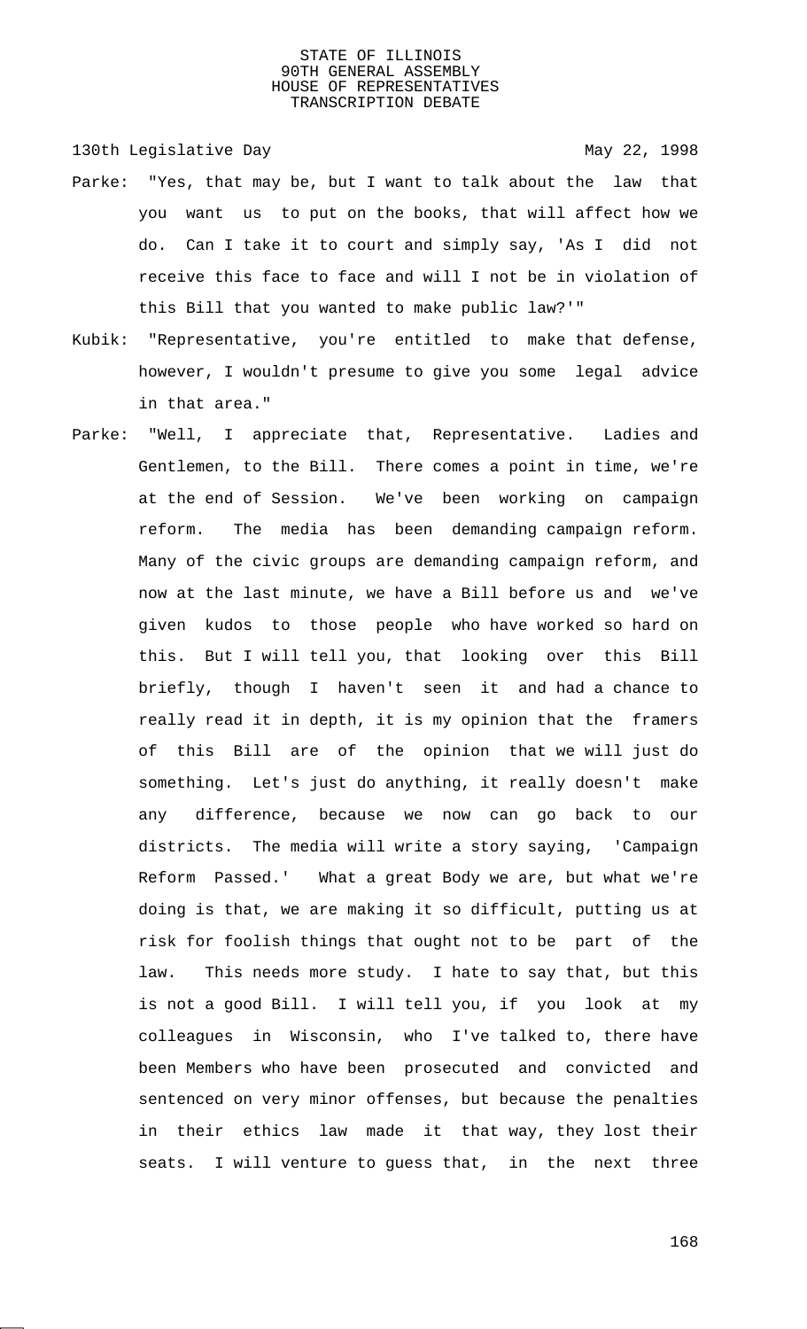Parke: "Yes, that may be, but I want to talk about the law that you want us to put on the books, that will affect how we do. Can I take it to court and simply say, 'As I did not receive this face to face and will I not be in violation of this Bill that you wanted to make public law?'"

Kubik: "Representative, you're entitled to make that defense, however, I wouldn't presume to give you some legal advice in that area."

Parke: "Well, I appreciate that, Representative. Ladies and Gentlemen, to the Bill. There comes a point in time, we're at the end of Session. We've been working on campaign reform. The media has been demanding campaign reform. Many of the civic groups are demanding campaign reform, and now at the last minute, we have a Bill before us and we've given kudos to those people who have worked so hard on this. But I will tell you, that looking over this Bill briefly, though I haven't seen it and had a chance to really read it in depth, it is my opinion that the framers of this Bill are of the opinion that we will just do something. Let's just do anything, it really doesn't make any difference, because we now can go back to our districts. The media will write a story saying, 'Campaign Reform Passed.' What a great Body we are, but what we're doing is that, we are making it so difficult, putting us at risk for foolish things that ought not to be part of the law. This needs more study. I hate to say that, but this is not a good Bill. I will tell you, if you look at my colleagues in Wisconsin, who I've talked to, there have been Members who have been prosecuted and convicted and sentenced on very minor offenses, but because the penalties in their ethics law made it that way, they lost their seats. I will venture to guess that, in the next three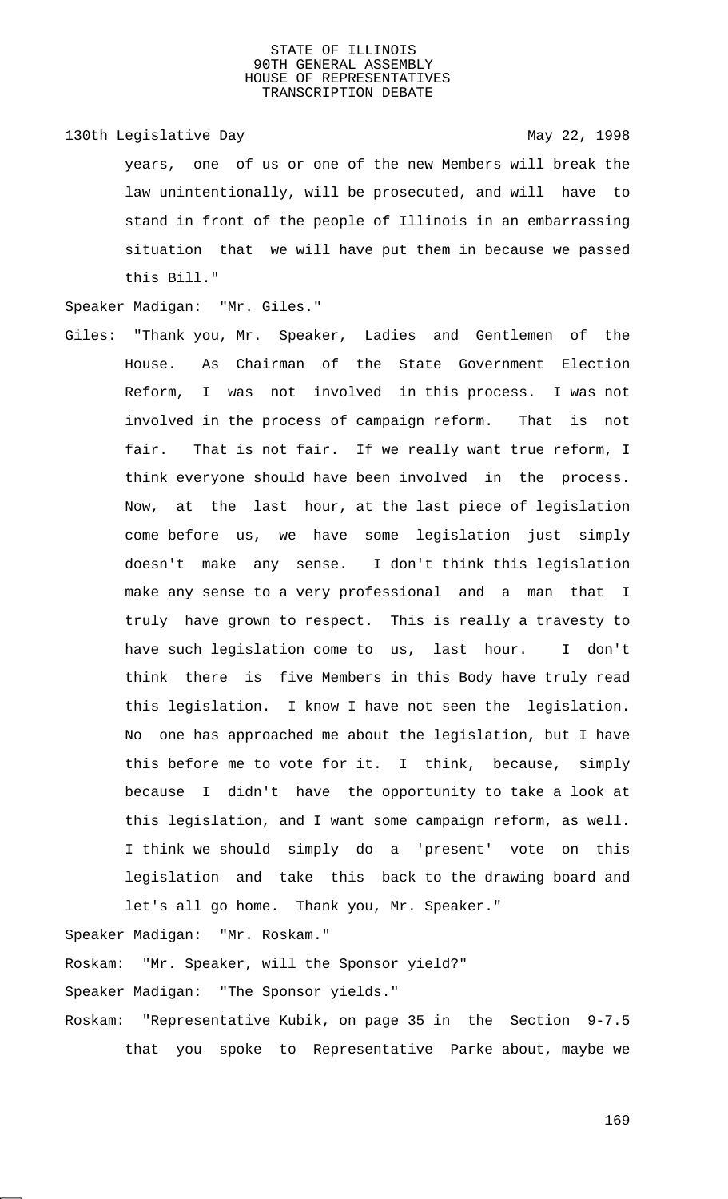years, one of us or one of the new Members will break the law unintentionally, will be prosecuted, and will have to stand in front of the people of Illinois in an embarrassing situation that we will have put them in because we passed this Bill."

Speaker Madigan: "Mr. Giles."

Giles: "Thank you, Mr. Speaker, Ladies and Gentlemen of the House. As Chairman of the State Government Election Reform, I was not involved in this process. I was not involved in the process of campaign reform. That is not fair. That is not fair. If we really want true reform, I think everyone should have been involved in the process. Now, at the last hour, at the last piece of legislation come before us, we have some legislation just simply doesn't make any sense. I don't think this legislation make any sense to a very professional and a man that I truly have grown to respect. This is really a travesty to have such legislation come to us, last hour. I don't think there is five Members in this Body have truly read this legislation. I know I have not seen the legislation. No one has approached me about the legislation, but I have this before me to vote for it. I think, because, simply because I didn't have the opportunity to take a look at this legislation, and I want some campaign reform, as well. I think we should simply do a 'present' vote on this legislation and take this back to the drawing board and let's all go home. Thank you, Mr. Speaker."

Speaker Madigan: "Mr. Roskam."

Roskam: "Mr. Speaker, will the Sponsor yield?"

Speaker Madigan: "The Sponsor yields."

Roskam: "Representative Kubik, on page 35 in the Section 9-7.5 that you spoke to Representative Parke about, maybe we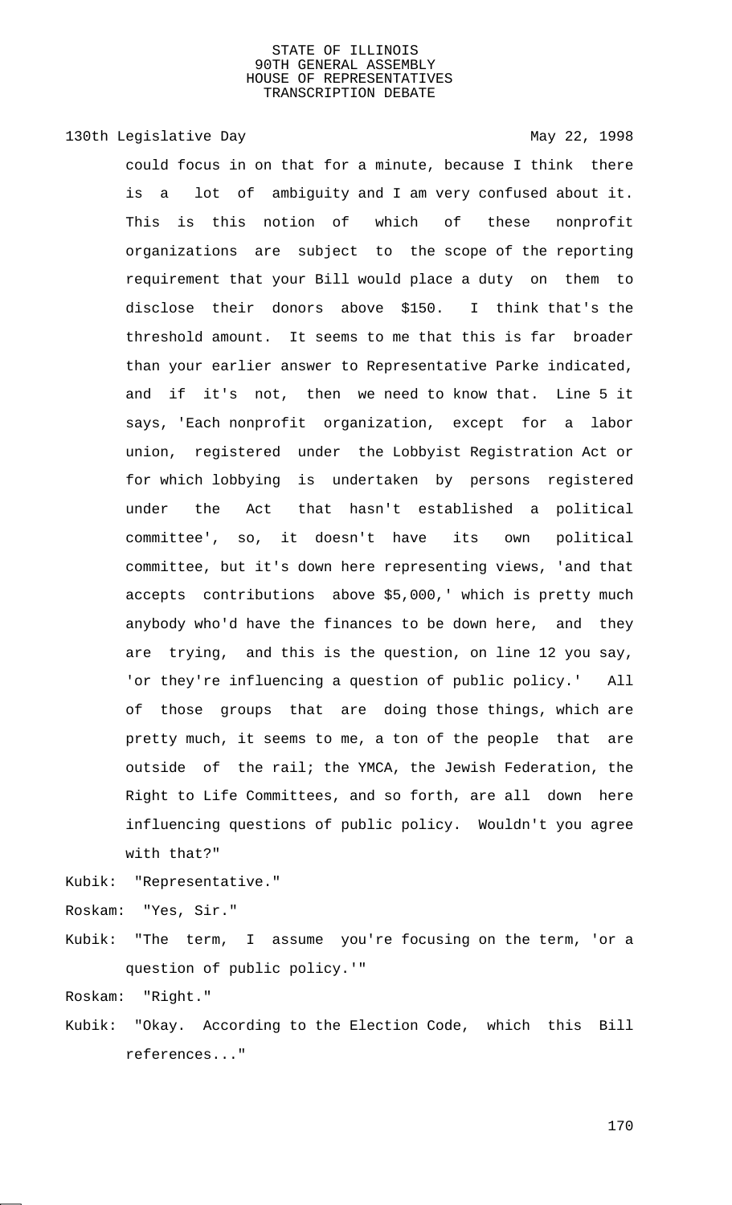could focus in on that for a minute, because I think there is a lot of ambiguity and I am very confused about it. This is this notion of which of these nonprofit organizations are subject to the scope of the reporting requirement that your Bill would place a duty on them to disclose their donors above $150. I think that's the threshold amount. It seems to me that this is far broader than your earlier answer to Representative Parke indicated, and if it's not, then we need to know that. Line 5 it says, 'Each nonprofit organization, except for a labor union, registered under the Lobbyist Registration Act or for which lobbying is undertaken by persons registered under the Act that hasn't established a political committee', so, it doesn't have its own political committee, but it's down here representing views, 'and that accepts contributions above $5,000,' which is pretty much anybody who'd have the finances to be down here, and they are trying, and this is the question, on line 12 you say, 'or they're influencing a question of public policy.' All of those groups that are doing those things, which are pretty much, it seems to me, a ton of the people that are outside of the rail; the YMCA, the Jewish Federation, the Right to Life Committees, and so forth, are all down here influencing questions of public policy. Wouldn't you agree with that?"

Kubik: "Representative."

Roskam: "Yes, Sir."

Kubik: "The term, I assume you're focusing on the term, 'or a question of public policy.'"

Roskam: "Right."

Kubik: "Okay. According to the Election Code, which this Bill references..."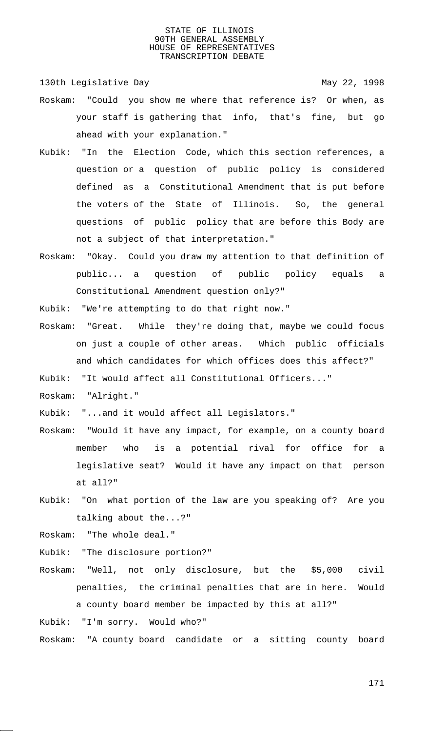Roskam: "Could you show me where that reference is? Or when, as your staff is gathering that info, that's fine, but go ahead with your explanation."

Kubik: "In the Election Code, which this section references, a question or a question of public policy is considered defined as a Constitutional Amendment that is put before the voters of the State of Illinois. So, the general questions of public policy that are before this Body are not a subject of that interpretation."

Roskam: "Okay. Could you draw my attention to that definition of public... a question of public policy equals a Constitutional Amendment question only?"

Kubik: "We're attempting to do that right now."

Roskam: "Great. While they're doing that, maybe we could focus on just a couple of other areas. Which public officials and which candidates for which offices does this affect?"

Kubik: "It would affect all Constitutional Officers..."

Roskam: "Alright."

Kubik: "...and it would affect all Legislators."

Roskam: "Would it have any impact, for example, on a county board member who is a potential rival for office for a legislative seat? Would it have any impact on that person at all?"

Kubik: "On what portion of the law are you speaking of? Are you talking about the...?"

Roskam: "The whole deal."

Kubik: "The disclosure portion?"

Roskam: "Well, not only disclosure, but the $5,000 civil penalties, the criminal penalties that are in here. Would a county board member be impacted by this at all?"

Kubik: "I'm sorry. Would who?"

Roskam: "A county board candidate or a sitting county board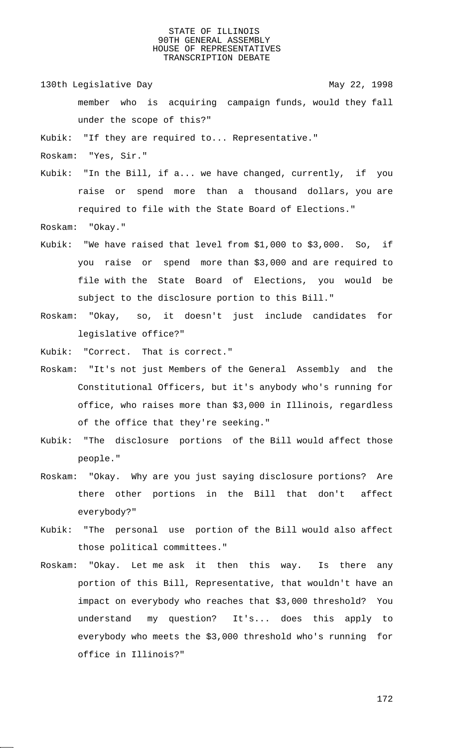member who is acquiring campaign funds, would they fall under the scope of this?"

Kubik: "If they are required to... Representative."

Roskam: "Yes, Sir."

Kubik: "In the Bill, if a... we have changed, currently, if you raise or spend more than a thousand dollars, you are required to file with the State Board of Elections."

Roskam: "Okay."

Kubik: "We have raised that level from $1,000 to $3,000. So, if you raise or spend more than $3,000 and are required to file with the State Board of Elections, you would be subject to the disclosure portion to this Bill."

Roskam: "Okay, so, it doesn't just include candidates for legislative office?"

Kubik: "Correct. That is correct."

Roskam: "It's not just Members of the General Assembly and the Constitutional Officers, but it's anybody who's running for office, who raises more than $3,000 in Illinois, regardless of the office that they're seeking."

Kubik: "The disclosure portions of the Bill would affect those people."

Roskam: "Okay. Why are you just saying disclosure portions? Are there other portions in the Bill that don't affect everybody?"

Kubik: "The personal use portion of the Bill would also affect those political committees."

Roskam: "Okay. Let me ask it then this way. Is there any portion of this Bill, Representative, that wouldn't have an impact on everybody who reaches that $3,000 threshold? You understand my question? It's... does this apply to everybody who meets the $3,000 threshold who's running for office in Illinois?"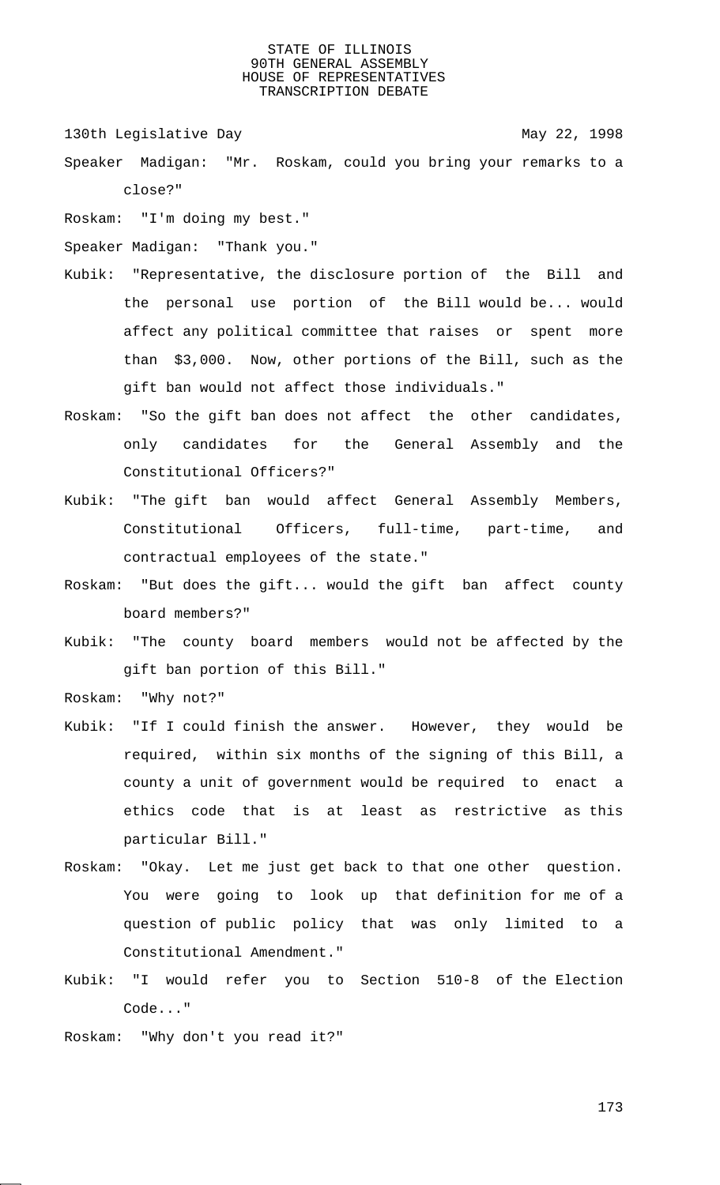STATE OF ILLINOIS
90TH GENERAL ASSEMBLY
HOUSE OF REPRESENTATIVES
TRANSCRIPTION DEBATE

130th Legislative Day May 22, 1998

Speaker Madigan: "Mr. Roskam, could you bring your remarks to a close?"

Roskam: "I'm doing my best."

Speaker Madigan: "Thank you."

Kubik: "Representative, the disclosure portion of the Bill and the personal use portion of the Bill would be... would affect any political committee that raises or spent more than $3,000. Now, other portions of the Bill, such as the gift ban would not affect those individuals."

Roskam: "So the gift ban does not affect the other candidates, only candidates for the General Assembly and the Constitutional Officers?"

Kubik: "The gift ban would affect General Assembly Members, Constitutional Officers, full-time, part-time, and contractual employees of the state."

Roskam: "But does the gift... would the gift ban affect county board members?"

Kubik: "The county board members would not be affected by the gift ban portion of this Bill."

Roskam: "Why not?"

Kubik: "If I could finish the answer. However, they would be required, within six months of the signing of this Bill, a county a unit of government would be required to enact a ethics code that is at least as restrictive as this particular Bill."

Roskam: "Okay. Let me just get back to that one other question. You were going to look up that definition for me of a question of public policy that was only limited to a Constitutional Amendment."

Kubik: "I would refer you to Section 510-8 of the Election Code..."

Roskam: "Why don't you read it?"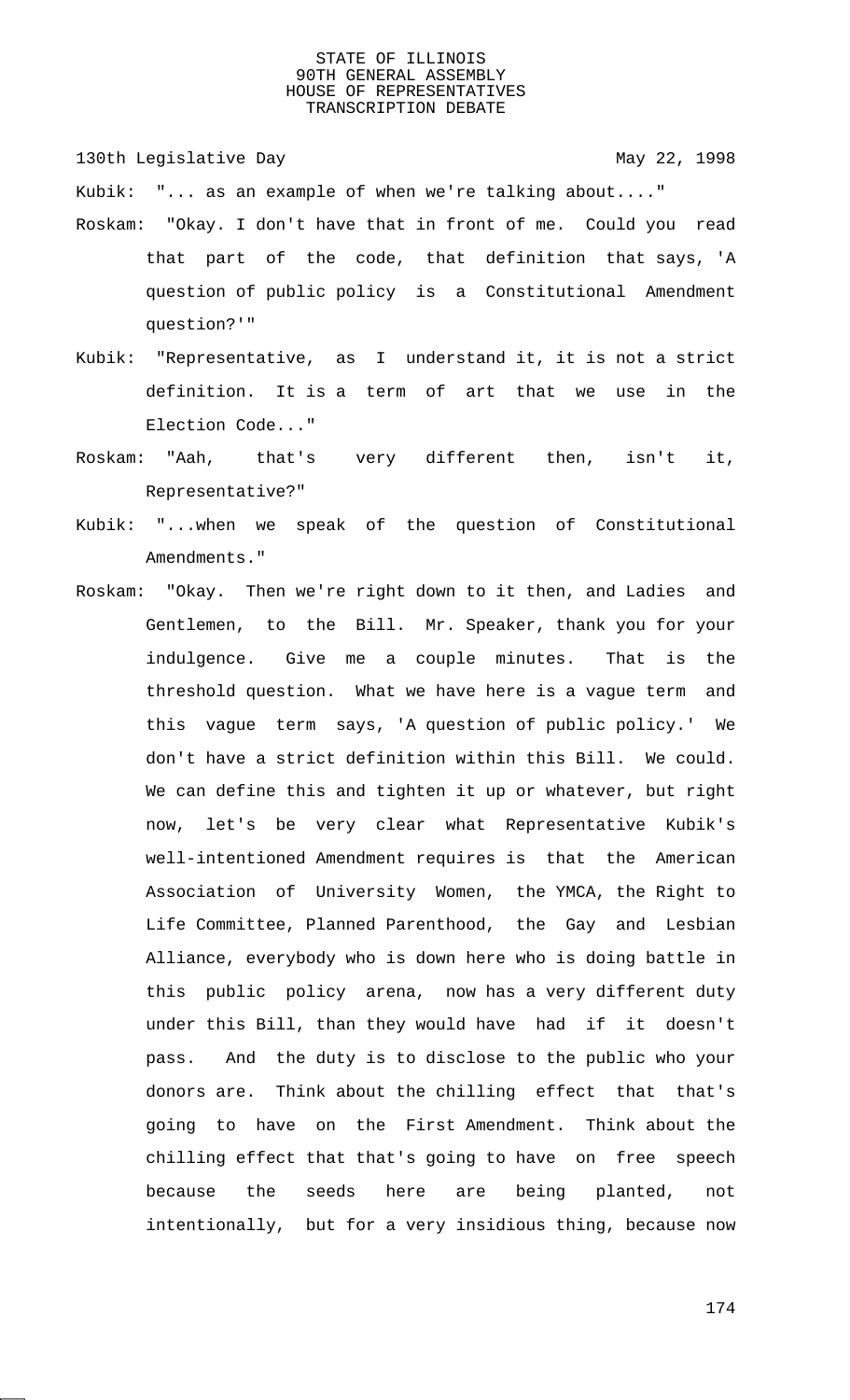Kubik: "... as an example of when we're talking about...."

Roskam: "Okay. I don't have that in front of me. Could you read that part of the code, that definition that says, 'A question of public policy is a Constitutional Amendment question?'"

Kubik: "Representative, as I understand it, it is not a strict definition. It is a term of art that we use in the Election Code..."

Roskam: "Aah, that's very different then, isn't it, Representative?"

Kubik: "...when we speak of the question of Constitutional Amendments."

Roskam: "Okay. Then we're right down to it then, and Ladies and Gentlemen, to the Bill. Mr. Speaker, thank you for your indulgence. Give me a couple minutes. That is the threshold question. What we have here is a vague term and this vague term says, 'A question of public policy.' We don't have a strict definition within this Bill. We could. We can define this and tighten it up or whatever, but right now, let's be very clear what Representative Kubik's well-intentioned Amendment requires is that the American Association of University Women, the YMCA, the Right to Life Committee, Planned Parenthood, the Gay and Lesbian Alliance, everybody who is down here who is doing battle in this public policy arena, now has a very different duty under this Bill, than they would have had if it doesn't pass. And the duty is to disclose to the public who your donors are. Think about the chilling effect that that's going to have on the First Amendment. Think about the chilling effect that that's going to have on free speech because the seeds here are being planted, not intentionally, but for a very insidious thing, because now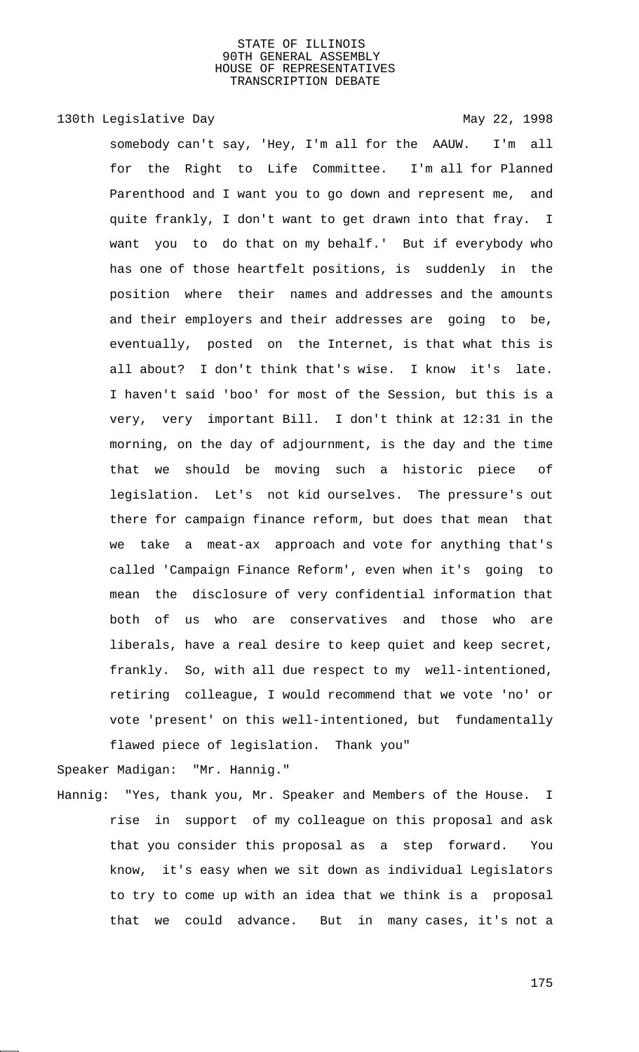somebody can't say, 'Hey, I'm all for the AAUW. I'm all for the Right to Life Committee. I'm all for Planned Parenthood and I want you to go down and represent me, and quite frankly, I don't want to get drawn into that fray. I want you to do that on my behalf.' But if everybody who has one of those heartfelt positions, is suddenly in the position where their names and addresses and the amounts and their employers and their addresses are going to be, eventually, posted on the Internet, is that what this is all about? I don't think that's wise. I know it's late. I haven't said 'boo' for most of the Session, but this is a very, very important Bill. I don't think at 12:31 in the morning, on the day of adjournment, is the day and the time that we should be moving such a historic piece of legislation. Let's not kid ourselves. The pressure's out there for campaign finance reform, but does that mean that we take a meat-ax approach and vote for anything that's called 'Campaign Finance Reform', even when it's going to mean the disclosure of very confidential information that both of us who are conservatives and those who are liberals, have a real desire to keep quiet and keep secret, frankly. So, with all due respect to my well-intentioned, retiring colleague, I would recommend that we vote 'no' or vote 'present' on this well-intentioned, but fundamentally flawed piece of legislation. Thank you"

Speaker Madigan: "Mr. Hannig."

Hannig: "Yes, thank you, Mr. Speaker and Members of the House. I rise in support of my colleague on this proposal and ask that you consider this proposal as a step forward. You know, it's easy when we sit down as individual Legislators to try to come up with an idea that we think is a proposal that we could advance. But in many cases, it's not a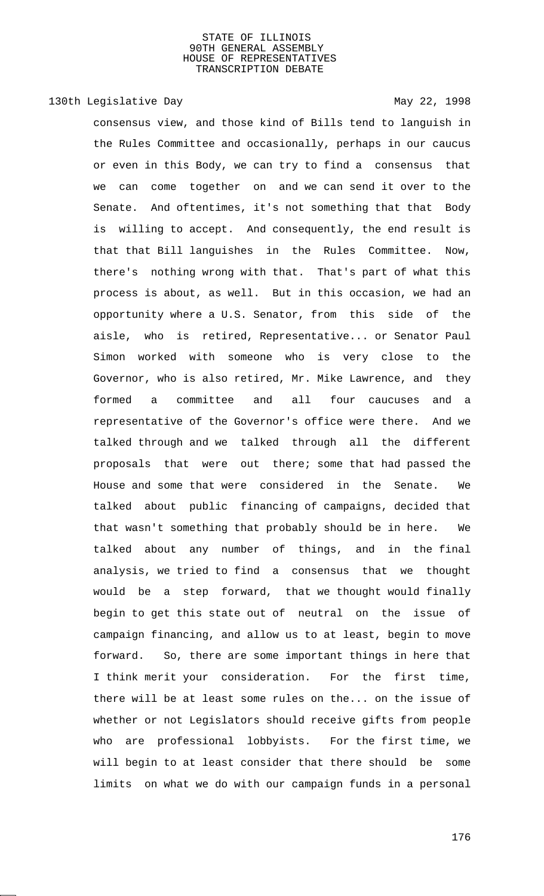consensus view, and those kind of Bills tend to languish in the Rules Committee and occasionally, perhaps in our caucus or even in this Body, we can try to find a consensus that we can come together on and we can send it over to the Senate. And oftentimes, it's not something that that Body is willing to accept. And consequently, the end result is that that Bill languishes in the Rules Committee. Now, there's nothing wrong with that. That's part of what this process is about, as well. But in this occasion, we had an opportunity where a U.S. Senator, from this side of the aisle, who is retired, Representative... or Senator Paul Simon worked with someone who is very close to the Governor, who is also retired, Mr. Mike Lawrence, and they formed a committee and all four caucuses and a representative of the Governor's office were there. And we talked through and we talked through all the different proposals that were out there; some that had passed the House and some that were considered in the Senate. We talked about public financing of campaigns, decided that that wasn't something that probably should be in here. We talked about any number of things, and in the final analysis, we tried to find a consensus that we thought would be a step forward, that we thought would finally begin to get this state out of neutral on the issue of campaign financing, and allow us to at least, begin to move forward. So, there are some important things in here that I think merit your consideration. For the first time, there will be at least some rules on the... on the issue of whether or not Legislators should receive gifts from people who are professional lobbyists. For the first time, we will begin to at least consider that there should be some limits on what we do with our campaign funds in a personal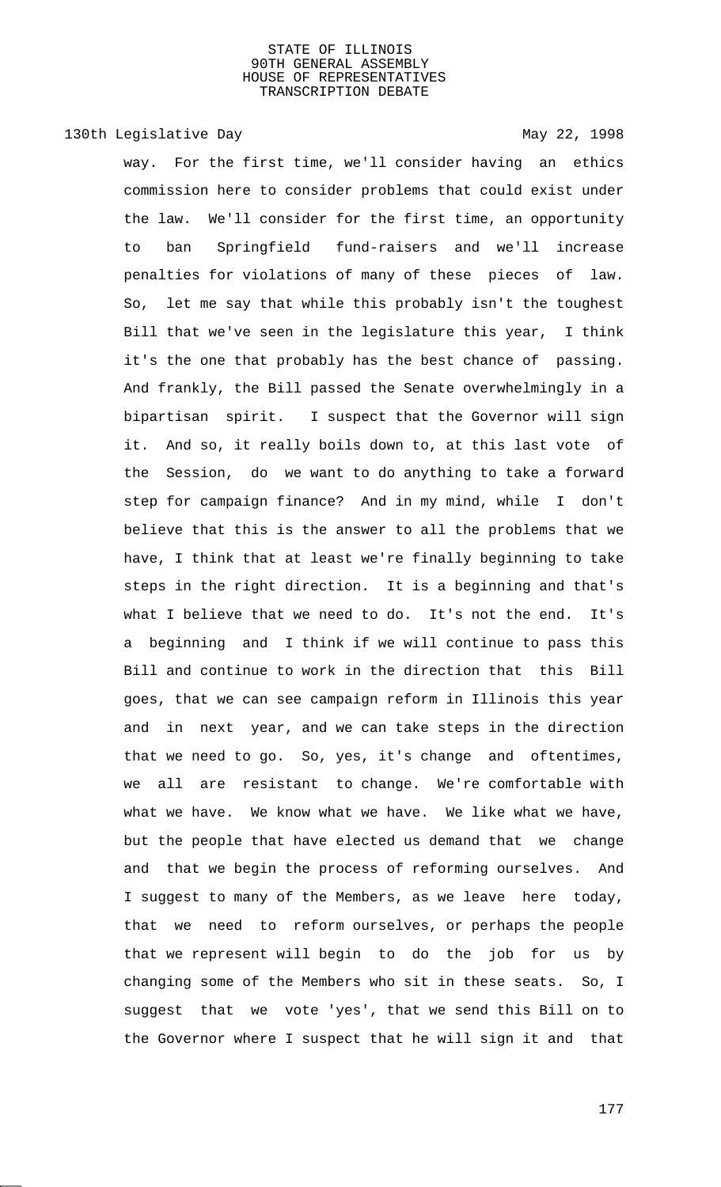way. For the first time, we'll consider having an ethics commission here to consider problems that could exist under the law. We'll consider for the first time, an opportunity to ban Springfield fund-raisers and we'll increase penalties for violations of many of these pieces of law. So, let me say that while this probably isn't the toughest Bill that we've seen in the legislature this year, I think it's the one that probably has the best chance of passing. And frankly, the Bill passed the Senate overwhelmingly in a bipartisan spirit. I suspect that the Governor will sign it. And so, it really boils down to, at this last vote of the Session, do we want to do anything to take a forward step for campaign finance? And in my mind, while I don't believe that this is the answer to all the problems that we have, I think that at least we're finally beginning to take steps in the right direction. It is a beginning and that's what I believe that we need to do. It's not the end. It's a beginning and I think if we will continue to pass this Bill and continue to work in the direction that this Bill goes, that we can see campaign reform in Illinois this year and in next year, and we can take steps in the direction that we need to go. So, yes, it's change and oftentimes, we all are resistant to change. We're comfortable with what we have. We know what we have. We like what we have, but the people that have elected us demand that we change and that we begin the process of reforming ourselves. And I suggest to many of the Members, as we leave here today, that we need to reform ourselves, or perhaps the people that we represent will begin to do the job for us by changing some of the Members who sit in these seats. So, I suggest that we vote 'yes', that we send this Bill on to the Governor where I suspect that he will sign it and that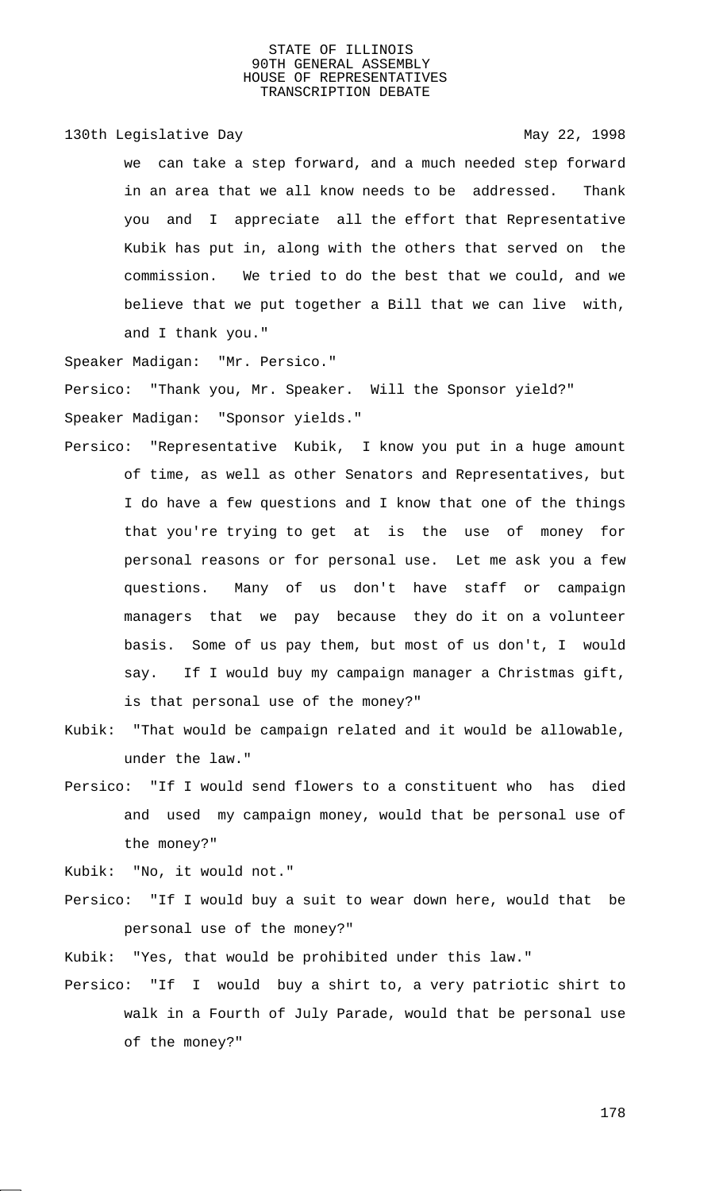we can take a step forward, and a much needed step forward in an area that we all know needs to be addressed. Thank you and I appreciate all the effort that Representative Kubik has put in, along with the others that served on the commission. We tried to do the best that we could, and we believe that we put together a Bill that we can live with, and I thank you."

Speaker Madigan: "Mr. Persico."

Persico: "Thank you, Mr. Speaker. Will the Sponsor yield?"

Speaker Madigan: "Sponsor yields."

Persico: "Representative Kubik, I know you put in a huge amount of time, as well as other Senators and Representatives, but I do have a few questions and I know that one of the things that you're trying to get at is the use of money for personal reasons or for personal use. Let me ask you a few questions. Many of us don't have staff or campaign managers that we pay because they do it on a volunteer basis. Some of us pay them, but most of us don't, I would say. If I would buy my campaign manager a Christmas gift, is that personal use of the money?"

Kubik: "That would be campaign related and it would be allowable, under the law."

Persico: "If I would send flowers to a constituent who has died and used my campaign money, would that be personal use of the money?"

Kubik: "No, it would not."

Persico: "If I would buy a suit to wear down here, would that be personal use of the money?"

Kubik: "Yes, that would be prohibited under this law."

Persico: "If I would buy a shirt to, a very patriotic shirt to walk in a Fourth of July Parade, would that be personal use of the money?"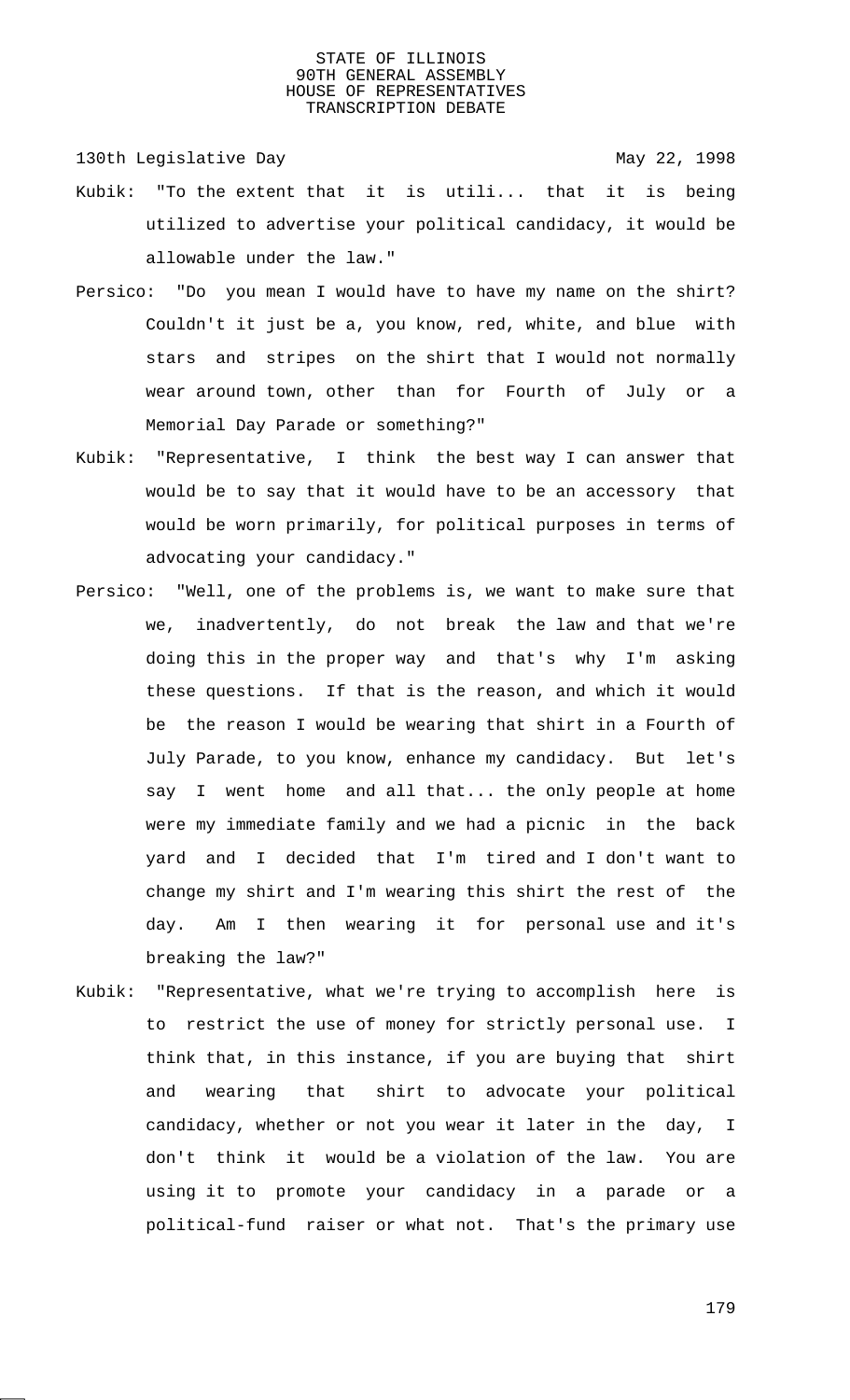Kubik: "To the extent that it is utili... that it is being utilized to advertise your political candidacy, it would be allowable under the law."

Persico: "Do you mean I would have to have my name on the shirt? Couldn't it just be a, you know, red, white, and blue with stars and stripes on the shirt that I would not normally wear around town, other than for Fourth of July or a Memorial Day Parade or something?"

Kubik: "Representative, I think the best way I can answer that would be to say that it would have to be an accessory that would be worn primarily, for political purposes in terms of advocating your candidacy."

Persico: "Well, one of the problems is, we want to make sure that we, inadvertently, do not break the law and that we're doing this in the proper way and that's why I'm asking these questions. If that is the reason, and which it would be the reason I would be wearing that shirt in a Fourth of July Parade, to you know, enhance my candidacy. But let's say I went home and all that... the only people at home were my immediate family and we had a picnic in the back yard and I decided that I'm tired and I don't want to change my shirt and I'm wearing this shirt the rest of the day. Am I then wearing it for personal use and it's breaking the law?"

Kubik: "Representative, what we're trying to accomplish here is to restrict the use of money for strictly personal use. I think that, in this instance, if you are buying that shirt and wearing that shirt to advocate your political candidacy, whether or not you wear it later in the day, I don't think it would be a violation of the law. You are using it to promote your candidacy in a parade or a political-fund raiser or what not. That's the primary use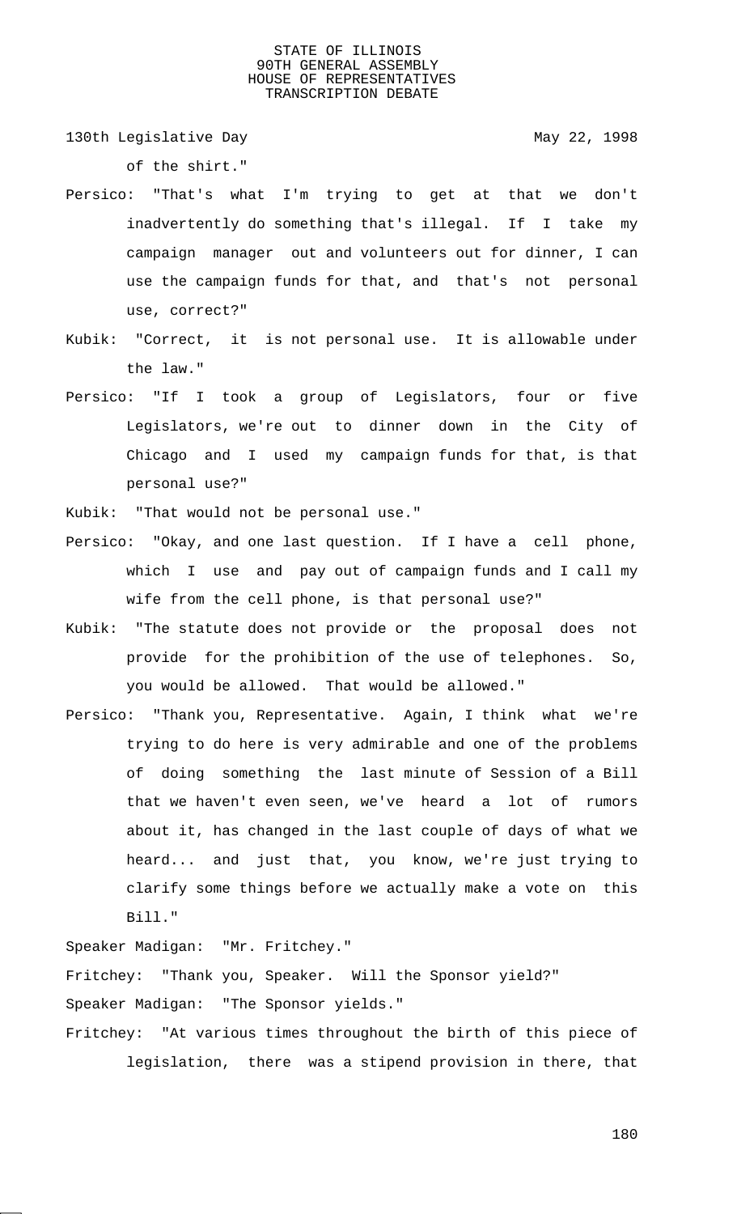of the shirt."

Persico: "That's what I'm trying to get at that we don't inadvertently do something that's illegal. If I take my campaign manager out and volunteers out for dinner, I can use the campaign funds for that, and that's not personal use, correct?"

Kubik: "Correct, it is not personal use. It is allowable under the law."

Persico: "If I took a group of Legislators, four or five Legislators, we're out to dinner down in the City of Chicago and I used my campaign funds for that, is that personal use?"

Kubik: "That would not be personal use."

Persico: "Okay, and one last question. If I have a cell phone, which I use and pay out of campaign funds and I call my wife from the cell phone, is that personal use?"

Kubik: "The statute does not provide or the proposal does not provide for the prohibition of the use of telephones. So, you would be allowed. That would be allowed."

Persico: "Thank you, Representative. Again, I think what we're trying to do here is very admirable and one of the problems of doing something the last minute of Session of a Bill that we haven't even seen, we've heard a lot of rumors about it, has changed in the last couple of days of what we heard... and just that, you know, we're just trying to clarify some things before we actually make a vote on this Bill."

Speaker Madigan: "Mr. Fritchey."

Fritchey: "Thank you, Speaker. Will the Sponsor yield?"

Speaker Madigan: "The Sponsor yields."

Fritchey: "At various times throughout the birth of this piece of legislation, there was a stipend provision in there, that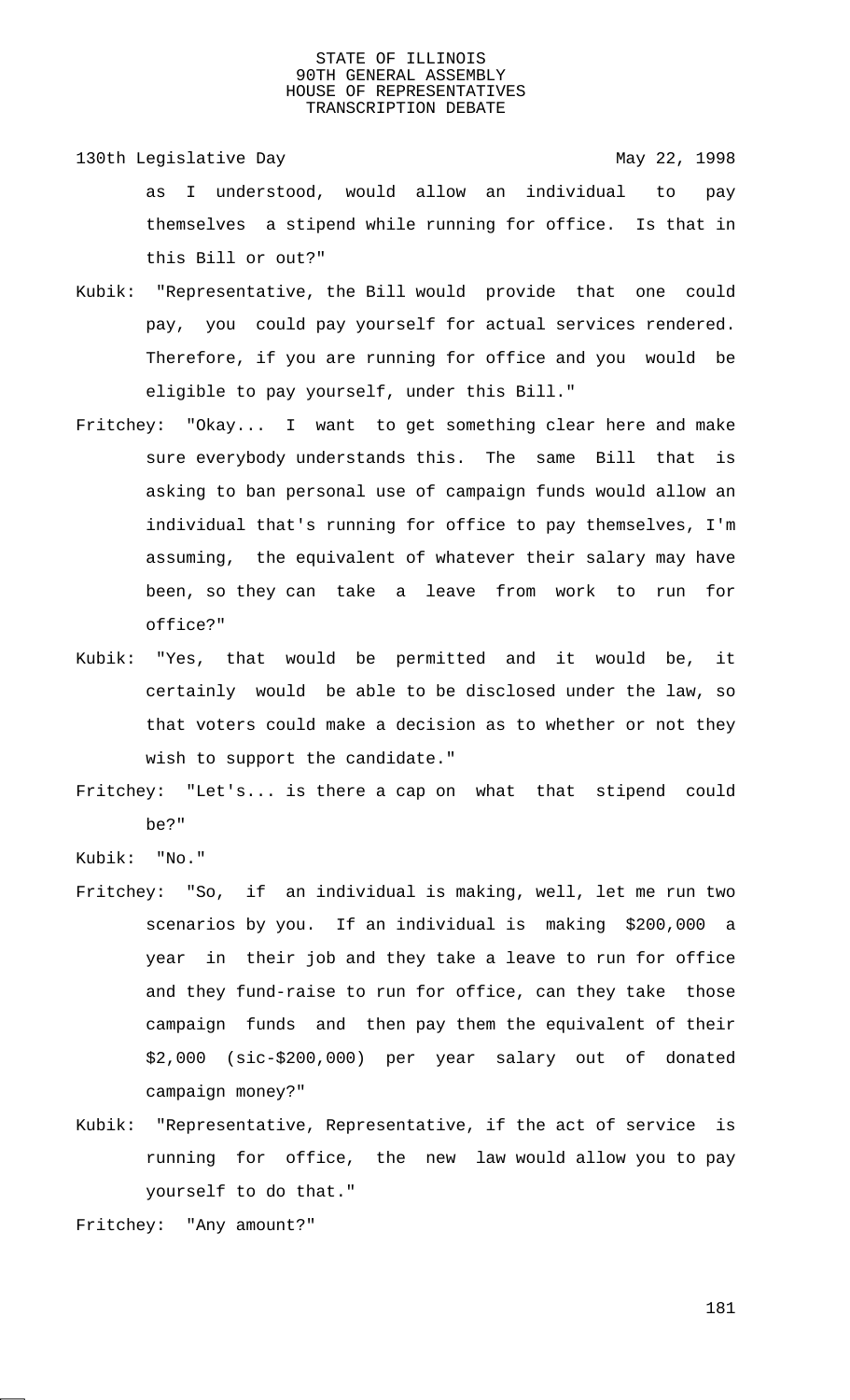as I understood, would allow an individual to pay themselves a stipend while running for office. Is that in this Bill or out?"

Kubik: "Representative, the Bill would provide that one could pay, you could pay yourself for actual services rendered. Therefore, if you are running for office and you would be eligible to pay yourself, under this Bill."

Fritchey: "Okay... I want to get something clear here and make sure everybody understands this. The same Bill that is asking to ban personal use of campaign funds would allow an individual that's running for office to pay themselves, I'm assuming, the equivalent of whatever their salary may have been, so they can take a leave from work to run for office?"

Kubik: "Yes, that would be permitted and it would be, it certainly would be able to be disclosed under the law, so that voters could make a decision as to whether or not they wish to support the candidate."

Fritchey: "Let's... is there a cap on what that stipend could be?"

Kubik: "No."

Fritchey: "So, if an individual is making, well, let me run two scenarios by you. If an individual is making $200,000 a year in their job and they take a leave to run for office and they fund-raise to run for office, can they take those campaign funds and then pay them the equivalent of their $2,000 (sic-$200,000) per year salary out of donated campaign money?"

Kubik: "Representative, Representative, if the act of service is running for office, the new law would allow you to pay yourself to do that."

Fritchey: "Any amount?"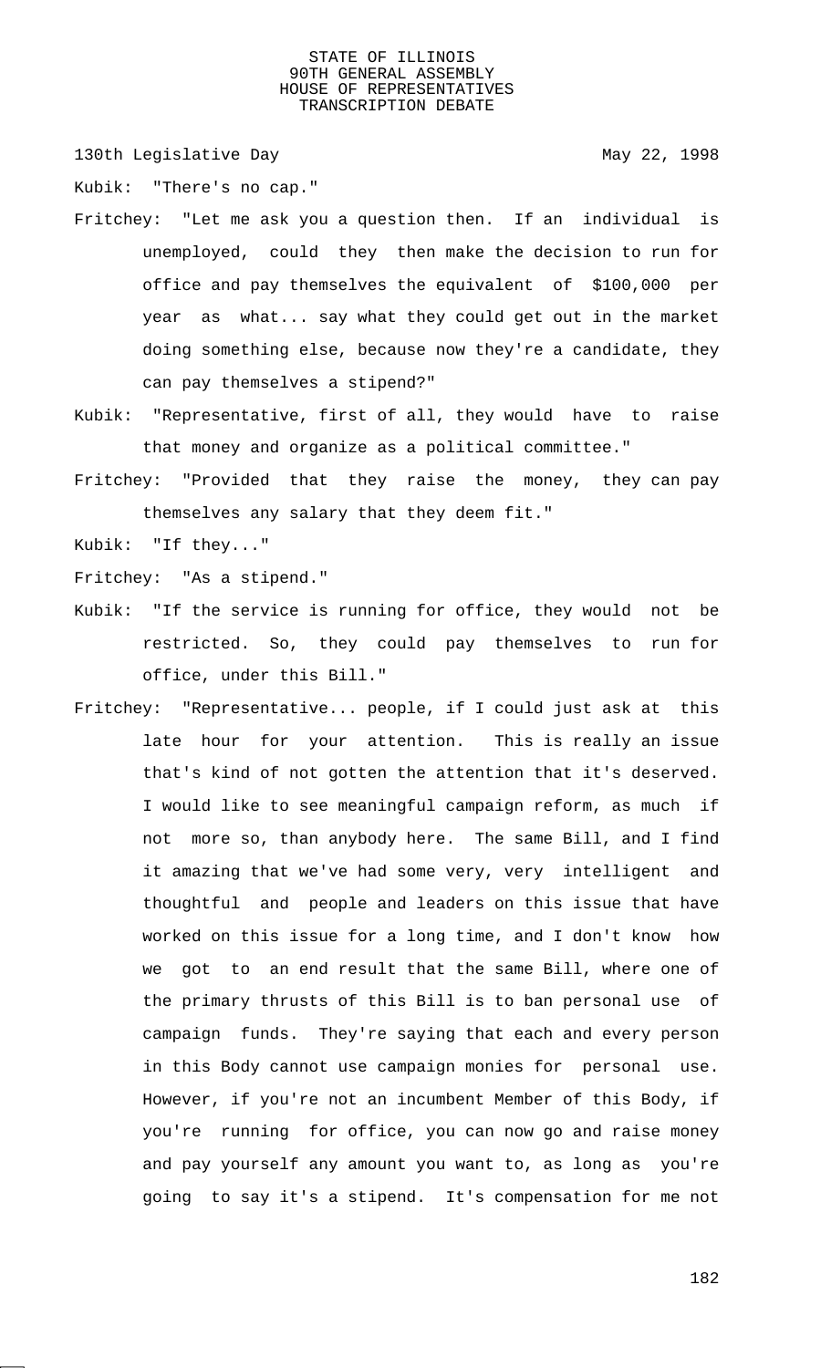Kubik: "There's no cap."

Fritchey: "Let me ask you a question then. If an individual is unemployed, could they then make the decision to run for office and pay themselves the equivalent of $100,000 per year as what... say what they could get out in the market doing something else, because now they're a candidate, they can pay themselves a stipend?"

Kubik: "Representative, first of all, they would have to raise that money and organize as a political committee."

Fritchey: "Provided that they raise the money, they can pay themselves any salary that they deem fit."

Kubik: "If they..."

Fritchey: "As a stipend."

Kubik: "If the service is running for office, they would not be restricted. So, they could pay themselves to run for office, under this Bill."

Fritchey: "Representative... people, if I could just ask at this late hour for your attention. This is really an issue that's kind of not gotten the attention that it's deserved. I would like to see meaningful campaign reform, as much if not more so, than anybody here. The same Bill, and I find it amazing that we've had some very, very intelligent and thoughtful and people and leaders on this issue that have worked on this issue for a long time, and I don't know how we got to an end result that the same Bill, where one of the primary thrusts of this Bill is to ban personal use of campaign funds. They're saying that each and every person in this Body cannot use campaign monies for personal use. However, if you're not an incumbent Member of this Body, if you're running for office, you can now go and raise money and pay yourself any amount you want to, as long as you're going to say it's a stipend. It's compensation for me not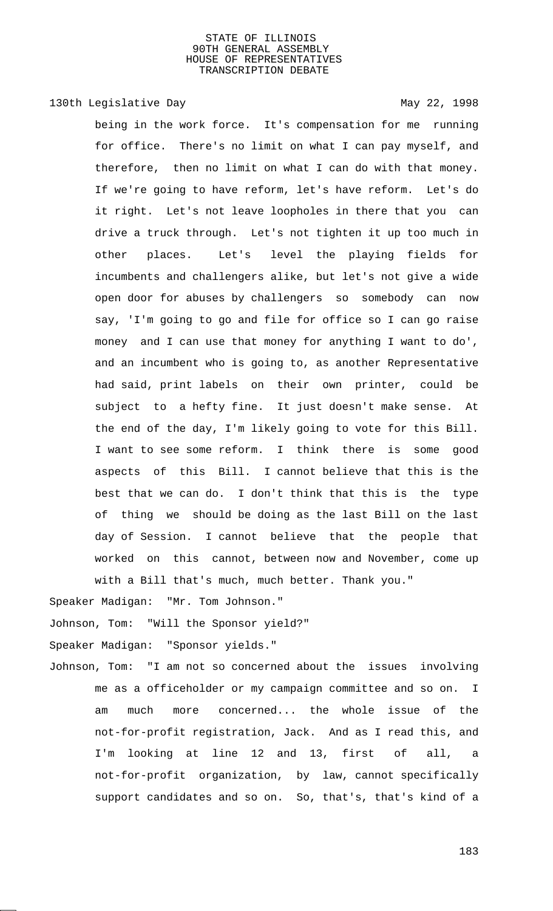being in the work force. It's compensation for me running for office. There's no limit on what I can pay myself, and therefore, then no limit on what I can do with that money. If we're going to have reform, let's have reform. Let's do it right. Let's not leave loopholes in there that you can drive a truck through. Let's not tighten it up too much in other places. Let's level the playing fields for incumbents and challengers alike, but let's not give a wide open door for abuses by challengers so somebody can now say, 'I'm going to go and file for office so I can go raise money and I can use that money for anything I want to do', and an incumbent who is going to, as another Representative had said, print labels on their own printer, could be subject to a hefty fine. It just doesn't make sense. At the end of the day, I'm likely going to vote for this Bill. I want to see some reform. I think there is some good aspects of this Bill. I cannot believe that this is the best that we can do. I don't think that this is the type of thing we should be doing as the last Bill on the last day of Session. I cannot believe that the people that worked on this cannot, between now and November, come up with a Bill that's much, much better. Thank you."

Speaker Madigan: "Mr. Tom Johnson."

Johnson, Tom: "Will the Sponsor yield?"

Speaker Madigan: "Sponsor yields."

Johnson, Tom: "I am not so concerned about the issues involving me as a officeholder or my campaign committee and so on. I am much more concerned... the whole issue of the not-for-profit registration, Jack. And as I read this, and I'm looking at line 12 and 13, first of all, a not-for-profit organization, by law, cannot specifically support candidates and so on. So, that's, that's kind of a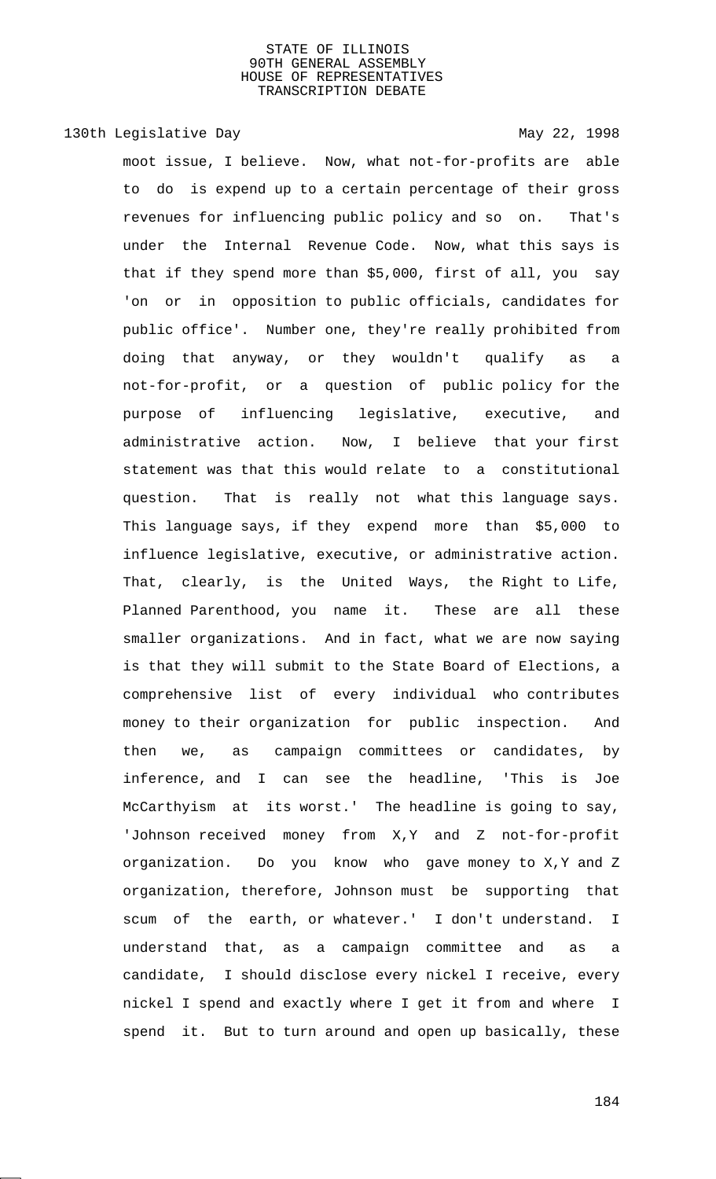moot issue, I believe. Now, what not-for-profits are able to do is expend up to a certain percentage of their gross revenues for influencing public policy and so on. That's under the Internal Revenue Code. Now, what this says is that if they spend more than $5,000, first of all, you say 'on or in opposition to public officials, candidates for public office'. Number one, they're really prohibited from doing that anyway, or they wouldn't qualify as a not-for-profit, or a question of public policy for the purpose of influencing legislative, executive, and administrative action. Now, I believe that your first statement was that this would relate to a constitutional question. That is really not what this language says. This language says, if they expend more than $5,000 to influence legislative, executive, or administrative action. That, clearly, is the United Ways, the Right to Life, Planned Parenthood, you name it. These are all these smaller organizations. And in fact, what we are now saying is that they will submit to the State Board of Elections, a comprehensive list of every individual who contributes money to their organization for public inspection. And then we, as campaign committees or candidates, by inference, and I can see the headline, 'This is Joe McCarthyism at its worst.' The headline is going to say, 'Johnson received money from X,Y and Z not-for-profit organization. Do you know who gave money to X,Y and Z organization, therefore, Johnson must be supporting that scum of the earth, or whatever.' I don't understand. I understand that, as a campaign committee and as a candidate, I should disclose every nickel I receive, every nickel I spend and exactly where I get it from and where I spend it. But to turn around and open up basically, these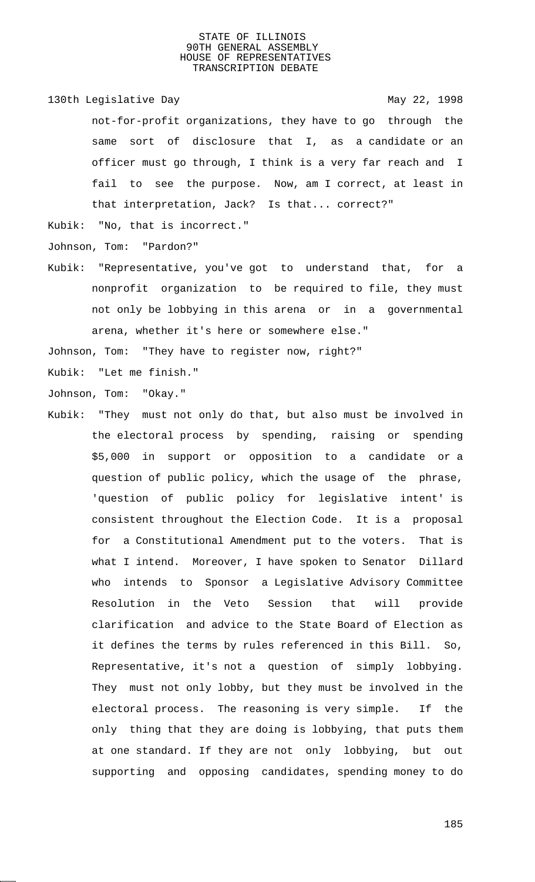not-for-profit organizations, they have to go through the same sort of disclosure that I, as a candidate or an officer must go through, I think is a very far reach and I fail to see the purpose. Now, am I correct, at least in that interpretation, Jack? Is that... correct?"

Kubik: "No, that is incorrect."

Johnson, Tom: "Pardon?"

Kubik: "Representative, you've got to understand that, for a nonprofit organization to be required to file, they must not only be lobbying in this arena or in a governmental arena, whether it's here or somewhere else."

Johnson, Tom: "They have to register now, right?"

Kubik: "Let me finish."

Johnson, Tom: "Okay."

Kubik: "They must not only do that, but also must be involved in the electoral process by spending, raising or spending $5,000 in support or opposition to a candidate or a question of public policy, which the usage of the phrase, 'question of public policy for legislative intent' is consistent throughout the Election Code. It is a proposal for a Constitutional Amendment put to the voters. That is what I intend. Moreover, I have spoken to Senator Dillard who intends to Sponsor a Legislative Advisory Committee Resolution in the Veto Session that will provide clarification and advice to the State Board of Election as it defines the terms by rules referenced in this Bill. So, Representative, it's not a question of simply lobbying. They must not only lobby, but they must be involved in the electoral process. The reasoning is very simple. If the only thing that they are doing is lobbying, that puts them at one standard. If they are not only lobbying, but out supporting and opposing candidates, spending money to do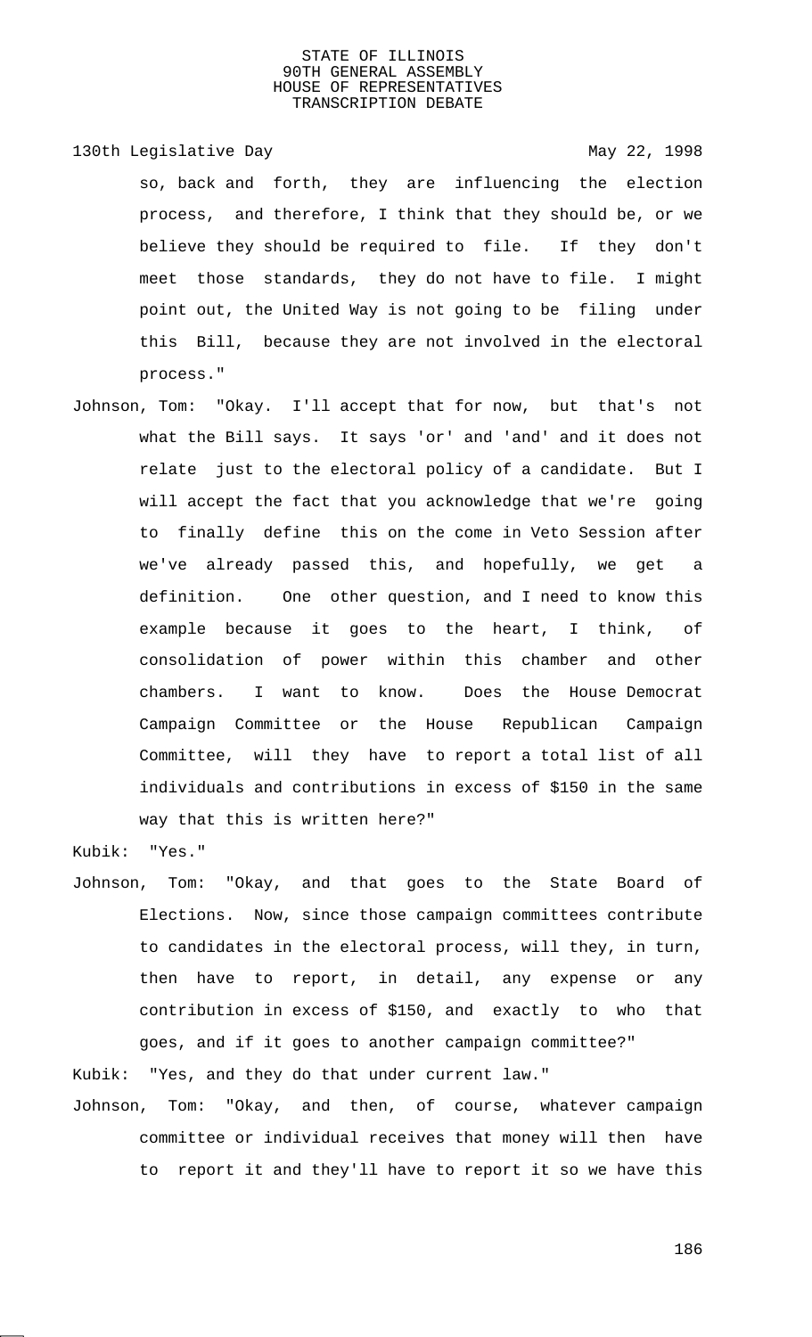so, back and forth, they are influencing the election process, and therefore, I think that they should be, or we believe they should be required to file. If they don't meet those standards, they do not have to file. I might point out, the United Way is not going to be filing under this Bill, because they are not involved in the electoral process."

Johnson, Tom: "Okay. I'll accept that for now, but that's not what the Bill says. It says 'or' and 'and' and it does not relate just to the electoral policy of a candidate. But I will accept the fact that you acknowledge that we're going to finally define this on the come in Veto Session after we've already passed this, and hopefully, we get a definition. One other question, and I need to know this example because it goes to the heart, I think, of consolidation of power within this chamber and other chambers. I want to know. Does the House Democrat Campaign Committee or the House Republican Campaign Committee, will they have to report a total list of all individuals and contributions in excess of $150 in the same way that this is written here?"

Kubik: "Yes."

Johnson, Tom: "Okay, and that goes to the State Board of Elections. Now, since those campaign committees contribute to candidates in the electoral process, will they, in turn, then have to report, in detail, any expense or any contribution in excess of $150, and exactly to who that goes, and if it goes to another campaign committee?"

Kubik: "Yes, and they do that under current law."

Johnson, Tom: "Okay, and then, of course, whatever campaign committee or individual receives that money will then have to report it and they'll have to report it so we have this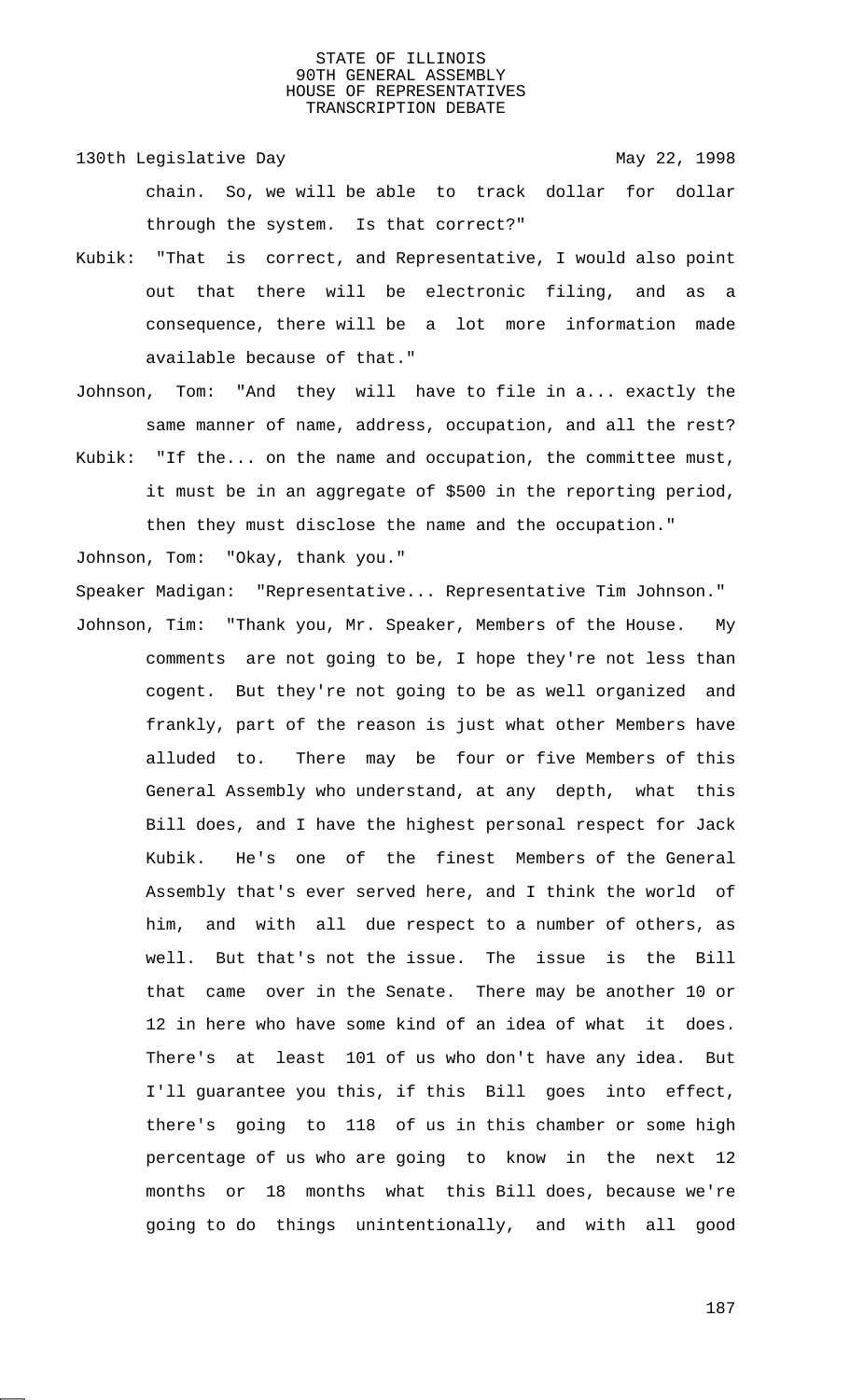chain. So, we will be able to track dollar for dollar through the system. Is that correct?"

Kubik: "That is correct, and Representative, I would also point out that there will be electronic filing, and as a consequence, there will be a lot more information made available because of that."

Johnson, Tom: "And they will have to file in a... exactly the same manner of name, address, occupation, and all the rest?

Kubik: "If the... on the name and occupation, the committee must, it must be in an aggregate of $500 in the reporting period, then they must disclose the name and the occupation."

Johnson, Tom: "Okay, thank you."

Speaker Madigan: "Representative... Representative Tim Johnson."

Johnson, Tim: "Thank you, Mr. Speaker, Members of the House. My comments are not going to be, I hope they're not less than cogent. But they're not going to be as well organized and frankly, part of the reason is just what other Members have alluded to. There may be four or five Members of this General Assembly who understand, at any depth, what this Bill does, and I have the highest personal respect for Jack Kubik. He's one of the finest Members of the General Assembly that's ever served here, and I think the world of him, and with all due respect to a number of others, as well. But that's not the issue. The issue is the Bill that came over in the Senate. There may be another 10 or 12 in here who have some kind of an idea of what it does. There's at least 101 of us who don't have any idea. But I'll guarantee you this, if this Bill goes into effect, there's going to 118 of us in this chamber or some high percentage of us who are going to know in the next 12 months or 18 months what this Bill does, because we're going to do things unintentionally, and with all good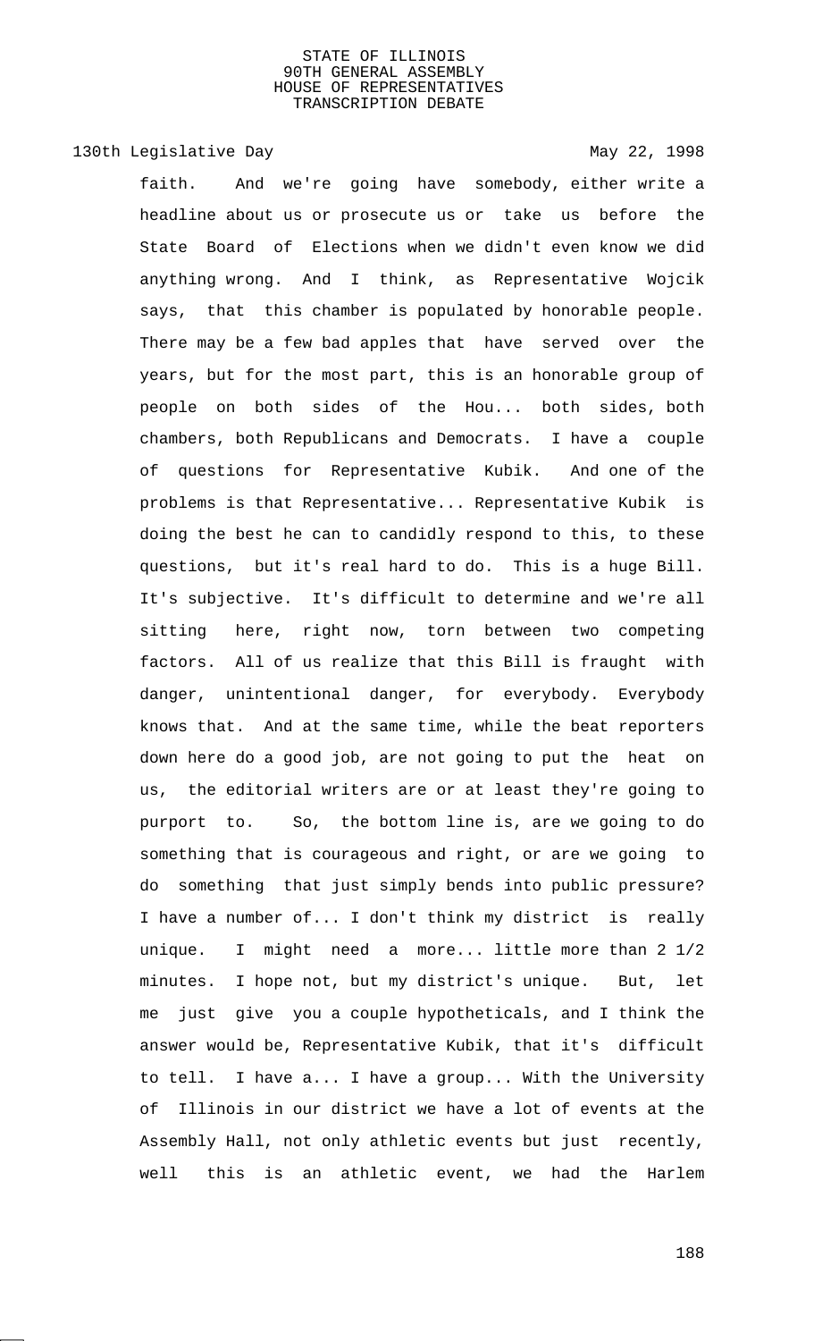faith. And we're going have somebody, either write a headline about us or prosecute us or take us before the State Board of Elections when we didn't even know we did anything wrong. And I think, as Representative Wojcik says, that this chamber is populated by honorable people. There may be a few bad apples that have served over the years, but for the most part, this is an honorable group of people on both sides of the Hou... both sides, both chambers, both Republicans and Democrats. I have a couple of questions for Representative Kubik. And one of the problems is that Representative... Representative Kubik is doing the best he can to candidly respond to this, to these questions, but it's real hard to do. This is a huge Bill. It's subjective. It's difficult to determine and we're all sitting here, right now, torn between two competing factors. All of us realize that this Bill is fraught with danger, unintentional danger, for everybody. Everybody knows that. And at the same time, while the beat reporters down here do a good job, are not going to put the heat on us, the editorial writers are or at least they're going to purport to. So, the bottom line is, are we going to do something that is courageous and right, or are we going to do something that just simply bends into public pressure? I have a number of... I don't think my district is really unique. I might need a more... little more than 2 1/2 minutes. I hope not, but my district's unique. But, let me just give you a couple hypotheticals, and I think the answer would be, Representative Kubik, that it's difficult to tell. I have a... I have a group... With the University of Illinois in our district we have a lot of events at the Assembly Hall, not only athletic events but just recently, well this is an athletic event, we had the Harlem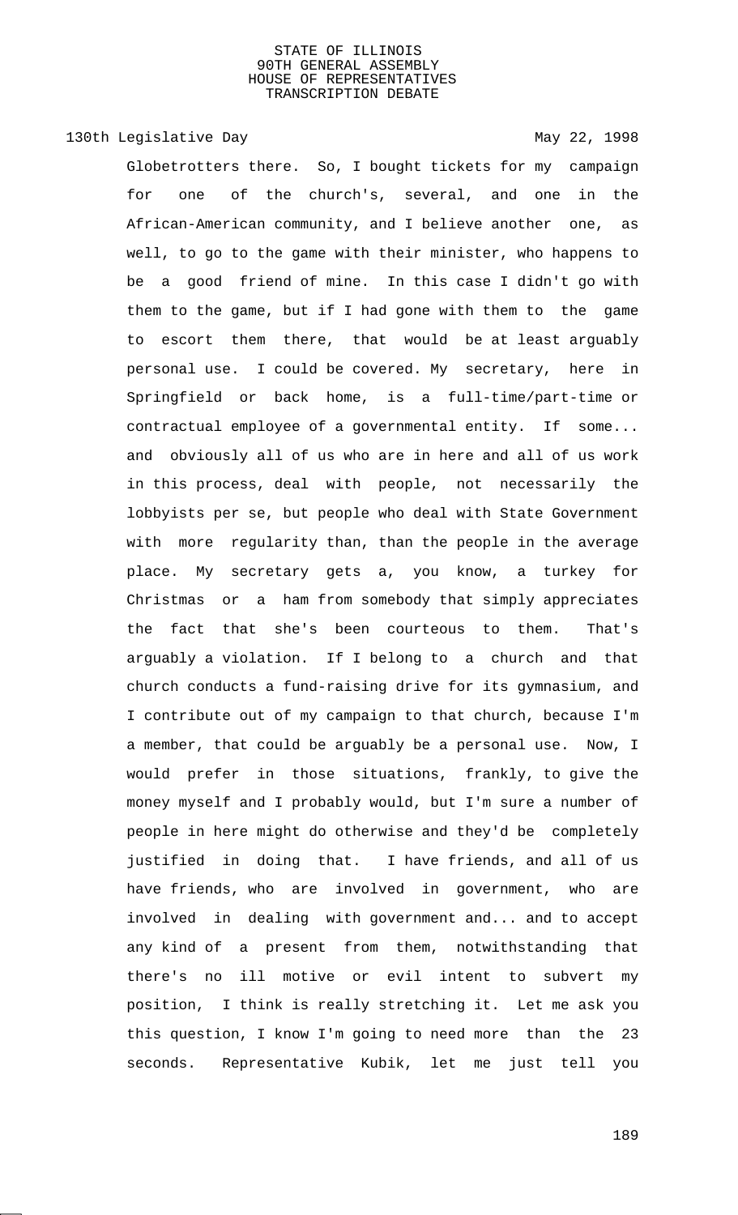Globetrotters there. So, I bought tickets for my campaign for one of the church's, several, and one in the African-American community, and I believe another one, as well, to go to the game with their minister, who happens to be a good friend of mine. In this case I didn't go with them to the game, but if I had gone with them to the game to escort them there, that would be at least arguably personal use. I could be covered. My secretary, here in Springfield or back home, is a full-time/part-time or contractual employee of a governmental entity. If some... and obviously all of us who are in here and all of us work in this process, deal with people, not necessarily the lobbyists per se, but people who deal with State Government with more regularity than, than the people in the average place. My secretary gets a, you know, a turkey for Christmas or a ham from somebody that simply appreciates the fact that she's been courteous to them. That's arguably a violation. If I belong to a church and that church conducts a fund-raising drive for its gymnasium, and I contribute out of my campaign to that church, because I'm a member, that could be arguably be a personal use. Now, I would prefer in those situations, frankly, to give the money myself and I probably would, but I'm sure a number of people in here might do otherwise and they'd be completely justified in doing that. I have friends, and all of us have friends, who are involved in government, who are involved in dealing with government and... and to accept any kind of a present from them, notwithstanding that there's no ill motive or evil intent to subvert my position, I think is really stretching it. Let me ask you this question, I know I'm going to need more than the 23 seconds. Representative Kubik, let me just tell you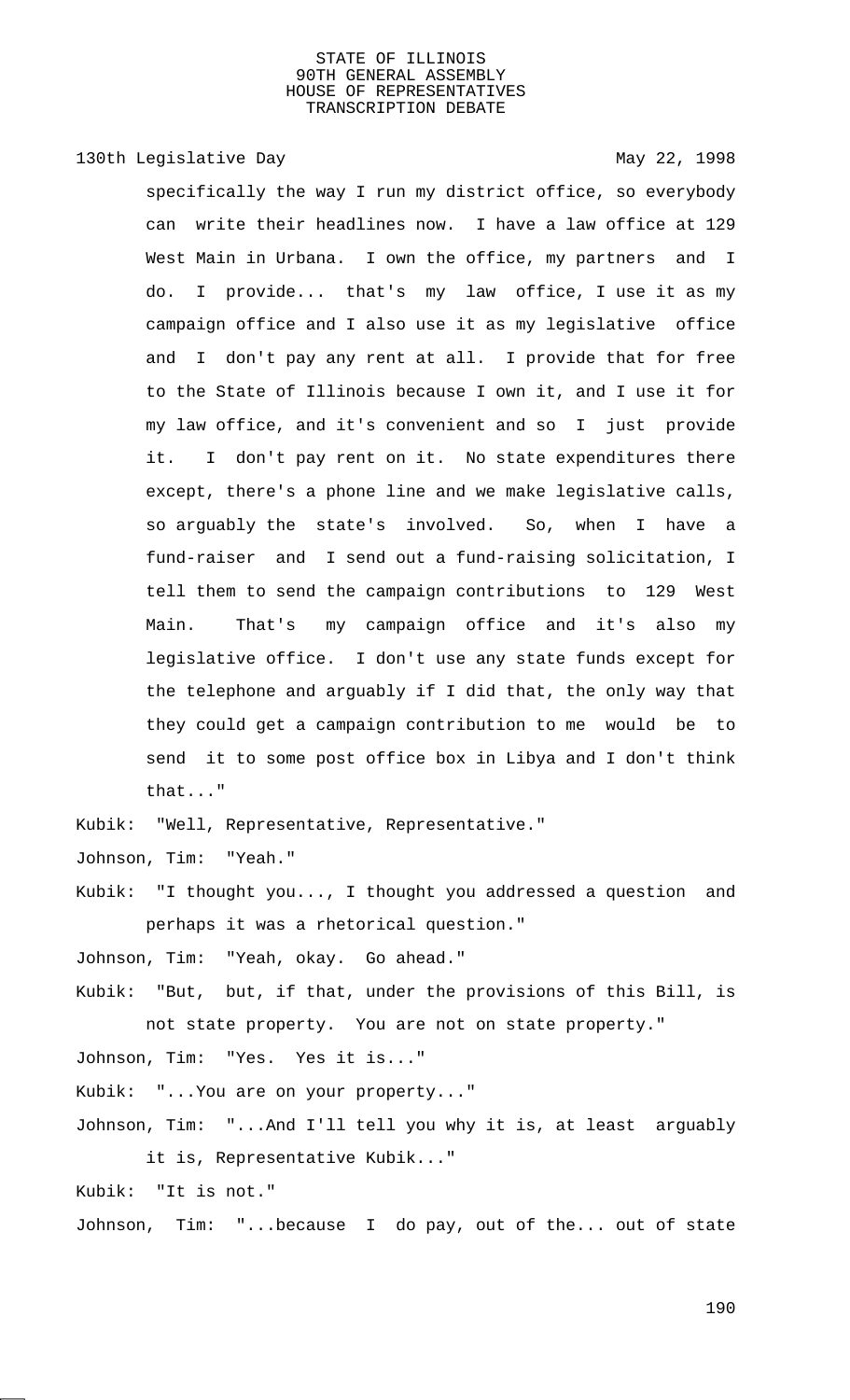specifically the way I run my district office, so everybody can write their headlines now. I have a law office at 129 West Main in Urbana. I own the office, my partners and I do. I provide... that's my law office, I use it as my campaign office and I also use it as my legislative office and I don't pay any rent at all. I provide that for free to the State of Illinois because I own it, and I use it for my law office, and it's convenient and so I just provide it. I don't pay rent on it. No state expenditures there except, there's a phone line and we make legislative calls, so arguably the state's involved. So, when I have a fund-raiser and I send out a fund-raising solicitation, I tell them to send the campaign contributions to 129 West Main. That's my campaign office and it's also my legislative office. I don't use any state funds except for the telephone and arguably if I did that, the only way that they could get a campaign contribution to me would be to send it to some post office box in Libya and I don't think that..."

Kubik: "Well, Representative, Representative."

Johnson, Tim: "Yeah."

Kubik: "I thought you..., I thought you addressed a question and perhaps it was a rhetorical question."

Johnson, Tim: "Yeah, okay. Go ahead."

Kubik: "But, but, if that, under the provisions of this Bill, is not state property. You are not on state property."

Johnson, Tim: "Yes. Yes it is..."

Kubik: "...You are on your property..."

Johnson, Tim: "...And I'll tell you why it is, at least arguably it is, Representative Kubik..."

Kubik: "It is not."

Johnson, Tim: "...because I do pay, out of the... out of state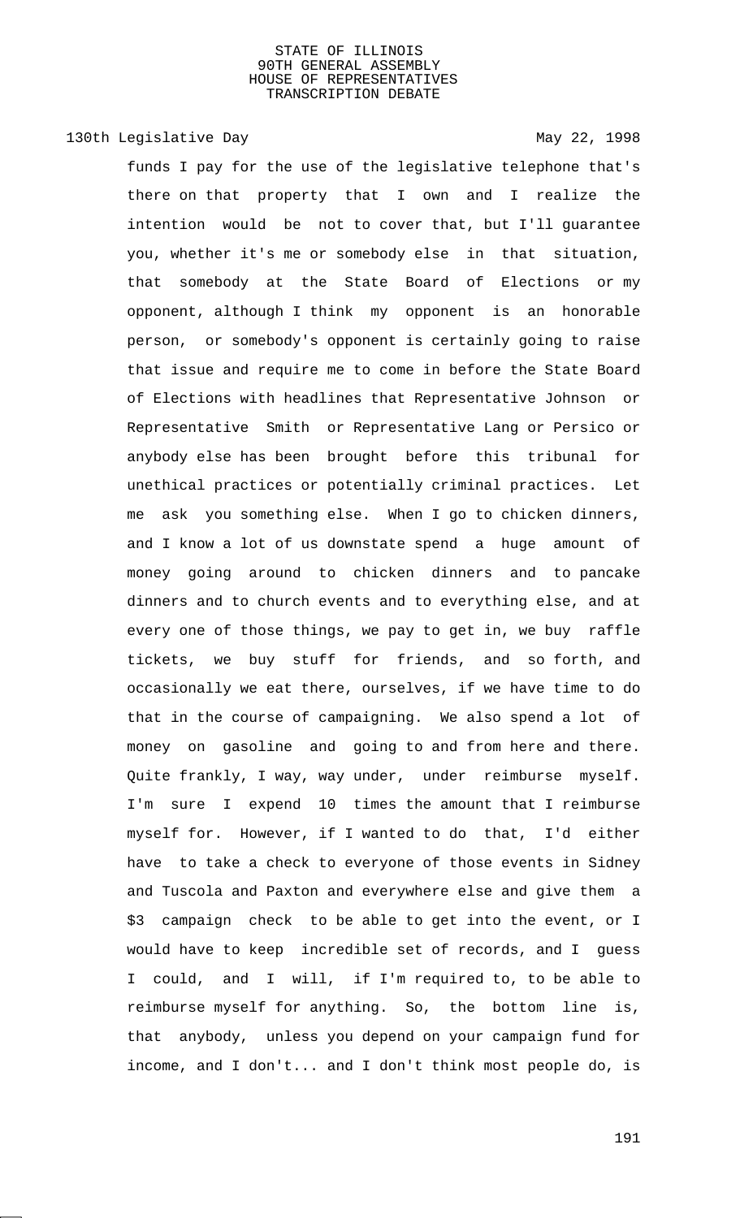funds I pay for the use of the legislative telephone that's there on that property that I own and I realize the intention would be not to cover that, but I'll guarantee you, whether it's me or somebody else in that situation, that somebody at the State Board of Elections or my opponent, although I think my opponent is an honorable person, or somebody's opponent is certainly going to raise that issue and require me to come in before the State Board of Elections with headlines that Representative Johnson or Representative Smith or Representative Lang or Persico or anybody else has been brought before this tribunal for unethical practices or potentially criminal practices. Let me ask you something else. When I go to chicken dinners, and I know a lot of us downstate spend a huge amount of money going around to chicken dinners and to pancake dinners and to church events and to everything else, and at every one of those things, we pay to get in, we buy raffle tickets, we buy stuff for friends, and so forth, and occasionally we eat there, ourselves, if we have time to do that in the course of campaigning. We also spend a lot of money on gasoline and going to and from here and there. Quite frankly, I way, way under, under reimburse myself. I'm sure I expend 10 times the amount that I reimburse myself for. However, if I wanted to do that, I'd either have to take a check to everyone of those events in Sidney and Tuscola and Paxton and everywhere else and give them a $3 campaign check to be able to get into the event, or I would have to keep incredible set of records, and I guess I could, and I will, if I'm required to, to be able to reimburse myself for anything. So, the bottom line is, that anybody, unless you depend on your campaign fund for income, and I don't... and I don't think most people do, is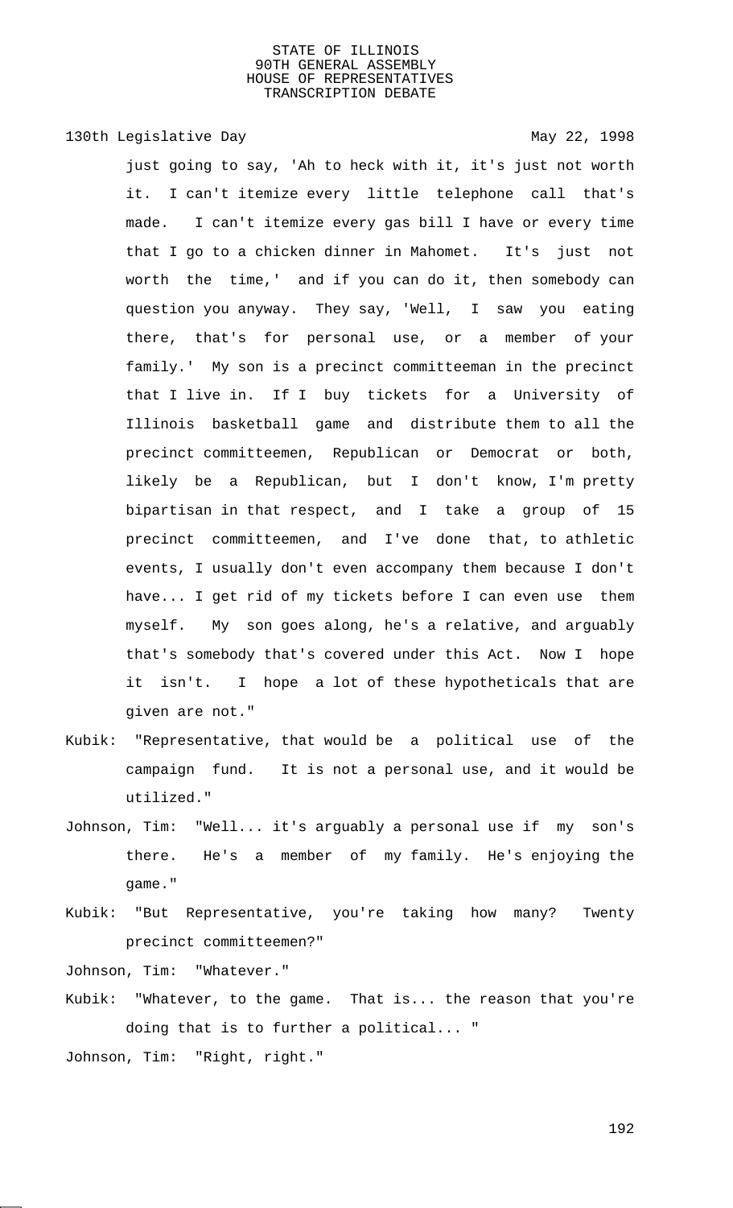just going to say, 'Ah to heck with it, it's just not worth it. I can't itemize every little telephone call that's made. I can't itemize every gas bill I have or every time that I go to a chicken dinner in Mahomet. It's just not worth the time,' and if you can do it, then somebody can question you anyway. They say, 'Well, I saw you eating there, that's for personal use, or a member of your family.' My son is a precinct committeeman in the precinct that I live in. If I buy tickets for a University of Illinois basketball game and distribute them to all the precinct committeemen, Republican or Democrat or both, likely be a Republican, but I don't know, I'm pretty bipartisan in that respect, and I take a group of 15 precinct committeemen, and I've done that, to athletic events, I usually don't even accompany them because I don't have... I get rid of my tickets before I can even use them myself. My son goes along, he's a relative, and arguably that's somebody that's covered under this Act. Now I hope it isn't. I hope a lot of these hypotheticals that are given are not."

Kubik: "Representative, that would be a political use of the campaign fund. It is not a personal use, and it would be utilized."

Johnson, Tim: "Well... it's arguably a personal use if my son's there. He's a member of my family. He's enjoying the game."

Kubik: "But Representative, you're taking how many? Twenty precinct committeemen?"

Johnson, Tim: "Whatever."

Kubik: "Whatever, to the game. That is... the reason that you're doing that is to further a political... "

Johnson, Tim: "Right, right."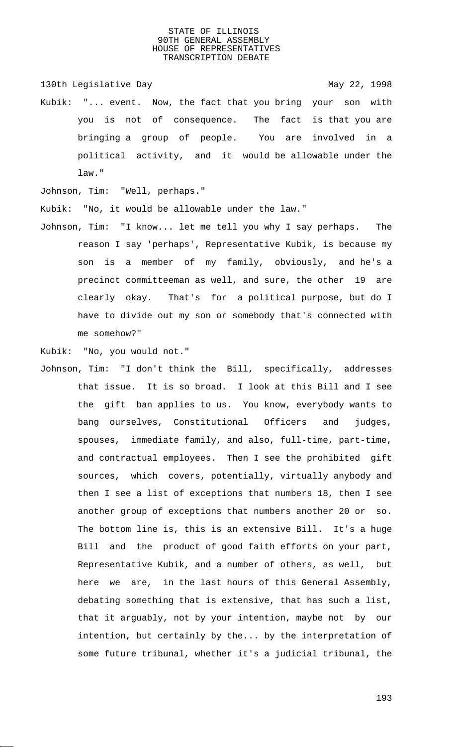Kubik: "... event. Now, the fact that you bring your son with you is not of consequence. The fact is that you are bringing a group of people. You are involved in a political activity, and it would be allowable under the law."

Johnson, Tim: "Well, perhaps."

Kubik: "No, it would be allowable under the law."

Johnson, Tim: "I know... let me tell you why I say perhaps. The reason I say 'perhaps', Representative Kubik, is because my son is a member of my family, obviously, and he's a precinct committeeman as well, and sure, the other 19 are clearly okay. That's for a political purpose, but do I have to divide out my son or somebody that's connected with me somehow?"

Kubik: "No, you would not."

Johnson, Tim: "I don't think the Bill, specifically, addresses that issue. It is so broad. I look at this Bill and I see the gift ban applies to us. You know, everybody wants to bang ourselves, Constitutional Officers and judges, spouses, immediate family, and also, full-time, part-time, and contractual employees. Then I see the prohibited gift sources, which covers, potentially, virtually anybody and then I see a list of exceptions that numbers 18, then I see another group of exceptions that numbers another 20 or so. The bottom line is, this is an extensive Bill. It's a huge Bill and the product of good faith efforts on your part, Representative Kubik, and a number of others, as well, but here we are, in the last hours of this General Assembly, debating something that is extensive, that has such a list, that it arguably, not by your intention, maybe not by our intention, but certainly by the... by the interpretation of some future tribunal, whether it's a judicial tribunal, the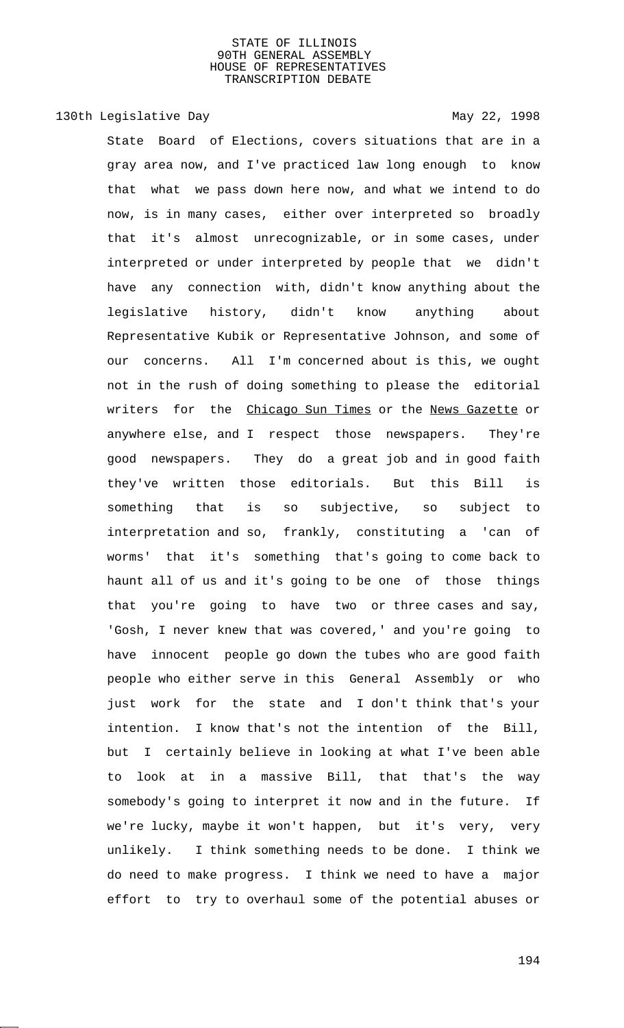State Board of Elections, covers situations that are in a gray area now, and I've practiced law long enough to know that what we pass down here now, and what we intend to do now, is in many cases, either over interpreted so broadly that it's almost unrecognizable, or in some cases, under interpreted or under interpreted by people that we didn't have any connection with, didn't know anything about the legislative history, didn't know anything about Representative Kubik or Representative Johnson, and some of our concerns. All I'm concerned about is this, we ought not in the rush of doing something to please the editorial writers for the Chicago Sun Times or the News Gazette or anywhere else, and I respect those newspapers. They're good newspapers. They do a great job and in good faith they've written those editorials. But this Bill is something that is so subjective, so subject to interpretation and so, frankly, constituting a 'can of worms' that it's something that's going to come back to haunt all of us and it's going to be one of those things that you're going to have two or three cases and say, 'Gosh, I never knew that was covered,' and you're going to have innocent people go down the tubes who are good faith people who either serve in this General Assembly or who just work for the state and I don't think that's your intention. I know that's not the intention of the Bill, but I certainly believe in looking at what I've been able to look at in a massive Bill, that that's the way somebody's going to interpret it now and in the future. If we're lucky, maybe it won't happen, but it's very, very unlikely. I think something needs to be done. I think we do need to make progress. I think we need to have a major effort to try to overhaul some of the potential abuses or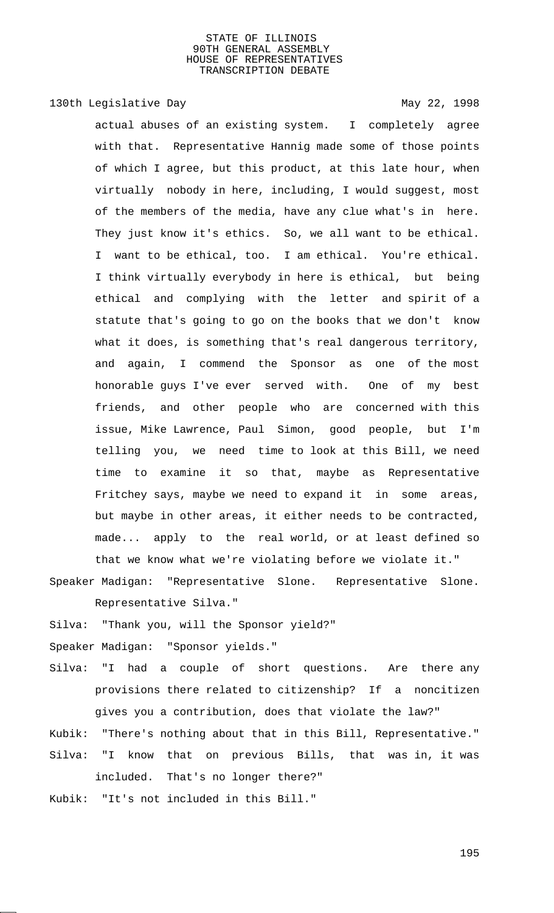actual abuses of an existing system. I completely agree with that. Representative Hannig made some of those points of which I agree, but this product, at this late hour, when virtually nobody in here, including, I would suggest, most of the members of the media, have any clue what's in here. They just know it's ethics. So, we all want to be ethical. I want to be ethical, too. I am ethical. You're ethical. I think virtually everybody in here is ethical, but being ethical and complying with the letter and spirit of a statute that's going to go on the books that we don't know what it does, is something that's real dangerous territory, and again, I commend the Sponsor as one of the most honorable guys I've ever served with. One of my best friends, and other people who are concerned with this issue, Mike Lawrence, Paul Simon, good people, but I'm telling you, we need time to look at this Bill, we need time to examine it so that, maybe as Representative Fritchey says, maybe we need to expand it in some areas, but maybe in other areas, it either needs to be contracted, made... apply to the real world, or at least defined so that we know what we're violating before we violate it."

Speaker Madigan: "Representative Slone. Representative Slone. Representative Silva."

Silva: "Thank you, will the Sponsor yield?"

Speaker Madigan: "Sponsor yields."

Silva: "I had a couple of short questions. Are there any provisions there related to citizenship? If a noncitizen gives you a contribution, does that violate the law?"

Kubik: "There's nothing about that in this Bill, Representative."

Silva: "I know that on previous Bills, that was in, it was included. That's no longer there?"

Kubik: "It's not included in this Bill."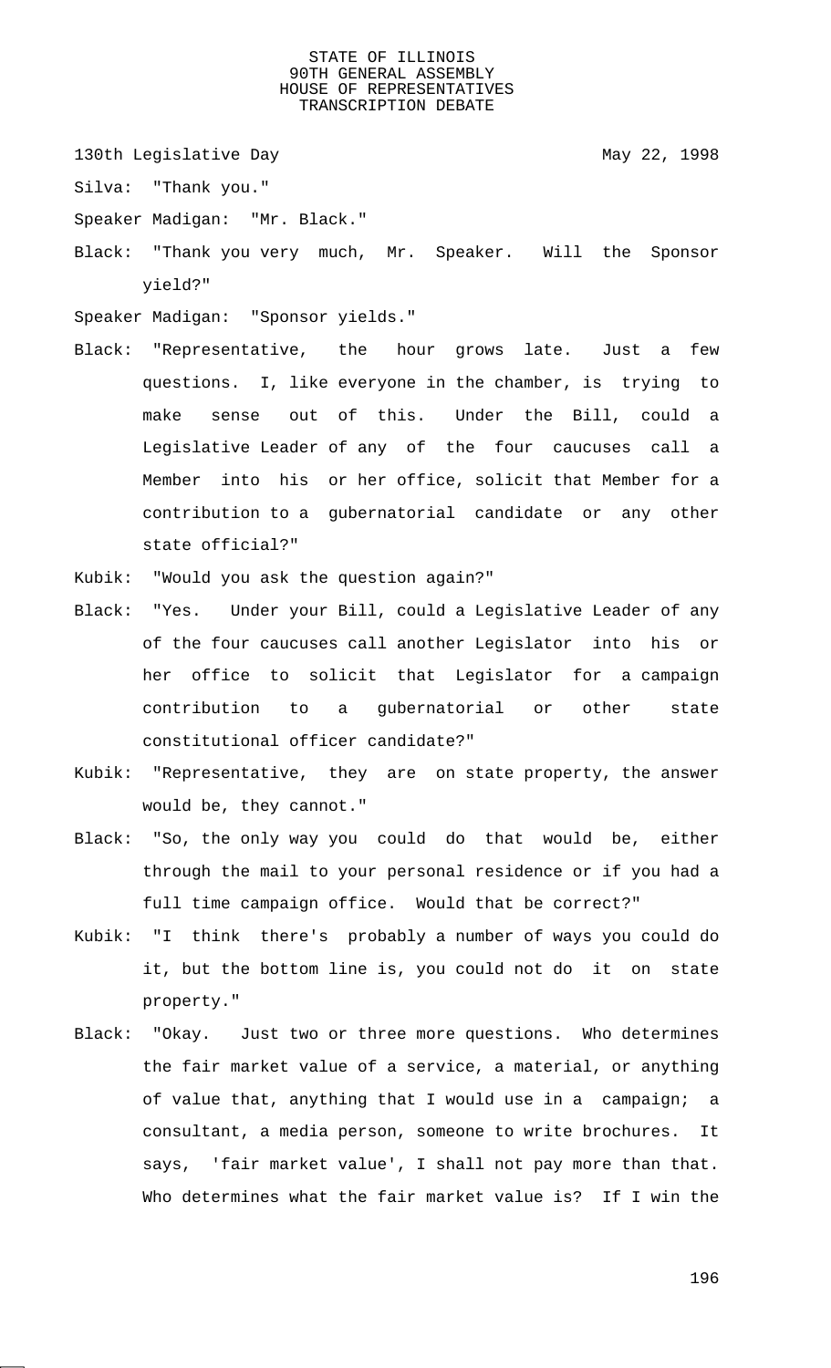Silva: "Thank you."

Speaker Madigan: "Mr. Black."

Black: "Thank you very much, Mr. Speaker. Will the Sponsor yield?"

Speaker Madigan: "Sponsor yields."

Black: "Representative, the hour grows late. Just a few questions. I, like everyone in the chamber, is trying to make sense out of this. Under the Bill, could a Legislative Leader of any of the four caucuses call a Member into his or her office, solicit that Member for a contribution to a gubernatorial candidate or any other state official?"

Kubik: "Would you ask the question again?"

Black: "Yes. Under your Bill, could a Legislative Leader of any of the four caucuses call another Legislator into his or her office to solicit that Legislator for a campaign contribution to a gubernatorial or other state constitutional officer candidate?"

Kubik: "Representative, they are on state property, the answer would be, they cannot."

Black: "So, the only way you could do that would be, either through the mail to your personal residence or if you had a full time campaign office. Would that be correct?"

Kubik: "I think there's probably a number of ways you could do it, but the bottom line is, you could not do it on state property."

Black: "Okay. Just two or three more questions. Who determines the fair market value of a service, a material, or anything of value that, anything that I would use in a campaign; a consultant, a media person, someone to write brochures. It says, 'fair market value', I shall not pay more than that. Who determines what the fair market value is? If I win the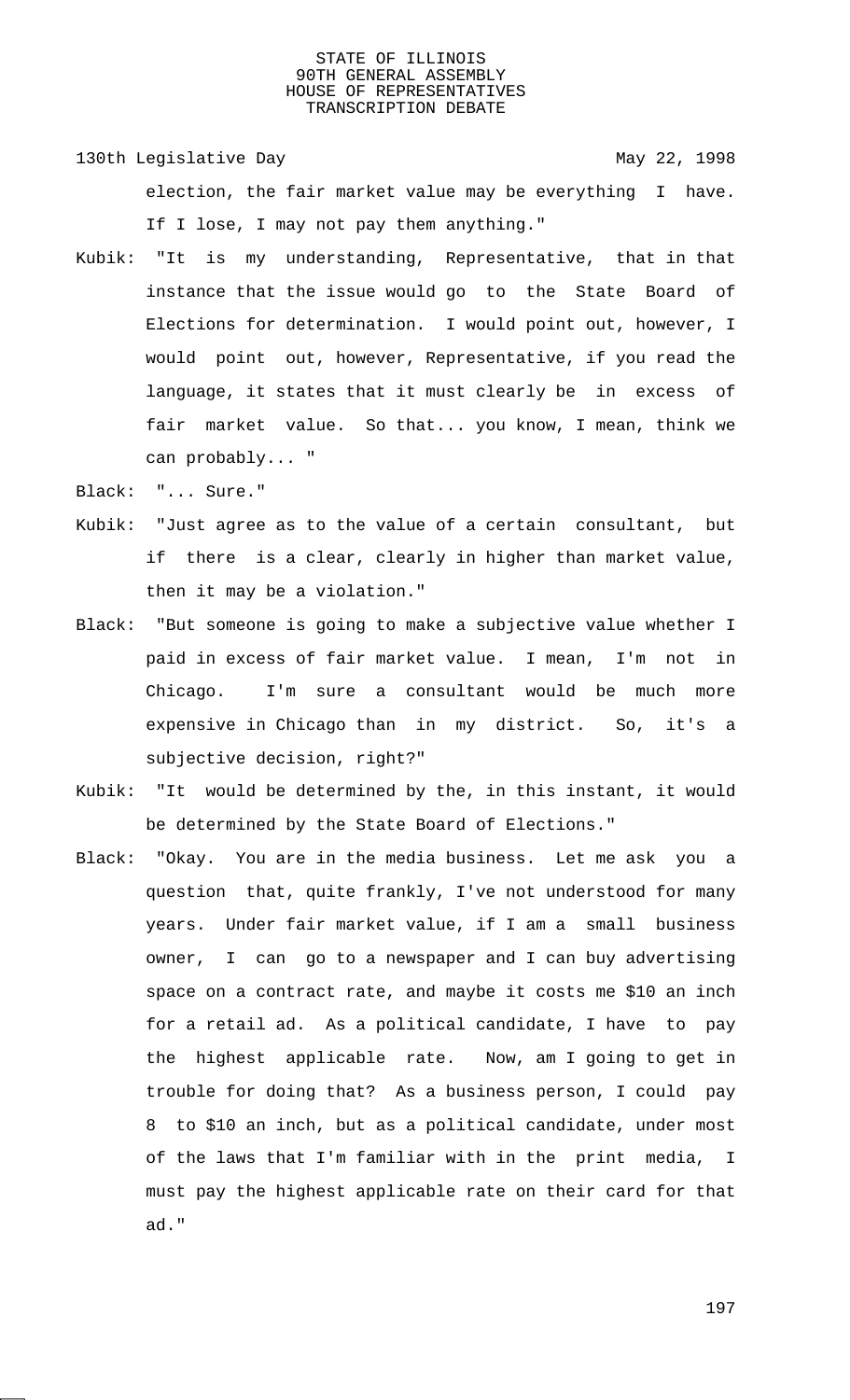election, the fair market value may be everything I have. If I lose, I may not pay them anything."

Kubik: "It is my understanding, Representative, that in that instance that the issue would go to the State Board of Elections for determination. I would point out, however, I would point out, however, Representative, if you read the language, it states that it must clearly be in excess of fair market value. So that... you know, I mean, think we can probably... "

Black: "... Sure."

Kubik: "Just agree as to the value of a certain consultant, but if there is a clear, clearly in higher than market value, then it may be a violation."

Black: "But someone is going to make a subjective value whether I paid in excess of fair market value. I mean, I'm not in Chicago. I'm sure a consultant would be much more expensive in Chicago than in my district. So, it's a subjective decision, right?"

Kubik: "It would be determined by the, in this instant, it would be determined by the State Board of Elections."

Black: "Okay. You are in the media business. Let me ask you a question that, quite frankly, I've not understood for many years. Under fair market value, if I am a small business owner, I can go to a newspaper and I can buy advertising space on a contract rate, and maybe it costs me $10 an inch for a retail ad. As a political candidate, I have to pay the highest applicable rate. Now, am I going to get in trouble for doing that? As a business person, I could pay 8 to $10 an inch, but as a political candidate, under most of the laws that I'm familiar with in the print media, I must pay the highest applicable rate on their card for that ad."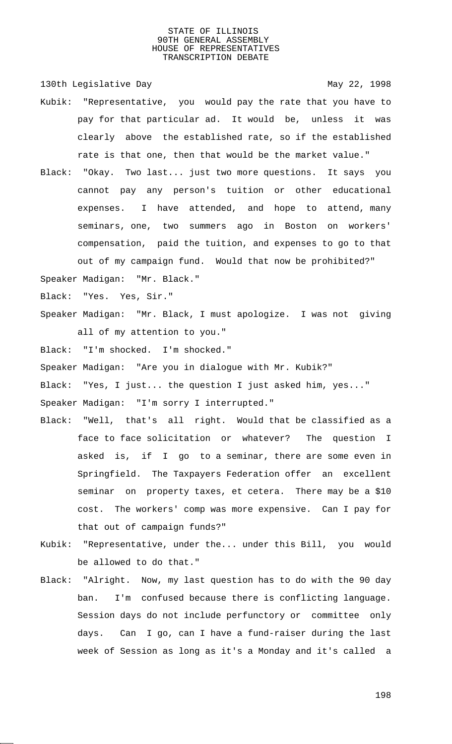Kubik: "Representative, you would pay the rate that you have to pay for that particular ad. It would be, unless it was clearly above the established rate, so if the established rate is that one, then that would be the market value."

Black: "Okay. Two last... just two more questions. It says you cannot pay any person's tuition or other educational expenses. I have attended, and hope to attend, many seminars, one, two summers ago in Boston on workers' compensation, paid the tuition, and expenses to go to that out of my campaign fund. Would that now be prohibited?"

Speaker Madigan: "Mr. Black."

Black: "Yes. Yes, Sir."

Speaker Madigan: "Mr. Black, I must apologize. I was not giving all of my attention to you."

Black: "I'm shocked. I'm shocked."

Speaker Madigan: "Are you in dialogue with Mr. Kubik?"

Black: "Yes, I just... the question I just asked him, yes..."

Speaker Madigan: "I'm sorry I interrupted."

Black: "Well, that's all right. Would that be classified as a face to face solicitation or whatever? The question I asked is, if I go to a seminar, there are some even in Springfield. The Taxpayers Federation offer an excellent seminar on property taxes, et cetera. There may be a $10 cost. The workers' comp was more expensive. Can I pay for that out of campaign funds?"

Kubik: "Representative, under the... under this Bill, you would be allowed to do that."

Black: "Alright. Now, my last question has to do with the 90 day ban. I'm confused because there is conflicting language. Session days do not include perfunctory or committee only days. Can I go, can I have a fund-raiser during the last week of Session as long as it's a Monday and it's called a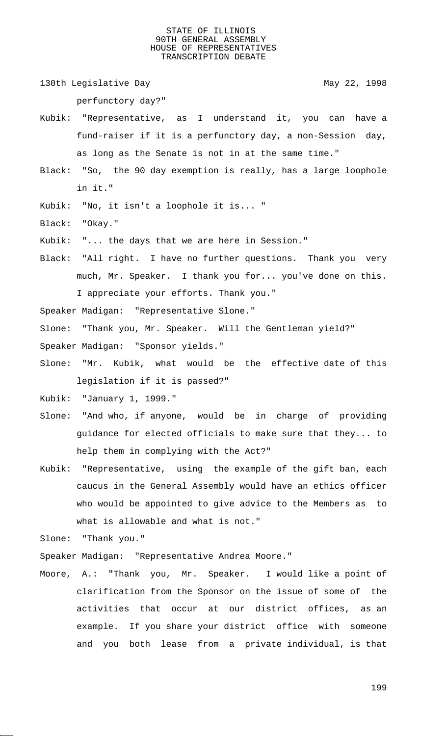perfunctory day?"

Kubik: "Representative, as I understand it, you can have a fund-raiser if it is a perfunctory day, a non-Session day, as long as the Senate is not in at the same time."

Black: "So, the 90 day exemption is really, has a large loophole in it."

Kubik: "No, it isn't a loophole it is... "

Black: "Okay."

Kubik: "... the days that we are here in Session."

Black: "All right. I have no further questions. Thank you very much, Mr. Speaker. I thank you for... you've done on this. I appreciate your efforts. Thank you."

Speaker Madigan: "Representative Slone."

Slone: "Thank you, Mr. Speaker. Will the Gentleman yield?"

Speaker Madigan: "Sponsor yields."

Slone: "Mr. Kubik, what would be the effective date of this legislation if it is passed?"

Kubik: "January 1, 1999."

Slone: "And who, if anyone, would be in charge of providing guidance for elected officials to make sure that they... to help them in complying with the Act?"

Kubik: "Representative, using the example of the gift ban, each caucus in the General Assembly would have an ethics officer who would be appointed to give advice to the Members as to what is allowable and what is not."

Slone: "Thank you."

Speaker Madigan: "Representative Andrea Moore."

Moore, A.: "Thank you, Mr. Speaker. I would like a point of clarification from the Sponsor on the issue of some of the activities that occur at our district offices, as an example. If you share your district office with someone and you both lease from a private individual, is that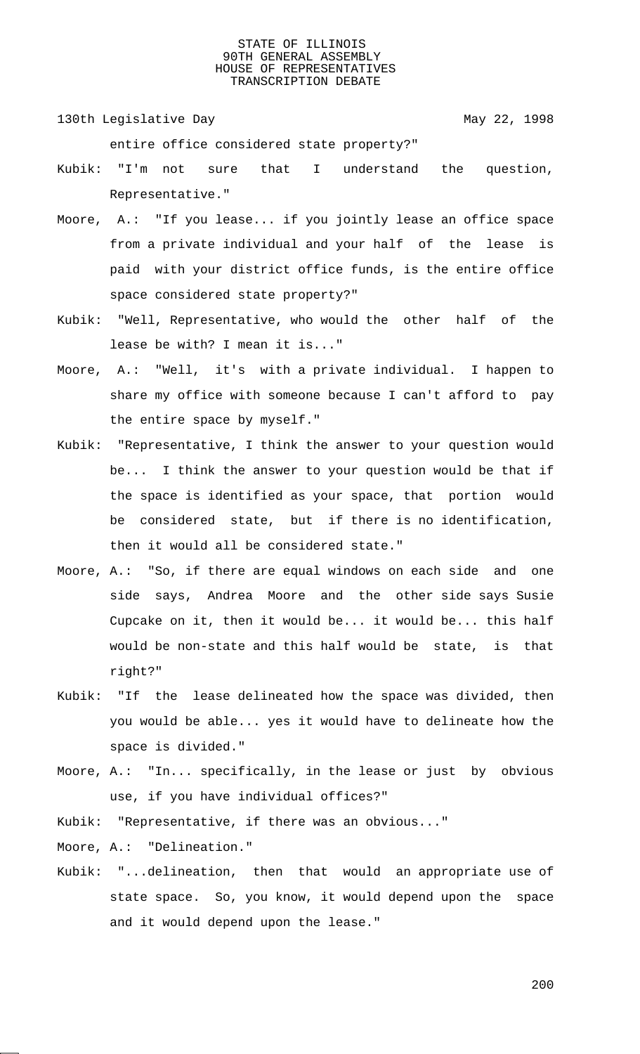entire office considered state property?"

Kubik: "I'm not sure that I understand the question, Representative."

Moore, A.: "If you lease... if you jointly lease an office space from a private individual and your half of the lease is paid with your district office funds, is the entire office space considered state property?"

Kubik: "Well, Representative, who would the other half of the lease be with? I mean it is..."

Moore, A.: "Well, it's with a private individual. I happen to share my office with someone because I can't afford to pay the entire space by myself."

Kubik: "Representative, I think the answer to your question would be... I think the answer to your question would be that if the space is identified as your space, that portion would be considered state, but if there is no identification, then it would all be considered state."

Moore, A.: "So, if there are equal windows on each side and one side says, Andrea Moore and the other side says Susie Cupcake on it, then it would be... it would be... this half would be non-state and this half would be state, is that right?"

Kubik: "If the lease delineated how the space was divided, then you would be able... yes it would have to delineate how the space is divided."

Moore, A.: "In... specifically, in the lease or just by obvious use, if you have individual offices?"

Kubik: "Representative, if there was an obvious..."

Moore, A.: "Delineation."

Kubik: "...delineation, then that would an appropriate use of state space. So, you know, it would depend upon the space and it would depend upon the lease."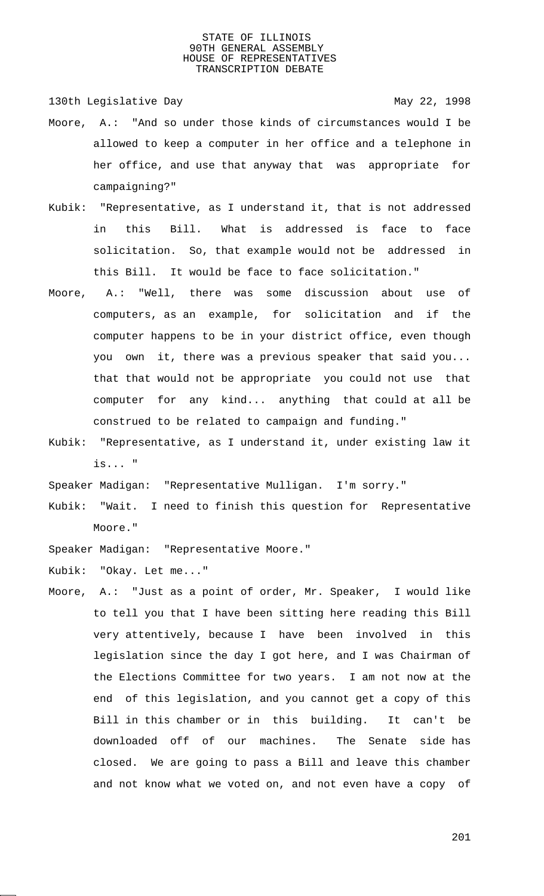Moore, A.: "And so under those kinds of circumstances would I be allowed to keep a computer in her office and a telephone in her office, and use that anyway that was appropriate for campaigning?"

Kubik: "Representative, as I understand it, that is not addressed in this Bill. What is addressed is face to face solicitation. So, that example would not be addressed in this Bill. It would be face to face solicitation."

Moore, A.: "Well, there was some discussion about use of computers, as an example, for solicitation and if the computer happens to be in your district office, even though you own it, there was a previous speaker that said you... that that would not be appropriate you could not use that computer for any kind... anything that could at all be construed to be related to campaign and funding."

Kubik: "Representative, as I understand it, under existing law it is... "

Speaker Madigan: "Representative Mulligan. I'm sorry."

Kubik: "Wait. I need to finish this question for Representative Moore."

Speaker Madigan: "Representative Moore."

Kubik: "Okay. Let me..."

Moore, A.: "Just as a point of order, Mr. Speaker, I would like to tell you that I have been sitting here reading this Bill very attentively, because I have been involved in this legislation since the day I got here, and I was Chairman of the Elections Committee for two years. I am not now at the end of this legislation, and you cannot get a copy of this Bill in this chamber or in this building. It can't be downloaded off of our machines. The Senate side has closed. We are going to pass a Bill and leave this chamber and not know what we voted on, and not even have a copy of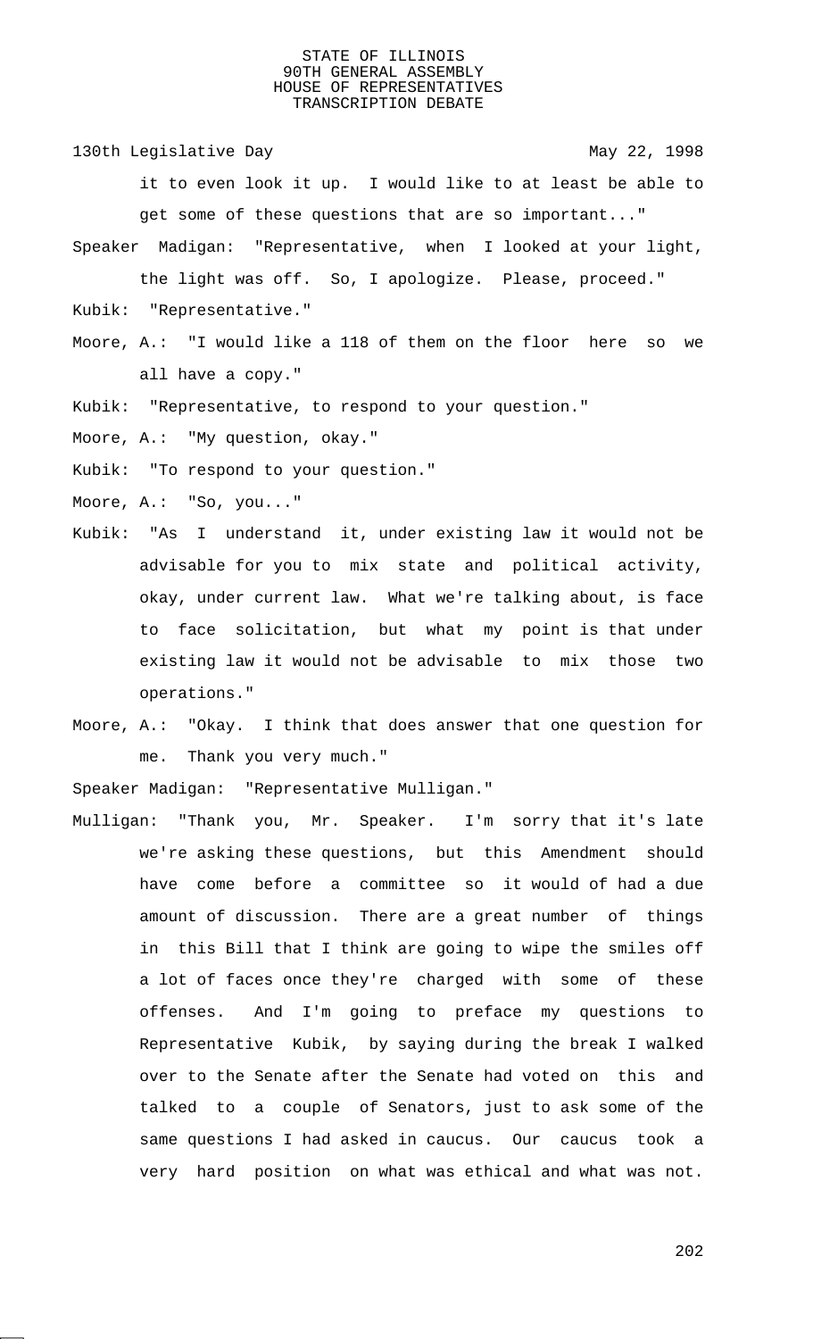130th Legislative Day May 22, 1998

it to even look it up. I would like to at least be able to get some of these questions that are so important..."

Speaker Madigan: "Representative, when I looked at your light, the light was off. So, I apologize. Please, proceed."

Kubik: "Representative."

Moore, A.: "I would like a 118 of them on the floor here so we all have a copy."

Kubik: "Representative, to respond to your question."

Moore, A.: "My question, okay."

Kubik: "To respond to your question."

Moore, A.: "So, you..."

Kubik: "As I understand it, under existing law it would not be advisable for you to mix state and political activity, okay, under current law. What we're talking about, is face to face solicitation, but what my point is that under existing law it would not be advisable to mix those two operations."

Moore, A.: "Okay. I think that does answer that one question for me. Thank you very much."

Speaker Madigan: "Representative Mulligan."

Mulligan: "Thank you, Mr. Speaker. I'm sorry that it's late we're asking these questions, but this Amendment should have come before a committee so it would of had a due amount of discussion. There are a great number of things in this Bill that I think are going to wipe the smiles off a lot of faces once they're charged with some of these offenses. And I'm going to preface my questions to Representative Kubik, by saying during the break I walked over to the Senate after the Senate had voted on this and talked to a couple of Senators, just to ask some of the same questions I had asked in caucus. Our caucus took a very hard position on what was ethical and what was not.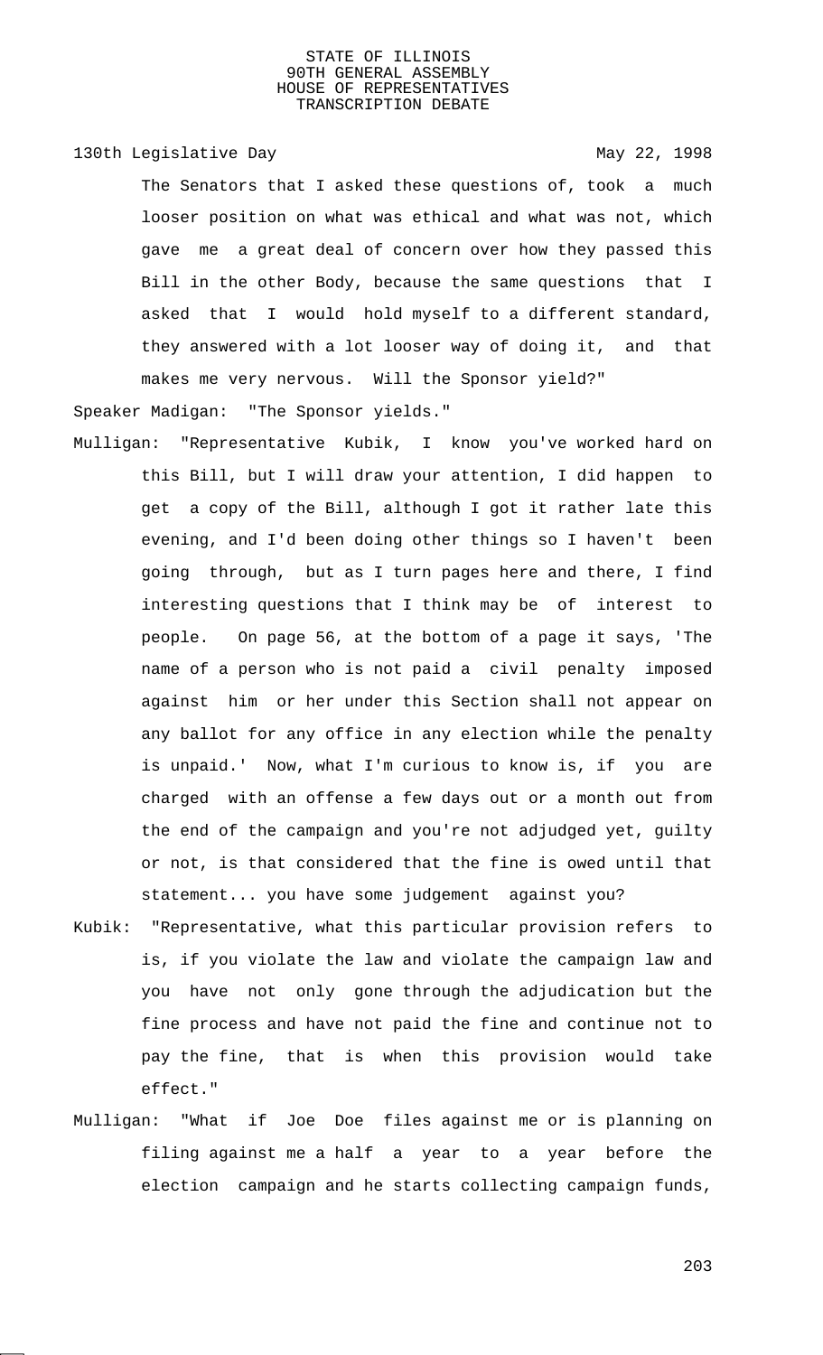The Senators that I asked these questions of, took a much looser position on what was ethical and what was not, which gave me a great deal of concern over how they passed this Bill in the other Body, because the same questions that I asked that I would hold myself to a different standard, they answered with a lot looser way of doing it, and that makes me very nervous. Will the Sponsor yield?"

Speaker Madigan: "The Sponsor yields."

Mulligan: "Representative Kubik, I know you've worked hard on this Bill, but I will draw your attention, I did happen to get a copy of the Bill, although I got it rather late this evening, and I'd been doing other things so I haven't been going through, but as I turn pages here and there, I find interesting questions that I think may be of interest to people. On page 56, at the bottom of a page it says, 'The name of a person who is not paid a civil penalty imposed against him or her under this Section shall not appear on any ballot for any office in any election while the penalty is unpaid.' Now, what I'm curious to know is, if you are charged with an offense a few days out or a month out from the end of the campaign and you're not adjudged yet, guilty or not, is that considered that the fine is owed until that statement... you have some judgement against you?

Kubik: "Representative, what this particular provision refers to is, if you violate the law and violate the campaign law and you have not only gone through the adjudication but the fine process and have not paid the fine and continue not to pay the fine, that is when this provision would take effect."

Mulligan: "What if Joe Doe files against me or is planning on filing against me a half a year to a year before the election campaign and he starts collecting campaign funds,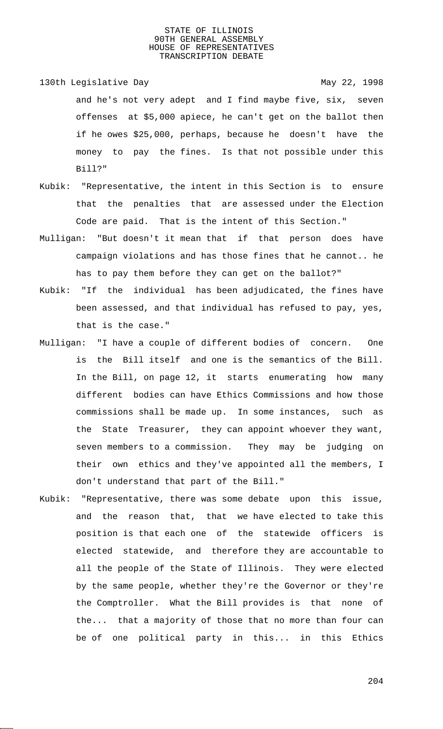and he's not very adept and I find maybe five, six, seven offenses at $5,000 apiece, he can't get on the ballot then if he owes $25,000, perhaps, because he doesn't have the money to pay the fines. Is that not possible under this Bill?"

Kubik: "Representative, the intent in this Section is to ensure that the penalties that are assessed under the Election Code are paid. That is the intent of this Section."

Mulligan: "But doesn't it mean that if that person does have campaign violations and has those fines that he cannot.. he has to pay them before they can get on the ballot?"

Kubik: "If the individual has been adjudicated, the fines have been assessed, and that individual has refused to pay, yes, that is the case."

Mulligan: "I have a couple of different bodies of concern. One is the Bill itself and one is the semantics of the Bill. In the Bill, on page 12, it starts enumerating how many different bodies can have Ethics Commissions and how those commissions shall be made up. In some instances, such as the State Treasurer, they can appoint whoever they want, seven members to a commission. They may be judging on their own ethics and they've appointed all the members, I don't understand that part of the Bill."

Kubik: "Representative, there was some debate upon this issue, and the reason that, that we have elected to take this position is that each one of the statewide officers is elected statewide, and therefore they are accountable to all the people of the State of Illinois. They were elected by the same people, whether they're the Governor or they're the Comptroller. What the Bill provides is that none of the... that a majority of those that no more than four can be of one political party in this... in this Ethics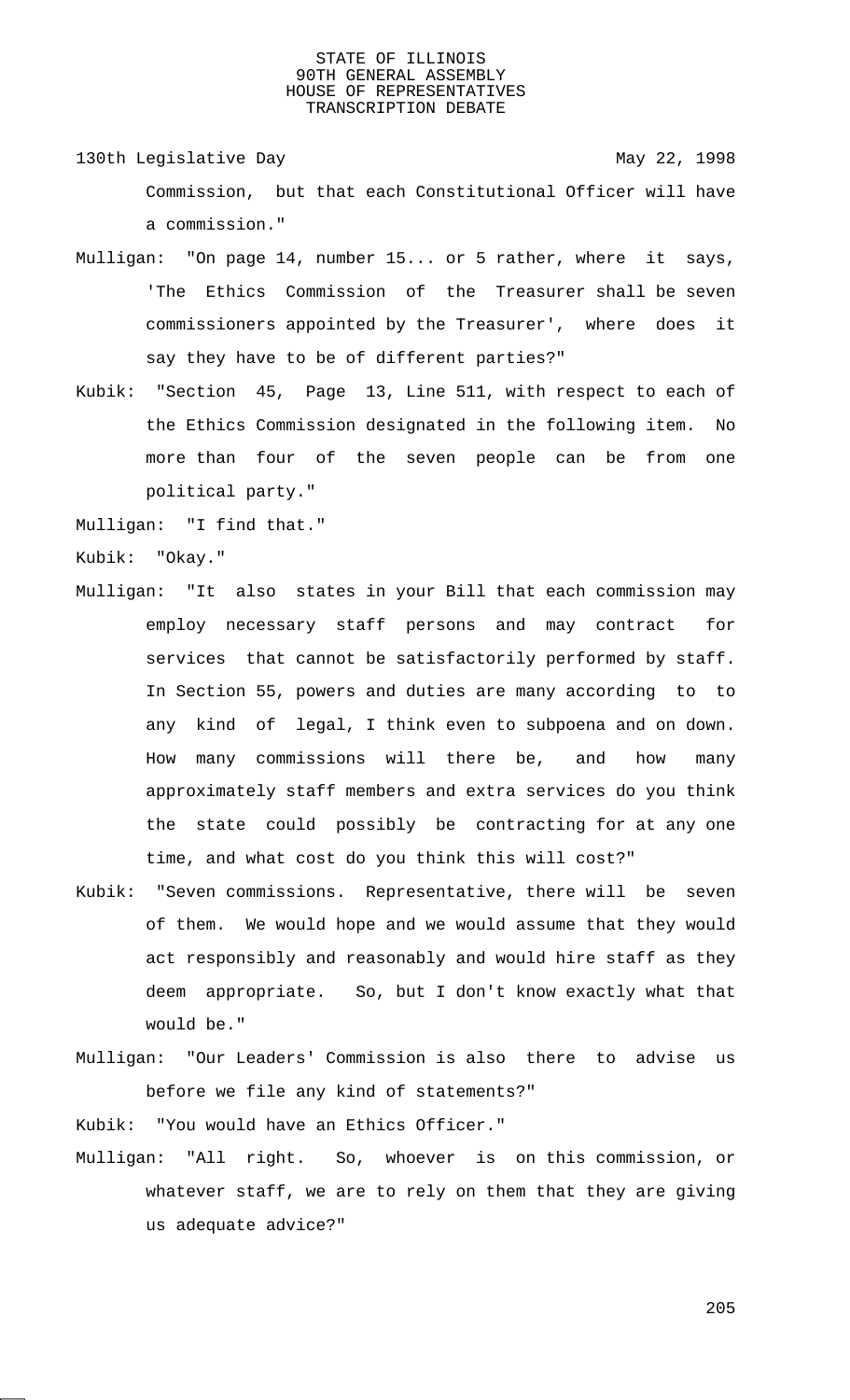Commission, but that each Constitutional Officer will have a commission."

Mulligan: "On page 14, number 15... or 5 rather, where it says, 'The Ethics Commission of the Treasurer shall be seven commissioners appointed by the Treasurer', where does it say they have to be of different parties?"

Kubik: "Section 45, Page 13, Line 511, with respect to each of the Ethics Commission designated in the following item. No more than four of the seven people can be from one political party."

Mulligan: "I find that."

Kubik: "Okay."

Mulligan: "It also states in your Bill that each commission may employ necessary staff persons and may contract for services that cannot be satisfactorily performed by staff. In Section 55, powers and duties are many according to to any kind of legal, I think even to subpoena and on down. How many commissions will there be, and how many approximately staff members and extra services do you think the state could possibly be contracting for at any one time, and what cost do you think this will cost?"

Kubik: "Seven commissions. Representative, there will be seven of them. We would hope and we would assume that they would act responsibly and reasonably and would hire staff as they deem appropriate. So, but I don't know exactly what that would be."

Mulligan: "Our Leaders' Commission is also there to advise us before we file any kind of statements?"

Kubik: "You would have an Ethics Officer."

Mulligan: "All right. So, whoever is on this commission, or whatever staff, we are to rely on them that they are giving us adequate advice?"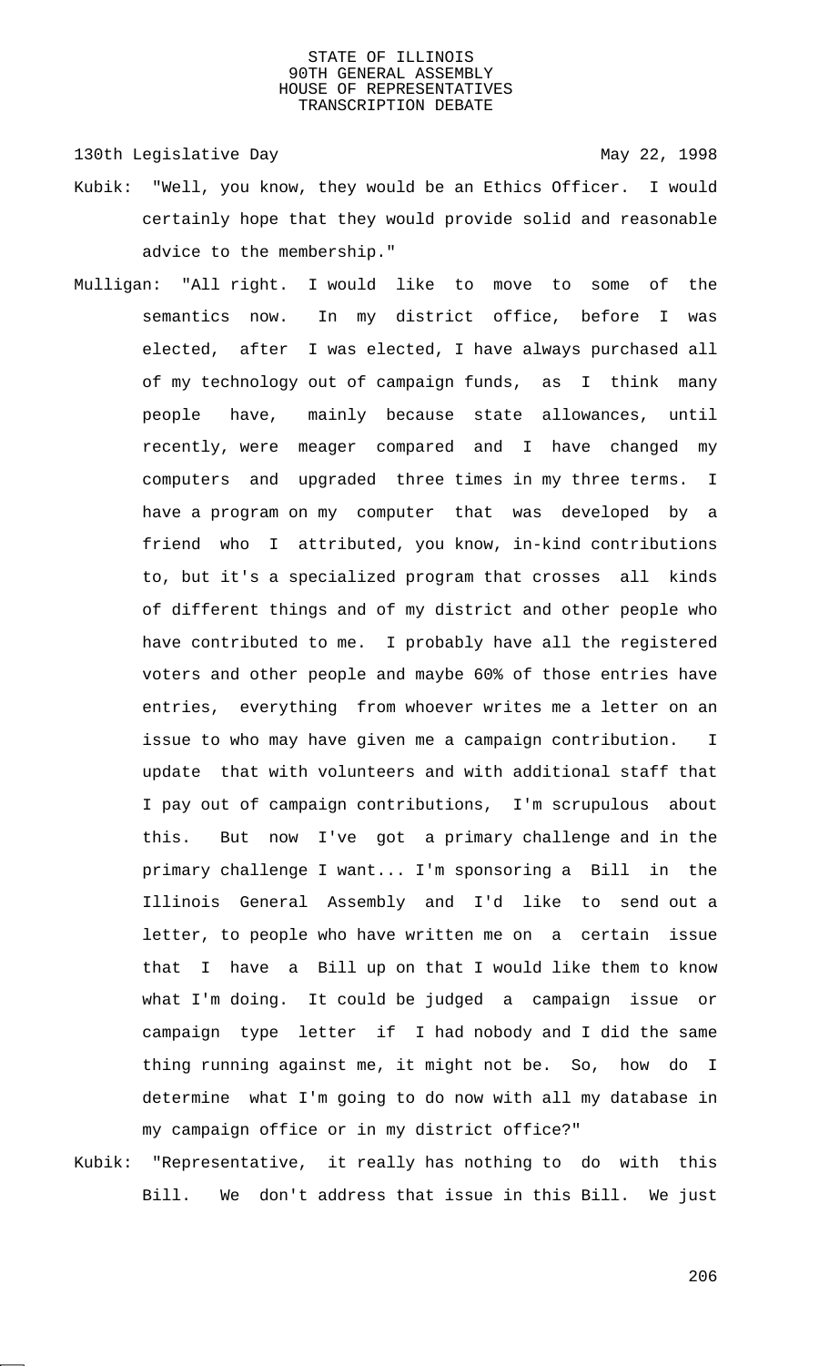Kubik: "Well, you know, they would be an Ethics Officer. I would certainly hope that they would provide solid and reasonable advice to the membership."

Mulligan: "All right. I would like to move to some of the semantics now. In my district office, before I was elected, after I was elected, I have always purchased all of my technology out of campaign funds, as I think many people have, mainly because state allowances, until recently, were meager compared and I have changed my computers and upgraded three times in my three terms. I have a program on my computer that was developed by a friend who I attributed, you know, in-kind contributions to, but it's a specialized program that crosses all kinds of different things and of my district and other people who have contributed to me. I probably have all the registered voters and other people and maybe 60% of those entries have entries, everything from whoever writes me a letter on an issue to who may have given me a campaign contribution. I update that with volunteers and with additional staff that I pay out of campaign contributions, I'm scrupulous about this. But now I've got a primary challenge and in the primary challenge I want... I'm sponsoring a Bill in the Illinois General Assembly and I'd like to send out a letter, to people who have written me on a certain issue that I have a Bill up on that I would like them to know what I'm doing. It could be judged a campaign issue or campaign type letter if I had nobody and I did the same thing running against me, it might not be. So, how do I determine what I'm going to do now with all my database in my campaign office or in my district office?"

Kubik: "Representative, it really has nothing to do with this Bill. We don't address that issue in this Bill. We just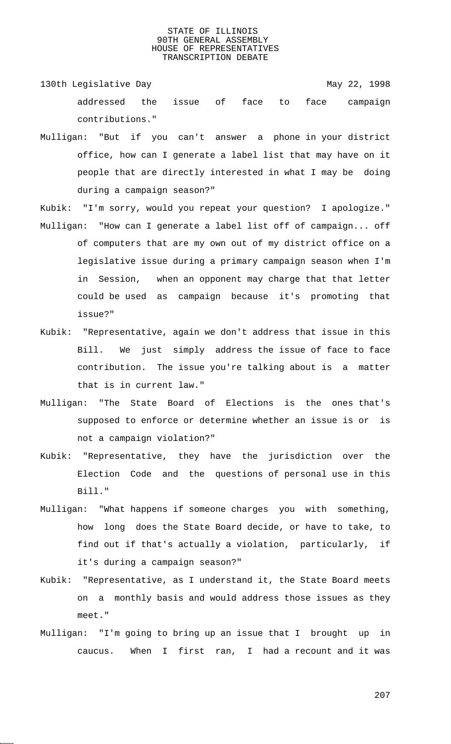addressed the issue of face to face campaign contributions."

Mulligan: "But if you can't answer a phone in your district office, how can I generate a label list that may have on it people that are directly interested in what I may be doing during a campaign season?"

Kubik: "I'm sorry, would you repeat your question? I apologize."

Mulligan: "How can I generate a label list off of campaign... off of computers that are my own out of my district office on a legislative issue during a primary campaign season when I'm in Session, when an opponent may charge that that letter could be used as campaign because it's promoting that issue?"

Kubik: "Representative, again we don't address that issue in this Bill. We just simply address the issue of face to face contribution. The issue you're talking about is a matter that is in current law."

Mulligan: "The State Board of Elections is the ones that's supposed to enforce or determine whether an issue is or is not a campaign violation?"

Kubik: "Representative, they have the jurisdiction over the Election Code and the questions of personal use in this Bill."

Mulligan: "What happens if someone charges you with something, how long does the State Board decide, or have to take, to find out if that's actually a violation, particularly, if it's during a campaign season?"

Kubik: "Representative, as I understand it, the State Board meets on a monthly basis and would address those issues as they meet."

Mulligan: "I'm going to bring up an issue that I brought up in caucus. When I first ran, I had a recount and it was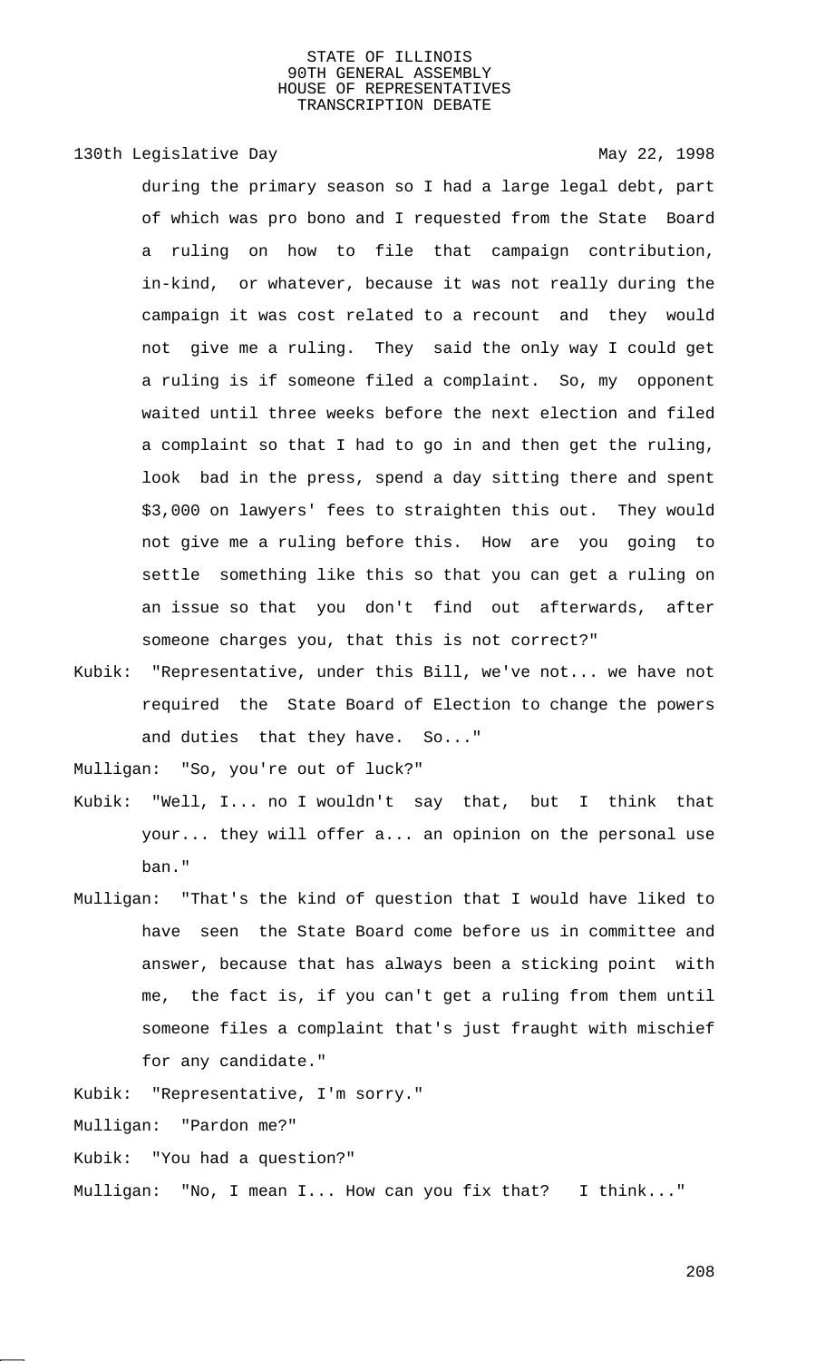during the primary season so I had a large legal debt, part of which was pro bono and I requested from the State Board a ruling on how to file that campaign contribution, in-kind, or whatever, because it was not really during the campaign it was cost related to a recount and they would not give me a ruling. They said the only way I could get a ruling is if someone filed a complaint. So, my opponent waited until three weeks before the next election and filed a complaint so that I had to go in and then get the ruling, look bad in the press, spend a day sitting there and spent $3,000 on lawyers' fees to straighten this out. They would not give me a ruling before this. How are you going to settle something like this so that you can get a ruling on an issue so that you don't find out afterwards, after someone charges you, that this is not correct?"

Kubik: "Representative, under this Bill, we've not... we have not required the State Board of Election to change the powers and duties that they have. So..."

Mulligan: "So, you're out of luck?"

Kubik: "Well, I... no I wouldn't say that, but I think that your... they will offer a... an opinion on the personal use ban."

Mulligan: "That's the kind of question that I would have liked to have seen the State Board come before us in committee and answer, because that has always been a sticking point with me, the fact is, if you can't get a ruling from them until someone files a complaint that's just fraught with mischief for any candidate."

Kubik: "Representative, I'm sorry."

Mulligan: "Pardon me?"

Kubik: "You had a question?"

Mulligan: "No, I mean I... How can you fix that? I think..."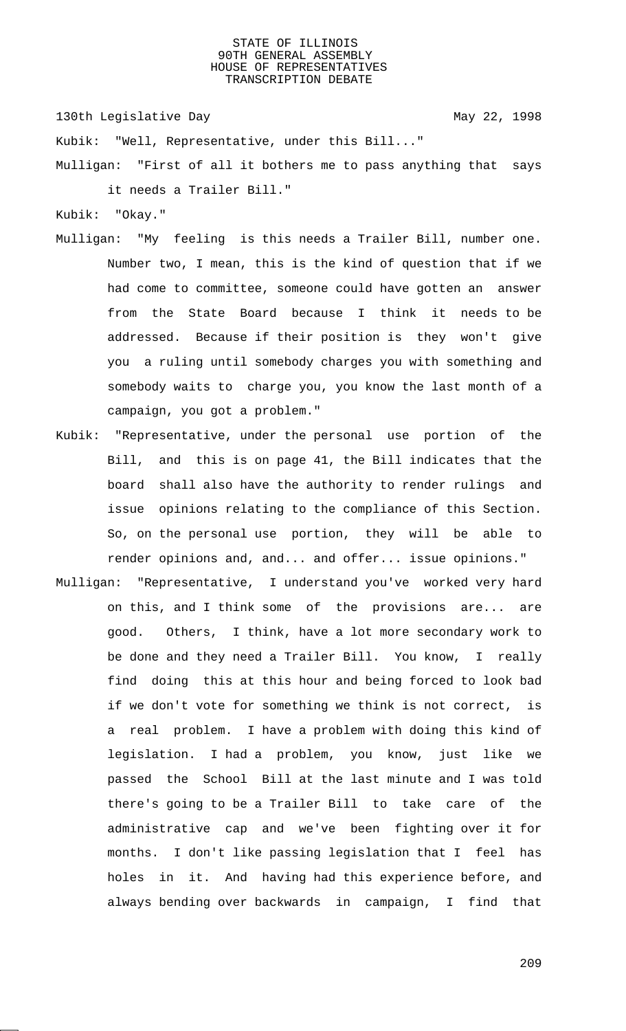Kubik: "Well, Representative, under this Bill..."

Mulligan: "First of all it bothers me to pass anything that says it needs a Trailer Bill."

Kubik: "Okay."

Mulligan: "My feeling is this needs a Trailer Bill, number one. Number two, I mean, this is the kind of question that if we had come to committee, someone could have gotten an answer from the State Board because I think it needs to be addressed. Because if their position is they won't give you a ruling until somebody charges you with something and somebody waits to charge you, you know the last month of a campaign, you got a problem."

Kubik: "Representative, under the personal use portion of the Bill, and this is on page 41, the Bill indicates that the board shall also have the authority to render rulings and issue opinions relating to the compliance of this Section. So, on the personal use portion, they will be able to render opinions and, and... and offer... issue opinions."

Mulligan: "Representative, I understand you've worked very hard on this, and I think some of the provisions are... are good. Others, I think, have a lot more secondary work to be done and they need a Trailer Bill. You know, I really find doing this at this hour and being forced to look bad if we don't vote for something we think is not correct, is a real problem. I have a problem with doing this kind of legislation. I had a problem, you know, just like we passed the School Bill at the last minute and I was told there's going to be a Trailer Bill to take care of the administrative cap and we've been fighting over it for months. I don't like passing legislation that I feel has holes in it. And having had this experience before, and always bending over backwards in campaign, I find that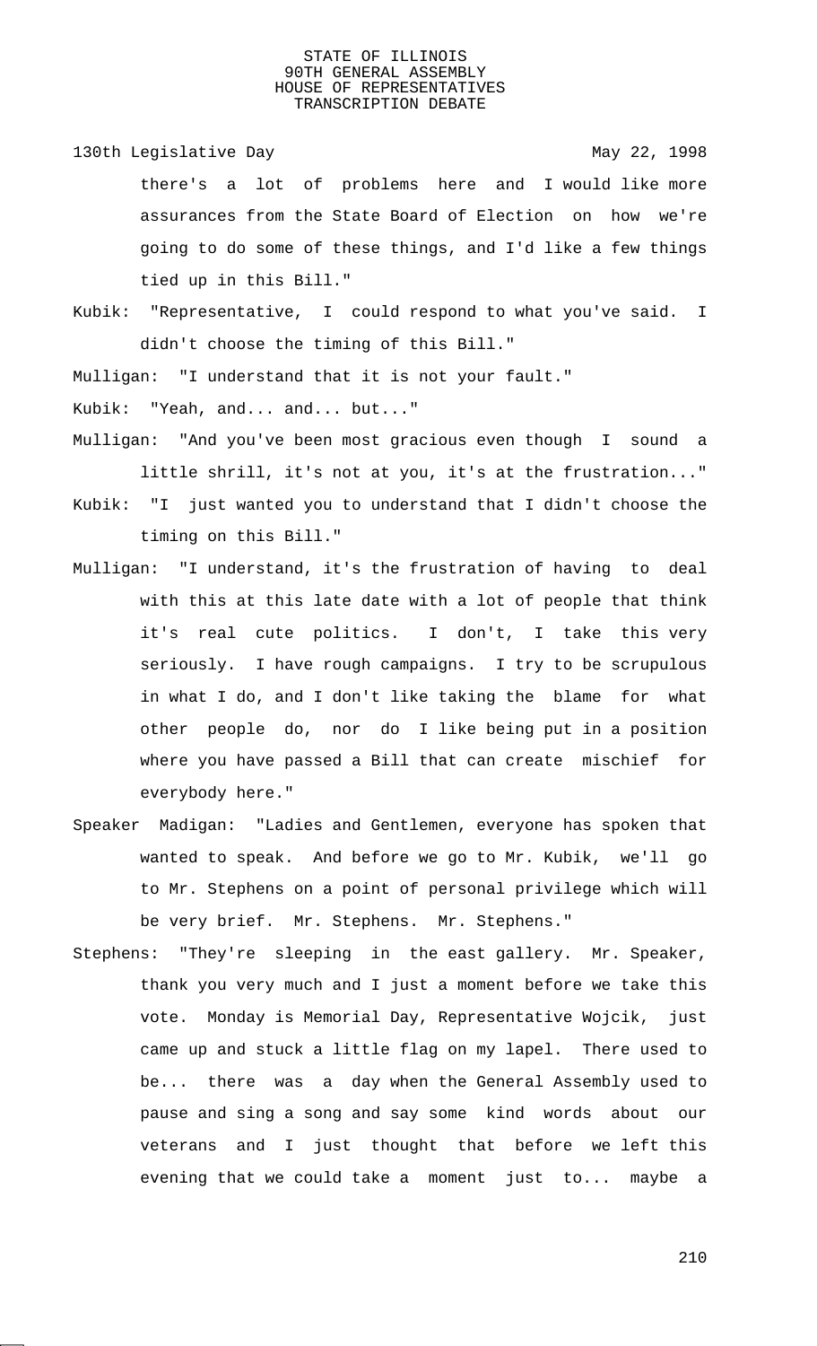there's a lot of problems here and I would like more assurances from the State Board of Election on how we're going to do some of these things, and I'd like a few things tied up in this Bill."

Kubik: "Representative, I could respond to what you've said. I didn't choose the timing of this Bill."

Mulligan: "I understand that it is not your fault."

Kubik: "Yeah, and... and... but..."

Mulligan: "And you've been most gracious even though I sound a little shrill, it's not at you, it's at the frustration..."

Kubik: "I just wanted you to understand that I didn't choose the timing on this Bill."

Mulligan: "I understand, it's the frustration of having to deal with this at this late date with a lot of people that think it's real cute politics. I don't, I take this very seriously. I have rough campaigns. I try to be scrupulous in what I do, and I don't like taking the blame for what other people do, nor do I like being put in a position where you have passed a Bill that can create mischief for everybody here."

Speaker Madigan: "Ladies and Gentlemen, everyone has spoken that wanted to speak. And before we go to Mr. Kubik, we'll go to Mr. Stephens on a point of personal privilege which will be very brief. Mr. Stephens. Mr. Stephens."

Stephens: "They're sleeping in the east gallery. Mr. Speaker, thank you very much and I just a moment before we take this vote. Monday is Memorial Day, Representative Wojcik, just came up and stuck a little flag on my lapel. There used to be... there was a day when the General Assembly used to pause and sing a song and say some kind words about our veterans and I just thought that before we left this evening that we could take a moment just to... maybe a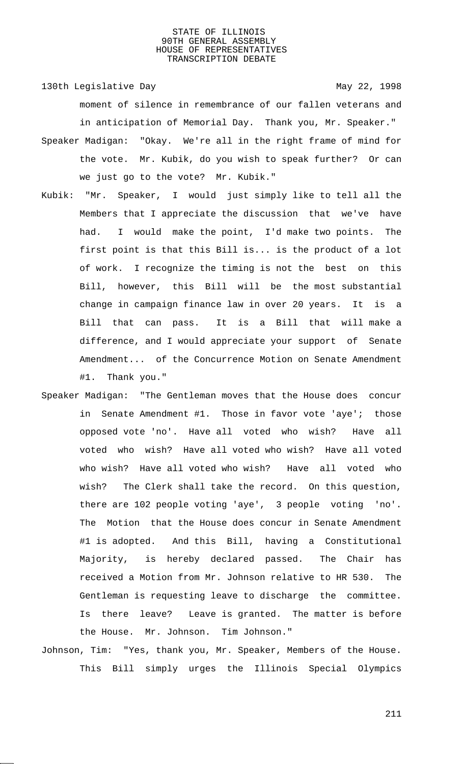moment of silence in remembrance of our fallen veterans and in anticipation of Memorial Day. Thank you, Mr. Speaker."

Speaker Madigan: "Okay. We're all in the right frame of mind for the vote. Mr. Kubik, do you wish to speak further? Or can we just go to the vote? Mr. Kubik."

Kubik: "Mr. Speaker, I would just simply like to tell all the Members that I appreciate the discussion that we've have had. I would make the point, I'd make two points. The first point is that this Bill is... is the product of a lot of work. I recognize the timing is not the best on this Bill, however, this Bill will be the most substantial change in campaign finance law in over 20 years. It is a Bill that can pass. It is a Bill that will make a difference, and I would appreciate your support of Senate Amendment... of the Concurrence Motion on Senate Amendment #1. Thank you."

Speaker Madigan: "The Gentleman moves that the House does concur in Senate Amendment #1. Those in favor vote 'aye'; those opposed vote 'no'. Have all voted who wish? Have all voted who wish? Have all voted who wish? Have all voted who wish? Have all voted who wish? Have all voted who wish? The Clerk shall take the record. On this question, there are 102 people voting 'aye', 3 people voting 'no'. The Motion that the House does concur in Senate Amendment #1 is adopted. And this Bill, having a Constitutional Majority, is hereby declared passed. The Chair has received a Motion from Mr. Johnson relative to HR 530. The Gentleman is requesting leave to discharge the committee. Is there leave? Leave is granted. The matter is before the House. Mr. Johnson. Tim Johnson."

Johnson, Tim: "Yes, thank you, Mr. Speaker, Members of the House. This Bill simply urges the Illinois Special Olympics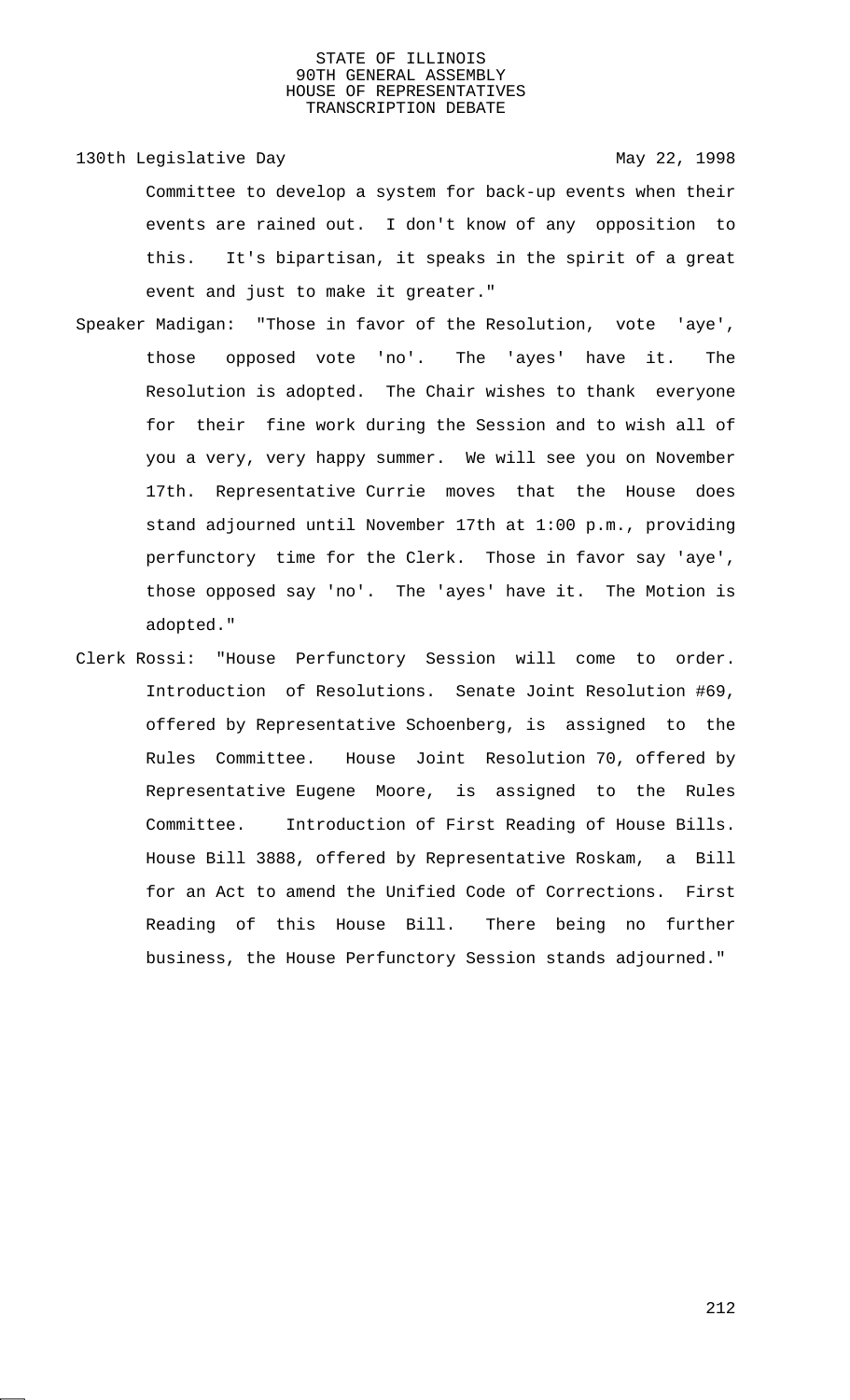Committee to develop a system for back-up events when their events are rained out. I don't know of any opposition to this. It's bipartisan, it speaks in the spirit of a great event and just to make it greater."

Speaker Madigan: "Those in favor of the Resolution, vote 'aye', those opposed vote 'no'. The 'ayes' have it. The Resolution is adopted. The Chair wishes to thank everyone for their fine work during the Session and to wish all of you a very, very happy summer. We will see you on November 17th. Representative Currie moves that the House does stand adjourned until November 17th at 1:00 p.m., providing perfunctory time for the Clerk. Those in favor say 'aye', those opposed say 'no'. The 'ayes' have it. The Motion is adopted."

Clerk Rossi: "House Perfunctory Session will come to order. Introduction of Resolutions. Senate Joint Resolution #69, offered by Representative Schoenberg, is assigned to the Rules Committee. House Joint Resolution 70, offered by Representative Eugene Moore, is assigned to the Rules Committee. Introduction of First Reading of House Bills. House Bill 3888, offered by Representative Roskam, a Bill for an Act to amend the Unified Code of Corrections. First Reading of this House Bill. There being no further business, the House Perfunctory Session stands adjourned."